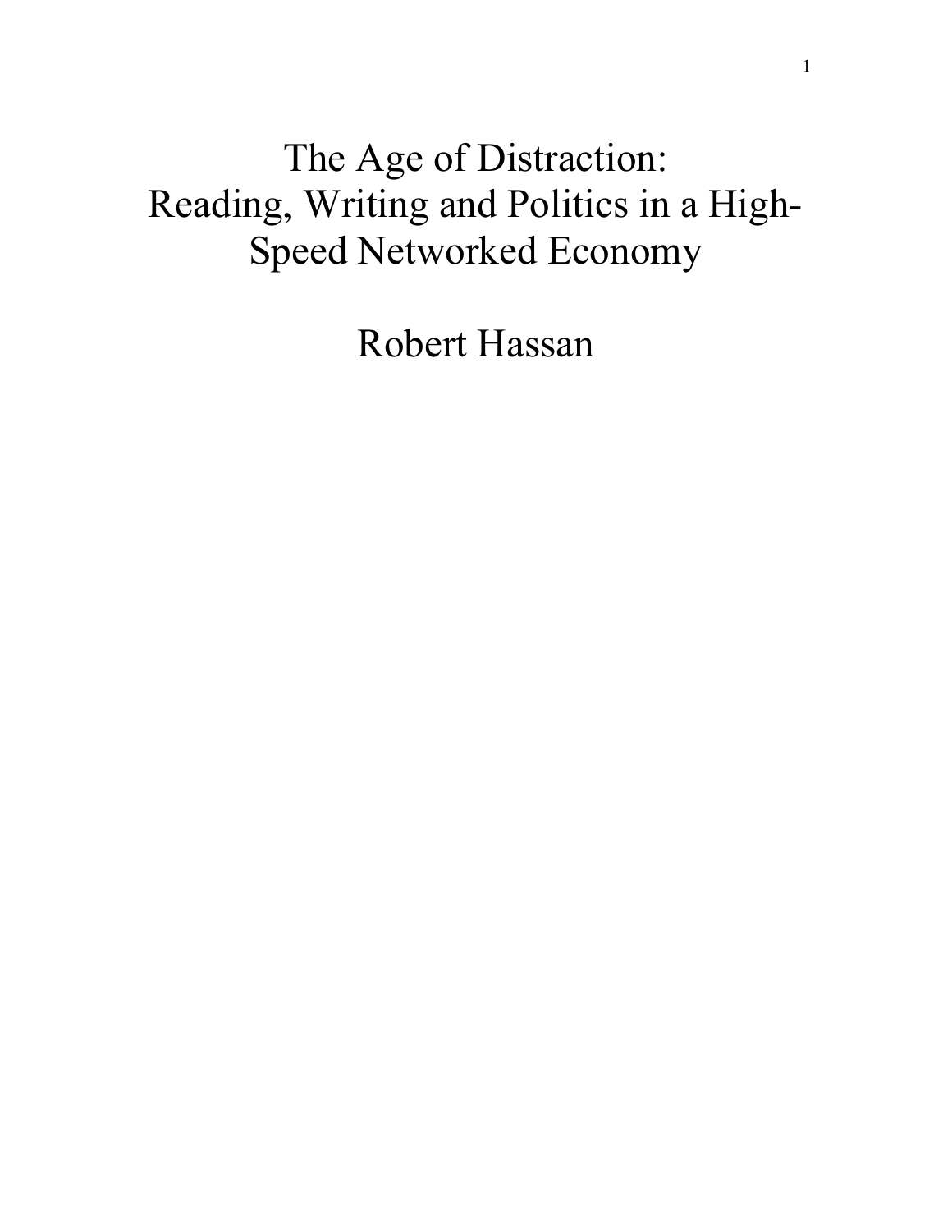# The Age of Distraction: Reading, Writing and Politics in a High-Speed Networked Economy

Robert Hassan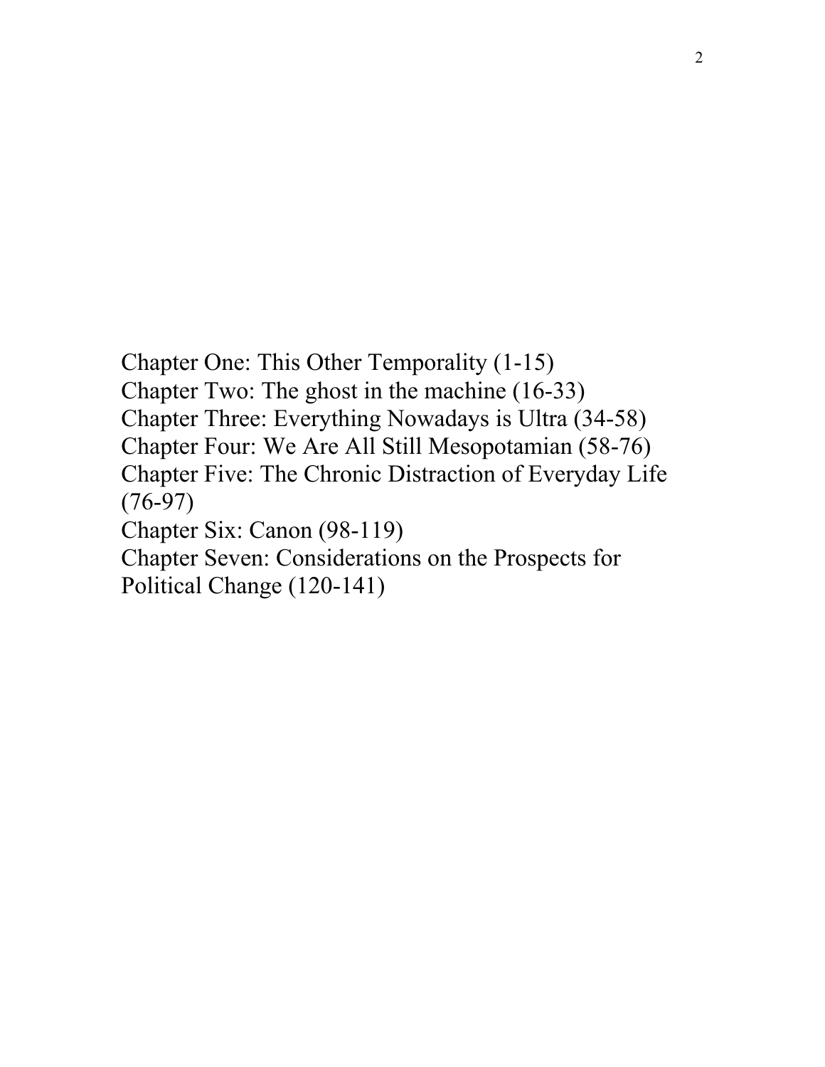Chapter One: This Other Temporality (1-15)
Chapter Two: The ghost in the machine (16-33)
Chapter Three: Everything Nowadays is Ultra (34-58)
Chapter Four: We Are All Still Mesopotamian (58-76)
Chapter Five: The Chronic Distraction of Everyday Life (76-97)
Chapter Six: Canon (98-119)
Chapter Seven: Considerations on the Prospects for Political Change (120-141)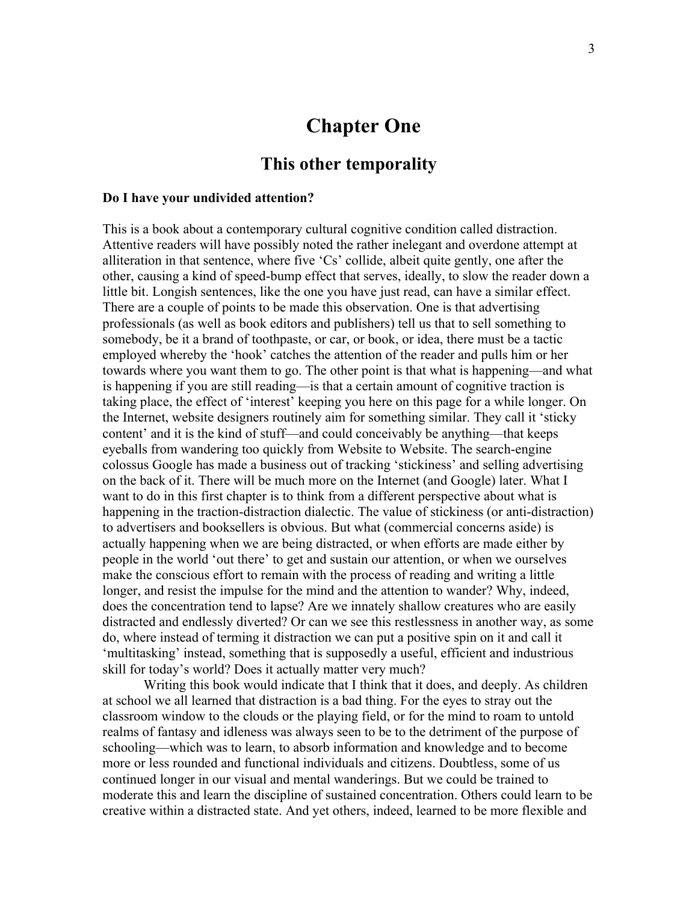# Chapter One

## This other temporality

**Do I have your undivided attention?**

This is a book about a contemporary cultural cognitive condition called distraction. Attentive readers will have possibly noted the rather inelegant and overdone attempt at alliteration in that sentence, where five 'Cs' collide, albeit quite gently, one after the other, causing a kind of speed-bump effect that serves, ideally, to slow the reader down a little bit. Longish sentences, like the one you have just read, can have a similar effect. There are a couple of points to be made this observation. One is that advertising professionals (as well as book editors and publishers) tell us that to sell something to somebody, be it a brand of toothpaste, or car, or book, or idea, there must be a tactic employed whereby the 'hook' catches the attention of the reader and pulls him or her towards where you want them to go. The other point is that what is happening—and what is happening if you are still reading—is that a certain amount of cognitive traction is taking place, the effect of 'interest' keeping you here on this page for a while longer. On the Internet, website designers routinely aim for something similar. They call it 'sticky content' and it is the kind of stuff—and could conceivably be anything—that keeps eyeballs from wandering too quickly from Website to Website. The search-engine colossus Google has made a business out of tracking 'stickiness' and selling advertising on the back of it. There will be much more on the Internet (and Google) later. What I want to do in this first chapter is to think from a different perspective about what is happening in the traction-distraction dialectic. The value of stickiness (or anti-distraction) to advertisers and booksellers is obvious. But what (commercial concerns aside) is actually happening when we are being distracted, or when efforts are made either by people in the world 'out there' to get and sustain our attention, or when we ourselves make the conscious effort to remain with the process of reading and writing a little longer, and resist the impulse for the mind and the attention to wander? Why, indeed, does the concentration tend to lapse? Are we innately shallow creatures who are easily distracted and endlessly diverted? Or can we see this restlessness in another way, as some do, where instead of terming it distraction we can put a positive spin on it and call it 'multitasking' instead, something that is supposedly a useful, efficient and industrious skill for today's world? Does it actually matter very much?

Writing this book would indicate that I think that it does, and deeply. As children at school we all learned that distraction is a bad thing. For the eyes to stray out the classroom window to the clouds or the playing field, or for the mind to roam to untold realms of fantasy and idleness was always seen to be to the detriment of the purpose of schooling—which was to learn, to absorb information and knowledge and to become more or less rounded and functional individuals and citizens. Doubtless, some of us continued longer in our visual and mental wanderings. But we could be trained to moderate this and learn the discipline of sustained concentration. Others could learn to be creative within a distracted state. And yet others, indeed, learned to be more flexible and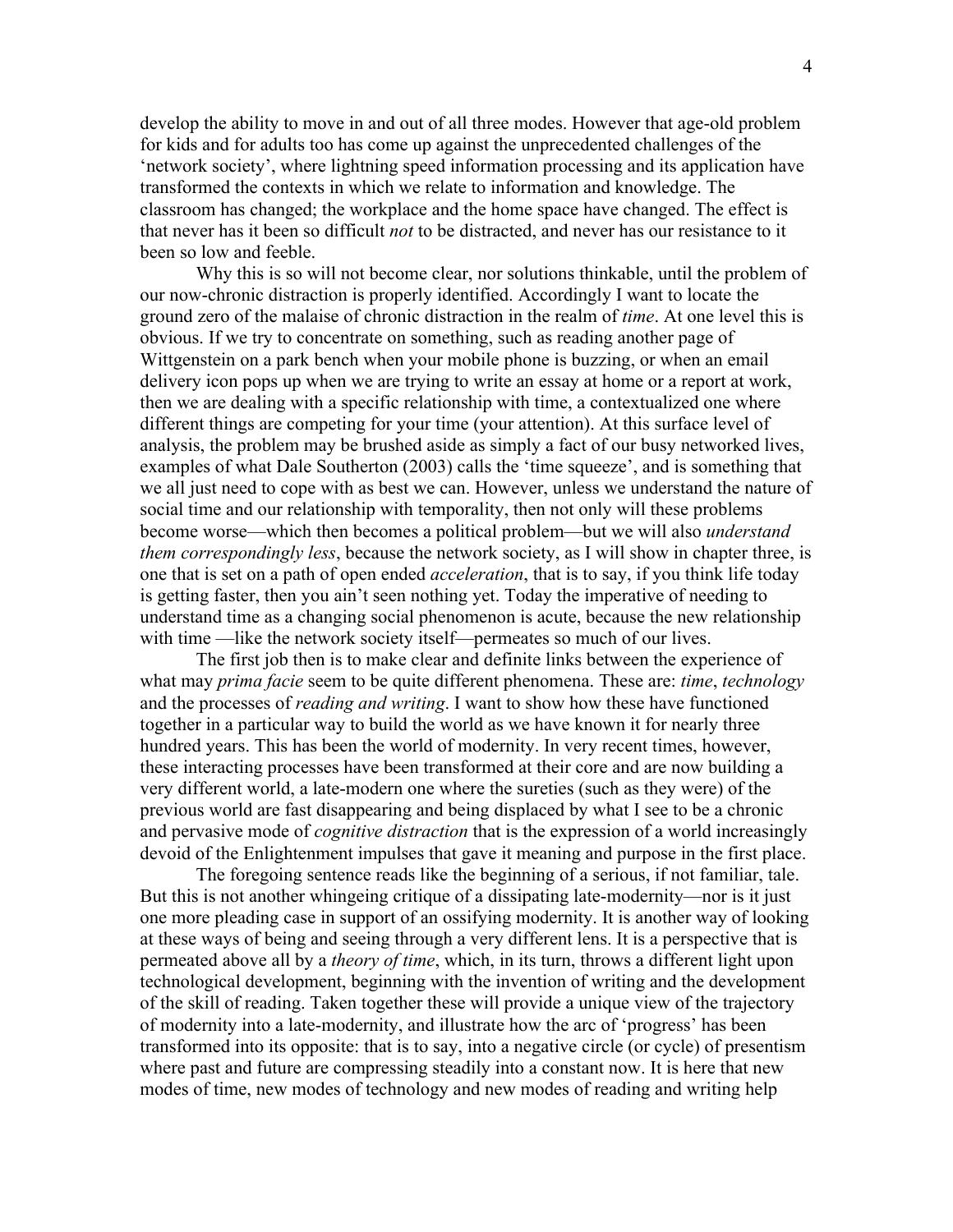develop the ability to move in and out of all three modes. However that age-old problem for kids and for adults too has come up against the unprecedented challenges of the 'network society', where lightning speed information processing and its application have transformed the contexts in which we relate to information and knowledge. The classroom has changed; the workplace and the home space have changed. The effect is that never has it been so difficult *not* to be distracted, and never has our resistance to it been so low and feeble.

Why this is so will not become clear, nor solutions thinkable, until the problem of our now-chronic distraction is properly identified. Accordingly I want to locate the ground zero of the malaise of chronic distraction in the realm of *time*. At one level this is obvious. If we try to concentrate on something, such as reading another page of Wittgenstein on a park bench when your mobile phone is buzzing, or when an email delivery icon pops up when we are trying to write an essay at home or a report at work, then we are dealing with a specific relationship with time, a contextualized one where different things are competing for your time (your attention). At this surface level of analysis, the problem may be brushed aside as simply a fact of our busy networked lives, examples of what Dale Southerton (2003) calls the 'time squeeze', and is something that we all just need to cope with as best we can. However, unless we understand the nature of social time and our relationship with temporality, then not only will these problems become worse—which then becomes a political problem—but we will also *understand them correspondingly less*, because the network society, as I will show in chapter three, is one that is set on a path of open ended *acceleration*, that is to say, if you think life today is getting faster, then you ain't seen nothing yet. Today the imperative of needing to understand time as a changing social phenomenon is acute, because the new relationship with time —like the network society itself—permeates so much of our lives.

The first job then is to make clear and definite links between the experience of what may *prima facie* seem to be quite different phenomena. These are: *time*, *technology* and the processes of *reading and writing*. I want to show how these have functioned together in a particular way to build the world as we have known it for nearly three hundred years. This has been the world of modernity. In very recent times, however, these interacting processes have been transformed at their core and are now building a very different world, a late-modern one where the sureties (such as they were) of the previous world are fast disappearing and being displaced by what I see to be a chronic and pervasive mode of *cognitive distraction* that is the expression of a world increasingly devoid of the Enlightenment impulses that gave it meaning and purpose in the first place.

The foregoing sentence reads like the beginning of a serious, if not familiar, tale. But this is not another whingeing critique of a dissipating late-modernity—nor is it just one more pleading case in support of an ossifying modernity. It is another way of looking at these ways of being and seeing through a very different lens. It is a perspective that is permeated above all by a *theory of time*, which, in its turn, throws a different light upon technological development, beginning with the invention of writing and the development of the skill of reading. Taken together these will provide a unique view of the trajectory of modernity into a late-modernity, and illustrate how the arc of 'progress' has been transformed into its opposite: that is to say, into a negative circle (or cycle) of presentism where past and future are compressing steadily into a constant now. It is here that new modes of time, new modes of technology and new modes of reading and writing help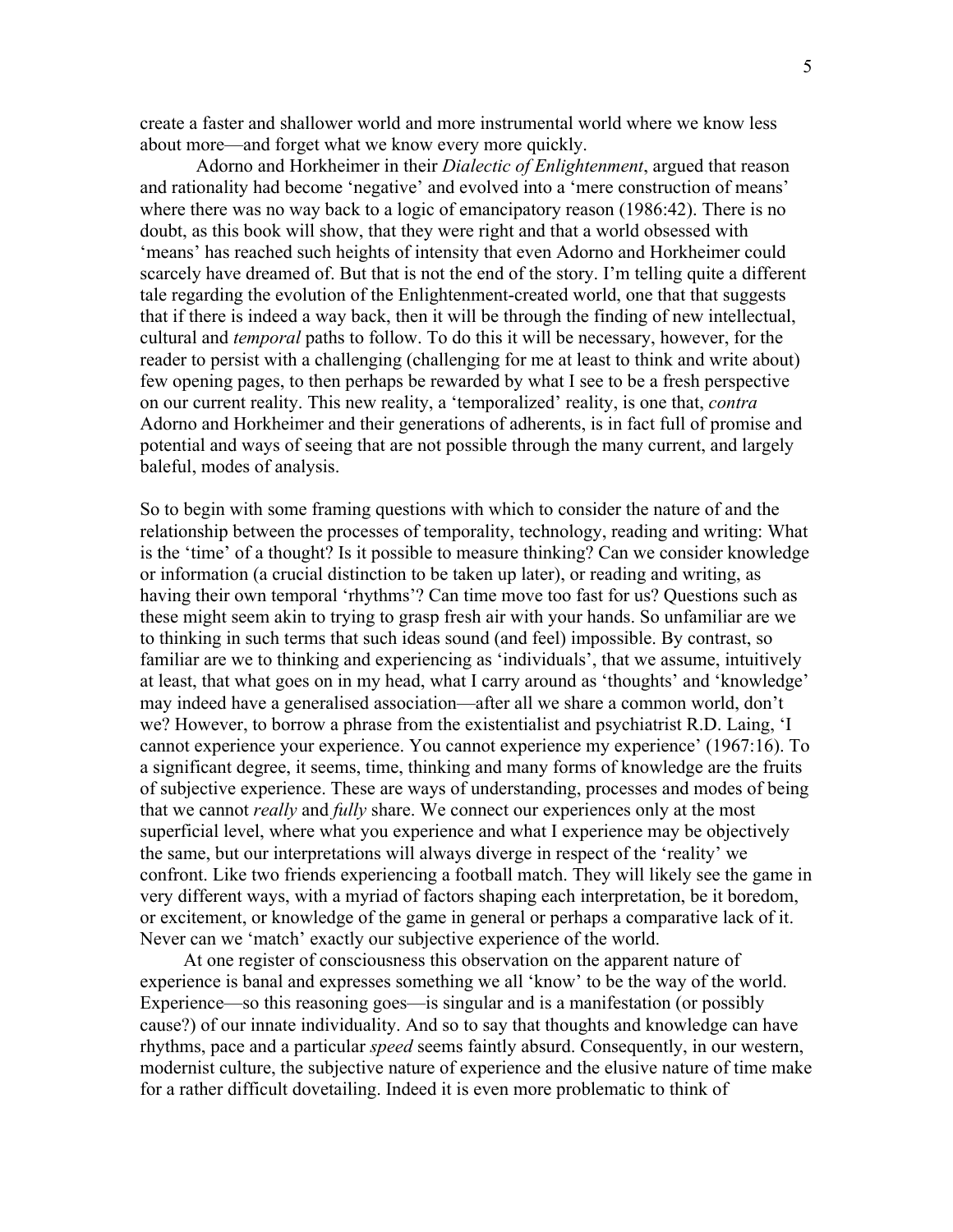create a faster and shallower world and more instrumental world where we know less about more—and forget what we know every more quickly.

Adorno and Horkheimer in their *Dialectic of Enlightenment*, argued that reason and rationality had become 'negative' and evolved into a 'mere construction of means' where there was no way back to a logic of emancipatory reason (1986:42). There is no doubt, as this book will show, that they were right and that a world obsessed with 'means' has reached such heights of intensity that even Adorno and Horkheimer could scarcely have dreamed of. But that is not the end of the story. I'm telling quite a different tale regarding the evolution of the Enlightenment-created world, one that that suggests that if there is indeed a way back, then it will be through the finding of new intellectual, cultural and *temporal* paths to follow. To do this it will be necessary, however, for the reader to persist with a challenging (challenging for me at least to think and write about) few opening pages, to then perhaps be rewarded by what I see to be a fresh perspective on our current reality. This new reality, a 'temporalized' reality, is one that, *contra* Adorno and Horkheimer and their generations of adherents, is in fact full of promise and potential and ways of seeing that are not possible through the many current, and largely baleful, modes of analysis.

So to begin with some framing questions with which to consider the nature of and the relationship between the processes of temporality, technology, reading and writing: What is the 'time' of a thought? Is it possible to measure thinking? Can we consider knowledge or information (a crucial distinction to be taken up later), or reading and writing, as having their own temporal 'rhythms'? Can time move too fast for us? Questions such as these might seem akin to trying to grasp fresh air with your hands. So unfamiliar are we to thinking in such terms that such ideas sound (and feel) impossible. By contrast, so familiar are we to thinking and experiencing as 'individuals', that we assume, intuitively at least, that what goes on in my head, what I carry around as 'thoughts' and 'knowledge' may indeed have a generalised association—after all we share a common world, don't we? However, to borrow a phrase from the existentialist and psychiatrist R.D. Laing, 'I cannot experience your experience. You cannot experience my experience' (1967:16). To a significant degree, it seems, time, thinking and many forms of knowledge are the fruits of subjective experience. These are ways of understanding, processes and modes of being that we cannot *really* and *fully* share. We connect our experiences only at the most superficial level, where what you experience and what I experience may be objectively the same, but our interpretations will always diverge in respect of the 'reality' we confront. Like two friends experiencing a football match. They will likely see the game in very different ways, with a myriad of factors shaping each interpretation, be it boredom, or excitement, or knowledge of the game in general or perhaps a comparative lack of it. Never can we 'match' exactly our subjective experience of the world.

At one register of consciousness this observation on the apparent nature of experience is banal and expresses something we all 'know' to be the way of the world. Experience—so this reasoning goes—is singular and is a manifestation (or possibly cause?) of our innate individuality. And so to say that thoughts and knowledge can have rhythms, pace and a particular *speed* seems faintly absurd. Consequently, in our western, modernist culture, the subjective nature of experience and the elusive nature of time make for a rather difficult dovetailing. Indeed it is even more problematic to think of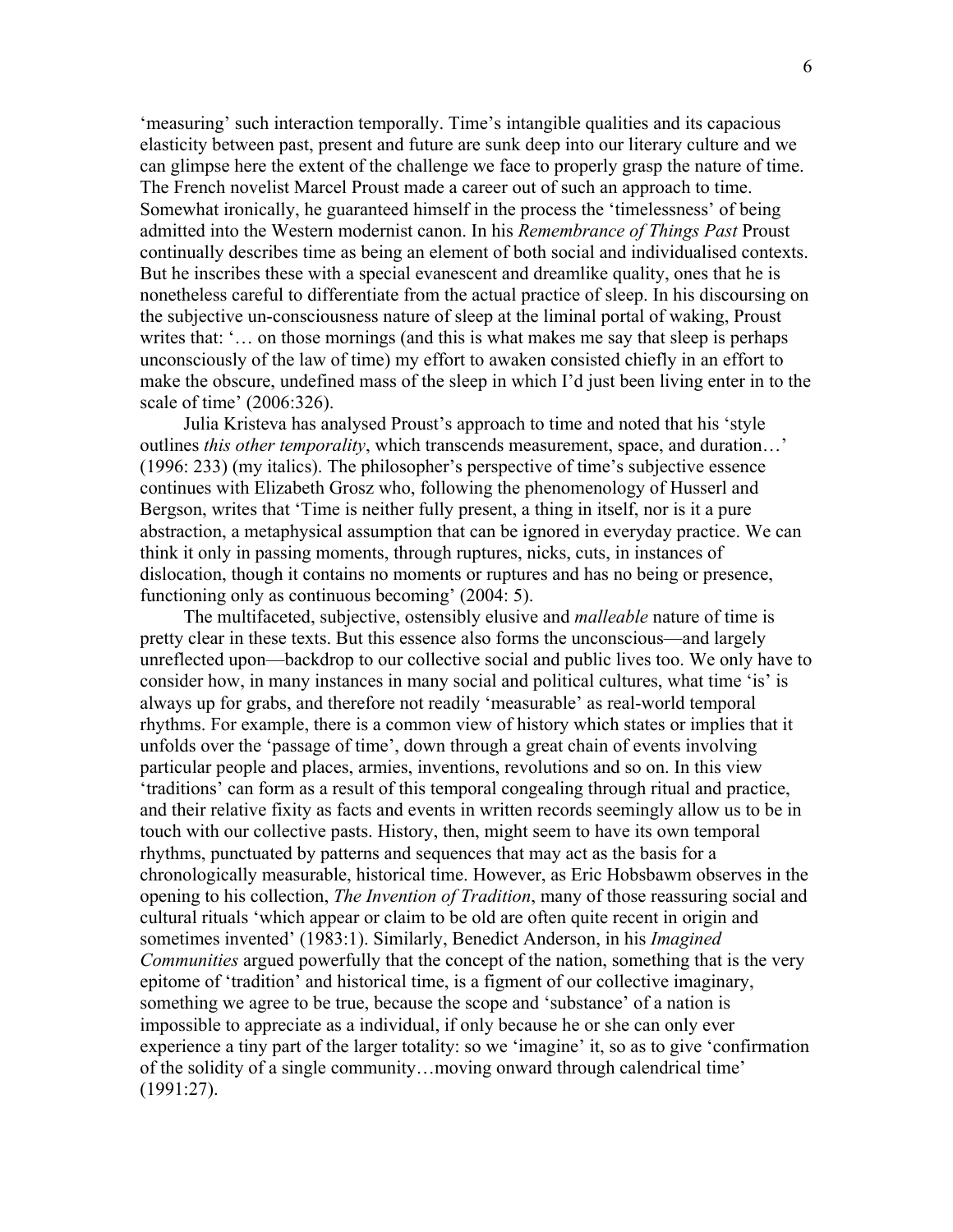'measuring' such interaction temporally. Time's intangible qualities and its capacious elasticity between past, present and future are sunk deep into our literary culture and we can glimpse here the extent of the challenge we face to properly grasp the nature of time. The French novelist Marcel Proust made a career out of such an approach to time. Somewhat ironically, he guaranteed himself in the process the 'timelessness' of being admitted into the Western modernist canon. In his *Remembrance of Things Past* Proust continually describes time as being an element of both social and individualised contexts. But he inscribes these with a special evanescent and dreamlike quality, ones that he is nonetheless careful to differentiate from the actual practice of sleep. In his discoursing on the subjective un-consciousness nature of sleep at the liminal portal of waking, Proust writes that: '… on those mornings (and this is what makes me say that sleep is perhaps unconsciously of the law of time) my effort to awaken consisted chiefly in an effort to make the obscure, undefined mass of the sleep in which I'd just been living enter in to the scale of time' (2006:326).

Julia Kristeva has analysed Proust's approach to time and noted that his 'style outlines *this other temporality*, which transcends measurement, space, and duration…' (1996: 233) (my italics). The philosopher's perspective of time's subjective essence continues with Elizabeth Grosz who, following the phenomenology of Husserl and Bergson, writes that 'Time is neither fully present, a thing in itself, nor is it a pure abstraction, a metaphysical assumption that can be ignored in everyday practice. We can think it only in passing moments, through ruptures, nicks, cuts, in instances of dislocation, though it contains no moments or ruptures and has no being or presence, functioning only as continuous becoming' (2004: 5).

The multifaceted, subjective, ostensibly elusive and *malleable* nature of time is pretty clear in these texts. But this essence also forms the unconscious—and largely unreflected upon—backdrop to our collective social and public lives too. We only have to consider how, in many instances in many social and political cultures, what time 'is' is always up for grabs, and therefore not readily 'measurable' as real-world temporal rhythms. For example, there is a common view of history which states or implies that it unfolds over the 'passage of time', down through a great chain of events involving particular people and places, armies, inventions, revolutions and so on. In this view 'traditions' can form as a result of this temporal congealing through ritual and practice, and their relative fixity as facts and events in written records seemingly allow us to be in touch with our collective pasts. History, then, might seem to have its own temporal rhythms, punctuated by patterns and sequences that may act as the basis for a chronologically measurable, historical time. However, as Eric Hobsbawm observes in the opening to his collection, *The Invention of Tradition*, many of those reassuring social and cultural rituals 'which appear or claim to be old are often quite recent in origin and sometimes invented' (1983:1). Similarly, Benedict Anderson, in his *Imagined Communities* argued powerfully that the concept of the nation, something that is the very epitome of 'tradition' and historical time, is a figment of our collective imaginary, something we agree to be true, because the scope and 'substance' of a nation is impossible to appreciate as a individual, if only because he or she can only ever experience a tiny part of the larger totality: so we 'imagine' it, so as to give 'confirmation of the solidity of a single community…moving onward through calendrical time' (1991:27).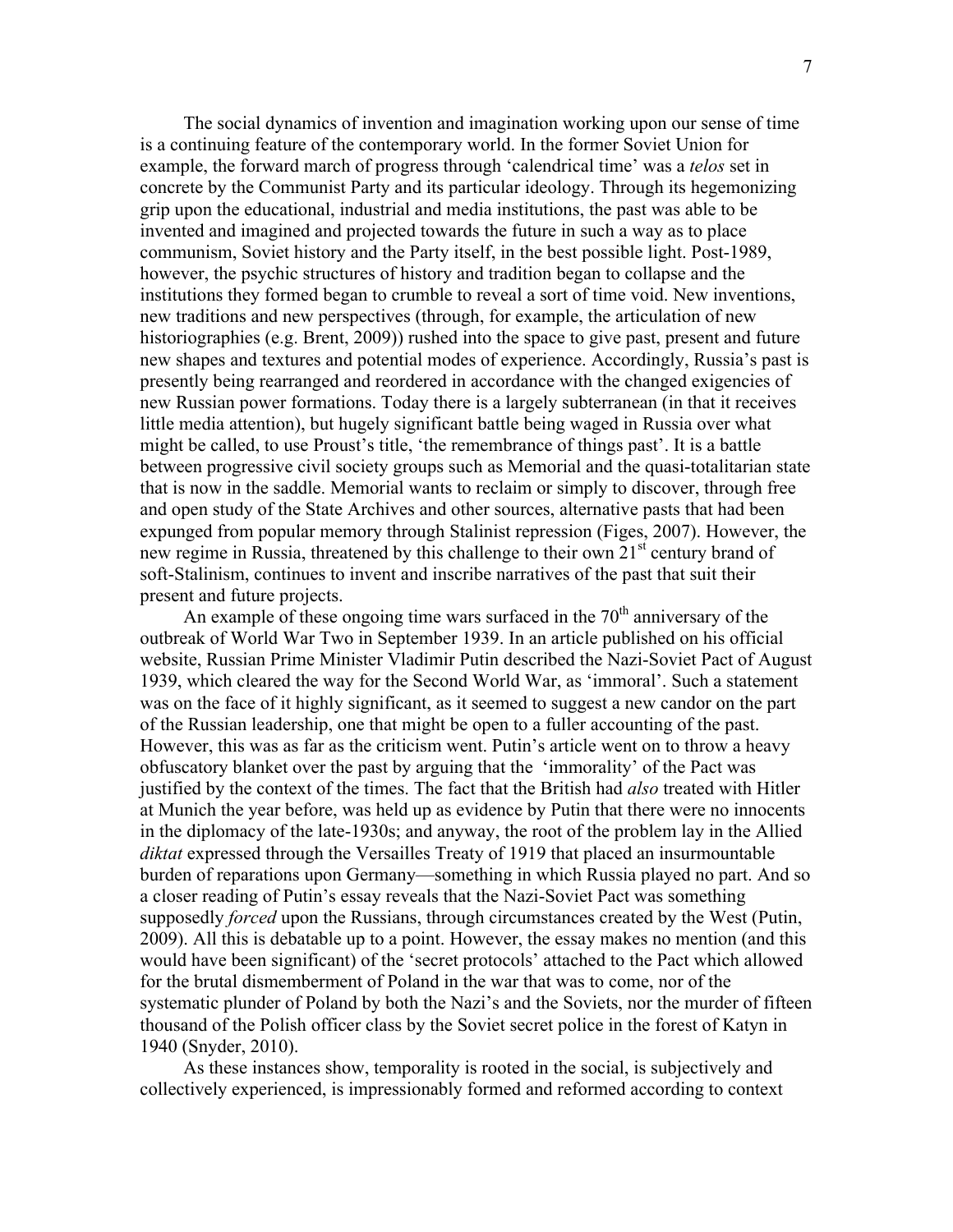The social dynamics of invention and imagination working upon our sense of time is a continuing feature of the contemporary world. In the former Soviet Union for example, the forward march of progress through 'calendrical time' was a *telos* set in concrete by the Communist Party and its particular ideology. Through its hegemonizing grip upon the educational, industrial and media institutions, the past was able to be invented and imagined and projected towards the future in such a way as to place communism, Soviet history and the Party itself, in the best possible light. Post-1989, however, the psychic structures of history and tradition began to collapse and the institutions they formed began to crumble to reveal a sort of time void. New inventions, new traditions and new perspectives (through, for example, the articulation of new historiographies (e.g. Brent, 2009)) rushed into the space to give past, present and future new shapes and textures and potential modes of experience. Accordingly, Russia's past is presently being rearranged and reordered in accordance with the changed exigencies of new Russian power formations. Today there is a largely subterranean (in that it receives little media attention), but hugely significant battle being waged in Russia over what might be called, to use Proust's title, 'the remembrance of things past'. It is a battle between progressive civil society groups such as Memorial and the quasi-totalitarian state that is now in the saddle. Memorial wants to reclaim or simply to discover, through free and open study of the State Archives and other sources, alternative pasts that had been expunged from popular memory through Stalinist repression (Figes, 2007). However, the new regime in Russia, threatened by this challenge to their own 21st century brand of soft-Stalinism, continues to invent and inscribe narratives of the past that suit their present and future projects.

An example of these ongoing time wars surfaced in the 70th anniversary of the outbreak of World War Two in September 1939. In an article published on his official website, Russian Prime Minister Vladimir Putin described the Nazi-Soviet Pact of August 1939, which cleared the way for the Second World War, as 'immoral'. Such a statement was on the face of it highly significant, as it seemed to suggest a new candor on the part of the Russian leadership, one that might be open to a fuller accounting of the past. However, this was as far as the criticism went. Putin's article went on to throw a heavy obfuscatory blanket over the past by arguing that the 'immorality' of the Pact was justified by the context of the times. The fact that the British had *also* treated with Hitler at Munich the year before, was held up as evidence by Putin that there were no innocents in the diplomacy of the late-1930s; and anyway, the root of the problem lay in the Allied *diktat* expressed through the Versailles Treaty of 1919 that placed an insurmountable burden of reparations upon Germany—something in which Russia played no part. And so a closer reading of Putin's essay reveals that the Nazi-Soviet Pact was something supposedly *forced* upon the Russians, through circumstances created by the West (Putin, 2009). All this is debatable up to a point. However, the essay makes no mention (and this would have been significant) of the 'secret protocols' attached to the Pact which allowed for the brutal dismemberment of Poland in the war that was to come, nor of the systematic plunder of Poland by both the Nazi's and the Soviets, nor the murder of fifteen thousand of the Polish officer class by the Soviet secret police in the forest of Katyn in 1940 (Snyder, 2010).

As these instances show, temporality is rooted in the social, is subjectively and collectively experienced, is impressionably formed and reformed according to context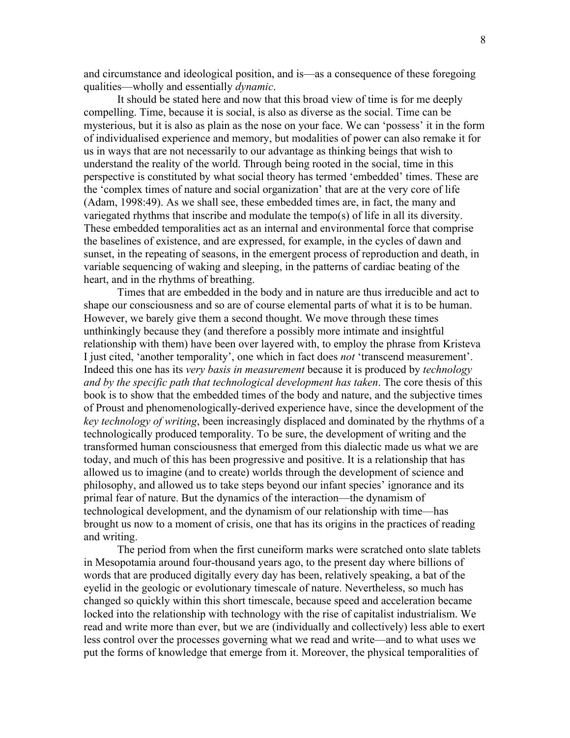and circumstance and ideological position, and is—as a consequence of these foregoing qualities—wholly and essentially *dynamic*.

It should be stated here and now that this broad view of time is for me deeply compelling. Time, because it is social, is also as diverse as the social. Time can be mysterious, but it is also as plain as the nose on your face. We can 'possess' it in the form of individualised experience and memory, but modalities of power can also remake it for us in ways that are not necessarily to our advantage as thinking beings that wish to understand the reality of the world. Through being rooted in the social, time in this perspective is constituted by what social theory has termed 'embedded' times. These are the 'complex times of nature and social organization' that are at the very core of life (Adam, 1998:49). As we shall see, these embedded times are, in fact, the many and variegated rhythms that inscribe and modulate the tempo(s) of life in all its diversity. These embedded temporalities act as an internal and environmental force that comprise the baselines of existence, and are expressed, for example, in the cycles of dawn and sunset, in the repeating of seasons, in the emergent process of reproduction and death, in variable sequencing of waking and sleeping, in the patterns of cardiac beating of the heart, and in the rhythms of breathing.

Times that are embedded in the body and in nature are thus irreducible and act to shape our consciousness and so are of course elemental parts of what it is to be human. However, we barely give them a second thought. We move through these times unthinkingly because they (and therefore a possibly more intimate and insightful relationship with them) have been over layered with, to employ the phrase from Kristeva I just cited, 'another temporality', one which in fact does *not* 'transcend measurement'. Indeed this one has its *very basis in measurement* because it is produced by *technology and by the specific path that technological development has taken*. The core thesis of this book is to show that the embedded times of the body and nature, and the subjective times of Proust and phenomenologically-derived experience have, since the development of the *key technology of writing*, been increasingly displaced and dominated by the rhythms of a technologically produced temporality. To be sure, the development of writing and the transformed human consciousness that emerged from this dialectic made us what we are today, and much of this has been progressive and positive. It is a relationship that has allowed us to imagine (and to create) worlds through the development of science and philosophy, and allowed us to take steps beyond our infant species' ignorance and its primal fear of nature. But the dynamics of the interaction—the dynamism of technological development, and the dynamism of our relationship with time—has brought us now to a moment of crisis, one that has its origins in the practices of reading and writing.

The period from when the first cuneiform marks were scratched onto slate tablets in Mesopotamia around four-thousand years ago, to the present day where billions of words that are produced digitally every day has been, relatively speaking, a bat of the eyelid in the geologic or evolutionary timescale of nature. Nevertheless, so much has changed so quickly within this short timescale, because speed and acceleration became locked into the relationship with technology with the rise of capitalist industrialism. We read and write more than ever, but we are (individually and collectively) less able to exert less control over the processes governing what we read and write—and to what uses we put the forms of knowledge that emerge from it. Moreover, the physical temporalities of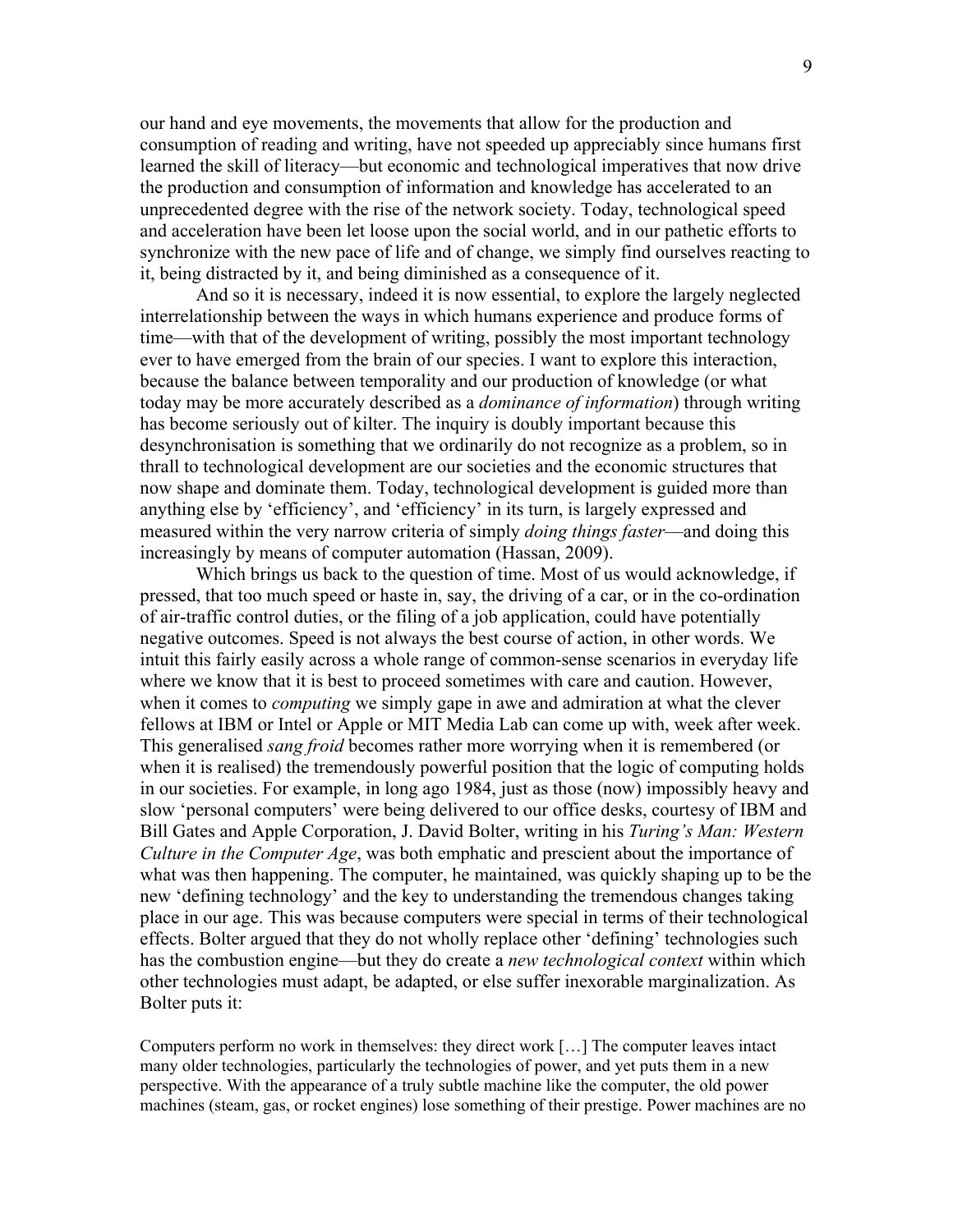our hand and eye movements, the movements that allow for the production and consumption of reading and writing, have not speeded up appreciably since humans first learned the skill of literacy—but economic and technological imperatives that now drive the production and consumption of information and knowledge has accelerated to an unprecedented degree with the rise of the network society. Today, technological speed and acceleration have been let loose upon the social world, and in our pathetic efforts to synchronize with the new pace of life and of change, we simply find ourselves reacting to it, being distracted by it, and being diminished as a consequence of it.

And so it is necessary, indeed it is now essential, to explore the largely neglected interrelationship between the ways in which humans experience and produce forms of time—with that of the development of writing, possibly the most important technology ever to have emerged from the brain of our species. I want to explore this interaction, because the balance between temporality and our production of knowledge (or what today may be more accurately described as a *dominance of information*) through writing has become seriously out of kilter. The inquiry is doubly important because this desynchronisation is something that we ordinarily do not recognize as a problem, so in thrall to technological development are our societies and the economic structures that now shape and dominate them. Today, technological development is guided more than anything else by 'efficiency', and 'efficiency' in its turn, is largely expressed and measured within the very narrow criteria of simply *doing things faster*—and doing this increasingly by means of computer automation (Hassan, 2009).

Which brings us back to the question of time. Most of us would acknowledge, if pressed, that too much speed or haste in, say, the driving of a car, or in the co-ordination of air-traffic control duties, or the filing of a job application, could have potentially negative outcomes. Speed is not always the best course of action, in other words. We intuit this fairly easily across a whole range of common-sense scenarios in everyday life where we know that it is best to proceed sometimes with care and caution. However, when it comes to *computing* we simply gape in awe and admiration at what the clever fellows at IBM or Intel or Apple or MIT Media Lab can come up with, week after week. This generalised *sang froid* becomes rather more worrying when it is remembered (or when it is realised) the tremendously powerful position that the logic of computing holds in our societies. For example, in long ago 1984, just as those (now) impossibly heavy and slow 'personal computers' were being delivered to our office desks, courtesy of IBM and Bill Gates and Apple Corporation, J. David Bolter, writing in his *Turing's Man: Western Culture in the Computer Age*, was both emphatic and prescient about the importance of what was then happening. The computer, he maintained, was quickly shaping up to be the new 'defining technology' and the key to understanding the tremendous changes taking place in our age. This was because computers were special in terms of their technological effects. Bolter argued that they do not wholly replace other 'defining' technologies such has the combustion engine—but they do create a *new technological context* within which other technologies must adapt, be adapted, or else suffer inexorable marginalization. As Bolter puts it:

> Computers perform no work in themselves: they direct work […] The computer leaves intact many older technologies, particularly the technologies of power, and yet puts them in a new perspective. With the appearance of a truly subtle machine like the computer, the old power machines (steam, gas, or rocket engines) lose something of their prestige. Power machines are no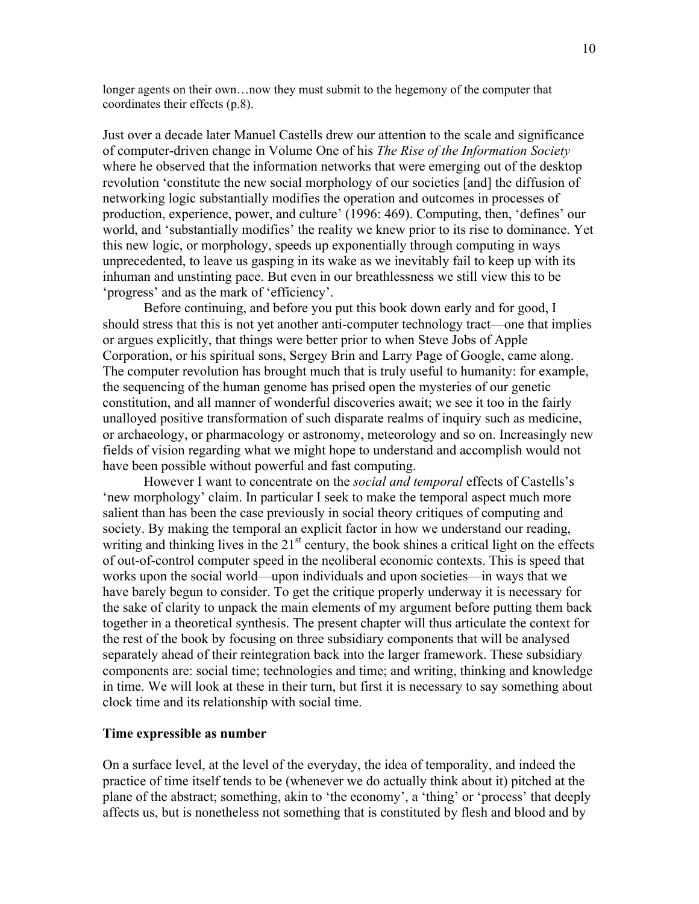longer agents on their own…now they must submit to the hegemony of the computer that coordinates their effects (p.8).

Just over a decade later Manuel Castells drew our attention to the scale and significance of computer-driven change in Volume One of his *The Rise of the Information Society* where he observed that the information networks that were emerging out of the desktop revolution 'constitute the new social morphology of our societies [and] the diffusion of networking logic substantially modifies the operation and outcomes in processes of production, experience, power, and culture' (1996: 469). Computing, then, 'defines' our world, and 'substantially modifies' the reality we knew prior to its rise to dominance. Yet this new logic, or morphology, speeds up exponentially through computing in ways unprecedented, to leave us gasping in its wake as we inevitably fail to keep up with its inhuman and unstinting pace. But even in our breathlessness we still view this to be 'progress' and as the mark of 'efficiency'.

Before continuing, and before you put this book down early and for good, I should stress that this is not yet another anti-computer technology tract—one that implies or argues explicitly, that things were better prior to when Steve Jobs of Apple Corporation, or his spiritual sons, Sergey Brin and Larry Page of Google, came along. The computer revolution has brought much that is truly useful to humanity: for example, the sequencing of the human genome has prised open the mysteries of our genetic constitution, and all manner of wonderful discoveries await; we see it too in the fairly unalloyed positive transformation of such disparate realms of inquiry such as medicine, or archaeology, or pharmacology or astronomy, meteorology and so on. Increasingly new fields of vision regarding what we might hope to understand and accomplish would not have been possible without powerful and fast computing.

However I want to concentrate on the *social and temporal* effects of Castells's 'new morphology' claim. In particular I seek to make the temporal aspect much more salient than has been the case previously in social theory critiques of computing and society. By making the temporal an explicit factor in how we understand our reading, writing and thinking lives in the 21st century, the book shines a critical light on the effects of out-of-control computer speed in the neoliberal economic contexts. This is speed that works upon the social world—upon individuals and upon societies—in ways that we have barely begun to consider. To get the critique properly underway it is necessary for the sake of clarity to unpack the main elements of my argument before putting them back together in a theoretical synthesis. The present chapter will thus articulate the context for the rest of the book by focusing on three subsidiary components that will be analysed separately ahead of their reintegration back into the larger framework. These subsidiary components are: social time; technologies and time; and writing, thinking and knowledge in time. We will look at these in their turn, but first it is necessary to say something about clock time and its relationship with social time.

**Time expressible as number**

On a surface level, at the level of the everyday, the idea of temporality, and indeed the practice of time itself tends to be (whenever we do actually think about it) pitched at the plane of the abstract; something, akin to 'the economy', a 'thing' or 'process' that deeply affects us, but is nonetheless not something that is constituted by flesh and blood and by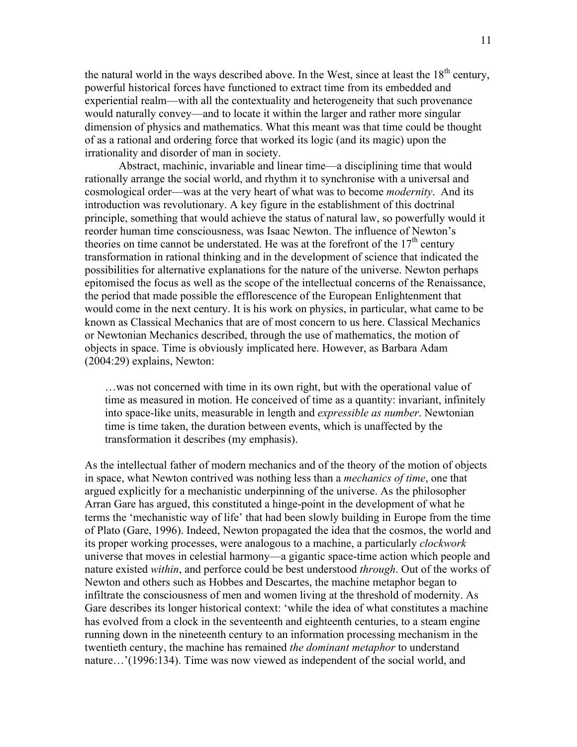the natural world in the ways described above. In the West, since at least the 18th century, powerful historical forces have functioned to extract time from its embedded and experiential realm—with all the contextuality and heterogeneity that such provenance would naturally convey—and to locate it within the larger and rather more singular dimension of physics and mathematics. What this meant was that time could be thought of as a rational and ordering force that worked its logic (and its magic) upon the irrationality and disorder of man in society.

Abstract, machinic, invariable and linear time—a disciplining time that would rationally arrange the social world, and rhythm it to synchronise with a universal and cosmological order—was at the very heart of what was to become *modernity*. And its introduction was revolutionary. A key figure in the establishment of this doctrinal principle, something that would achieve the status of natural law, so powerfully would it reorder human time consciousness, was Isaac Newton. The influence of Newton's theories on time cannot be understated. He was at the forefront of the 17th century transformation in rational thinking and in the development of science that indicated the possibilities for alternative explanations for the nature of the universe. Newton perhaps epitomised the focus as well as the scope of the intellectual concerns of the Renaissance, the period that made possible the efflorescence of the European Enlightenment that would come in the next century. It is his work on physics, in particular, what came to be known as Classical Mechanics that are of most concern to us here. Classical Mechanics or Newtonian Mechanics described, through the use of mathematics, the motion of objects in space. Time is obviously implicated here. However, as Barbara Adam (2004:29) explains, Newton:

> …was not concerned with time in its own right, but with the operational value of time as measured in motion. He conceived of time as a quantity: invariant, infinitely into space-like units, measurable in length and *expressible as number*. Newtonian time is time taken, the duration between events, which is unaffected by the transformation it describes (my emphasis).

As the intellectual father of modern mechanics and of the theory of the motion of objects in space, what Newton contrived was nothing less than a *mechanics of time*, one that argued explicitly for a mechanistic underpinning of the universe. As the philosopher Arran Gare has argued, this constituted a hinge-point in the development of what he terms the 'mechanistic way of life' that had been slowly building in Europe from the time of Plato (Gare, 1996). Indeed, Newton propagated the idea that the cosmos, the world and its proper working processes, were analogous to a machine, a particularly *clockwork* universe that moves in celestial harmony—a gigantic space-time action which people and nature existed *within*, and perforce could be best understood *through*. Out of the works of Newton and others such as Hobbes and Descartes, the machine metaphor began to infiltrate the consciousness of men and women living at the threshold of modernity. As Gare describes its longer historical context: 'while the idea of what constitutes a machine has evolved from a clock in the seventeenth and eighteenth centuries, to a steam engine running down in the nineteenth century to an information processing mechanism in the twentieth century, the machine has remained *the dominant metaphor* to understand nature…'(1996:134). Time was now viewed as independent of the social world, and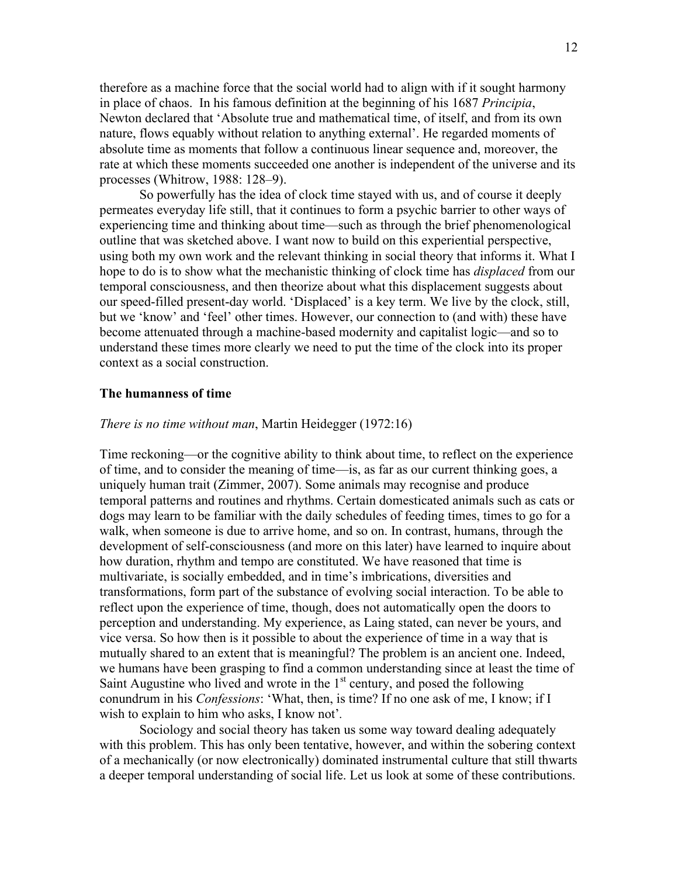therefore as a machine force that the social world had to align with if it sought harmony in place of chaos. In his famous definition at the beginning of his 1687 *Principia*, Newton declared that 'Absolute true and mathematical time, of itself, and from its own nature, flows equably without relation to anything external'. He regarded moments of absolute time as moments that follow a continuous linear sequence and, moreover, the rate at which these moments succeeded one another is independent of the universe and its processes (Whitrow, 1988: 128–9).

So powerfully has the idea of clock time stayed with us, and of course it deeply permeates everyday life still, that it continues to form a psychic barrier to other ways of experiencing time and thinking about time—such as through the brief phenomenological outline that was sketched above. I want now to build on this experiential perspective, using both my own work and the relevant thinking in social theory that informs it. What I hope to do is to show what the mechanistic thinking of clock time has *displaced* from our temporal consciousness, and then theorize about what this displacement suggests about our speed-filled present-day world. 'Displaced' is a key term. We live by the clock, still, but we 'know' and 'feel' other times. However, our connection to (and with) these have become attenuated through a machine-based modernity and capitalist logic—and so to understand these times more clearly we need to put the time of the clock into its proper context as a social construction.

## The humanness of time

*There is no time without man*, Martin Heidegger (1972:16)

Time reckoning—or the cognitive ability to think about time, to reflect on the experience of time, and to consider the meaning of time—is, as far as our current thinking goes, a uniquely human trait (Zimmer, 2007). Some animals may recognise and produce temporal patterns and routines and rhythms. Certain domesticated animals such as cats or dogs may learn to be familiar with the daily schedules of feeding times, times to go for a walk, when someone is due to arrive home, and so on. In contrast, humans, through the development of self-consciousness (and more on this later) have learned to inquire about how duration, rhythm and tempo are constituted. We have reasoned that time is multivariate, is socially embedded, and in time's imbrications, diversities and transformations, form part of the substance of evolving social interaction. To be able to reflect upon the experience of time, though, does not automatically open the doors to perception and understanding. My experience, as Laing stated, can never be yours, and vice versa. So how then is it possible to about the experience of time in a way that is mutually shared to an extent that is meaningful? The problem is an ancient one. Indeed, we humans have been grasping to find a common understanding since at least the time of Saint Augustine who lived and wrote in the 1st century, and posed the following conundrum in his *Confessions*: 'What, then, is time? If no one ask of me, I know; if I wish to explain to him who asks, I know not'.

Sociology and social theory has taken us some way toward dealing adequately with this problem. This has only been tentative, however, and within the sobering context of a mechanically (or now electronically) dominated instrumental culture that still thwarts a deeper temporal understanding of social life. Let us look at some of these contributions.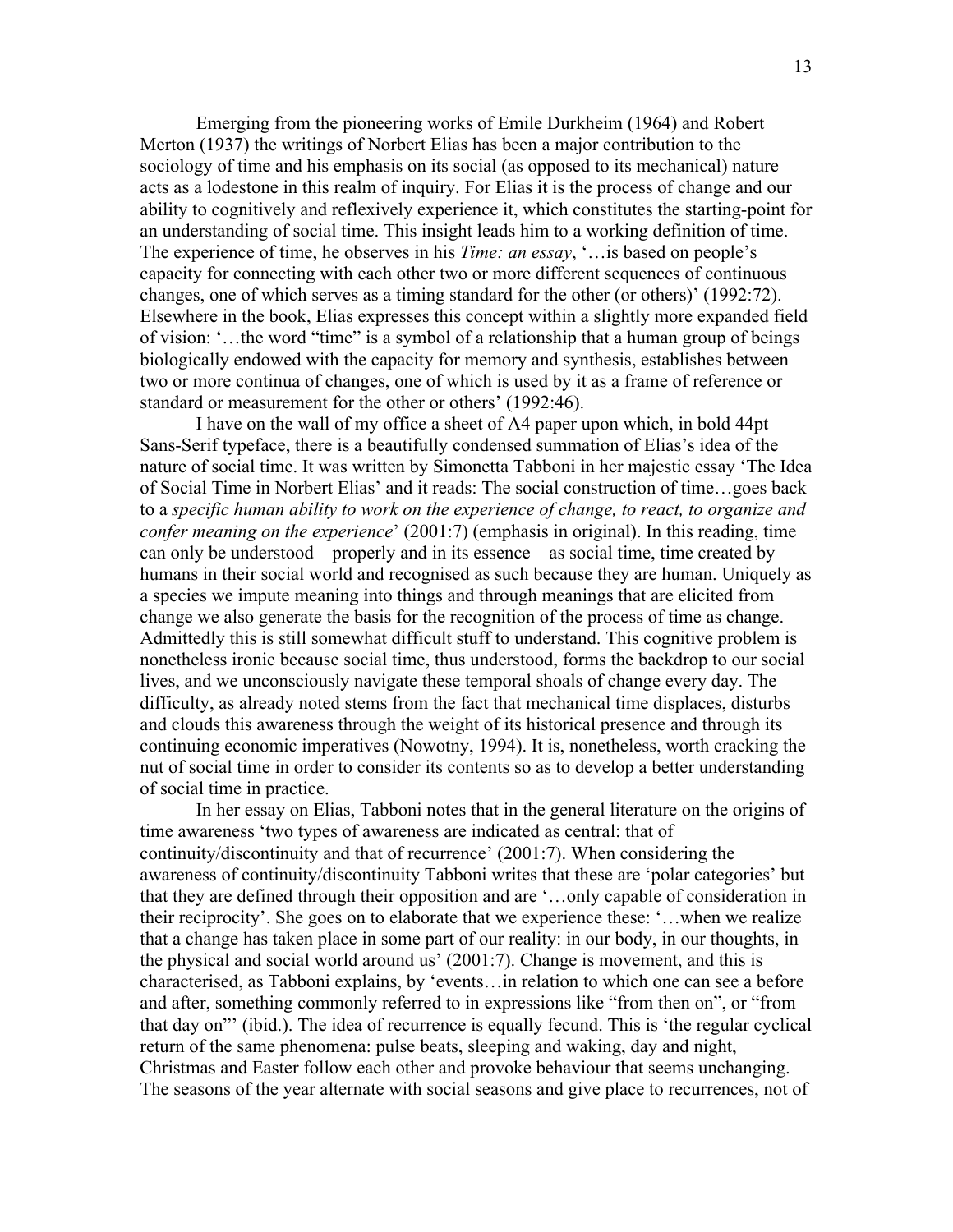Emerging from the pioneering works of Emile Durkheim (1964) and Robert Merton (1937) the writings of Norbert Elias has been a major contribution to the sociology of time and his emphasis on its social (as opposed to its mechanical) nature acts as a lodestone in this realm of inquiry. For Elias it is the process of change and our ability to cognitively and reflexively experience it, which constitutes the starting-point for an understanding of social time. This insight leads him to a working definition of time. The experience of time, he observes in his *Time: an essay*, '…is based on people's capacity for connecting with each other two or more different sequences of continuous changes, one of which serves as a timing standard for the other (or others)' (1992:72). Elsewhere in the book, Elias expresses this concept within a slightly more expanded field of vision: '…the word "time" is a symbol of a relationship that a human group of beings biologically endowed with the capacity for memory and synthesis, establishes between two or more continua of changes, one of which is used by it as a frame of reference or standard or measurement for the other or others' (1992:46).

I have on the wall of my office a sheet of A4 paper upon which, in bold 44pt Sans-Serif typeface, there is a beautifully condensed summation of Elias's idea of the nature of social time. It was written by Simonetta Tabboni in her majestic essay 'The Idea of Social Time in Norbert Elias' and it reads: The social construction of time…goes back to a *specific human ability to work on the experience of change, to react, to organize and confer meaning on the experience*' (2001:7) (emphasis in original). In this reading, time can only be understood—properly and in its essence—as social time, time created by humans in their social world and recognised as such because they are human. Uniquely as a species we impute meaning into things and through meanings that are elicited from change we also generate the basis for the recognition of the process of time as change. Admittedly this is still somewhat difficult stuff to understand. This cognitive problem is nonetheless ironic because social time, thus understood, forms the backdrop to our social lives, and we unconsciously navigate these temporal shoals of change every day. The difficulty, as already noted stems from the fact that mechanical time displaces, disturbs and clouds this awareness through the weight of its historical presence and through its continuing economic imperatives (Nowotny, 1994). It is, nonetheless, worth cracking the nut of social time in order to consider its contents so as to develop a better understanding of social time in practice.

In her essay on Elias, Tabboni notes that in the general literature on the origins of time awareness 'two types of awareness are indicated as central: that of continuity/discontinuity and that of recurrence' (2001:7). When considering the awareness of continuity/discontinuity Tabboni writes that these are 'polar categories' but that they are defined through their opposition and are '…only capable of consideration in their reciprocity'. She goes on to elaborate that we experience these: '…when we realize that a change has taken place in some part of our reality: in our body, in our thoughts, in the physical and social world around us' (2001:7). Change is movement, and this is characterised, as Tabboni explains, by 'events…in relation to which one can see a before and after, something commonly referred to in expressions like "from then on", or "from that day on"' (ibid.). The idea of recurrence is equally fecund. This is 'the regular cyclical return of the same phenomena: pulse beats, sleeping and waking, day and night, Christmas and Easter follow each other and provoke behaviour that seems unchanging. The seasons of the year alternate with social seasons and give place to recurrences, not of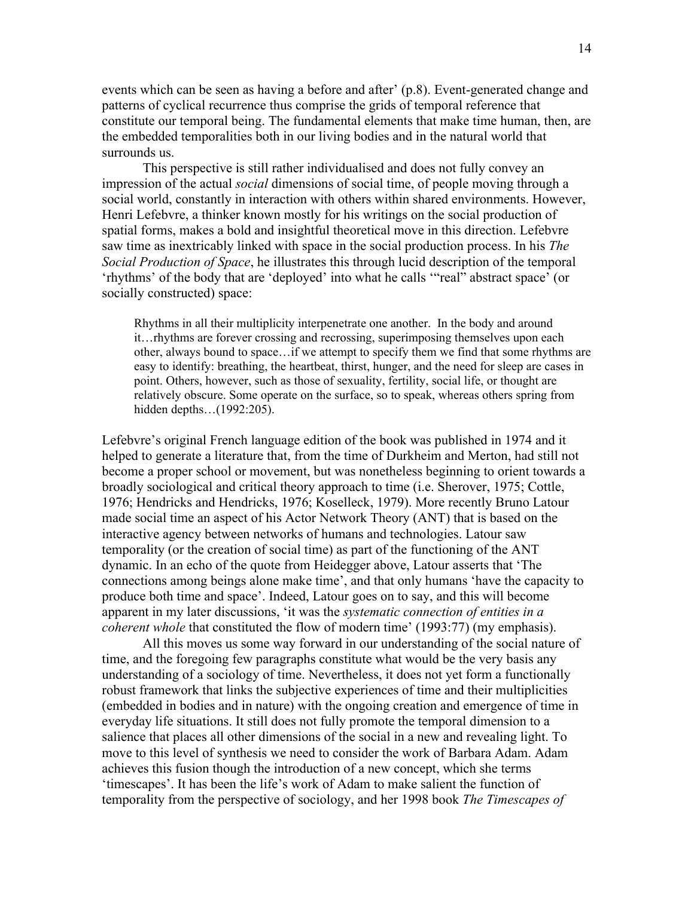events which can be seen as having a before and after' (p.8). Event-generated change and patterns of cyclical recurrence thus comprise the grids of temporal reference that constitute our temporal being. The fundamental elements that make time human, then, are the embedded temporalities both in our living bodies and in the natural world that surrounds us.

This perspective is still rather individualised and does not fully convey an impression of the actual *social* dimensions of social time, of people moving through a social world, constantly in interaction with others within shared environments. However, Henri Lefebvre, a thinker known mostly for his writings on the social production of spatial forms, makes a bold and insightful theoretical move in this direction. Lefebvre saw time as inextricably linked with space in the social production process. In his *The Social Production of Space*, he illustrates this through lucid description of the temporal 'rhythms' of the body that are 'deployed' into what he calls '"real" abstract space' (or socially constructed) space:

> Rhythms in all their multiplicity interpenetrate one another. In the body and around it…rhythms are forever crossing and recrossing, superimposing themselves upon each other, always bound to space…if we attempt to specify them we find that some rhythms are easy to identify: breathing, the heartbeat, thirst, hunger, and the need for sleep are cases in point. Others, however, such as those of sexuality, fertility, social life, or thought are relatively obscure. Some operate on the surface, so to speak, whereas others spring from hidden depths…(1992:205).

Lefebvre's original French language edition of the book was published in 1974 and it helped to generate a literature that, from the time of Durkheim and Merton, had still not become a proper school or movement, but was nonetheless beginning to orient towards a broadly sociological and critical theory approach to time (i.e. Sherover, 1975; Cottle, 1976; Hendricks and Hendricks, 1976; Koselleck, 1979). More recently Bruno Latour made social time an aspect of his Actor Network Theory (ANT) that is based on the interactive agency between networks of humans and technologies. Latour saw temporality (or the creation of social time) as part of the functioning of the ANT dynamic. In an echo of the quote from Heidegger above, Latour asserts that 'The connections among beings alone make time', and that only humans 'have the capacity to produce both time and space'. Indeed, Latour goes on to say, and this will become apparent in my later discussions, 'it was the *systematic connection of entities in a coherent whole* that constituted the flow of modern time' (1993:77) (my emphasis).

All this moves us some way forward in our understanding of the social nature of time, and the foregoing few paragraphs constitute what would be the very basis any understanding of a sociology of time. Nevertheless, it does not yet form a functionally robust framework that links the subjective experiences of time and their multiplicities (embedded in bodies and in nature) with the ongoing creation and emergence of time in everyday life situations. It still does not fully promote the temporal dimension to a salience that places all other dimensions of the social in a new and revealing light. To move to this level of synthesis we need to consider the work of Barbara Adam. Adam achieves this fusion though the introduction of a new concept, which she terms 'timescapes'. It has been the life's work of Adam to make salient the function of temporality from the perspective of sociology, and her 1998 book *The Timescapes of*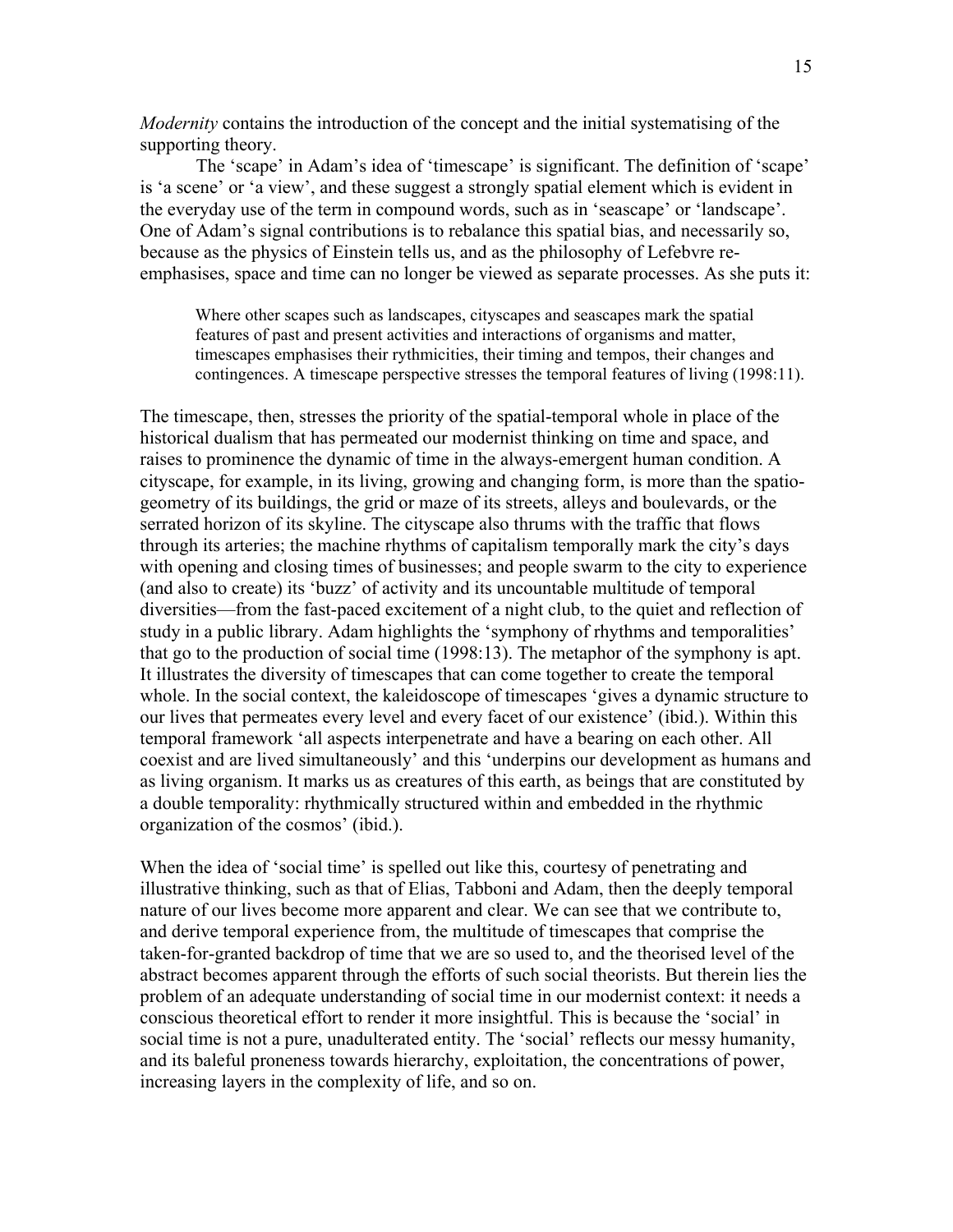*Modernity* contains the introduction of the concept and the initial systematising of the supporting theory.

The 'scape' in Adam's idea of 'timescape' is significant. The definition of 'scape' is 'a scene' or 'a view', and these suggest a strongly spatial element which is evident in the everyday use of the term in compound words, such as in 'seascape' or 'landscape'. One of Adam's signal contributions is to rebalance this spatial bias, and necessarily so, because as the physics of Einstein tells us, and as the philosophy of Lefebvre re-emphasises, space and time can no longer be viewed as separate processes. As she puts it:

> Where other scapes such as landscapes, cityscapes and seascapes mark the spatial features of past and present activities and interactions of organisms and matter, timescapes emphasises their rythmicities, their timing and tempos, their changes and contingences. A timescape perspective stresses the temporal features of living (1998:11).

The timescape, then, stresses the priority of the spatial-temporal whole in place of the historical dualism that has permeated our modernist thinking on time and space, and raises to prominence the dynamic of time in the always-emergent human condition. A cityscape, for example, in its living, growing and changing form, is more than the spatio-geometry of its buildings, the grid or maze of its streets, alleys and boulevards, or the serrated horizon of its skyline. The cityscape also thrums with the traffic that flows through its arteries; the machine rhythms of capitalism temporally mark the city's days with opening and closing times of businesses; and people swarm to the city to experience (and also to create) its 'buzz' of activity and its uncountable multitude of temporal diversities—from the fast-paced excitement of a night club, to the quiet and reflection of study in a public library. Adam highlights the 'symphony of rhythms and temporalities' that go to the production of social time (1998:13). The metaphor of the symphony is apt. It illustrates the diversity of timescapes that can come together to create the temporal whole. In the social context, the kaleidoscope of timescapes 'gives a dynamic structure to our lives that permeates every level and every facet of our existence' (ibid.). Within this temporal framework 'all aspects interpenetrate and have a bearing on each other. All coexist and are lived simultaneously' and this 'underpins our development as humans and as living organism. It marks us as creatures of this earth, as beings that are constituted by a double temporality: rhythmically structured within and embedded in the rhythmic organization of the cosmos' (ibid.).

When the idea of 'social time' is spelled out like this, courtesy of penetrating and illustrative thinking, such as that of Elias, Tabboni and Adam, then the deeply temporal nature of our lives become more apparent and clear. We can see that we contribute to, and derive temporal experience from, the multitude of timescapes that comprise the taken-for-granted backdrop of time that we are so used to, and the theorised level of the abstract becomes apparent through the efforts of such social theorists. But therein lies the problem of an adequate understanding of social time in our modernist context: it needs a conscious theoretical effort to render it more insightful. This is because the 'social' in social time is not a pure, unadulterated entity. The 'social' reflects our messy humanity, and its baleful proneness towards hierarchy, exploitation, the concentrations of power, increasing layers in the complexity of life, and so on.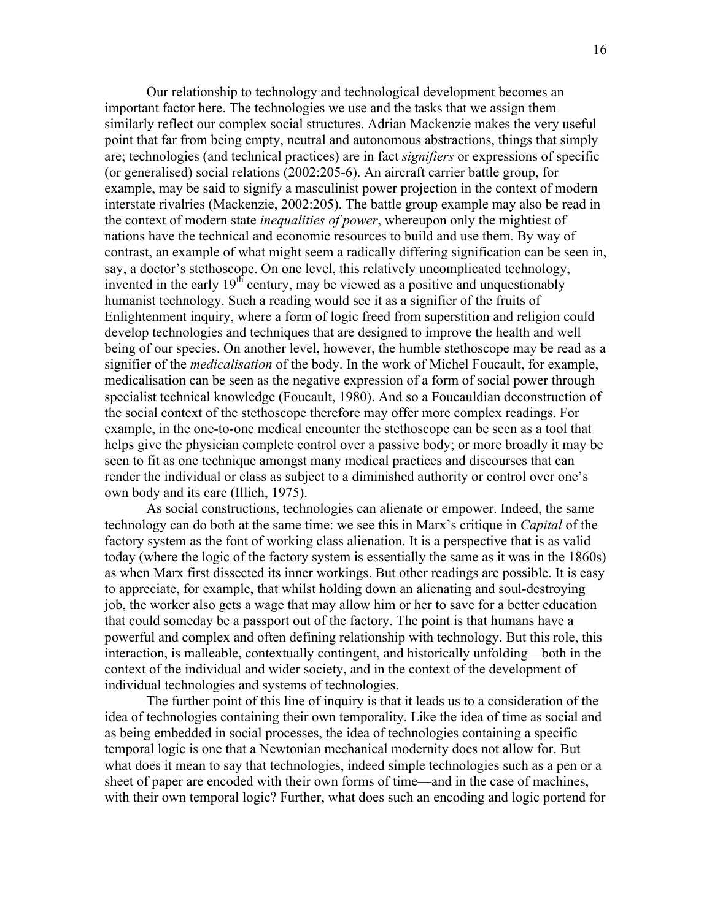Our relationship to technology and technological development becomes an important factor here. The technologies we use and the tasks that we assign them similarly reflect our complex social structures. Adrian Mackenzie makes the very useful point that far from being empty, neutral and autonomous abstractions, things that simply are; technologies (and technical practices) are in fact *signifiers* or expressions of specific (or generalised) social relations (2002:205-6). An aircraft carrier battle group, for example, may be said to signify a masculinist power projection in the context of modern interstate rivalries (Mackenzie, 2002:205). The battle group example may also be read in the context of modern state *inequalities of power*, whereupon only the mightiest of nations have the technical and economic resources to build and use them. By way of contrast, an example of what might seem a radically differing signification can be seen in, say, a doctor's stethoscope. On one level, this relatively uncomplicated technology, invented in the early 19th century, may be viewed as a positive and unquestionably humanist technology. Such a reading would see it as a signifier of the fruits of Enlightenment inquiry, where a form of logic freed from superstition and religion could develop technologies and techniques that are designed to improve the health and well being of our species. On another level, however, the humble stethoscope may be read as a signifier of the *medicalisation* of the body. In the work of Michel Foucault, for example, medicalisation can be seen as the negative expression of a form of social power through specialist technical knowledge (Foucault, 1980). And so a Foucauldian deconstruction of the social context of the stethoscope therefore may offer more complex readings. For example, in the one-to-one medical encounter the stethoscope can be seen as a tool that helps give the physician complete control over a passive body; or more broadly it may be seen to fit as one technique amongst many medical practices and discourses that can render the individual or class as subject to a diminished authority or control over one's own body and its care (Illich, 1975).

As social constructions, technologies can alienate or empower. Indeed, the same technology can do both at the same time: we see this in Marx's critique in *Capital* of the factory system as the font of working class alienation. It is a perspective that is as valid today (where the logic of the factory system is essentially the same as it was in the 1860s) as when Marx first dissected its inner workings. But other readings are possible. It is easy to appreciate, for example, that whilst holding down an alienating and soul-destroying job, the worker also gets a wage that may allow him or her to save for a better education that could someday be a passport out of the factory. The point is that humans have a powerful and complex and often defining relationship with technology. But this role, this interaction, is malleable, contextually contingent, and historically unfolding—both in the context of the individual and wider society, and in the context of the development of individual technologies and systems of technologies.

The further point of this line of inquiry is that it leads us to a consideration of the idea of technologies containing their own temporality. Like the idea of time as social and as being embedded in social processes, the idea of technologies containing a specific temporal logic is one that a Newtonian mechanical modernity does not allow for. But what does it mean to say that technologies, indeed simple technologies such as a pen or a sheet of paper are encoded with their own forms of time—and in the case of machines, with their own temporal logic? Further, what does such an encoding and logic portend for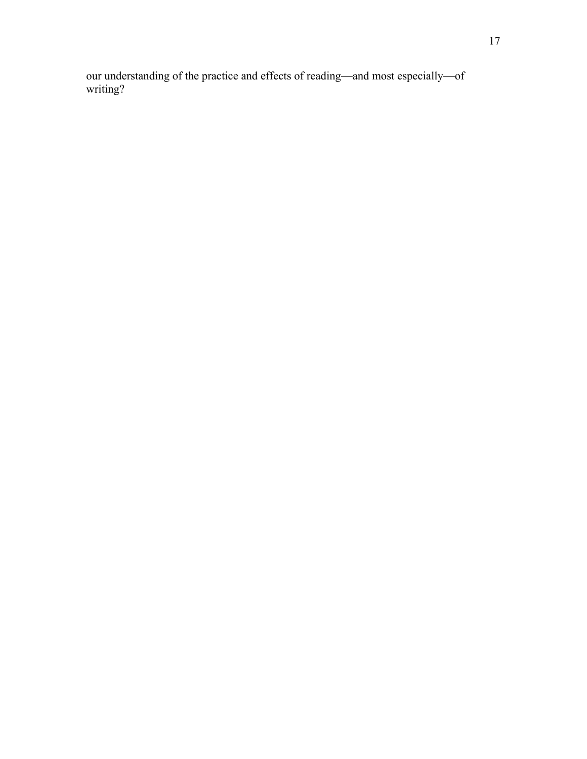our understanding of the practice and effects of reading—and most especially—of writing?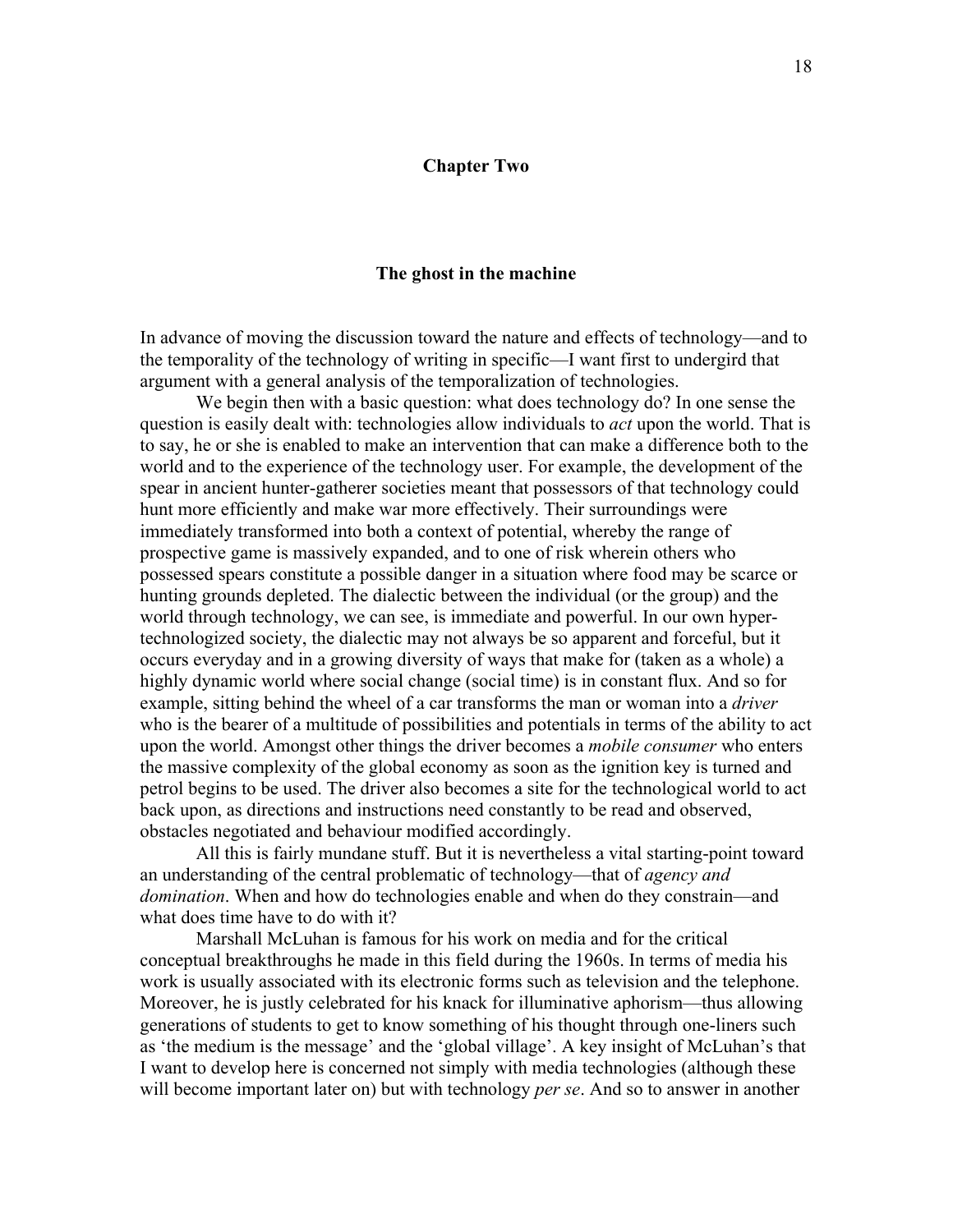## Chapter Two

### The ghost in the machine

In advance of moving the discussion toward the nature and effects of technology—and to the temporality of the technology of writing in specific—I want first to undergird that argument with a general analysis of the temporalization of technologies.

We begin then with a basic question: what does technology do? In one sense the question is easily dealt with: technologies allow individuals to *act* upon the world. That is to say, he or she is enabled to make an intervention that can make a difference both to the world and to the experience of the technology user. For example, the development of the spear in ancient hunter-gatherer societies meant that possessors of that technology could hunt more efficiently and make war more effectively. Their surroundings were immediately transformed into both a context of potential, whereby the range of prospective game is massively expanded, and to one of risk wherein others who possessed spears constitute a possible danger in a situation where food may be scarce or hunting grounds depleted. The dialectic between the individual (or the group) and the world through technology, we can see, is immediate and powerful. In our own hyper-technologized society, the dialectic may not always be so apparent and forceful, but it occurs everyday and in a growing diversity of ways that make for (taken as a whole) a highly dynamic world where social change (social time) is in constant flux. And so for example, sitting behind the wheel of a car transforms the man or woman into a *driver* who is the bearer of a multitude of possibilities and potentials in terms of the ability to act upon the world. Amongst other things the driver becomes a *mobile consumer* who enters the massive complexity of the global economy as soon as the ignition key is turned and petrol begins to be used. The driver also becomes a site for the technological world to act back upon, as directions and instructions need constantly to be read and observed, obstacles negotiated and behaviour modified accordingly.

All this is fairly mundane stuff. But it is nevertheless a vital starting-point toward an understanding of the central problematic of technology—that of *agency and domination*. When and how do technologies enable and when do they constrain—and what does time have to do with it?

Marshall McLuhan is famous for his work on media and for the critical conceptual breakthroughs he made in this field during the 1960s. In terms of media his work is usually associated with its electronic forms such as television and the telephone. Moreover, he is justly celebrated for his knack for illuminative aphorism—thus allowing generations of students to get to know something of his thought through one-liners such as 'the medium is the message' and the 'global village'. A key insight of McLuhan's that I want to develop here is concerned not simply with media technologies (although these will become important later on) but with technology *per se*. And so to answer in another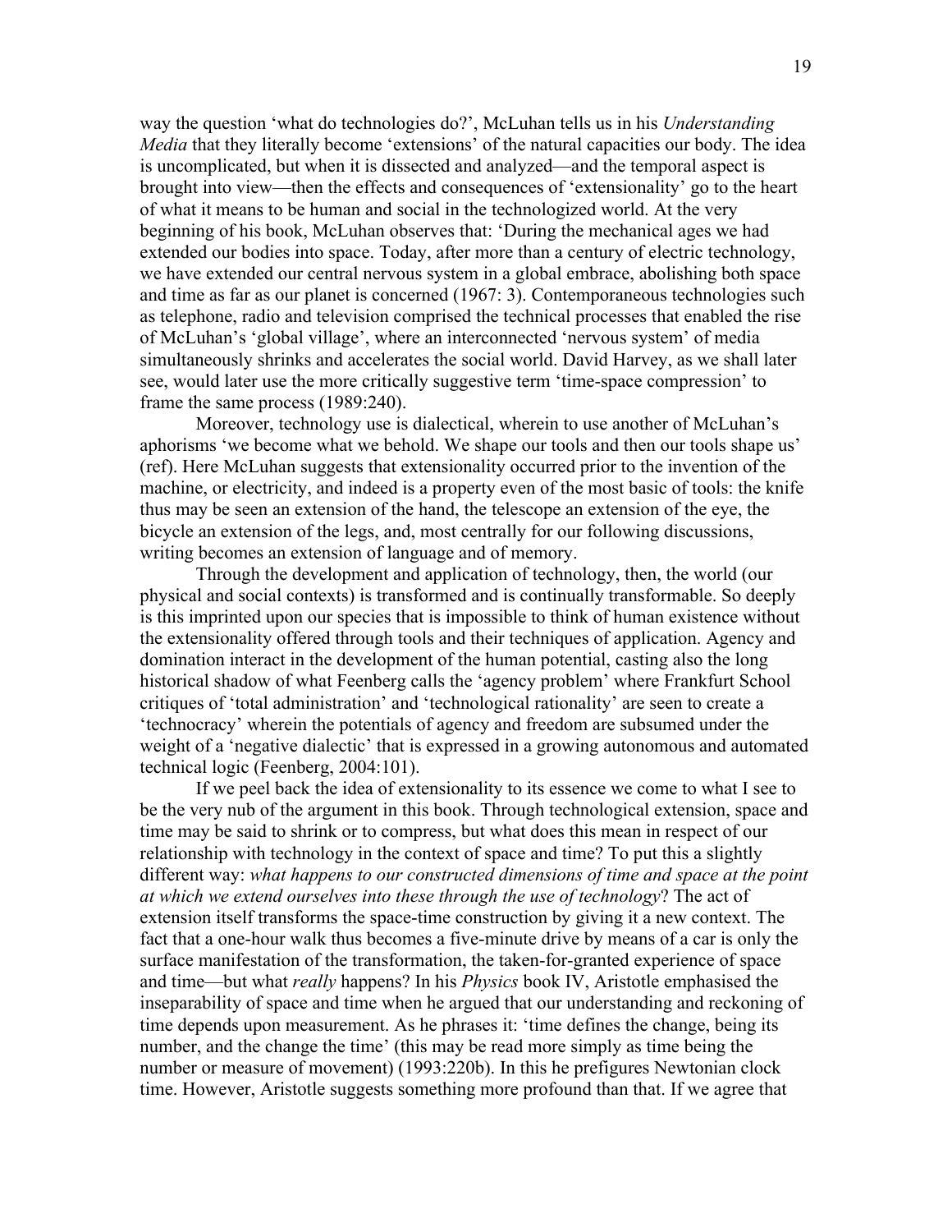way the question 'what do technologies do?', McLuhan tells us in his *Understanding Media* that they literally become 'extensions' of the natural capacities our body. The idea is uncomplicated, but when it is dissected and analyzed—and the temporal aspect is brought into view—then the effects and consequences of 'extensionality' go to the heart of what it means to be human and social in the technologized world. At the very beginning of his book, McLuhan observes that: 'During the mechanical ages we had extended our bodies into space. Today, after more than a century of electric technology, we have extended our central nervous system in a global embrace, abolishing both space and time as far as our planet is concerned (1967: 3). Contemporaneous technologies such as telephone, radio and television comprised the technical processes that enabled the rise of McLuhan's 'global village', where an interconnected 'nervous system' of media simultaneously shrinks and accelerates the social world. David Harvey, as we shall later see, would later use the more critically suggestive term 'time-space compression' to frame the same process (1989:240).

Moreover, technology use is dialectical, wherein to use another of McLuhan's aphorisms 'we become what we behold. We shape our tools and then our tools shape us' (ref). Here McLuhan suggests that extensionality occurred prior to the invention of the machine, or electricity, and indeed is a property even of the most basic of tools: the knife thus may be seen an extension of the hand, the telescope an extension of the eye, the bicycle an extension of the legs, and, most centrally for our following discussions, writing becomes an extension of language and of memory.

Through the development and application of technology, then, the world (our physical and social contexts) is transformed and is continually transformable. So deeply is this imprinted upon our species that is impossible to think of human existence without the extensionality offered through tools and their techniques of application. Agency and domination interact in the development of the human potential, casting also the long historical shadow of what Feenberg calls the 'agency problem' where Frankfurt School critiques of 'total administration' and 'technological rationality' are seen to create a 'technocracy' wherein the potentials of agency and freedom are subsumed under the weight of a 'negative dialectic' that is expressed in a growing autonomous and automated technical logic (Feenberg, 2004:101).

If we peel back the idea of extensionality to its essence we come to what I see to be the very nub of the argument in this book. Through technological extension, space and time may be said to shrink or to compress, but what does this mean in respect of our relationship with technology in the context of space and time? To put this a slightly different way: *what happens to our constructed dimensions of time and space at the point at which we extend ourselves into these through the use of technology*? The act of extension itself transforms the space-time construction by giving it a new context. The fact that a one-hour walk thus becomes a five-minute drive by means of a car is only the surface manifestation of the transformation, the taken-for-granted experience of space and time—but what *really* happens? In his *Physics* book IV, Aristotle emphasised the inseparability of space and time when he argued that our understanding and reckoning of time depends upon measurement. As he phrases it: 'time defines the change, being its number, and the change the time' (this may be read more simply as time being the number or measure of movement) (1993:220b). In this he prefigures Newtonian clock time. However, Aristotle suggests something more profound than that. If we agree that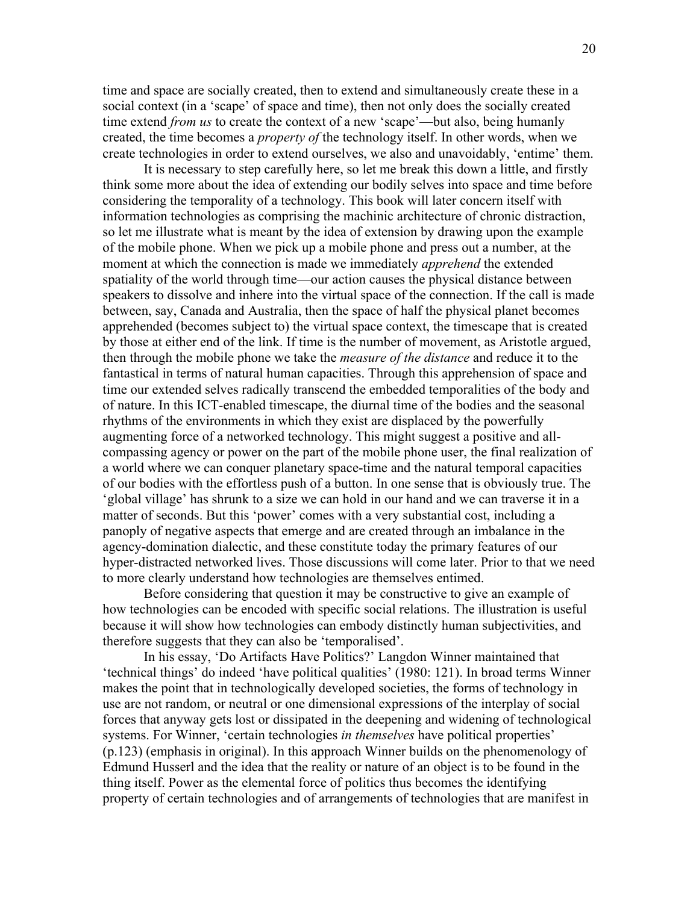time and space are socially created, then to extend and simultaneously create these in a social context (in a 'scape' of space and time), then not only does the socially created time extend *from us* to create the context of a new 'scape'—but also, being humanly created, the time becomes a *property of* the technology itself. In other words, when we create technologies in order to extend ourselves, we also and unavoidably, 'entime' them.

It is necessary to step carefully here, so let me break this down a little, and firstly think some more about the idea of extending our bodily selves into space and time before considering the temporality of a technology. This book will later concern itself with information technologies as comprising the machinic architecture of chronic distraction, so let me illustrate what is meant by the idea of extension by drawing upon the example of the mobile phone. When we pick up a mobile phone and press out a number, at the moment at which the connection is made we immediately *apprehend* the extended spatiality of the world through time—our action causes the physical distance between speakers to dissolve and inhere into the virtual space of the connection. If the call is made between, say, Canada and Australia, then the space of half the physical planet becomes apprehended (becomes subject to) the virtual space context, the timescape that is created by those at either end of the link. If time is the number of movement, as Aristotle argued, then through the mobile phone we take the *measure of the distance* and reduce it to the fantastical in terms of natural human capacities. Through this apprehension of space and time our extended selves radically transcend the embedded temporalities of the body and of nature. In this ICT-enabled timescape, the diurnal time of the bodies and the seasonal rhythms of the environments in which they exist are displaced by the powerfully augmenting force of a networked technology. This might suggest a positive and all-compassing agency or power on the part of the mobile phone user, the final realization of a world where we can conquer planetary space-time and the natural temporal capacities of our bodies with the effortless push of a button. In one sense that is obviously true. The 'global village' has shrunk to a size we can hold in our hand and we can traverse it in a matter of seconds. But this 'power' comes with a very substantial cost, including a panoply of negative aspects that emerge and are created through an imbalance in the agency-domination dialectic, and these constitute today the primary features of our hyper-distracted networked lives. Those discussions will come later. Prior to that we need to more clearly understand how technologies are themselves entimed.

Before considering that question it may be constructive to give an example of how technologies can be encoded with specific social relations. The illustration is useful because it will show how technologies can embody distinctly human subjectivities, and therefore suggests that they can also be 'temporalised'.

In his essay, 'Do Artifacts Have Politics?' Langdon Winner maintained that 'technical things' do indeed 'have political qualities' (1980: 121). In broad terms Winner makes the point that in technologically developed societies, the forms of technology in use are not random, or neutral or one dimensional expressions of the interplay of social forces that anyway gets lost or dissipated in the deepening and widening of technological systems. For Winner, 'certain technologies *in themselves* have political properties' (p.123) (emphasis in original). In this approach Winner builds on the phenomenology of Edmund Husserl and the idea that the reality or nature of an object is to be found in the thing itself. Power as the elemental force of politics thus becomes the identifying property of certain technologies and of arrangements of technologies that are manifest in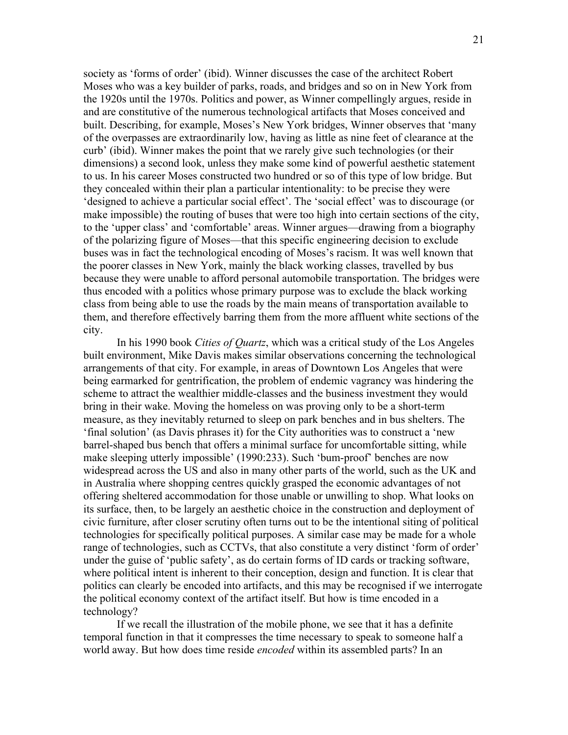society as 'forms of order' (ibid). Winner discusses the case of the architect Robert Moses who was a key builder of parks, roads, and bridges and so on in New York from the 1920s until the 1970s. Politics and power, as Winner compellingly argues, reside in and are constitutive of the numerous technological artifacts that Moses conceived and built. Describing, for example, Moses's New York bridges, Winner observes that 'many of the overpasses are extraordinarily low, having as little as nine feet of clearance at the curb' (ibid). Winner makes the point that we rarely give such technologies (or their dimensions) a second look, unless they make some kind of powerful aesthetic statement to us. In his career Moses constructed two hundred or so of this type of low bridge. But they concealed within their plan a particular intentionality: to be precise they were 'designed to achieve a particular social effect'. The 'social effect' was to discourage (or make impossible) the routing of buses that were too high into certain sections of the city, to the 'upper class' and 'comfortable' areas. Winner argues—drawing from a biography of the polarizing figure of Moses—that this specific engineering decision to exclude buses was in fact the technological encoding of Moses's racism. It was well known that the poorer classes in New York, mainly the black working classes, travelled by bus because they were unable to afford personal automobile transportation. The bridges were thus encoded with a politics whose primary purpose was to exclude the black working class from being able to use the roads by the main means of transportation available to them, and therefore effectively barring them from the more affluent white sections of the city.

In his 1990 book *Cities of Quartz*, which was a critical study of the Los Angeles built environment, Mike Davis makes similar observations concerning the technological arrangements of that city. For example, in areas of Downtown Los Angeles that were being earmarked for gentrification, the problem of endemic vagrancy was hindering the scheme to attract the wealthier middle-classes and the business investment they would bring in their wake. Moving the homeless on was proving only to be a short-term measure, as they inevitably returned to sleep on park benches and in bus shelters. The 'final solution' (as Davis phrases it) for the City authorities was to construct a 'new barrel-shaped bus bench that offers a minimal surface for uncomfortable sitting, while make sleeping utterly impossible' (1990:233). Such 'bum-proof' benches are now widespread across the US and also in many other parts of the world, such as the UK and in Australia where shopping centres quickly grasped the economic advantages of not offering sheltered accommodation for those unable or unwilling to shop. What looks on its surface, then, to be largely an aesthetic choice in the construction and deployment of civic furniture, after closer scrutiny often turns out to be the intentional siting of political technologies for specifically political purposes. A similar case may be made for a whole range of technologies, such as CCTVs, that also constitute a very distinct 'form of order' under the guise of 'public safety', as do certain forms of ID cards or tracking software, where political intent is inherent to their conception, design and function. It is clear that politics can clearly be encoded into artifacts, and this may be recognised if we interrogate the political economy context of the artifact itself. But how is time encoded in a technology?

If we recall the illustration of the mobile phone, we see that it has a definite temporal function in that it compresses the time necessary to speak to someone half a world away. But how does time reside *encoded* within its assembled parts? In an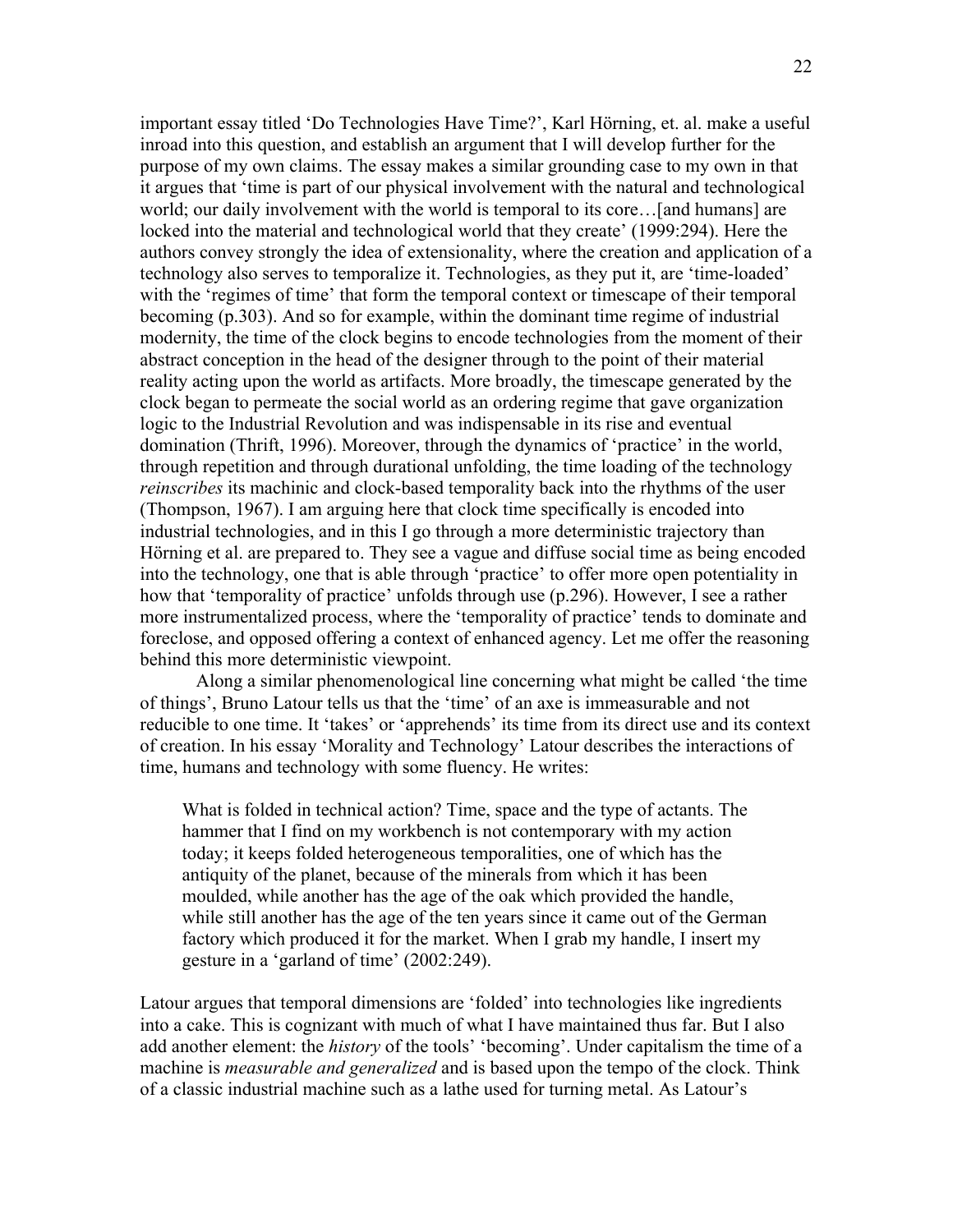important essay titled 'Do Technologies Have Time?', Karl Hörning, et. al. make a useful inroad into this question, and establish an argument that I will develop further for the purpose of my own claims. The essay makes a similar grounding case to my own in that it argues that 'time is part of our physical involvement with the natural and technological world; our daily involvement with the world is temporal to its core…[and humans] are locked into the material and technological world that they create' (1999:294). Here the authors convey strongly the idea of extensionality, where the creation and application of a technology also serves to temporalize it. Technologies, as they put it, are 'time-loaded' with the 'regimes of time' that form the temporal context or timescape of their temporal becoming (p.303). And so for example, within the dominant time regime of industrial modernity, the time of the clock begins to encode technologies from the moment of their abstract conception in the head of the designer through to the point of their material reality acting upon the world as artifacts. More broadly, the timescape generated by the clock began to permeate the social world as an ordering regime that gave organization logic to the Industrial Revolution and was indispensable in its rise and eventual domination (Thrift, 1996). Moreover, through the dynamics of 'practice' in the world, through repetition and through durational unfolding, the time loading of the technology *reinscribes* its machinic and clock-based temporality back into the rhythms of the user (Thompson, 1967). I am arguing here that clock time specifically is encoded into industrial technologies, and in this I go through a more deterministic trajectory than Hörning et al. are prepared to. They see a vague and diffuse social time as being encoded into the technology, one that is able through 'practice' to offer more open potentiality in how that 'temporality of practice' unfolds through use (p.296). However, I see a rather more instrumentalized process, where the 'temporality of practice' tends to dominate and foreclose, and opposed offering a context of enhanced agency. Let me offer the reasoning behind this more deterministic viewpoint.

Along a similar phenomenological line concerning what might be called 'the time of things', Bruno Latour tells us that the 'time' of an axe is immeasurable and not reducible to one time. It 'takes' or 'apprehends' its time from its direct use and its context of creation. In his essay 'Morality and Technology' Latour describes the interactions of time, humans and technology with some fluency. He writes:

> What is folded in technical action? Time, space and the type of actants. The hammer that I find on my workbench is not contemporary with my action today; it keeps folded heterogeneous temporalities, one of which has the antiquity of the planet, because of the minerals from which it has been moulded, while another has the age of the oak which provided the handle, while still another has the age of the ten years since it came out of the German factory which produced it for the market. When I grab my handle, I insert my gesture in a 'garland of time' (2002:249).

Latour argues that temporal dimensions are 'folded' into technologies like ingredients into a cake. This is cognizant with much of what I have maintained thus far. But I also add another element: the *history* of the tools' 'becoming'. Under capitalism the time of a machine is *measurable and generalized* and is based upon the tempo of the clock. Think of a classic industrial machine such as a lathe used for turning metal. As Latour's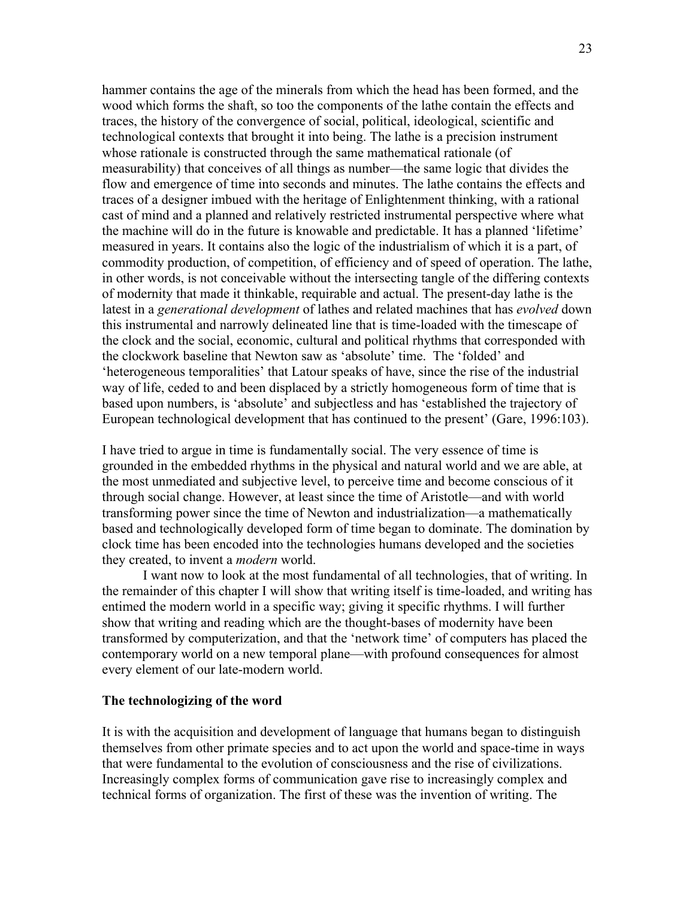hammer contains the age of the minerals from which the head has been formed, and the wood which forms the shaft, so too the components of the lathe contain the effects and traces, the history of the convergence of social, political, ideological, scientific and technological contexts that brought it into being. The lathe is a precision instrument whose rationale is constructed through the same mathematical rationale (of measurability) that conceives of all things as number—the same logic that divides the flow and emergence of time into seconds and minutes. The lathe contains the effects and traces of a designer imbued with the heritage of Enlightenment thinking, with a rational cast of mind and a planned and relatively restricted instrumental perspective where what the machine will do in the future is knowable and predictable. It has a planned 'lifetime' measured in years. It contains also the logic of the industrialism of which it is a part, of commodity production, of competition, of efficiency and of speed of operation. The lathe, in other words, is not conceivable without the intersecting tangle of the differing contexts of modernity that made it thinkable, requirable and actual. The present-day lathe is the latest in a *generational development* of lathes and related machines that has *evolved* down this instrumental and narrowly delineated line that is time-loaded with the timescape of the clock and the social, economic, cultural and political rhythms that corresponded with the clockwork baseline that Newton saw as 'absolute' time. The 'folded' and 'heterogeneous temporalities' that Latour speaks of have, since the rise of the industrial way of life, ceded to and been displaced by a strictly homogeneous form of time that is based upon numbers, is 'absolute' and subjectless and has 'established the trajectory of European technological development that has continued to the present' (Gare, 1996:103).

I have tried to argue in time is fundamentally social. The very essence of time is grounded in the embedded rhythms in the physical and natural world and we are able, at the most unmediated and subjective level, to perceive time and become conscious of it through social change. However, at least since the time of Aristotle—and with world transforming power since the time of Newton and industrialization—a mathematically based and technologically developed form of time began to dominate. The domination by clock time has been encoded into the technologies humans developed and the societies they created, to invent a *modern* world.

I want now to look at the most fundamental of all technologies, that of writing. In the remainder of this chapter I will show that writing itself is time-loaded, and writing has entimed the modern world in a specific way; giving it specific rhythms. I will further show that writing and reading which are the thought-bases of modernity have been transformed by computerization, and that the 'network time' of computers has placed the contemporary world on a new temporal plane—with profound consequences for almost every element of our late-modern world.

**The technologizing of the word**

It is with the acquisition and development of language that humans began to distinguish themselves from other primate species and to act upon the world and space-time in ways that were fundamental to the evolution of consciousness and the rise of civilizations. Increasingly complex forms of communication gave rise to increasingly complex and technical forms of organization. The first of these was the invention of writing. The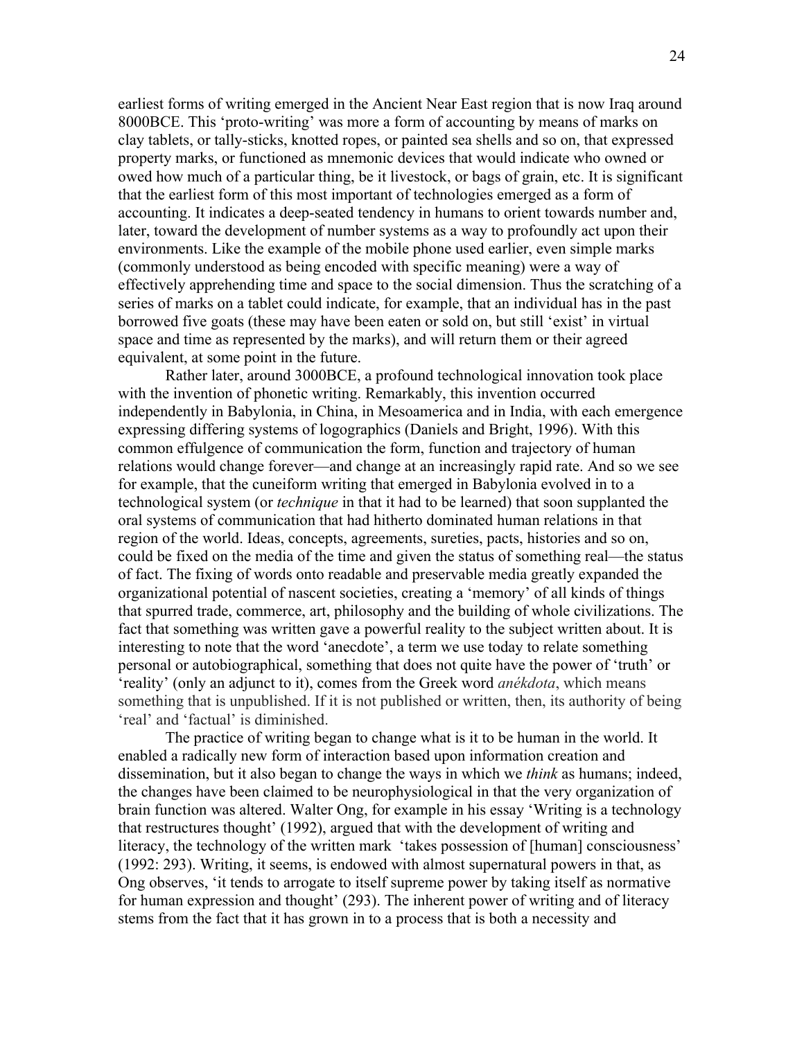earliest forms of writing emerged in the Ancient Near East region that is now Iraq around 8000BCE. This 'proto-writing' was more a form of accounting by means of marks on clay tablets, or tally-sticks, knotted ropes, or painted sea shells and so on, that expressed property marks, or functioned as mnemonic devices that would indicate who owned or owed how much of a particular thing, be it livestock, or bags of grain, etc. It is significant that the earliest form of this most important of technologies emerged as a form of accounting. It indicates a deep-seated tendency in humans to orient towards number and, later, toward the development of number systems as a way to profoundly act upon their environments. Like the example of the mobile phone used earlier, even simple marks (commonly understood as being encoded with specific meaning) were a way of effectively apprehending time and space to the social dimension. Thus the scratching of a series of marks on a tablet could indicate, for example, that an individual has in the past borrowed five goats (these may have been eaten or sold on, but still 'exist' in virtual space and time as represented by the marks), and will return them or their agreed equivalent, at some point in the future.

Rather later, around 3000BCE, a profound technological innovation took place with the invention of phonetic writing. Remarkably, this invention occurred independently in Babylonia, in China, in Mesoamerica and in India, with each emergence expressing differing systems of logographics (Daniels and Bright, 1996). With this common effulgence of communication the form, function and trajectory of human relations would change forever—and change at an increasingly rapid rate. And so we see for example, that the cuneiform writing that emerged in Babylonia evolved in to a technological system (or *technique* in that it had to be learned) that soon supplanted the oral systems of communication that had hitherto dominated human relations in that region of the world. Ideas, concepts, agreements, sureties, pacts, histories and so on, could be fixed on the media of the time and given the status of something real—the status of fact. The fixing of words onto readable and preservable media greatly expanded the organizational potential of nascent societies, creating a 'memory' of all kinds of things that spurred trade, commerce, art, philosophy and the building of whole civilizations. The fact that something was written gave a powerful reality to the subject written about. It is interesting to note that the word 'anecdote', a term we use today to relate something personal or autobiographical, something that does not quite have the power of 'truth' or 'reality' (only an adjunct to it), comes from the Greek word *anékdota*, which means something that is unpublished. If it is not published or written, then, its authority of being 'real' and 'factual' is diminished.

The practice of writing began to change what is it to be human in the world. It enabled a radically new form of interaction based upon information creation and dissemination, but it also began to change the ways in which we *think* as humans; indeed, the changes have been claimed to be neurophysiological in that the very organization of brain function was altered. Walter Ong, for example in his essay 'Writing is a technology that restructures thought' (1992), argued that with the development of writing and literacy, the technology of the written mark 'takes possession of [human] consciousness' (1992: 293). Writing, it seems, is endowed with almost supernatural powers in that, as Ong observes, 'it tends to arrogate to itself supreme power by taking itself as normative for human expression and thought' (293). The inherent power of writing and of literacy stems from the fact that it has grown in to a process that is both a necessity and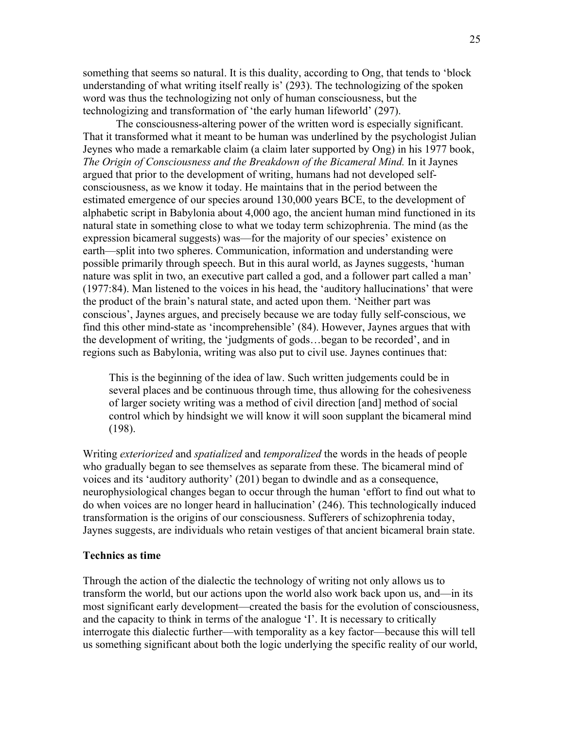something that seems so natural. It is this duality, according to Ong, that tends to 'block understanding of what writing itself really is' (293). The technologizing of the spoken word was thus the technologizing not only of human consciousness, but the technologizing and transformation of 'the early human lifeworld' (297).

The consciousness-altering power of the written word is especially significant. That it transformed what it meant to be human was underlined by the psychologist Julian Jeynes who made a remarkable claim (a claim later supported by Ong) in his 1977 book, *The Origin of Consciousness and the Breakdown of the Bicameral Mind.* In it Jaynes argued that prior to the development of writing, humans had not developed self-consciousness, as we know it today. He maintains that in the period between the estimated emergence of our species around 130,000 years BCE, to the development of alphabetic script in Babylonia about 4,000 ago, the ancient human mind functioned in its natural state in something close to what we today term schizophrenia. The mind (as the expression bicameral suggests) was—for the majority of our species' existence on earth—split into two spheres. Communication, information and understanding were possible primarily through speech. But in this aural world, as Jaynes suggests, 'human nature was split in two, an executive part called a god, and a follower part called a man' (1977:84). Man listened to the voices in his head, the 'auditory hallucinations' that were the product of the brain's natural state, and acted upon them. 'Neither part was conscious', Jaynes argues, and precisely because we are today fully self-conscious, we find this other mind-state as 'incomprehensible' (84). However, Jaynes argues that with the development of writing, the 'judgments of gods…began to be recorded', and in regions such as Babylonia, writing was also put to civil use. Jaynes continues that:

> This is the beginning of the idea of law. Such written judgements could be in several places and be continuous through time, thus allowing for the cohesiveness of larger society writing was a method of civil direction [and] method of social control which by hindsight we will know it will soon supplant the bicameral mind (198).

Writing *exteriorized* and *spatialized* and *temporalized* the words in the heads of people who gradually began to see themselves as separate from these. The bicameral mind of voices and its 'auditory authority' (201) began to dwindle and as a consequence, neurophysiological changes began to occur through the human 'effort to find out what to do when voices are no longer heard in hallucination' (246). This technologically induced transformation is the origins of our consciousness. Sufferers of schizophrenia today, Jaynes suggests, are individuals who retain vestiges of that ancient bicameral brain state.

### Technics as time

Through the action of the dialectic the technology of writing not only allows us to transform the world, but our actions upon the world also work back upon us, and—in its most significant early development—created the basis for the evolution of consciousness, and the capacity to think in terms of the analogue 'I'. It is necessary to critically interrogate this dialectic further—with temporality as a key factor—because this will tell us something significant about both the logic underlying the specific reality of our world,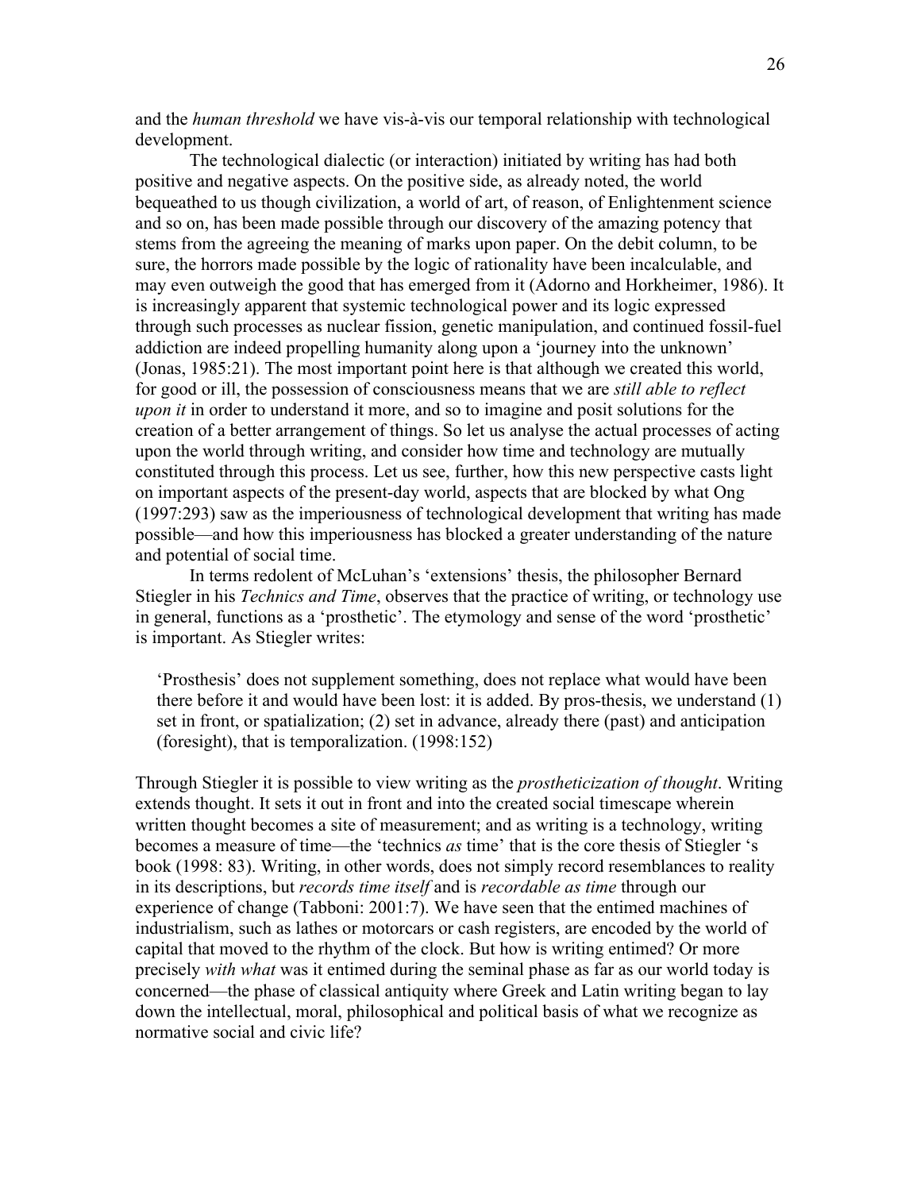and the *human threshold* we have vis-à-vis our temporal relationship with technological development.

The technological dialectic (or interaction) initiated by writing has had both positive and negative aspects. On the positive side, as already noted, the world bequeathed to us though civilization, a world of art, of reason, of Enlightenment science and so on, has been made possible through our discovery of the amazing potency that stems from the agreeing the meaning of marks upon paper. On the debit column, to be sure, the horrors made possible by the logic of rationality have been incalculable, and may even outweigh the good that has emerged from it (Adorno and Horkheimer, 1986). It is increasingly apparent that systemic technological power and its logic expressed through such processes as nuclear fission, genetic manipulation, and continued fossil-fuel addiction are indeed propelling humanity along upon a 'journey into the unknown' (Jonas, 1985:21). The most important point here is that although we created this world, for good or ill, the possession of consciousness means that we are *still able to reflect upon it* in order to understand it more, and so to imagine and posit solutions for the creation of a better arrangement of things. So let us analyse the actual processes of acting upon the world through writing, and consider how time and technology are mutually constituted through this process. Let us see, further, how this new perspective casts light on important aspects of the present-day world, aspects that are blocked by what Ong (1997:293) saw as the imperiousness of technological development that writing has made possible—and how this imperiousness has blocked a greater understanding of the nature and potential of social time.

In terms redolent of McLuhan's 'extensions' thesis, the philosopher Bernard Stiegler in his *Technics and Time*, observes that the practice of writing, or technology use in general, functions as a 'prosthetic'. The etymology and sense of the word 'prosthetic' is important. As Stiegler writes:

> 'Prosthesis' does not supplement something, does not replace what would have been there before it and would have been lost: it is added. By pros-thesis, we understand (1) set in front, or spatialization; (2) set in advance, already there (past) and anticipation (foresight), that is temporalization. (1998:152)

Through Stiegler it is possible to view writing as the *prostheticization of thought*. Writing extends thought. It sets it out in front and into the created social timescape wherein written thought becomes a site of measurement; and as writing is a technology, writing becomes a measure of time—the 'technics *as* time' that is the core thesis of Stiegler 's book (1998: 83). Writing, in other words, does not simply record resemblances to reality in its descriptions, but *records time itself* and is *recordable as time* through our experience of change (Tabboni: 2001:7). We have seen that the entimed machines of industrialism, such as lathes or motorcars or cash registers, are encoded by the world of capital that moved to the rhythm of the clock. But how is writing entimed? Or more precisely *with what* was it entimed during the seminal phase as far as our world today is concerned—the phase of classical antiquity where Greek and Latin writing began to lay down the intellectual, moral, philosophical and political basis of what we recognize as normative social and civic life?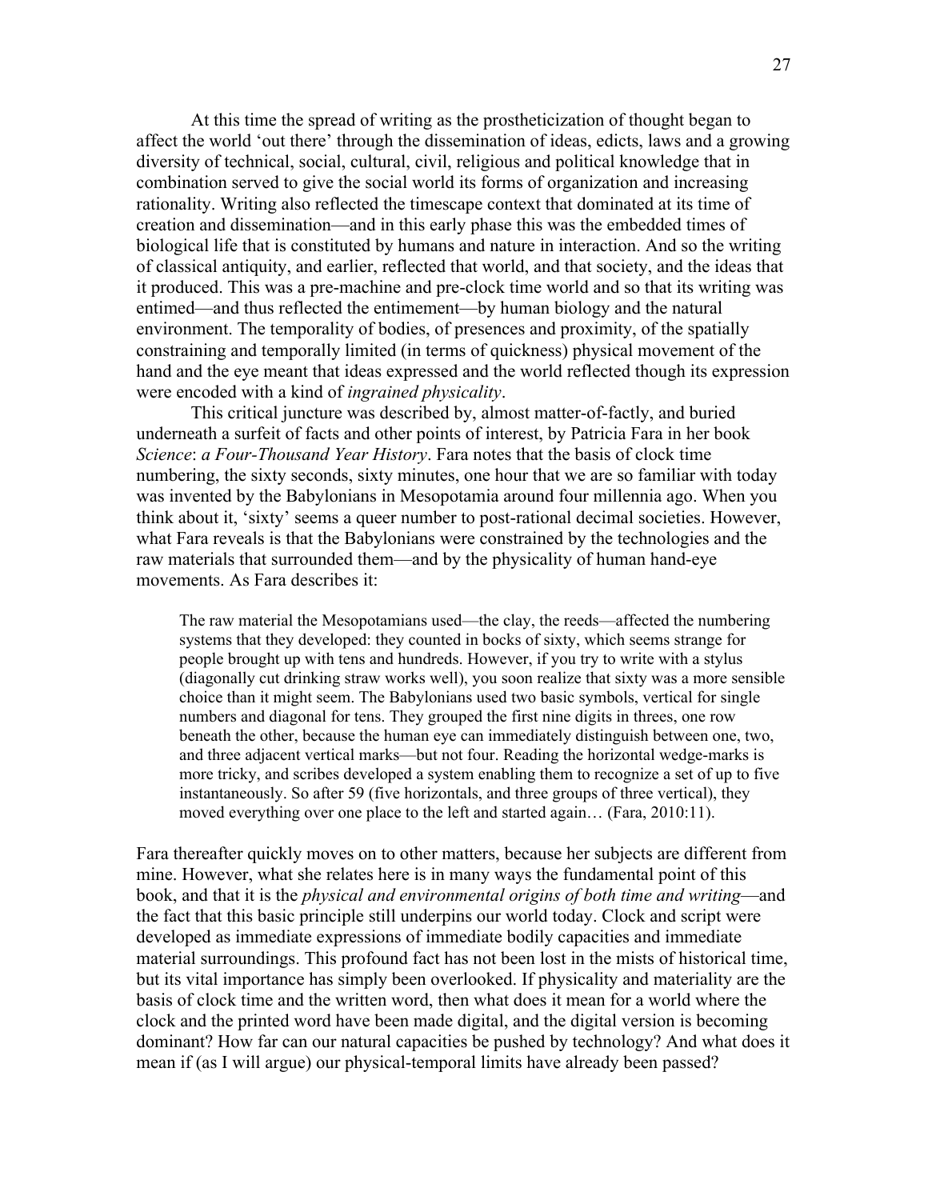At this time the spread of writing as the prostheticization of thought began to affect the world 'out there' through the dissemination of ideas, edicts, laws and a growing diversity of technical, social, cultural, civil, religious and political knowledge that in combination served to give the social world its forms of organization and increasing rationality. Writing also reflected the timescape context that dominated at its time of creation and dissemination—and in this early phase this was the embedded times of biological life that is constituted by humans and nature in interaction. And so the writing of classical antiquity, and earlier, reflected that world, and that society, and the ideas that it produced. This was a pre-machine and pre-clock time world and so that its writing was entimed—and thus reflected the entimement—by human biology and the natural environment. The temporality of bodies, of presences and proximity, of the spatially constraining and temporally limited (in terms of quickness) physical movement of the hand and the eye meant that ideas expressed and the world reflected though its expression were encoded with a kind of *ingrained physicality*.

This critical juncture was described by, almost matter-of-factly, and buried underneath a surfeit of facts and other points of interest, by Patricia Fara in her book *Science*: *a Four-Thousand Year History*. Fara notes that the basis of clock time numbering, the sixty seconds, sixty minutes, one hour that we are so familiar with today was invented by the Babylonians in Mesopotamia around four millennia ago. When you think about it, 'sixty' seems a queer number to post-rational decimal societies. However, what Fara reveals is that the Babylonians were constrained by the technologies and the raw materials that surrounded them—and by the physicality of human hand-eye movements. As Fara describes it:

> The raw material the Mesopotamians used—the clay, the reeds—affected the numbering systems that they developed: they counted in bocks of sixty, which seems strange for people brought up with tens and hundreds. However, if you try to write with a stylus (diagonally cut drinking straw works well), you soon realize that sixty was a more sensible choice than it might seem. The Babylonians used two basic symbols, vertical for single numbers and diagonal for tens. They grouped the first nine digits in threes, one row beneath the other, because the human eye can immediately distinguish between one, two, and three adjacent vertical marks—but not four. Reading the horizontal wedge-marks is more tricky, and scribes developed a system enabling them to recognize a set of up to five instantaneously. So after 59 (five horizontals, and three groups of three vertical), they moved everything over one place to the left and started again… (Fara, 2010:11).

Fara thereafter quickly moves on to other matters, because her subjects are different from mine. However, what she relates here is in many ways the fundamental point of this book, and that it is the *physical and environmental origins of both time and writing*—and the fact that this basic principle still underpins our world today. Clock and script were developed as immediate expressions of immediate bodily capacities and immediate material surroundings. This profound fact has not been lost in the mists of historical time, but its vital importance has simply been overlooked. If physicality and materiality are the basis of clock time and the written word, then what does it mean for a world where the clock and the printed word have been made digital, and the digital version is becoming dominant? How far can our natural capacities be pushed by technology? And what does it mean if (as I will argue) our physical-temporal limits have already been passed?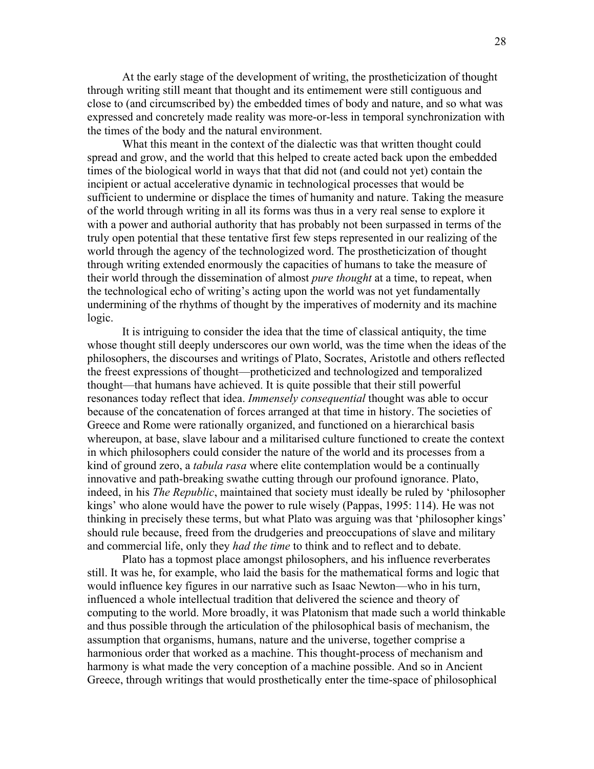At the early stage of the development of writing, the prostheticization of thought through writing still meant that thought and its entimement were still contiguous and close to (and circumscribed by) the embedded times of body and nature, and so what was expressed and concretely made reality was more-or-less in temporal synchronization with the times of the body and the natural environment.

What this meant in the context of the dialectic was that written thought could spread and grow, and the world that this helped to create acted back upon the embedded times of the biological world in ways that that did not (and could not yet) contain the incipient or actual accelerative dynamic in technological processes that would be sufficient to undermine or displace the times of humanity and nature. Taking the measure of the world through writing in all its forms was thus in a very real sense to explore it with a power and authorial authority that has probably not been surpassed in terms of the truly open potential that these tentative first few steps represented in our realizing of the world through the agency of the technologized word. The prostheticization of thought through writing extended enormously the capacities of humans to take the measure of their world through the dissemination of almost *pure thought* at a time, to repeat, when the technological echo of writing's acting upon the world was not yet fundamentally undermining of the rhythms of thought by the imperatives of modernity and its machine logic.

It is intriguing to consider the idea that the time of classical antiquity, the time whose thought still deeply underscores our own world, was the time when the ideas of the philosophers, the discourses and writings of Plato, Socrates, Aristotle and others reflected the freest expressions of thought—protheticized and technologized and temporalized thought—that humans have achieved. It is quite possible that their still powerful resonances today reflect that idea. *Immensely consequential* thought was able to occur because of the concatenation of forces arranged at that time in history. The societies of Greece and Rome were rationally organized, and functioned on a hierarchical basis whereupon, at base, slave labour and a militarised culture functioned to create the context in which philosophers could consider the nature of the world and its processes from a kind of ground zero, a *tabula rasa* where elite contemplation would be a continually innovative and path-breaking swathe cutting through our profound ignorance. Plato, indeed, in his *The Republic*, maintained that society must ideally be ruled by 'philosopher kings' who alone would have the power to rule wisely (Pappas, 1995: 114). He was not thinking in precisely these terms, but what Plato was arguing was that 'philosopher kings' should rule because, freed from the drudgeries and preoccupations of slave and military and commercial life, only they *had the time* to think and to reflect and to debate.

Plato has a topmost place amongst philosophers, and his influence reverberates still. It was he, for example, who laid the basis for the mathematical forms and logic that would influence key figures in our narrative such as Isaac Newton—who in his turn, influenced a whole intellectual tradition that delivered the science and theory of computing to the world. More broadly, it was Platonism that made such a world thinkable and thus possible through the articulation of the philosophical basis of mechanism, the assumption that organisms, humans, nature and the universe, together comprise a harmonious order that worked as a machine. This thought-process of mechanism and harmony is what made the very conception of a machine possible. And so in Ancient Greece, through writings that would prosthetically enter the time-space of philosophical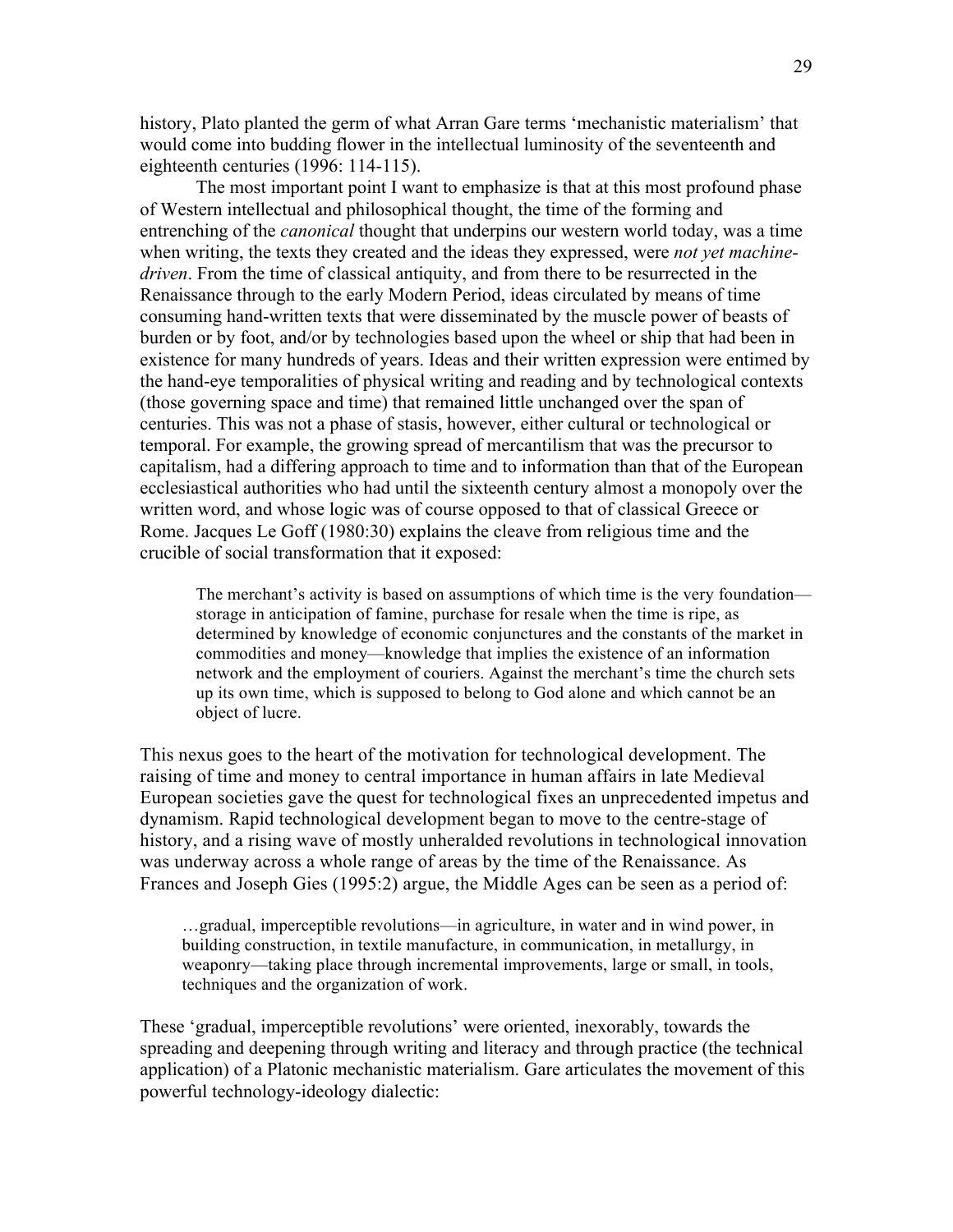history, Plato planted the germ of what Arran Gare terms 'mechanistic materialism' that would come into budding flower in the intellectual luminosity of the seventeenth and eighteenth centuries (1996: 114-115).

The most important point I want to emphasize is that at this most profound phase of Western intellectual and philosophical thought, the time of the forming and entrenching of the *canonical* thought that underpins our western world today, was a time when writing, the texts they created and the ideas they expressed, were *not yet machine-driven*. From the time of classical antiquity, and from there to be resurrected in the Renaissance through to the early Modern Period, ideas circulated by means of time consuming hand-written texts that were disseminated by the muscle power of beasts of burden or by foot, and/or by technologies based upon the wheel or ship that had been in existence for many hundreds of years. Ideas and their written expression were entimed by the hand-eye temporalities of physical writing and reading and by technological contexts (those governing space and time) that remained little unchanged over the span of centuries. This was not a phase of stasis, however, either cultural or technological or temporal. For example, the growing spread of mercantilism that was the precursor to capitalism, had a differing approach to time and to information than that of the European ecclesiastical authorities who had until the sixteenth century almost a monopoly over the written word, and whose logic was of course opposed to that of classical Greece or Rome. Jacques Le Goff (1980:30) explains the cleave from religious time and the crucible of social transformation that it exposed:

> The merchant's activity is based on assumptions of which time is the very foundation—storage in anticipation of famine, purchase for resale when the time is ripe, as determined by knowledge of economic conjunctures and the constants of the market in commodities and money—knowledge that implies the existence of an information network and the employment of couriers. Against the merchant's time the church sets up its own time, which is supposed to belong to God alone and which cannot be an object of lucre.

This nexus goes to the heart of the motivation for technological development. The raising of time and money to central importance in human affairs in late Medieval European societies gave the quest for technological fixes an unprecedented impetus and dynamism. Rapid technological development began to move to the centre-stage of history, and a rising wave of mostly unheralded revolutions in technological innovation was underway across a whole range of areas by the time of the Renaissance. As Frances and Joseph Gies (1995:2) argue, the Middle Ages can be seen as a period of:

> …gradual, imperceptible revolutions—in agriculture, in water and in wind power, in building construction, in textile manufacture, in communication, in metallurgy, in weaponry—taking place through incremental improvements, large or small, in tools, techniques and the organization of work.

These 'gradual, imperceptible revolutions' were oriented, inexorably, towards the spreading and deepening through writing and literacy and through practice (the technical application) of a Platonic mechanistic materialism. Gare articulates the movement of this powerful technology-ideology dialectic: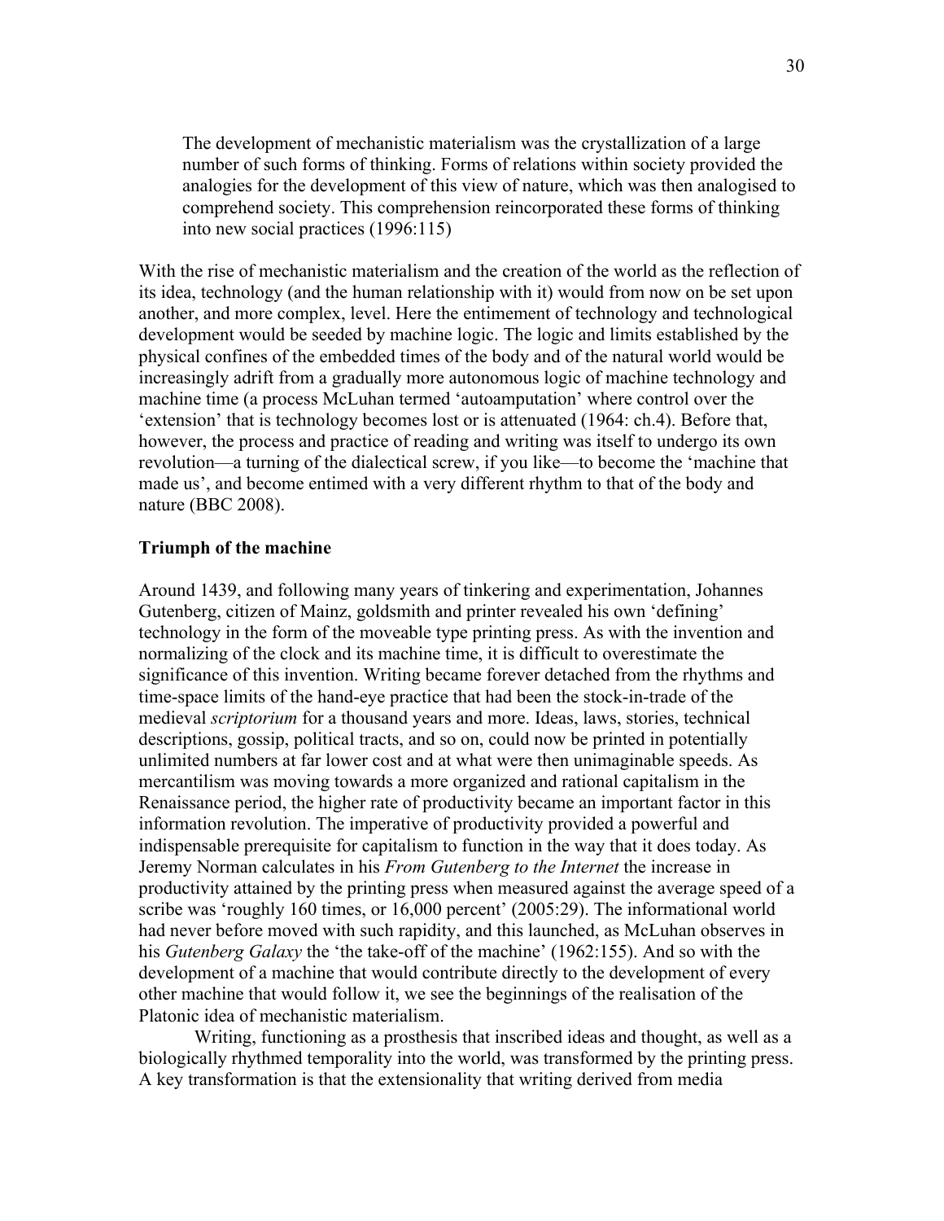> The development of mechanistic materialism was the crystallization of a large number of such forms of thinking. Forms of relations within society provided the analogies for the development of this view of nature, which was then analogised to comprehend society. This comprehension reincorporated these forms of thinking into new social practices (1996:115)

With the rise of mechanistic materialism and the creation of the world as the reflection of its idea, technology (and the human relationship with it) would from now on be set upon another, and more complex, level. Here the entimement of technology and technological development would be seeded by machine logic. The logic and limits established by the physical confines of the embedded times of the body and of the natural world would be increasingly adrift from a gradually more autonomous logic of machine technology and machine time (a process McLuhan termed 'autoamputation' where control over the 'extension' that is technology becomes lost or is attenuated (1964: ch.4). Before that, however, the process and practice of reading and writing was itself to undergo its own revolution—a turning of the dialectical screw, if you like—to become the 'machine that made us', and become entimed with a very different rhythm to that of the body and nature (BBC 2008).

### Triumph of the machine

Around 1439, and following many years of tinkering and experimentation, Johannes Gutenberg, citizen of Mainz, goldsmith and printer revealed his own 'defining' technology in the form of the moveable type printing press. As with the invention and normalizing of the clock and its machine time, it is difficult to overestimate the significance of this invention. Writing became forever detached from the rhythms and time-space limits of the hand-eye practice that had been the stock-in-trade of the medieval *scriptorium* for a thousand years and more. Ideas, laws, stories, technical descriptions, gossip, political tracts, and so on, could now be printed in potentially unlimited numbers at far lower cost and at what were then unimaginable speeds. As mercantilism was moving towards a more organized and rational capitalism in the Renaissance period, the higher rate of productivity became an important factor in this information revolution. The imperative of productivity provided a powerful and indispensable prerequisite for capitalism to function in the way that it does today. As Jeremy Norman calculates in his *From Gutenberg to the Internet* the increase in productivity attained by the printing press when measured against the average speed of a scribe was 'roughly 160 times, or 16,000 percent' (2005:29). The informational world had never before moved with such rapidity, and this launched, as McLuhan observes in his *Gutenberg Galaxy* the 'the take-off of the machine' (1962:155). And so with the development of a machine that would contribute directly to the development of every other machine that would follow it, we see the beginnings of the realisation of the Platonic idea of mechanistic materialism.

Writing, functioning as a prosthesis that inscribed ideas and thought, as well as a biologically rhythmed temporality into the world, was transformed by the printing press. A key transformation is that the extensionality that writing derived from media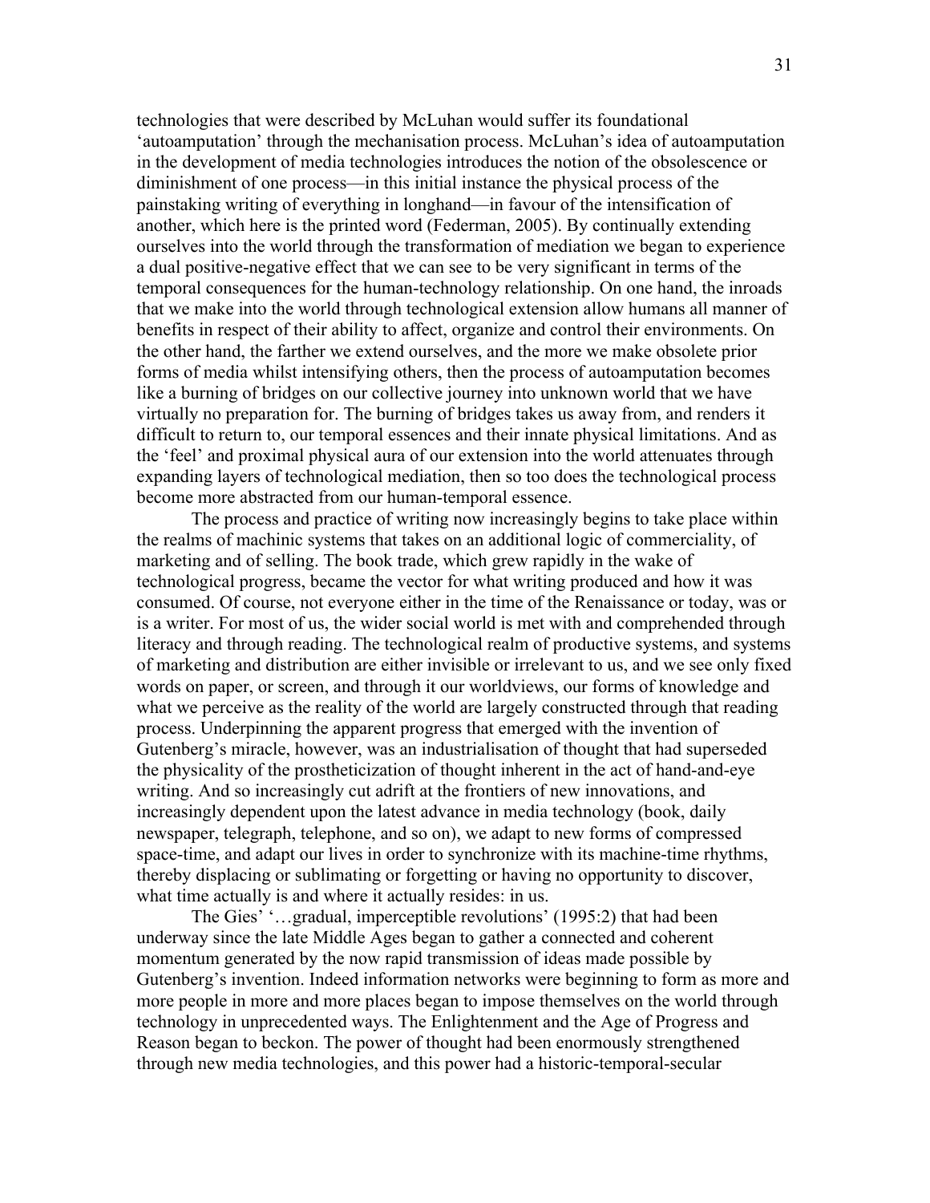technologies that were described by McLuhan would suffer its foundational 'autoamputation' through the mechanisation process. McLuhan's idea of autoamputation in the development of media technologies introduces the notion of the obsolescence or diminishment of one process—in this initial instance the physical process of the painstaking writing of everything in longhand—in favour of the intensification of another, which here is the printed word (Federman, 2005). By continually extending ourselves into the world through the transformation of mediation we began to experience a dual positive-negative effect that we can see to be very significant in terms of the temporal consequences for the human-technology relationship. On one hand, the inroads that we make into the world through technological extension allow humans all manner of benefits in respect of their ability to affect, organize and control their environments. On the other hand, the farther we extend ourselves, and the more we make obsolete prior forms of media whilst intensifying others, then the process of autoamputation becomes like a burning of bridges on our collective journey into unknown world that we have virtually no preparation for. The burning of bridges takes us away from, and renders it difficult to return to, our temporal essences and their innate physical limitations. And as the 'feel' and proximal physical aura of our extension into the world attenuates through expanding layers of technological mediation, then so too does the technological process become more abstracted from our human-temporal essence.

The process and practice of writing now increasingly begins to take place within the realms of machinic systems that takes on an additional logic of commerciality, of marketing and of selling. The book trade, which grew rapidly in the wake of technological progress, became the vector for what writing produced and how it was consumed. Of course, not everyone either in the time of the Renaissance or today, was or is a writer. For most of us, the wider social world is met with and comprehended through literacy and through reading. The technological realm of productive systems, and systems of marketing and distribution are either invisible or irrelevant to us, and we see only fixed words on paper, or screen, and through it our worldviews, our forms of knowledge and what we perceive as the reality of the world are largely constructed through that reading process. Underpinning the apparent progress that emerged with the invention of Gutenberg's miracle, however, was an industrialisation of thought that had superseded the physicality of the prostheticization of thought inherent in the act of hand-and-eye writing. And so increasingly cut adrift at the frontiers of new innovations, and increasingly dependent upon the latest advance in media technology (book, daily newspaper, telegraph, telephone, and so on), we adapt to new forms of compressed space-time, and adapt our lives in order to synchronize with its machine-time rhythms, thereby displacing or sublimating or forgetting or having no opportunity to discover, what time actually is and where it actually resides: in us.

The Gies' '…gradual, imperceptible revolutions' (1995:2) that had been underway since the late Middle Ages began to gather a connected and coherent momentum generated by the now rapid transmission of ideas made possible by Gutenberg's invention. Indeed information networks were beginning to form as more and more people in more and more places began to impose themselves on the world through technology in unprecedented ways. The Enlightenment and the Age of Progress and Reason began to beckon. The power of thought had been enormously strengthened through new media technologies, and this power had a historic-temporal-secular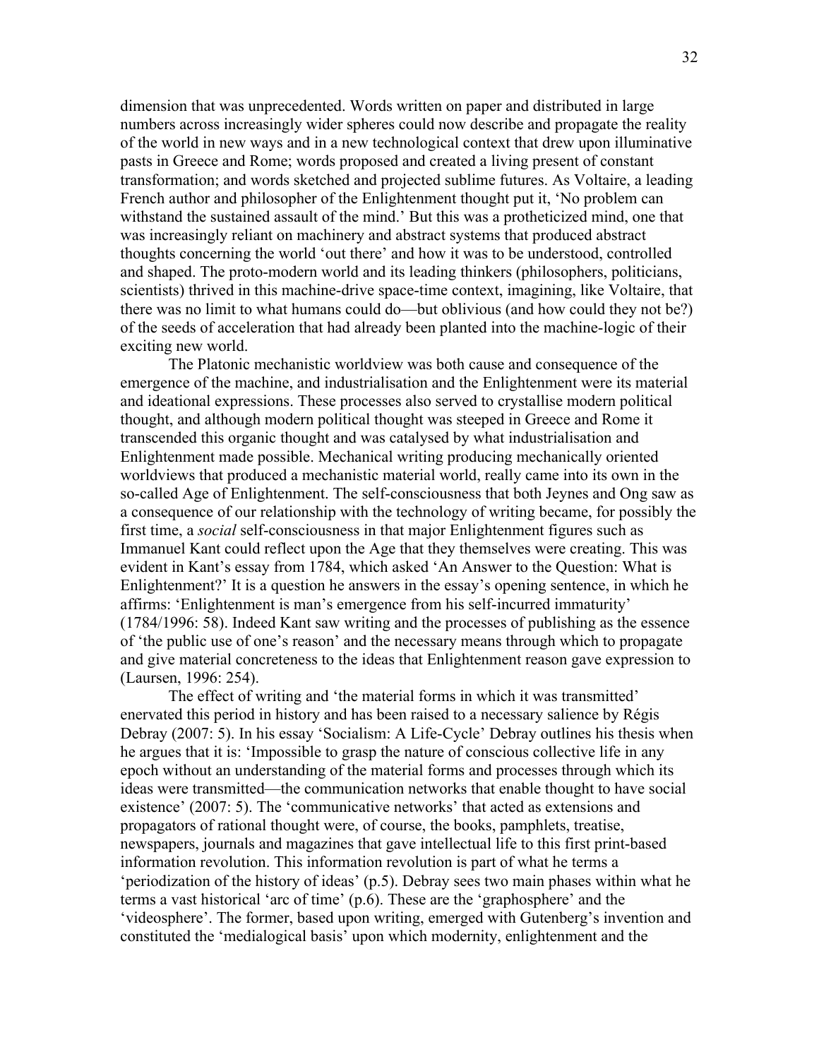dimension that was unprecedented. Words written on paper and distributed in large numbers across increasingly wider spheres could now describe and propagate the reality of the world in new ways and in a new technological context that drew upon illuminative pasts in Greece and Rome; words proposed and created a living present of constant transformation; and words sketched and projected sublime futures. As Voltaire, a leading French author and philosopher of the Enlightenment thought put it, 'No problem can withstand the sustained assault of the mind.' But this was a protheticized mind, one that was increasingly reliant on machinery and abstract systems that produced abstract thoughts concerning the world 'out there' and how it was to be understood, controlled and shaped. The proto-modern world and its leading thinkers (philosophers, politicians, scientists) thrived in this machine-drive space-time context, imagining, like Voltaire, that there was no limit to what humans could do—but oblivious (and how could they not be?) of the seeds of acceleration that had already been planted into the machine-logic of their exciting new world.

The Platonic mechanistic worldview was both cause and consequence of the emergence of the machine, and industrialisation and the Enlightenment were its material and ideational expressions. These processes also served to crystallise modern political thought, and although modern political thought was steeped in Greece and Rome it transcended this organic thought and was catalysed by what industrialisation and Enlightenment made possible. Mechanical writing producing mechanically oriented worldviews that produced a mechanistic material world, really came into its own in the so-called Age of Enlightenment. The self-consciousness that both Jeynes and Ong saw as a consequence of our relationship with the technology of writing became, for possibly the first time, a *social* self-consciousness in that major Enlightenment figures such as Immanuel Kant could reflect upon the Age that they themselves were creating. This was evident in Kant's essay from 1784, which asked 'An Answer to the Question: What is Enlightenment?' It is a question he answers in the essay's opening sentence, in which he affirms: 'Enlightenment is man's emergence from his self-incurred immaturity' (1784/1996: 58). Indeed Kant saw writing and the processes of publishing as the essence of 'the public use of one's reason' and the necessary means through which to propagate and give material concreteness to the ideas that Enlightenment reason gave expression to (Laursen, 1996: 254).

The effect of writing and 'the material forms in which it was transmitted' enervated this period in history and has been raised to a necessary salience by Régis Debray (2007: 5). In his essay 'Socialism: A Life-Cycle' Debray outlines his thesis when he argues that it is: 'Impossible to grasp the nature of conscious collective life in any epoch without an understanding of the material forms and processes through which its ideas were transmitted—the communication networks that enable thought to have social existence' (2007: 5). The 'communicative networks' that acted as extensions and propagators of rational thought were, of course, the books, pamphlets, treatise, newspapers, journals and magazines that gave intellectual life to this first print-based information revolution. This information revolution is part of what he terms a 'periodization of the history of ideas' (p.5). Debray sees two main phases within what he terms a vast historical 'arc of time' (p.6). These are the 'graphosphere' and the 'videosphere'. The former, based upon writing, emerged with Gutenberg's invention and constituted the 'medialogical basis' upon which modernity, enlightenment and the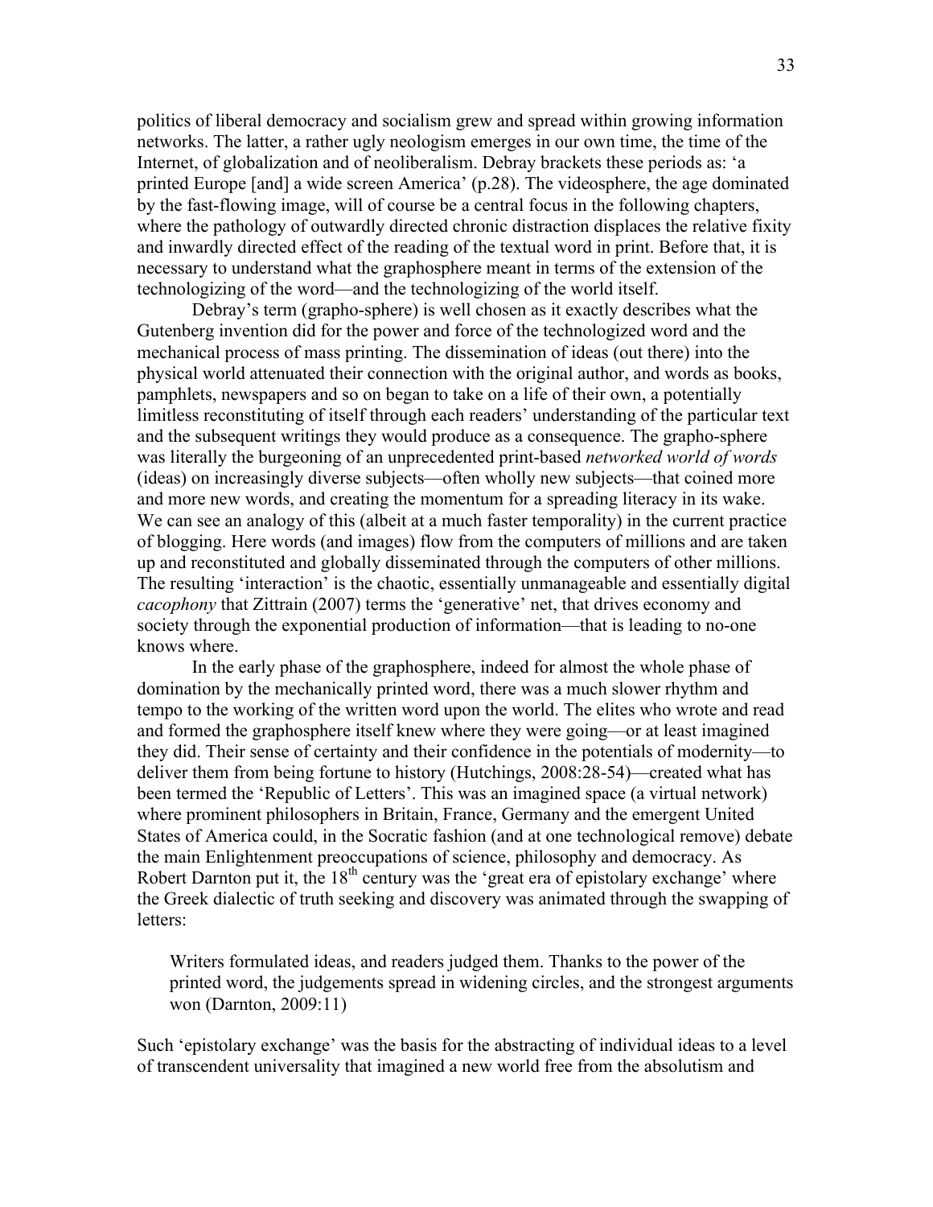politics of liberal democracy and socialism grew and spread within growing information networks. The latter, a rather ugly neologism emerges in our own time, the time of the Internet, of globalization and of neoliberalism. Debray brackets these periods as: 'a printed Europe [and] a wide screen America' (p.28). The videosphere, the age dominated by the fast-flowing image, will of course be a central focus in the following chapters, where the pathology of outwardly directed chronic distraction displaces the relative fixity and inwardly directed effect of the reading of the textual word in print. Before that, it is necessary to understand what the graphosphere meant in terms of the extension of the technologizing of the word—and the technologizing of the world itself.

Debray's term (grapho-sphere) is well chosen as it exactly describes what the Gutenberg invention did for the power and force of the technologized word and the mechanical process of mass printing. The dissemination of ideas (out there) into the physical world attenuated their connection with the original author, and words as books, pamphlets, newspapers and so on began to take on a life of their own, a potentially limitless reconstituting of itself through each readers' understanding of the particular text and the subsequent writings they would produce as a consequence. The grapho-sphere was literally the burgeoning of an unprecedented print-based *networked world of words* (ideas) on increasingly diverse subjects—often wholly new subjects—that coined more and more new words, and creating the momentum for a spreading literacy in its wake. We can see an analogy of this (albeit at a much faster temporality) in the current practice of blogging. Here words (and images) flow from the computers of millions and are taken up and reconstituted and globally disseminated through the computers of other millions. The resulting 'interaction' is the chaotic, essentially unmanageable and essentially digital *cacophony* that Zittrain (2007) terms the 'generative' net, that drives economy and society through the exponential production of information—that is leading to no-one knows where.

In the early phase of the graphosphere, indeed for almost the whole phase of domination by the mechanically printed word, there was a much slower rhythm and tempo to the working of the written word upon the world. The elites who wrote and read and formed the graphosphere itself knew where they were going—or at least imagined they did. Their sense of certainty and their confidence in the potentials of modernity—to deliver them from being fortune to history (Hutchings, 2008:28-54)—created what has been termed the 'Republic of Letters'. This was an imagined space (a virtual network) where prominent philosophers in Britain, France, Germany and the emergent United States of America could, in the Socratic fashion (and at one technological remove) debate the main Enlightenment preoccupations of science, philosophy and democracy. As Robert Darnton put it, the 18th century was the 'great era of epistolary exchange' where the Greek dialectic of truth seeking and discovery was animated through the swapping of letters:

> Writers formulated ideas, and readers judged them. Thanks to the power of the printed word, the judgements spread in widening circles, and the strongest arguments won (Darnton, 2009:11)

Such 'epistolary exchange' was the basis for the abstracting of individual ideas to a level of transcendent universality that imagined a new world free from the absolutism and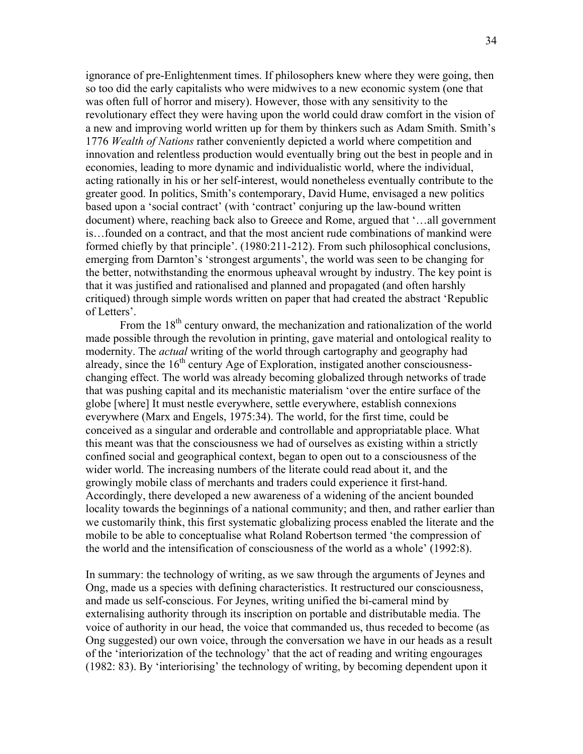ignorance of pre-Enlightenment times. If philosophers knew where they were going, then so too did the early capitalists who were midwives to a new economic system (one that was often full of horror and misery). However, those with any sensitivity to the revolutionary effect they were having upon the world could draw comfort in the vision of a new and improving world written up for them by thinkers such as Adam Smith. Smith's 1776 *Wealth of Nations* rather conveniently depicted a world where competition and innovation and relentless production would eventually bring out the best in people and in economies, leading to more dynamic and individualistic world, where the individual, acting rationally in his or her self-interest, would nonetheless eventually contribute to the greater good. In politics, Smith's contemporary, David Hume, envisaged a new politics based upon a 'social contract' (with 'contract' conjuring up the law-bound written document) where, reaching back also to Greece and Rome, argued that '…all government is…founded on a contract, and that the most ancient rude combinations of mankind were formed chiefly by that principle'. (1980:211-212). From such philosophical conclusions, emerging from Darnton's 'strongest arguments', the world was seen to be changing for the better, notwithstanding the enormous upheaval wrought by industry. The key point is that it was justified and rationalised and planned and propagated (and often harshly critiqued) through simple words written on paper that had created the abstract 'Republic of Letters'.

From the 18th century onward, the mechanization and rationalization of the world made possible through the revolution in printing, gave material and ontological reality to modernity. The *actual* writing of the world through cartography and geography had already, since the 16th century Age of Exploration, instigated another consciousness-changing effect. The world was already becoming globalized through networks of trade that was pushing capital and its mechanistic materialism 'over the entire surface of the globe [where] It must nestle everywhere, settle everywhere, establish connexions everywhere (Marx and Engels, 1975:34). The world, for the first time, could be conceived as a singular and orderable and controllable and appropriatable place. What this meant was that the consciousness we had of ourselves as existing within a strictly confined social and geographical context, began to open out to a consciousness of the wider world. The increasing numbers of the literate could read about it, and the growingly mobile class of merchants and traders could experience it first-hand. Accordingly, there developed a new awareness of a widening of the ancient bounded locality towards the beginnings of a national community; and then, and rather earlier than we customarily think, this first systematic globalizing process enabled the literate and the mobile to be able to conceptualise what Roland Robertson termed 'the compression of the world and the intensification of consciousness of the world as a whole' (1992:8).

In summary: the technology of writing, as we saw through the arguments of Jeynes and Ong, made us a species with defining characteristics. It restructured our consciousness, and made us self-conscious. For Jeynes, writing unified the bi-cameral mind by externalising authority through its inscription on portable and distributable media. The voice of authority in our head, the voice that commanded us, thus receded to become (as Ong suggested) our own voice, through the conversation we have in our heads as a result of the 'interiorization of the technology' that the act of reading and writing engourages (1982: 83). By 'interiorising' the technology of writing, by becoming dependent upon it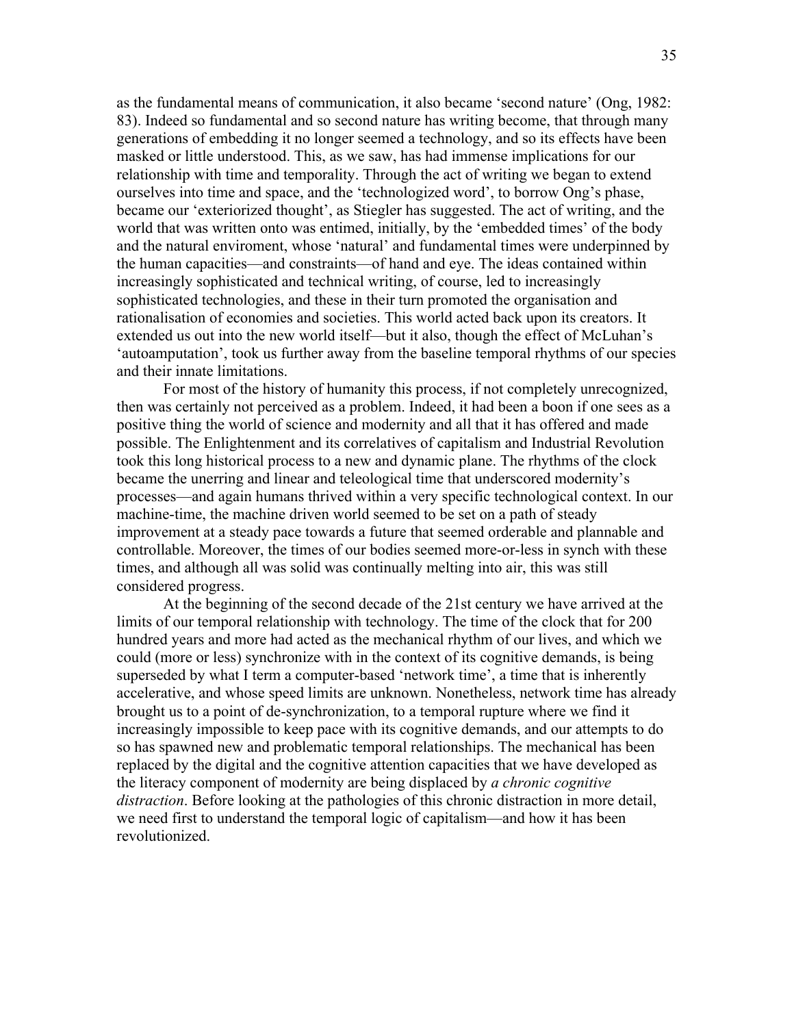as the fundamental means of communication, it also became 'second nature' (Ong, 1982: 83). Indeed so fundamental and so second nature has writing become, that through many generations of embedding it no longer seemed a technology, and so its effects have been masked or little understood. This, as we saw, has had immense implications for our relationship with time and temporality. Through the act of writing we began to extend ourselves into time and space, and the 'technologized word', to borrow Ong's phase, became our 'exteriorized thought', as Stiegler has suggested. The act of writing, and the world that was written onto was entimed, initially, by the 'embedded times' of the body and the natural enviroment, whose 'natural' and fundamental times were underpinned by the human capacities—and constraints—of hand and eye. The ideas contained within increasingly sophisticated and technical writing, of course, led to increasingly sophisticated technologies, and these in their turn promoted the organisation and rationalisation of economies and societies. This world acted back upon its creators. It extended us out into the new world itself—but it also, though the effect of McLuhan's 'autoamputation', took us further away from the baseline temporal rhythms of our species and their innate limitations.

For most of the history of humanity this process, if not completely unrecognized, then was certainly not perceived as a problem. Indeed, it had been a boon if one sees as a positive thing the world of science and modernity and all that it has offered and made possible. The Enlightenment and its correlatives of capitalism and Industrial Revolution took this long historical process to a new and dynamic plane. The rhythms of the clock became the unerring and linear and teleological time that underscored modernity's processes—and again humans thrived within a very specific technological context. In our machine-time, the machine driven world seemed to be set on a path of steady improvement at a steady pace towards a future that seemed orderable and plannable and controllable. Moreover, the times of our bodies seemed more-or-less in synch with these times, and although all was solid was continually melting into air, this was still considered progress.

At the beginning of the second decade of the 21st century we have arrived at the limits of our temporal relationship with technology. The time of the clock that for 200 hundred years and more had acted as the mechanical rhythm of our lives, and which we could (more or less) synchronize with in the context of its cognitive demands, is being superseded by what I term a computer-based 'network time', a time that is inherently accelerative, and whose speed limits are unknown. Nonetheless, network time has already brought us to a point of de-synchronization, to a temporal rupture where we find it increasingly impossible to keep pace with its cognitive demands, and our attempts to do so has spawned new and problematic temporal relationships. The mechanical has been replaced by the digital and the cognitive attention capacities that we have developed as the literacy component of modernity are being displaced by *a chronic cognitive distraction*. Before looking at the pathologies of this chronic distraction in more detail, we need first to understand the temporal logic of capitalism—and how it has been revolutionized.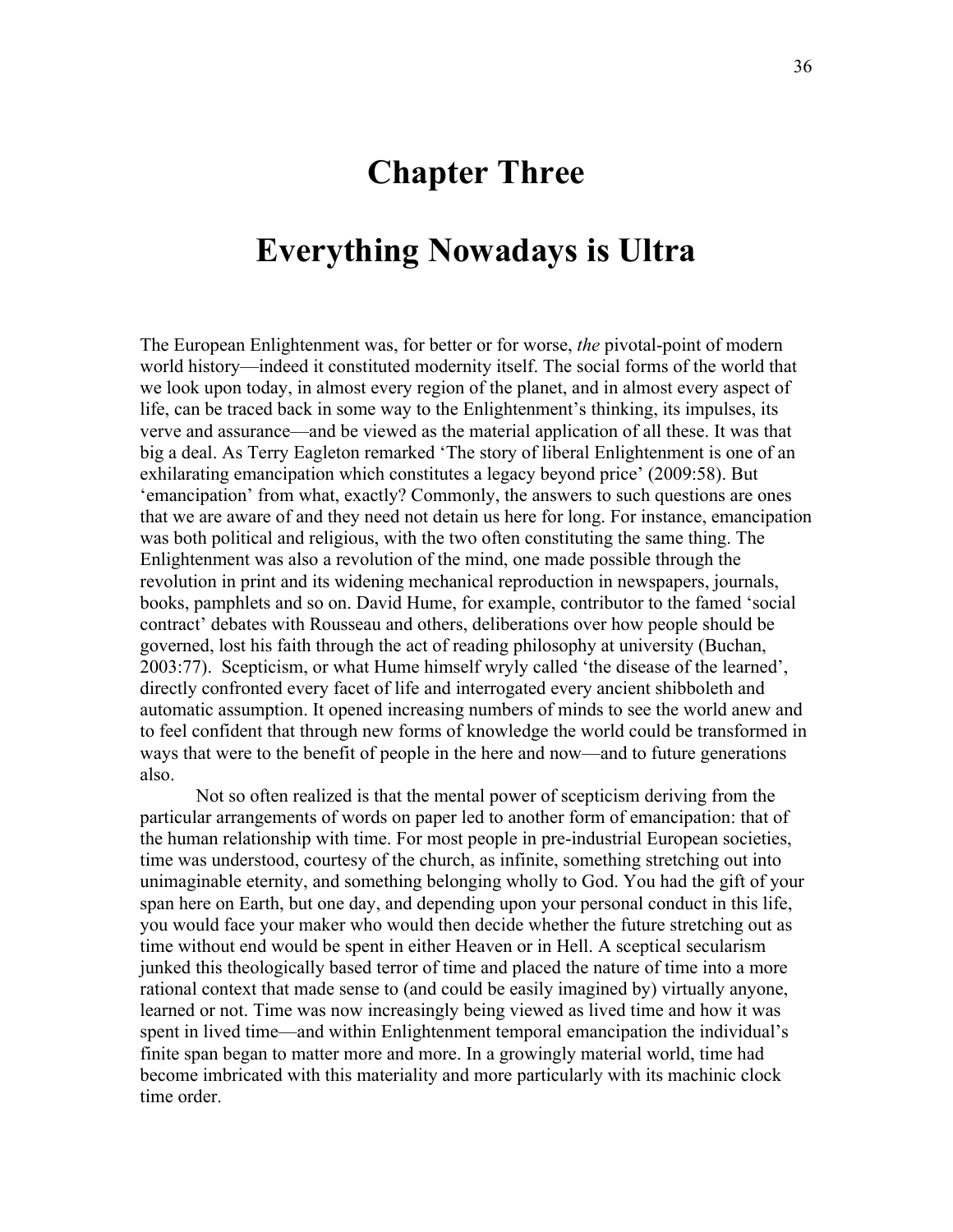# Chapter Three

# Everything Nowadays is Ultra

The European Enlightenment was, for better or for worse, *the* pivotal-point of modern world history—indeed it constituted modernity itself. The social forms of the world that we look upon today, in almost every region of the planet, and in almost every aspect of life, can be traced back in some way to the Enlightenment's thinking, its impulses, its verve and assurance—and be viewed as the material application of all these. It was that big a deal. As Terry Eagleton remarked 'The story of liberal Enlightenment is one of an exhilarating emancipation which constitutes a legacy beyond price' (2009:58). But 'emancipation' from what, exactly? Commonly, the answers to such questions are ones that we are aware of and they need not detain us here for long. For instance, emancipation was both political and religious, with the two often constituting the same thing. The Enlightenment was also a revolution of the mind, one made possible through the revolution in print and its widening mechanical reproduction in newspapers, journals, books, pamphlets and so on. David Hume, for example, contributor to the famed 'social contract' debates with Rousseau and others, deliberations over how people should be governed, lost his faith through the act of reading philosophy at university (Buchan, 2003:77). Scepticism, or what Hume himself wryly called 'the disease of the learned', directly confronted every facet of life and interrogated every ancient shibboleth and automatic assumption. It opened increasing numbers of minds to see the world anew and to feel confident that through new forms of knowledge the world could be transformed in ways that were to the benefit of people in the here and now—and to future generations also.

Not so often realized is that the mental power of scepticism deriving from the particular arrangements of words on paper led to another form of emancipation: that of the human relationship with time. For most people in pre-industrial European societies, time was understood, courtesy of the church, as infinite, something stretching out into unimaginable eternity, and something belonging wholly to God. You had the gift of your span here on Earth, but one day, and depending upon your personal conduct in this life, you would face your maker who would then decide whether the future stretching out as time without end would be spent in either Heaven or in Hell. A sceptical secularism junked this theologically based terror of time and placed the nature of time into a more rational context that made sense to (and could be easily imagined by) virtually anyone, learned or not. Time was now increasingly being viewed as lived time and how it was spent in lived time—and within Enlightenment temporal emancipation the individual's finite span began to matter more and more. In a growingly material world, time had become imbricated with this materiality and more particularly with its machinic clock time order.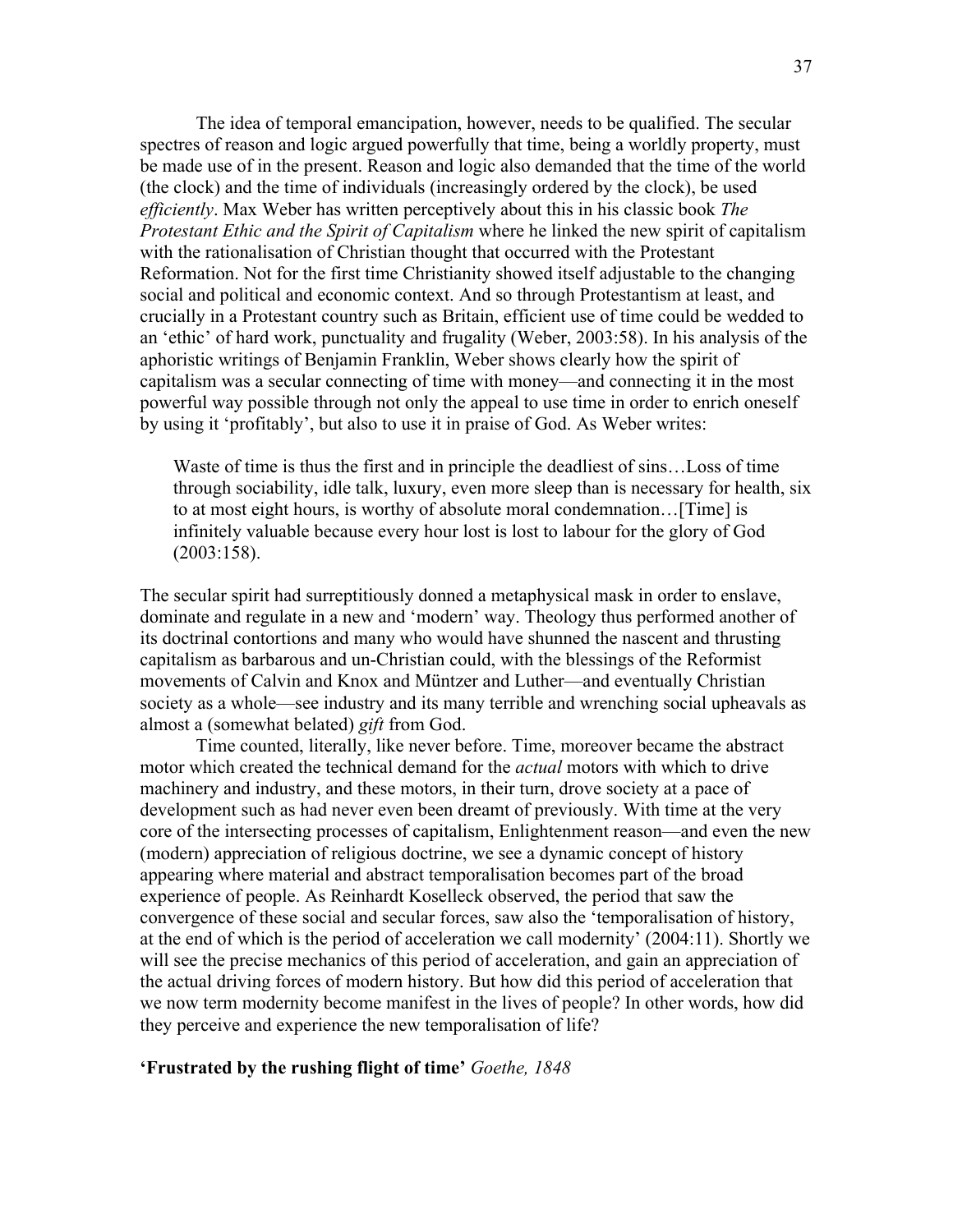The idea of temporal emancipation, however, needs to be qualified. The secular spectres of reason and logic argued powerfully that time, being a worldly property, must be made use of in the present. Reason and logic also demanded that the time of the world (the clock) and the time of individuals (increasingly ordered by the clock), be used *efficiently*. Max Weber has written perceptively about this in his classic book *The Protestant Ethic and the Spirit of Capitalism* where he linked the new spirit of capitalism with the rationalisation of Christian thought that occurred with the Protestant Reformation. Not for the first time Christianity showed itself adjustable to the changing social and political and economic context. And so through Protestantism at least, and crucially in a Protestant country such as Britain, efficient use of time could be wedded to an 'ethic' of hard work, punctuality and frugality (Weber, 2003:58). In his analysis of the aphoristic writings of Benjamin Franklin, Weber shows clearly how the spirit of capitalism was a secular connecting of time with money—and connecting it in the most powerful way possible through not only the appeal to use time in order to enrich oneself by using it 'profitably', but also to use it in praise of God. As Weber writes:

> Waste of time is thus the first and in principle the deadliest of sins…Loss of time through sociability, idle talk, luxury, even more sleep than is necessary for health, six to at most eight hours, is worthy of absolute moral condemnation…[Time] is infinitely valuable because every hour lost is lost to labour for the glory of God (2003:158).

The secular spirit had surreptitiously donned a metaphysical mask in order to enslave, dominate and regulate in a new and 'modern' way. Theology thus performed another of its doctrinal contortions and many who would have shunned the nascent and thrusting capitalism as barbarous and un-Christian could, with the blessings of the Reformist movements of Calvin and Knox and Müntzer and Luther—and eventually Christian society as a whole—see industry and its many terrible and wrenching social upheavals as almost a (somewhat belated) *gift* from God.

Time counted, literally, like never before. Time, moreover became the abstract motor which created the technical demand for the *actual* motors with which to drive machinery and industry, and these motors, in their turn, drove society at a pace of development such as had never even been dreamt of previously. With time at the very core of the intersecting processes of capitalism, Enlightenment reason—and even the new (modern) appreciation of religious doctrine, we see a dynamic concept of history appearing where material and abstract temporalisation becomes part of the broad experience of people. As Reinhardt Koselleck observed, the period that saw the convergence of these social and secular forces, saw also the 'temporalisation of history, at the end of which is the period of acceleration we call modernity' (2004:11). Shortly we will see the precise mechanics of this period of acceleration, and gain an appreciation of the actual driving forces of modern history. But how did this period of acceleration that we now term modernity become manifest in the lives of people? In other words, how did they perceive and experience the new temporalisation of life?

**'Frustrated by the rushing flight of time'** *Goethe, 1848*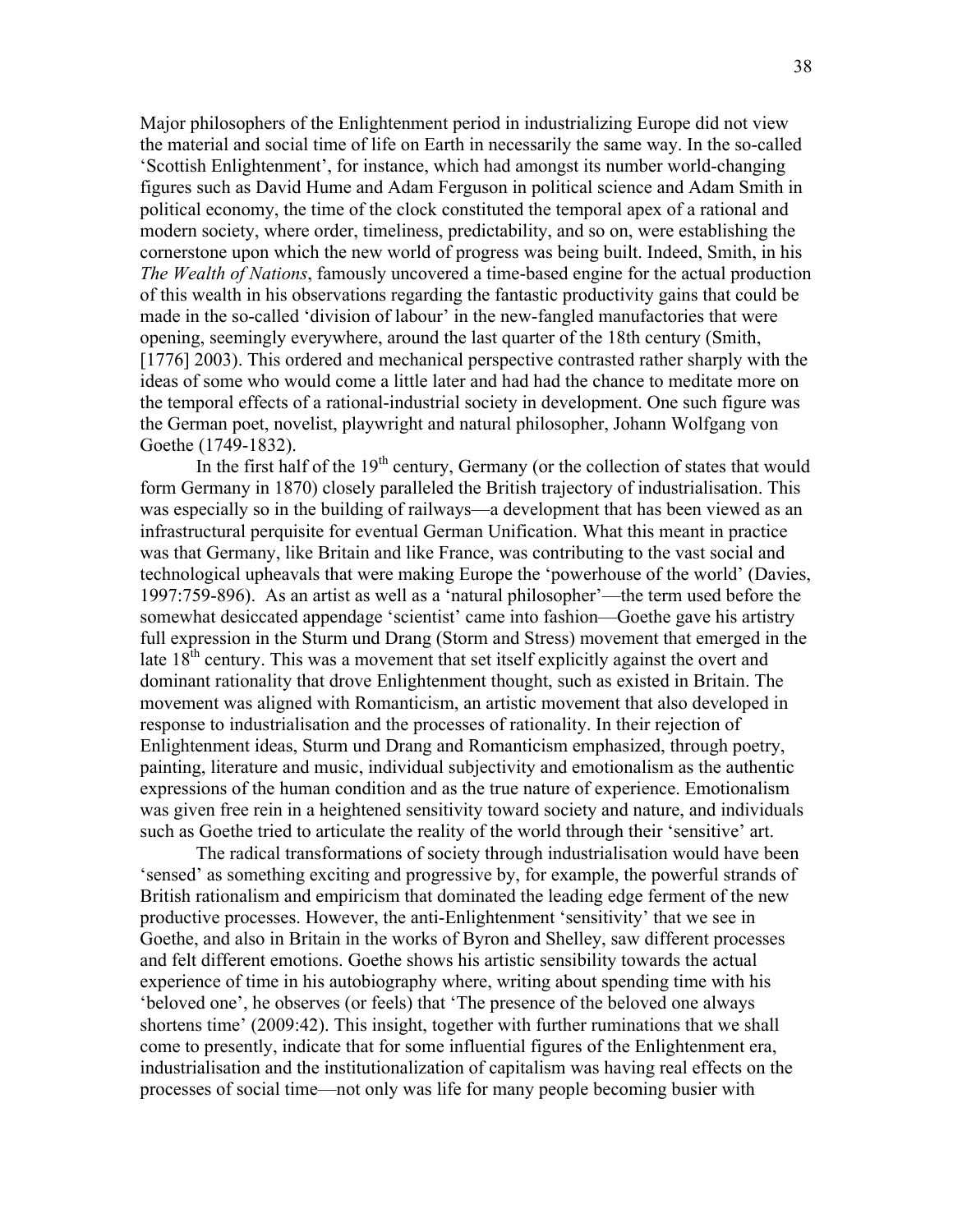Major philosophers of the Enlightenment period in industrializing Europe did not view the material and social time of life on Earth in necessarily the same way. In the so-called 'Scottish Enlightenment', for instance, which had amongst its number world-changing figures such as David Hume and Adam Ferguson in political science and Adam Smith in political economy, the time of the clock constituted the temporal apex of a rational and modern society, where order, timeliness, predictability, and so on, were establishing the cornerstone upon which the new world of progress was being built. Indeed, Smith, in his *The Wealth of Nations*, famously uncovered a time-based engine for the actual production of this wealth in his observations regarding the fantastic productivity gains that could be made in the so-called 'division of labour' in the new-fangled manufactories that were opening, seemingly everywhere, around the last quarter of the 18th century (Smith, [1776] 2003). This ordered and mechanical perspective contrasted rather sharply with the ideas of some who would come a little later and had had the chance to meditate more on the temporal effects of a rational-industrial society in development. One such figure was the German poet, novelist, playwright and natural philosopher, Johann Wolfgang von Goethe (1749-1832).

In the first half of the 19th century, Germany (or the collection of states that would form Germany in 1870) closely paralleled the British trajectory of industrialisation. This was especially so in the building of railways—a development that has been viewed as an infrastructural perquisite for eventual German Unification. What this meant in practice was that Germany, like Britain and like France, was contributing to the vast social and technological upheavals that were making Europe the 'powerhouse of the world' (Davies, 1997:759-896). As an artist as well as a 'natural philosopher'—the term used before the somewhat desiccated appendage 'scientist' came into fashion—Goethe gave his artistry full expression in the Sturm und Drang (Storm and Stress) movement that emerged in the late 18th century. This was a movement that set itself explicitly against the overt and dominant rationality that drove Enlightenment thought, such as existed in Britain. The movement was aligned with Romanticism, an artistic movement that also developed in response to industrialisation and the processes of rationality. In their rejection of Enlightenment ideas, Sturm und Drang and Romanticism emphasized, through poetry, painting, literature and music, individual subjectivity and emotionalism as the authentic expressions of the human condition and as the true nature of experience. Emotionalism was given free rein in a heightened sensitivity toward society and nature, and individuals such as Goethe tried to articulate the reality of the world through their 'sensitive' art.

The radical transformations of society through industrialisation would have been 'sensed' as something exciting and progressive by, for example, the powerful strands of British rationalism and empiricism that dominated the leading edge ferment of the new productive processes. However, the anti-Enlightenment 'sensitivity' that we see in Goethe, and also in Britain in the works of Byron and Shelley, saw different processes and felt different emotions. Goethe shows his artistic sensibility towards the actual experience of time in his autobiography where, writing about spending time with his 'beloved one', he observes (or feels) that 'The presence of the beloved one always shortens time' (2009:42). This insight, together with further ruminations that we shall come to presently, indicate that for some influential figures of the Enlightenment era, industrialisation and the institutionalization of capitalism was having real effects on the processes of social time—not only was life for many people becoming busier with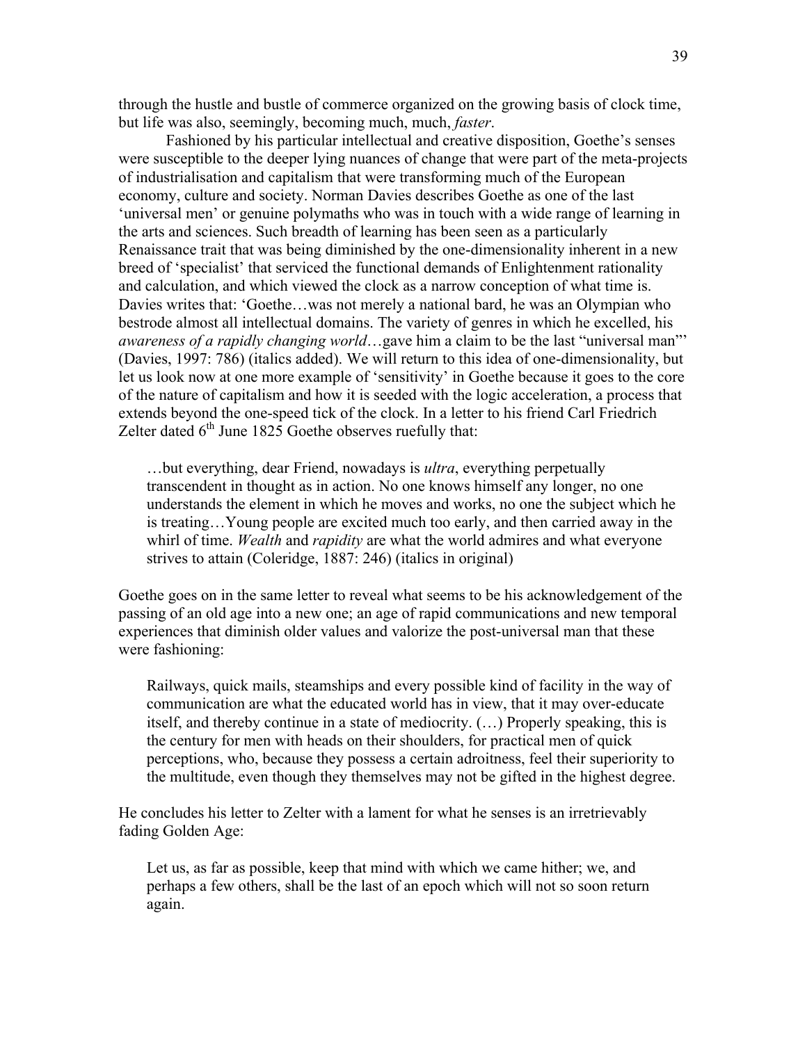through the hustle and bustle of commerce organized on the growing basis of clock time, but life was also, seemingly, becoming much, much, *faster*.

Fashioned by his particular intellectual and creative disposition, Goethe's senses were susceptible to the deeper lying nuances of change that were part of the meta-projects of industrialisation and capitalism that were transforming much of the European economy, culture and society. Norman Davies describes Goethe as one of the last 'universal men' or genuine polymaths who was in touch with a wide range of learning in the arts and sciences. Such breadth of learning has been seen as a particularly Renaissance trait that was being diminished by the one-dimensionality inherent in a new breed of 'specialist' that serviced the functional demands of Enlightenment rationality and calculation, and which viewed the clock as a narrow conception of what time is. Davies writes that: 'Goethe…was not merely a national bard, he was an Olympian who bestrode almost all intellectual domains. The variety of genres in which he excelled, his *awareness of a rapidly changing world*…gave him a claim to be the last "universal man"' (Davies, 1997: 786) (italics added). We will return to this idea of one-dimensionality, but let us look now at one more example of 'sensitivity' in Goethe because it goes to the core of the nature of capitalism and how it is seeded with the logic acceleration, a process that extends beyond the one-speed tick of the clock. In a letter to his friend Carl Friedrich Zelter dated 6th June 1825 Goethe observes ruefully that:

> …but everything, dear Friend, nowadays is *ultra*, everything perpetually transcendent in thought as in action. No one knows himself any longer, no one understands the element in which he moves and works, no one the subject which he is treating…Young people are excited much too early, and then carried away in the whirl of time. *Wealth* and *rapidity* are what the world admires and what everyone strives to attain (Coleridge, 1887: 246) (italics in original)

Goethe goes on in the same letter to reveal what seems to be his acknowledgement of the passing of an old age into a new one; an age of rapid communications and new temporal experiences that diminish older values and valorize the post-universal man that these were fashioning:

> Railways, quick mails, steamships and every possible kind of facility in the way of communication are what the educated world has in view, that it may over-educate itself, and thereby continue in a state of mediocrity. (…) Properly speaking, this is the century for men with heads on their shoulders, for practical men of quick perceptions, who, because they possess a certain adroitness, feel their superiority to the multitude, even though they themselves may not be gifted in the highest degree.

He concludes his letter to Zelter with a lament for what he senses is an irretrievably fading Golden Age:

> Let us, as far as possible, keep that mind with which we came hither; we, and perhaps a few others, shall be the last of an epoch which will not so soon return again.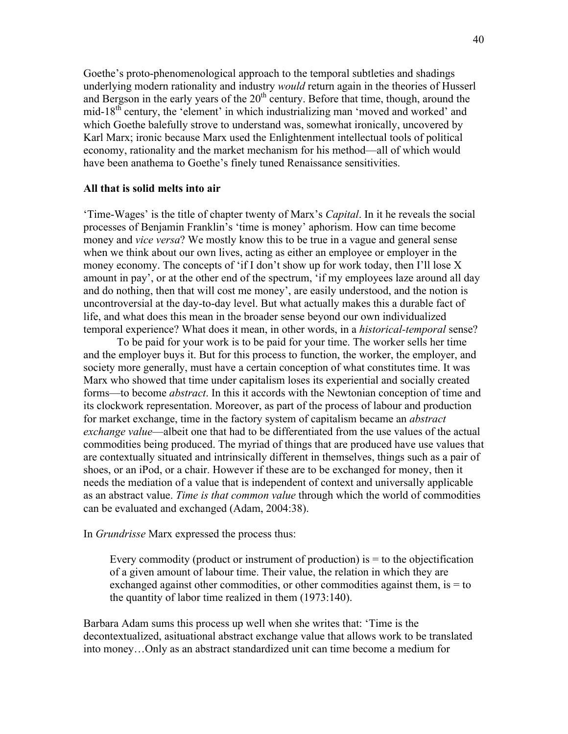Goethe's proto-phenomenological approach to the temporal subtleties and shadings underlying modern rationality and industry *would* return again in the theories of Husserl and Bergson in the early years of the 20th century. Before that time, though, around the mid-18th century, the 'element' in which industrializing man 'moved and worked' and which Goethe balefully strove to understand was, somewhat ironically, uncovered by Karl Marx; ironic because Marx used the Enlightenment intellectual tools of political economy, rationality and the market mechanism for his method—all of which would have been anathema to Goethe's finely tuned Renaissance sensitivities.

**All that is solid melts into air**

'Time-Wages' is the title of chapter twenty of Marx's *Capital*. In it he reveals the social processes of Benjamin Franklin's 'time is money' aphorism. How can time become money and *vice versa*? We mostly know this to be true in a vague and general sense when we think about our own lives, acting as either an employee or employer in the money economy. The concepts of 'if I don't show up for work today, then I'll lose X amount in pay', or at the other end of the spectrum, 'if my employees laze around all day and do nothing, then that will cost me money', are easily understood, and the notion is uncontroversial at the day-to-day level. But what actually makes this a durable fact of life, and what does this mean in the broader sense beyond our own individualized temporal experience? What does it mean, in other words, in a *historical-temporal* sense?

To be paid for your work is to be paid for your time. The worker sells her time and the employer buys it. But for this process to function, the worker, the employer, and society more generally, must have a certain conception of what constitutes time. It was Marx who showed that time under capitalism loses its experiential and socially created forms—to become *abstract*. In this it accords with the Newtonian conception of time and its clockwork representation. Moreover, as part of the process of labour and production for market exchange, time in the factory system of capitalism became an *abstract exchange value*—albeit one that had to be differentiated from the use values of the actual commodities being produced. The myriad of things that are produced have use values that are contextually situated and intrinsically different in themselves, things such as a pair of shoes, or an iPod, or a chair. However if these are to be exchanged for money, then it needs the mediation of a value that is independent of context and universally applicable as an abstract value. *Time is that common value* through which the world of commodities can be evaluated and exchanged (Adam, 2004:38).

In *Grundrisse* Marx expressed the process thus:

> Every commodity (product or instrument of production) is = to the objectification of a given amount of labour time. Their value, the relation in which they are exchanged against other commodities, or other commodities against them, is = to the quantity of labor time realized in them (1973:140).

Barbara Adam sums this process up well when she writes that: 'Time is the decontextualized, asituational abstract exchange value that allows work to be translated into money…Only as an abstract standardized unit can time become a medium for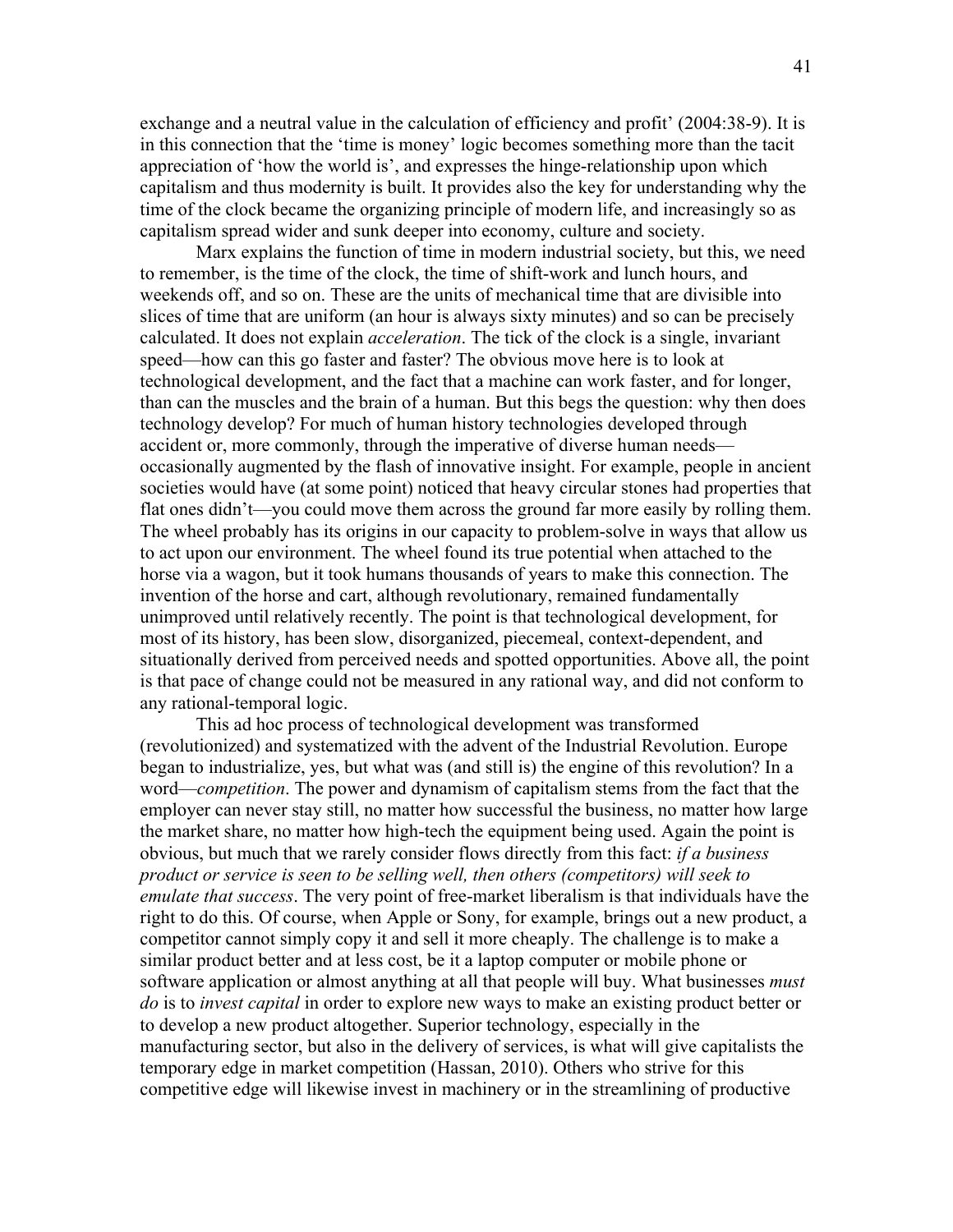exchange and a neutral value in the calculation of efficiency and profit' (2004:38-9). It is in this connection that the 'time is money' logic becomes something more than the tacit appreciation of 'how the world is', and expresses the hinge-relationship upon which capitalism and thus modernity is built. It provides also the key for understanding why the time of the clock became the organizing principle of modern life, and increasingly so as capitalism spread wider and sunk deeper into economy, culture and society.

Marx explains the function of time in modern industrial society, but this, we need to remember, is the time of the clock, the time of shift-work and lunch hours, and weekends off, and so on. These are the units of mechanical time that are divisible into slices of time that are uniform (an hour is always sixty minutes) and so can be precisely calculated. It does not explain *acceleration*. The tick of the clock is a single, invariant speed—how can this go faster and faster? The obvious move here is to look at technological development, and the fact that a machine can work faster, and for longer, than can the muscles and the brain of a human. But this begs the question: why then does technology develop? For much of human history technologies developed through accident or, more commonly, through the imperative of diverse human needs—occasionally augmented by the flash of innovative insight. For example, people in ancient societies would have (at some point) noticed that heavy circular stones had properties that flat ones didn't—you could move them across the ground far more easily by rolling them. The wheel probably has its origins in our capacity to problem-solve in ways that allow us to act upon our environment. The wheel found its true potential when attached to the horse via a wagon, but it took humans thousands of years to make this connection. The invention of the horse and cart, although revolutionary, remained fundamentally unimproved until relatively recently. The point is that technological development, for most of its history, has been slow, disorganized, piecemeal, context-dependent, and situationally derived from perceived needs and spotted opportunities. Above all, the point is that pace of change could not be measured in any rational way, and did not conform to any rational-temporal logic.

This ad hoc process of technological development was transformed (revolutionized) and systematized with the advent of the Industrial Revolution. Europe began to industrialize, yes, but what was (and still is) the engine of this revolution? In a word—*competition*. The power and dynamism of capitalism stems from the fact that the employer can never stay still, no matter how successful the business, no matter how large the market share, no matter how high-tech the equipment being used. Again the point is obvious, but much that we rarely consider flows directly from this fact: *if a business product or service is seen to be selling well, then others (competitors) will seek to emulate that success*. The very point of free-market liberalism is that individuals have the right to do this. Of course, when Apple or Sony, for example, brings out a new product, a competitor cannot simply copy it and sell it more cheaply. The challenge is to make a similar product better and at less cost, be it a laptop computer or mobile phone or software application or almost anything at all that people will buy. What businesses *must do* is to *invest capital* in order to explore new ways to make an existing product better or to develop a new product altogether. Superior technology, especially in the manufacturing sector, but also in the delivery of services, is what will give capitalists the temporary edge in market competition (Hassan, 2010). Others who strive for this competitive edge will likewise invest in machinery or in the streamlining of productive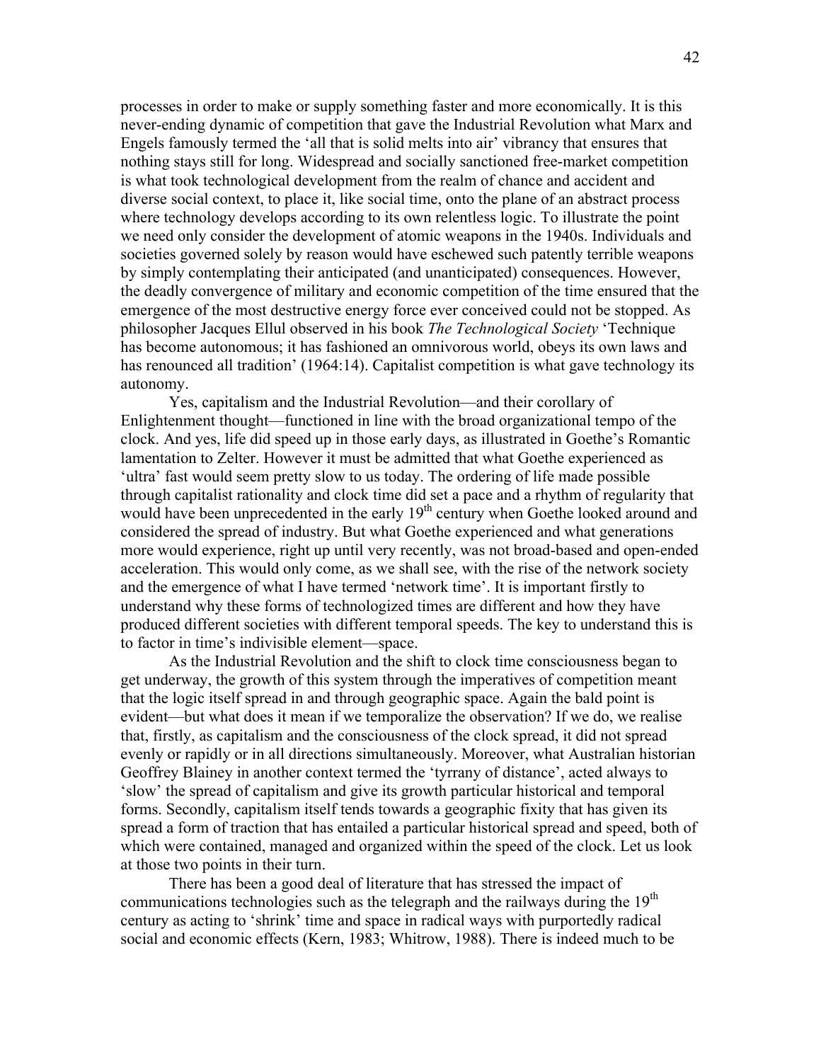processes in order to make or supply something faster and more economically. It is this never-ending dynamic of competition that gave the Industrial Revolution what Marx and Engels famously termed the 'all that is solid melts into air' vibrancy that ensures that nothing stays still for long. Widespread and socially sanctioned free-market competition is what took technological development from the realm of chance and accident and diverse social context, to place it, like social time, onto the plane of an abstract process where technology develops according to its own relentless logic. To illustrate the point we need only consider the development of atomic weapons in the 1940s. Individuals and societies governed solely by reason would have eschewed such patently terrible weapons by simply contemplating their anticipated (and unanticipated) consequences. However, the deadly convergence of military and economic competition of the time ensured that the emergence of the most destructive energy force ever conceived could not be stopped. As philosopher Jacques Ellul observed in his book *The Technological Society* 'Technique has become autonomous; it has fashioned an omnivorous world, obeys its own laws and has renounced all tradition' (1964:14). Capitalist competition is what gave technology its autonomy.

Yes, capitalism and the Industrial Revolution—and their corollary of Enlightenment thought—functioned in line with the broad organizational tempo of the clock. And yes, life did speed up in those early days, as illustrated in Goethe's Romantic lamentation to Zelter. However it must be admitted that what Goethe experienced as 'ultra' fast would seem pretty slow to us today. The ordering of life made possible through capitalist rationality and clock time did set a pace and a rhythm of regularity that would have been unprecedented in the early 19th century when Goethe looked around and considered the spread of industry. But what Goethe experienced and what generations more would experience, right up until very recently, was not broad-based and open-ended acceleration. This would only come, as we shall see, with the rise of the network society and the emergence of what I have termed 'network time'. It is important firstly to understand why these forms of technologized times are different and how they have produced different societies with different temporal speeds. The key to understand this is to factor in time's indivisible element—space.

As the Industrial Revolution and the shift to clock time consciousness began to get underway, the growth of this system through the imperatives of competition meant that the logic itself spread in and through geographic space. Again the bald point is evident—but what does it mean if we temporalize the observation? If we do, we realise that, firstly, as capitalism and the consciousness of the clock spread, it did not spread evenly or rapidly or in all directions simultaneously. Moreover, what Australian historian Geoffrey Blainey in another context termed the 'tyrrany of distance', acted always to 'slow' the spread of capitalism and give its growth particular historical and temporal forms. Secondly, capitalism itself tends towards a geographic fixity that has given its spread a form of traction that has entailed a particular historical spread and speed, both of which were contained, managed and organized within the speed of the clock. Let us look at those two points in their turn.

There has been a good deal of literature that has stressed the impact of communications technologies such as the telegraph and the railways during the 19th century as acting to 'shrink' time and space in radical ways with purportedly radical social and economic effects (Kern, 1983; Whitrow, 1988). There is indeed much to be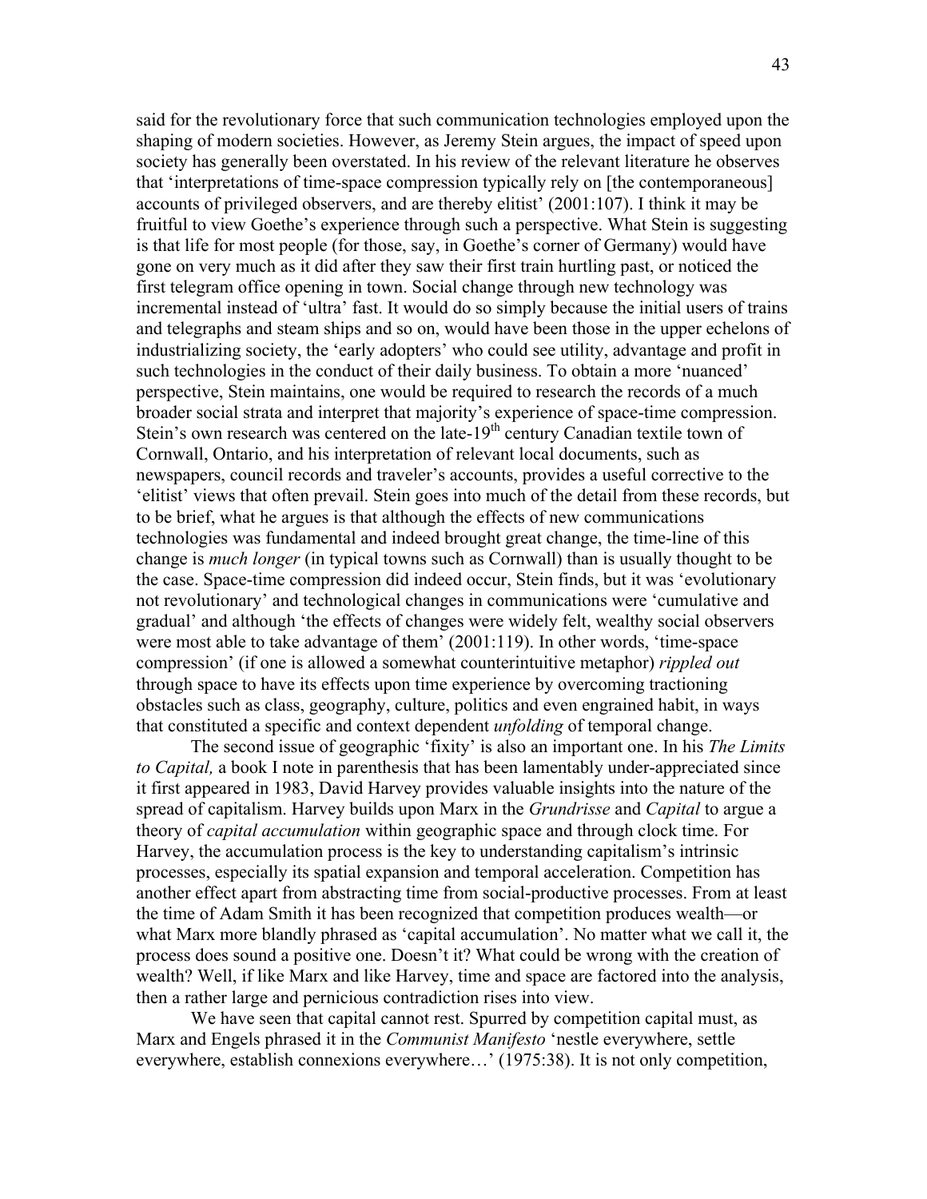said for the revolutionary force that such communication technologies employed upon the shaping of modern societies. However, as Jeremy Stein argues, the impact of speed upon society has generally been overstated. In his review of the relevant literature he observes that 'interpretations of time-space compression typically rely on [the contemporaneous] accounts of privileged observers, and are thereby elitist' (2001:107). I think it may be fruitful to view Goethe's experience through such a perspective. What Stein is suggesting is that life for most people (for those, say, in Goethe's corner of Germany) would have gone on very much as it did after they saw their first train hurtling past, or noticed the first telegram office opening in town. Social change through new technology was incremental instead of 'ultra' fast. It would do so simply because the initial users of trains and telegraphs and steam ships and so on, would have been those in the upper echelons of industrializing society, the 'early adopters' who could see utility, advantage and profit in such technologies in the conduct of their daily business. To obtain a more 'nuanced' perspective, Stein maintains, one would be required to research the records of a much broader social strata and interpret that majority's experience of space-time compression. Stein's own research was centered on the late-19th century Canadian textile town of Cornwall, Ontario, and his interpretation of relevant local documents, such as newspapers, council records and traveler's accounts, provides a useful corrective to the 'elitist' views that often prevail. Stein goes into much of the detail from these records, but to be brief, what he argues is that although the effects of new communications technologies was fundamental and indeed brought great change, the time-line of this change is *much longer* (in typical towns such as Cornwall) than is usually thought to be the case. Space-time compression did indeed occur, Stein finds, but it was 'evolutionary not revolutionary' and technological changes in communications were 'cumulative and gradual' and although 'the effects of changes were widely felt, wealthy social observers were most able to take advantage of them' (2001:119). In other words, 'time-space compression' (if one is allowed a somewhat counterintuitive metaphor) *rippled out* through space to have its effects upon time experience by overcoming tractioning obstacles such as class, geography, culture, politics and even engrained habit, in ways that constituted a specific and context dependent *unfolding* of temporal change.

The second issue of geographic 'fixity' is also an important one. In his *The Limits to Capital,* a book I note in parenthesis that has been lamentably under-appreciated since it first appeared in 1983, David Harvey provides valuable insights into the nature of the spread of capitalism. Harvey builds upon Marx in the *Grundrisse* and *Capital* to argue a theory of *capital accumulation* within geographic space and through clock time. For Harvey, the accumulation process is the key to understanding capitalism's intrinsic processes, especially its spatial expansion and temporal acceleration. Competition has another effect apart from abstracting time from social-productive processes. From at least the time of Adam Smith it has been recognized that competition produces wealth—or what Marx more blandly phrased as 'capital accumulation'. No matter what we call it, the process does sound a positive one. Doesn't it? What could be wrong with the creation of wealth? Well, if like Marx and like Harvey, time and space are factored into the analysis, then a rather large and pernicious contradiction rises into view.

We have seen that capital cannot rest. Spurred by competition capital must, as Marx and Engels phrased it in the *Communist Manifesto* 'nestle everywhere, settle everywhere, establish connexions everywhere…' (1975:38). It is not only competition,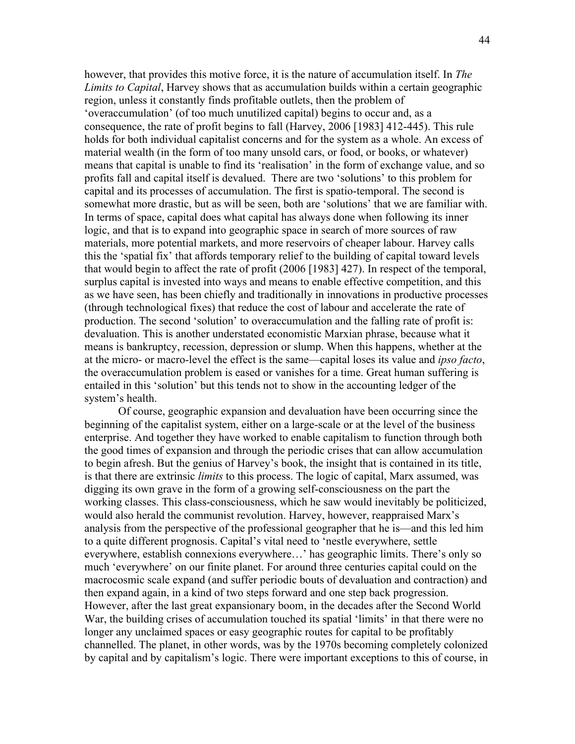however, that provides this motive force, it is the nature of accumulation itself. In *The Limits to Capital*, Harvey shows that as accumulation builds within a certain geographic region, unless it constantly finds profitable outlets, then the problem of 'overaccumulation' (of too much unutilized capital) begins to occur and, as a consequence, the rate of profit begins to fall (Harvey, 2006 [1983] 412-445). This rule holds for both individual capitalist concerns and for the system as a whole. An excess of material wealth (in the form of too many unsold cars, or food, or books, or whatever) means that capital is unable to find its 'realisation' in the form of exchange value, and so profits fall and capital itself is devalued. There are two 'solutions' to this problem for capital and its processes of accumulation. The first is spatio-temporal. The second is somewhat more drastic, but as will be seen, both are 'solutions' that we are familiar with. In terms of space, capital does what capital has always done when following its inner logic, and that is to expand into geographic space in search of more sources of raw materials, more potential markets, and more reservoirs of cheaper labour. Harvey calls this the 'spatial fix' that affords temporary relief to the building of capital toward levels that would begin to affect the rate of profit (2006 [1983] 427). In respect of the temporal, surplus capital is invested into ways and means to enable effective competition, and this as we have seen, has been chiefly and traditionally in innovations in productive processes (through technological fixes) that reduce the cost of labour and accelerate the rate of production. The second 'solution' to overaccumulation and the falling rate of profit is: devaluation. This is another understated economistic Marxian phrase, because what it means is bankruptcy, recession, depression or slump. When this happens, whether at the at the micro- or macro-level the effect is the same—capital loses its value and *ipso facto*, the overaccumulation problem is eased or vanishes for a time. Great human suffering is entailed in this 'solution' but this tends not to show in the accounting ledger of the system's health.

Of course, geographic expansion and devaluation have been occurring since the beginning of the capitalist system, either on a large-scale or at the level of the business enterprise. And together they have worked to enable capitalism to function through both the good times of expansion and through the periodic crises that can allow accumulation to begin afresh. But the genius of Harvey's book, the insight that is contained in its title, is that there are extrinsic *limits* to this process. The logic of capital, Marx assumed, was digging its own grave in the form of a growing self-consciousness on the part the working classes. This class-consciousness, which he saw would inevitably be politicized, would also herald the communist revolution. Harvey, however, reappraised Marx's analysis from the perspective of the professional geographer that he is—and this led him to a quite different prognosis. Capital's vital need to 'nestle everywhere, settle everywhere, establish connexions everywhere…' has geographic limits. There's only so much 'everywhere' on our finite planet. For around three centuries capital could on the macrocosmic scale expand (and suffer periodic bouts of devaluation and contraction) and then expand again, in a kind of two steps forward and one step back progression. However, after the last great expansionary boom, in the decades after the Second World War, the building crises of accumulation touched its spatial 'limits' in that there were no longer any unclaimed spaces or easy geographic routes for capital to be profitably channelled. The planet, in other words, was by the 1970s becoming completely colonized by capital and by capitalism's logic. There were important exceptions to this of course, in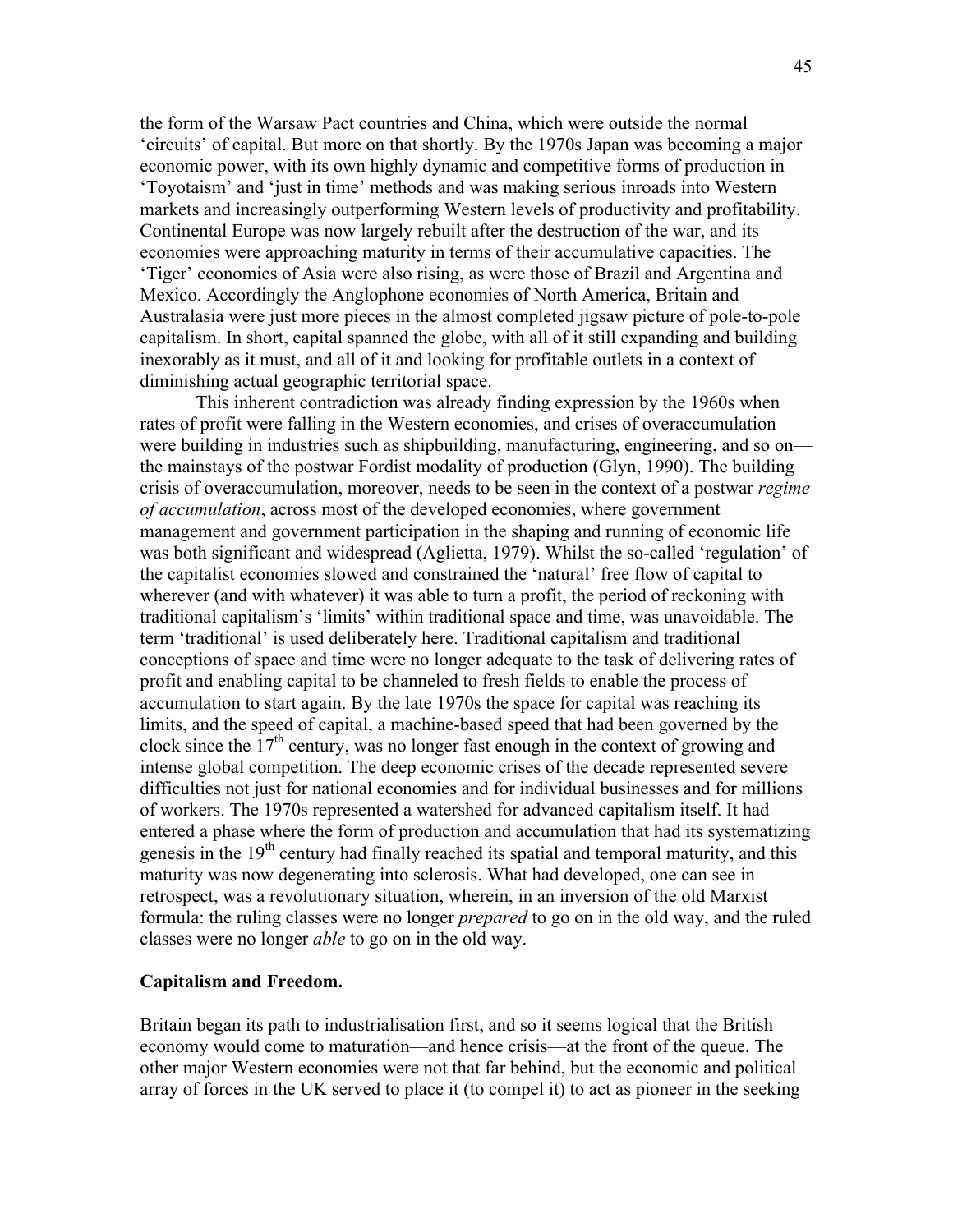the form of the Warsaw Pact countries and China, which were outside the normal 'circuits' of capital. But more on that shortly. By the 1970s Japan was becoming a major economic power, with its own highly dynamic and competitive forms of production in 'Toyotaism' and 'just in time' methods and was making serious inroads into Western markets and increasingly outperforming Western levels of productivity and profitability. Continental Europe was now largely rebuilt after the destruction of the war, and its economies were approaching maturity in terms of their accumulative capacities. The 'Tiger' economies of Asia were also rising, as were those of Brazil and Argentina and Mexico. Accordingly the Anglophone economies of North America, Britain and Australasia were just more pieces in the almost completed jigsaw picture of pole-to-pole capitalism. In short, capital spanned the globe, with all of it still expanding and building inexorably as it must, and all of it and looking for profitable outlets in a context of diminishing actual geographic territorial space.

This inherent contradiction was already finding expression by the 1960s when rates of profit were falling in the Western economies, and crises of overaccumulation were building in industries such as shipbuilding, manufacturing, engineering, and so on—the mainstays of the postwar Fordist modality of production (Glyn, 1990). The building crisis of overaccumulation, moreover, needs to be seen in the context of a postwar *regime of accumulation*, across most of the developed economies, where government management and government participation in the shaping and running of economic life was both significant and widespread (Aglietta, 1979). Whilst the so-called 'regulation' of the capitalist economies slowed and constrained the 'natural' free flow of capital to wherever (and with whatever) it was able to turn a profit, the period of reckoning with traditional capitalism's 'limits' within traditional space and time, was unavoidable. The term 'traditional' is used deliberately here. Traditional capitalism and traditional conceptions of space and time were no longer adequate to the task of delivering rates of profit and enabling capital to be channeled to fresh fields to enable the process of accumulation to start again. By the late 1970s the space for capital was reaching its limits, and the speed of capital, a machine-based speed that had been governed by the clock since the 17th century, was no longer fast enough in the context of growing and intense global competition. The deep economic crises of the decade represented severe difficulties not just for national economies and for individual businesses and for millions of workers. The 1970s represented a watershed for advanced capitalism itself. It had entered a phase where the form of production and accumulation that had its systematizing genesis in the 19th century had finally reached its spatial and temporal maturity, and this maturity was now degenerating into sclerosis. What had developed, one can see in retrospect, was a revolutionary situation, wherein, in an inversion of the old Marxist formula: the ruling classes were no longer *prepared* to go on in the old way, and the ruled classes were no longer *able* to go on in the old way.

### Capitalism and Freedom.

Britain began its path to industrialisation first, and so it seems logical that the British economy would come to maturation—and hence crisis—at the front of the queue. The other major Western economies were not that far behind, but the economic and political array of forces in the UK served to place it (to compel it) to act as pioneer in the seeking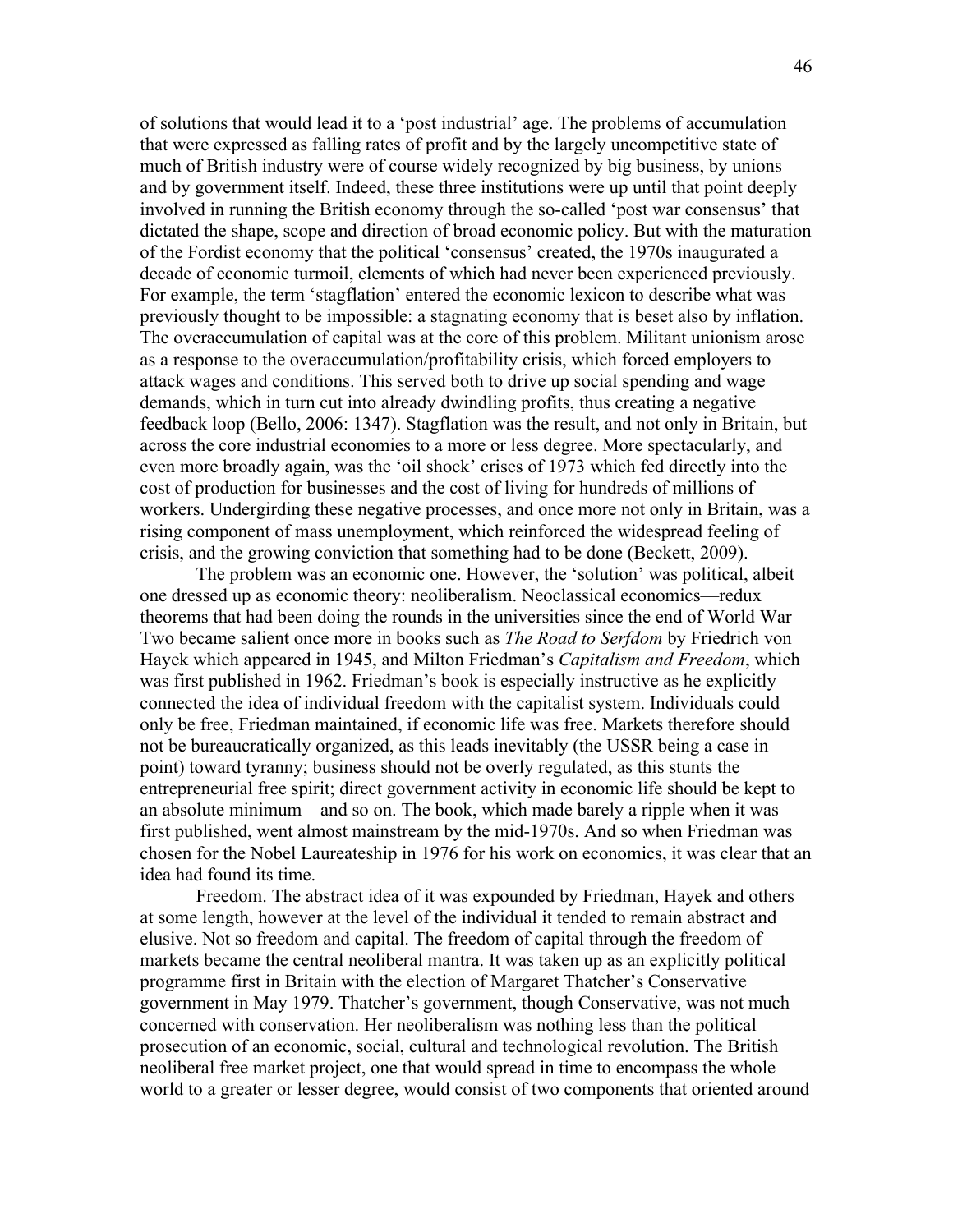of solutions that would lead it to a 'post industrial' age. The problems of accumulation that were expressed as falling rates of profit and by the largely uncompetitive state of much of British industry were of course widely recognized by big business, by unions and by government itself. Indeed, these three institutions were up until that point deeply involved in running the British economy through the so-called 'post war consensus' that dictated the shape, scope and direction of broad economic policy. But with the maturation of the Fordist economy that the political 'consensus' created, the 1970s inaugurated a decade of economic turmoil, elements of which had never been experienced previously. For example, the term 'stagflation' entered the economic lexicon to describe what was previously thought to be impossible: a stagnating economy that is beset also by inflation. The overaccumulation of capital was at the core of this problem. Militant unionism arose as a response to the overaccumulation/profitability crisis, which forced employers to attack wages and conditions. This served both to drive up social spending and wage demands, which in turn cut into already dwindling profits, thus creating a negative feedback loop (Bello, 2006: 1347). Stagflation was the result, and not only in Britain, but across the core industrial economies to a more or less degree. More spectacularly, and even more broadly again, was the 'oil shock' crises of 1973 which fed directly into the cost of production for businesses and the cost of living for hundreds of millions of workers. Undergirding these negative processes, and once more not only in Britain, was a rising component of mass unemployment, which reinforced the widespread feeling of crisis, and the growing conviction that something had to be done (Beckett, 2009).

The problem was an economic one. However, the 'solution' was political, albeit one dressed up as economic theory: neoliberalism. Neoclassical economics—redux theorems that had been doing the rounds in the universities since the end of World War Two became salient once more in books such as *The Road to Serfdom* by Friedrich von Hayek which appeared in 1945, and Milton Friedman's *Capitalism and Freedom*, which was first published in 1962. Friedman's book is especially instructive as he explicitly connected the idea of individual freedom with the capitalist system. Individuals could only be free, Friedman maintained, if economic life was free. Markets therefore should not be bureaucratically organized, as this leads inevitably (the USSR being a case in point) toward tyranny; business should not be overly regulated, as this stunts the entrepreneurial free spirit; direct government activity in economic life should be kept to an absolute minimum—and so on. The book, which made barely a ripple when it was first published, went almost mainstream by the mid-1970s. And so when Friedman was chosen for the Nobel Laureateship in 1976 for his work on economics, it was clear that an idea had found its time.

Freedom. The abstract idea of it was expounded by Friedman, Hayek and others at some length, however at the level of the individual it tended to remain abstract and elusive. Not so freedom and capital. The freedom of capital through the freedom of markets became the central neoliberal mantra. It was taken up as an explicitly political programme first in Britain with the election of Margaret Thatcher's Conservative government in May 1979. Thatcher's government, though Conservative, was not much concerned with conservation. Her neoliberalism was nothing less than the political prosecution of an economic, social, cultural and technological revolution. The British neoliberal free market project, one that would spread in time to encompass the whole world to a greater or lesser degree, would consist of two components that oriented around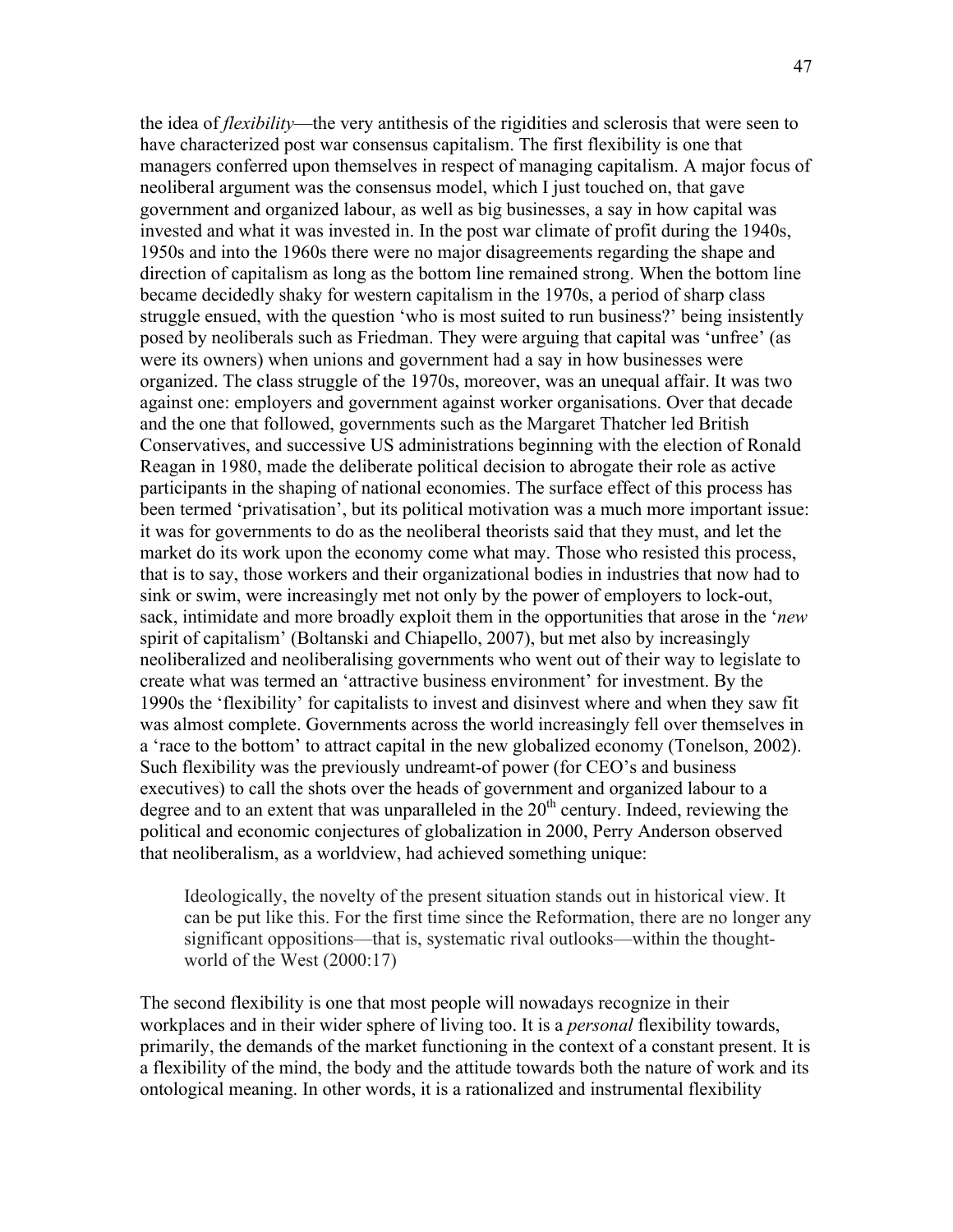the idea of *flexibility*—the very antithesis of the rigidities and sclerosis that were seen to have characterized post war consensus capitalism. The first flexibility is one that managers conferred upon themselves in respect of managing capitalism. A major focus of neoliberal argument was the consensus model, which I just touched on, that gave government and organized labour, as well as big businesses, a say in how capital was invested and what it was invested in. In the post war climate of profit during the 1940s, 1950s and into the 1960s there were no major disagreements regarding the shape and direction of capitalism as long as the bottom line remained strong. When the bottom line became decidedly shaky for western capitalism in the 1970s, a period of sharp class struggle ensued, with the question 'who is most suited to run business?' being insistently posed by neoliberals such as Friedman. They were arguing that capital was 'unfree' (as were its owners) when unions and government had a say in how businesses were organized. The class struggle of the 1970s, moreover, was an unequal affair. It was two against one: employers and government against worker organisations. Over that decade and the one that followed, governments such as the Margaret Thatcher led British Conservatives, and successive US administrations beginning with the election of Ronald Reagan in 1980, made the deliberate political decision to abrogate their role as active participants in the shaping of national economies. The surface effect of this process has been termed 'privatisation', but its political motivation was a much more important issue: it was for governments to do as the neoliberal theorists said that they must, and let the market do its work upon the economy come what may. Those who resisted this process, that is to say, those workers and their organizational bodies in industries that now had to sink or swim, were increasingly met not only by the power of employers to lock-out, sack, intimidate and more broadly exploit them in the opportunities that arose in the '*new* spirit of capitalism' (Boltanski and Chiapello, 2007), but met also by increasingly neoliberalized and neoliberalising governments who went out of their way to legislate to create what was termed an 'attractive business environment' for investment. By the 1990s the 'flexibility' for capitalists to invest and disinvest where and when they saw fit was almost complete. Governments across the world increasingly fell over themselves in a 'race to the bottom' to attract capital in the new globalized economy (Tonelson, 2002). Such flexibility was the previously undreamt-of power (for CEO's and business executives) to call the shots over the heads of government and organized labour to a degree and to an extent that was unparalleled in the 20th century. Indeed, reviewing the political and economic conjectures of globalization in 2000, Perry Anderson observed that neoliberalism, as a worldview, had achieved something unique:

> Ideologically, the novelty of the present situation stands out in historical view. It can be put like this. For the first time since the Reformation, there are no longer any significant oppositions—that is, systematic rival outlooks—within the thought-world of the West (2000:17)

The second flexibility is one that most people will nowadays recognize in their workplaces and in their wider sphere of living too. It is a *personal* flexibility towards, primarily, the demands of the market functioning in the context of a constant present. It is a flexibility of the mind, the body and the attitude towards both the nature of work and its ontological meaning. In other words, it is a rationalized and instrumental flexibility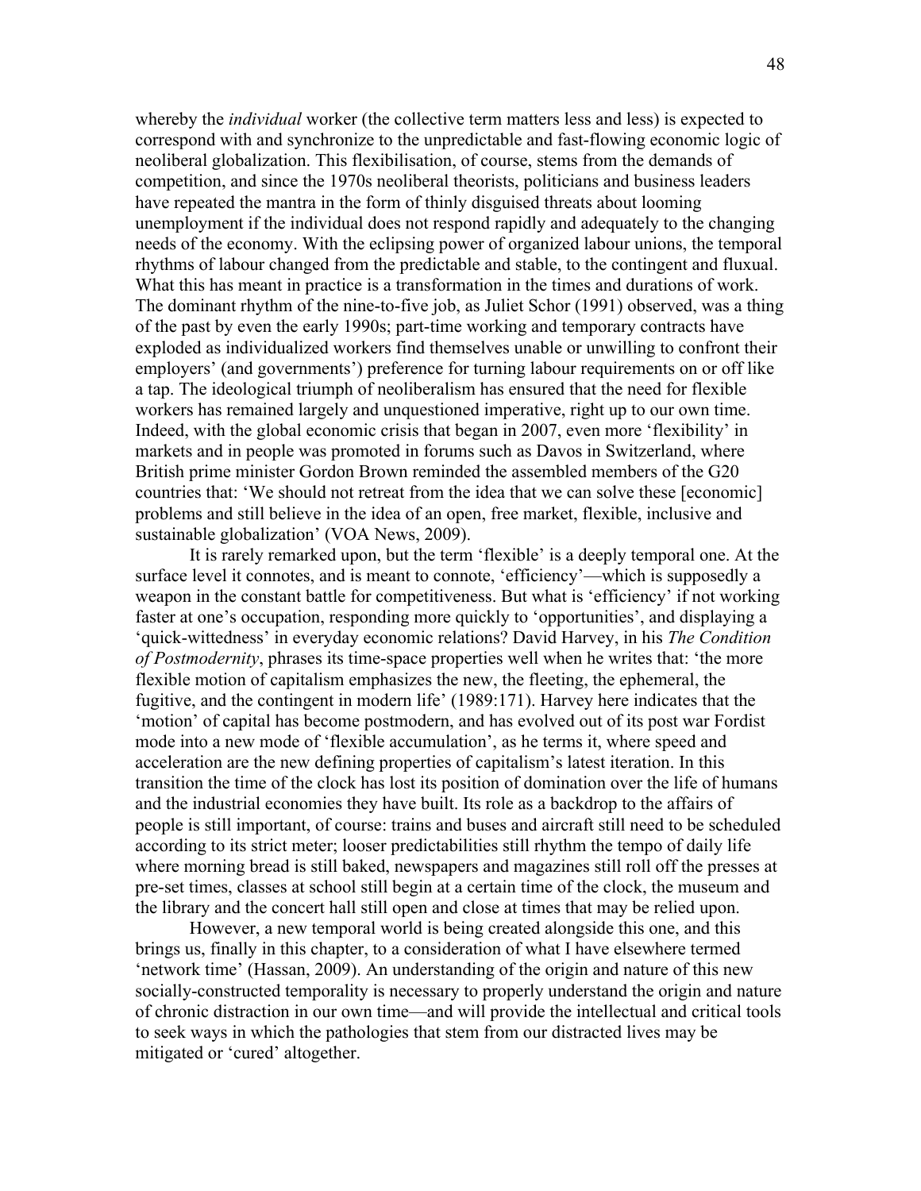whereby the *individual* worker (the collective term matters less and less) is expected to correspond with and synchronize to the unpredictable and fast-flowing economic logic of neoliberal globalization. This flexibilisation, of course, stems from the demands of competition, and since the 1970s neoliberal theorists, politicians and business leaders have repeated the mantra in the form of thinly disguised threats about looming unemployment if the individual does not respond rapidly and adequately to the changing needs of the economy. With the eclipsing power of organized labour unions, the temporal rhythms of labour changed from the predictable and stable, to the contingent and fluxual. What this has meant in practice is a transformation in the times and durations of work. The dominant rhythm of the nine-to-five job, as Juliet Schor (1991) observed, was a thing of the past by even the early 1990s; part-time working and temporary contracts have exploded as individualized workers find themselves unable or unwilling to confront their employers' (and governments') preference for turning labour requirements on or off like a tap. The ideological triumph of neoliberalism has ensured that the need for flexible workers has remained largely and unquestioned imperative, right up to our own time. Indeed, with the global economic crisis that began in 2007, even more 'flexibility' in markets and in people was promoted in forums such as Davos in Switzerland, where British prime minister Gordon Brown reminded the assembled members of the G20 countries that: 'We should not retreat from the idea that we can solve these [economic] problems and still believe in the idea of an open, free market, flexible, inclusive and sustainable globalization' (VOA News, 2009).

It is rarely remarked upon, but the term 'flexible' is a deeply temporal one. At the surface level it connotes, and is meant to connote, 'efficiency'—which is supposedly a weapon in the constant battle for competitiveness. But what is 'efficiency' if not working faster at one's occupation, responding more quickly to 'opportunities', and displaying a 'quick-wittedness' in everyday economic relations? David Harvey, in his *The Condition of Postmodernity*, phrases its time-space properties well when he writes that: 'the more flexible motion of capitalism emphasizes the new, the fleeting, the ephemeral, the fugitive, and the contingent in modern life' (1989:171). Harvey here indicates that the 'motion' of capital has become postmodern, and has evolved out of its post war Fordist mode into a new mode of 'flexible accumulation', as he terms it, where speed and acceleration are the new defining properties of capitalism's latest iteration. In this transition the time of the clock has lost its position of domination over the life of humans and the industrial economies they have built. Its role as a backdrop to the affairs of people is still important, of course: trains and buses and aircraft still need to be scheduled according to its strict meter; looser predictabilities still rhythm the tempo of daily life where morning bread is still baked, newspapers and magazines still roll off the presses at pre-set times, classes at school still begin at a certain time of the clock, the museum and the library and the concert hall still open and close at times that may be relied upon.

However, a new temporal world is being created alongside this one, and this brings us, finally in this chapter, to a consideration of what I have elsewhere termed 'network time' (Hassan, 2009). An understanding of the origin and nature of this new socially-constructed temporality is necessary to properly understand the origin and nature of chronic distraction in our own time—and will provide the intellectual and critical tools to seek ways in which the pathologies that stem from our distracted lives may be mitigated or 'cured' altogether.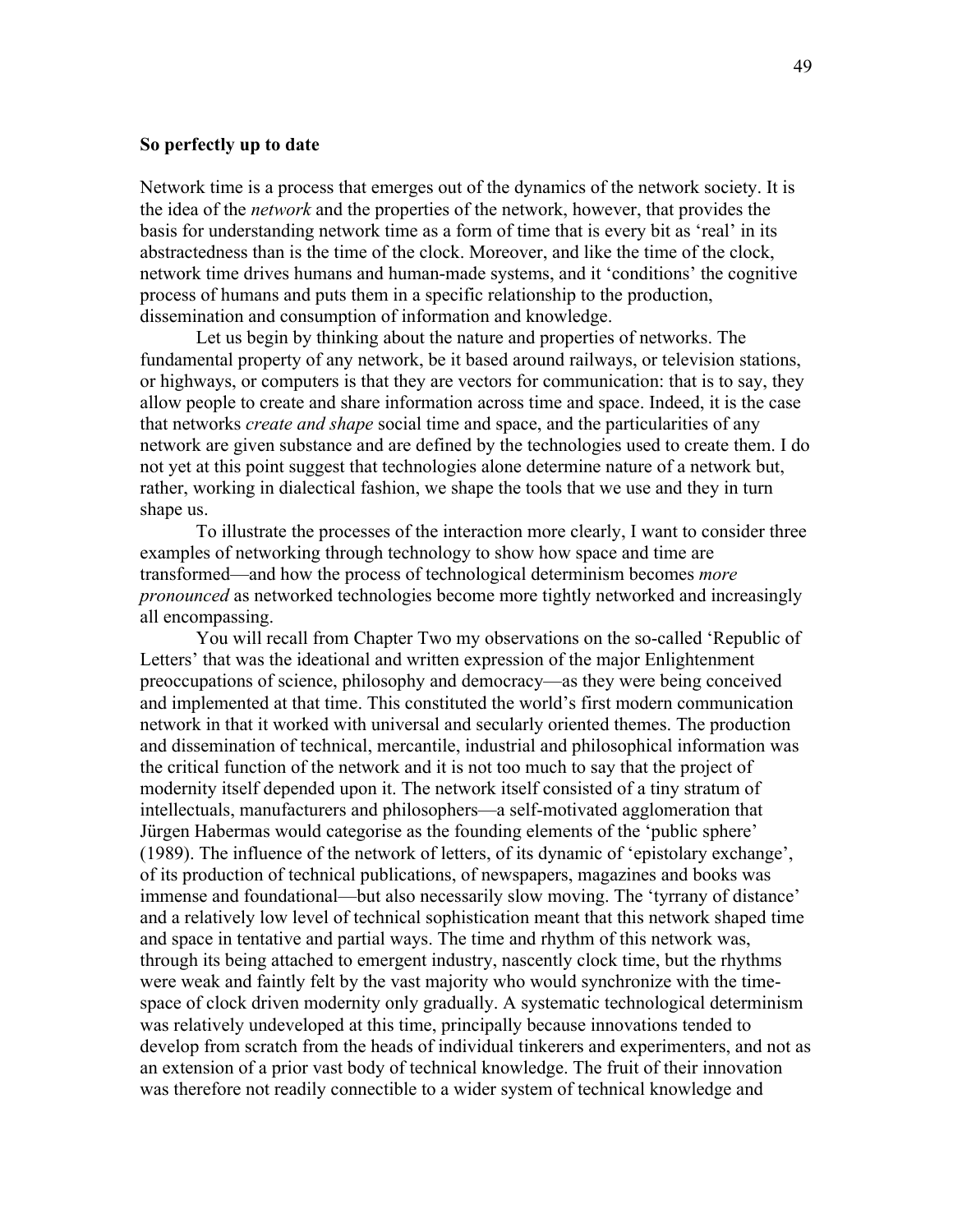**So perfectly up to date**

Network time is a process that emerges out of the dynamics of the network society. It is the idea of the *network* and the properties of the network, however, that provides the basis for understanding network time as a form of time that is every bit as 'real' in its abstractedness than is the time of the clock. Moreover, and like the time of the clock, network time drives humans and human-made systems, and it 'conditions' the cognitive process of humans and puts them in a specific relationship to the production, dissemination and consumption of information and knowledge.

Let us begin by thinking about the nature and properties of networks. The fundamental property of any network, be it based around railways, or television stations, or highways, or computers is that they are vectors for communication: that is to say, they allow people to create and share information across time and space. Indeed, it is the case that networks *create and shape* social time and space, and the particularities of any network are given substance and are defined by the technologies used to create them. I do not yet at this point suggest that technologies alone determine nature of a network but, rather, working in dialectical fashion, we shape the tools that we use and they in turn shape us.

To illustrate the processes of the interaction more clearly, I want to consider three examples of networking through technology to show how space and time are transformed—and how the process of technological determinism becomes *more pronounced* as networked technologies become more tightly networked and increasingly all encompassing.

You will recall from Chapter Two my observations on the so-called 'Republic of Letters' that was the ideational and written expression of the major Enlightenment preoccupations of science, philosophy and democracy—as they were being conceived and implemented at that time. This constituted the world's first modern communication network in that it worked with universal and secularly oriented themes. The production and dissemination of technical, mercantile, industrial and philosophical information was the critical function of the network and it is not too much to say that the project of modernity itself depended upon it. The network itself consisted of a tiny stratum of intellectuals, manufacturers and philosophers—a self-motivated agglomeration that Jürgen Habermas would categorise as the founding elements of the 'public sphere' (1989). The influence of the network of letters, of its dynamic of 'epistolary exchange', of its production of technical publications, of newspapers, magazines and books was immense and foundational—but also necessarily slow moving. The 'tyrrany of distance' and a relatively low level of technical sophistication meant that this network shaped time and space in tentative and partial ways. The time and rhythm of this network was, through its being attached to emergent industry, nascently clock time, but the rhythms were weak and faintly felt by the vast majority who would synchronize with the time-space of clock driven modernity only gradually. A systematic technological determinism was relatively undeveloped at this time, principally because innovations tended to develop from scratch from the heads of individual tinkerers and experimenters, and not as an extension of a prior vast body of technical knowledge. The fruit of their innovation was therefore not readily connectible to a wider system of technical knowledge and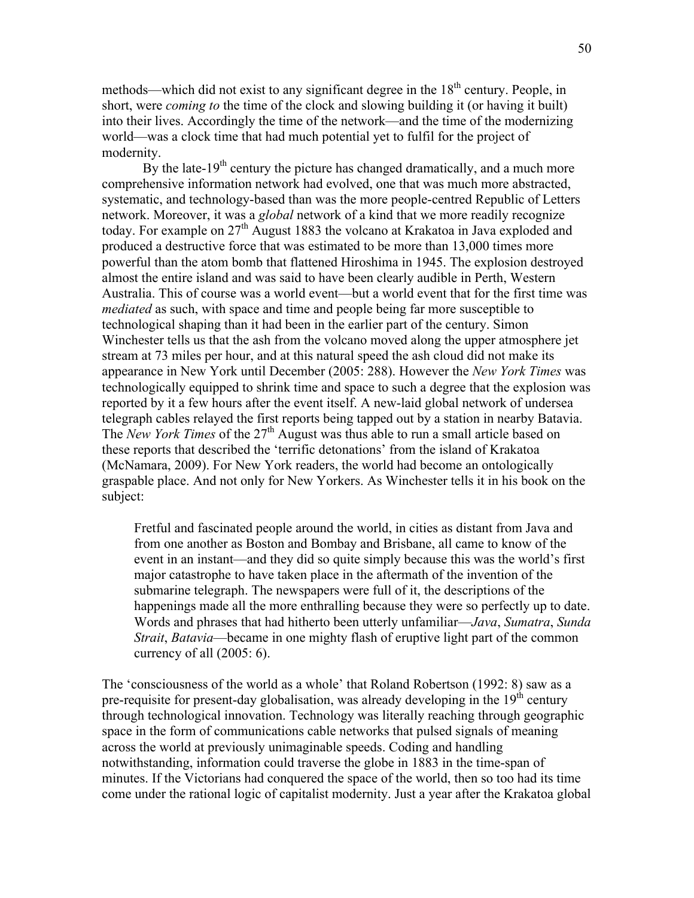methods—which did not exist to any significant degree in the 18th century. People, in short, were *coming to* the time of the clock and slowing building it (or having it built) into their lives. Accordingly the time of the network—and the time of the modernizing world—was a clock time that had much potential yet to fulfil for the project of modernity.

By the late-19th century the picture has changed dramatically, and a much more comprehensive information network had evolved, one that was much more abstracted, systematic, and technology-based than was the more people-centred Republic of Letters network. Moreover, it was a *global* network of a kind that we more readily recognize today. For example on 27th August 1883 the volcano at Krakatoa in Java exploded and produced a destructive force that was estimated to be more than 13,000 times more powerful than the atom bomb that flattened Hiroshima in 1945. The explosion destroyed almost the entire island and was said to have been clearly audible in Perth, Western Australia. This of course was a world event—but a world event that for the first time was *mediated* as such, with space and time and people being far more susceptible to technological shaping than it had been in the earlier part of the century. Simon Winchester tells us that the ash from the volcano moved along the upper atmosphere jet stream at 73 miles per hour, and at this natural speed the ash cloud did not make its appearance in New York until December (2005: 288). However the *New York Times* was technologically equipped to shrink time and space to such a degree that the explosion was reported by it a few hours after the event itself. A new-laid global network of undersea telegraph cables relayed the first reports being tapped out by a station in nearby Batavia. The *New York Times* of the 27th August was thus able to run a small article based on these reports that described the 'terrific detonations' from the island of Krakatoa (McNamara, 2009). For New York readers, the world had become an ontologically graspable place. And not only for New Yorkers. As Winchester tells it in his book on the subject:

> Fretful and fascinated people around the world, in cities as distant from Java and from one another as Boston and Bombay and Brisbane, all came to know of the event in an instant—and they did so quite simply because this was the world's first major catastrophe to have taken place in the aftermath of the invention of the submarine telegraph. The newspapers were full of it, the descriptions of the happenings made all the more enthralling because they were so perfectly up to date. Words and phrases that had hitherto been utterly unfamiliar—*Java*, *Sumatra*, *Sunda Strait*, *Batavia*—became in one mighty flash of eruptive light part of the common currency of all (2005: 6).

The 'consciousness of the world as a whole' that Roland Robertson (1992: 8) saw as a pre-requisite for present-day globalisation, was already developing in the 19th century through technological innovation. Technology was literally reaching through geographic space in the form of communications cable networks that pulsed signals of meaning across the world at previously unimaginable speeds. Coding and handling notwithstanding, information could traverse the globe in 1883 in the time-span of minutes. If the Victorians had conquered the space of the world, then so too had its time come under the rational logic of capitalist modernity. Just a year after the Krakatoa global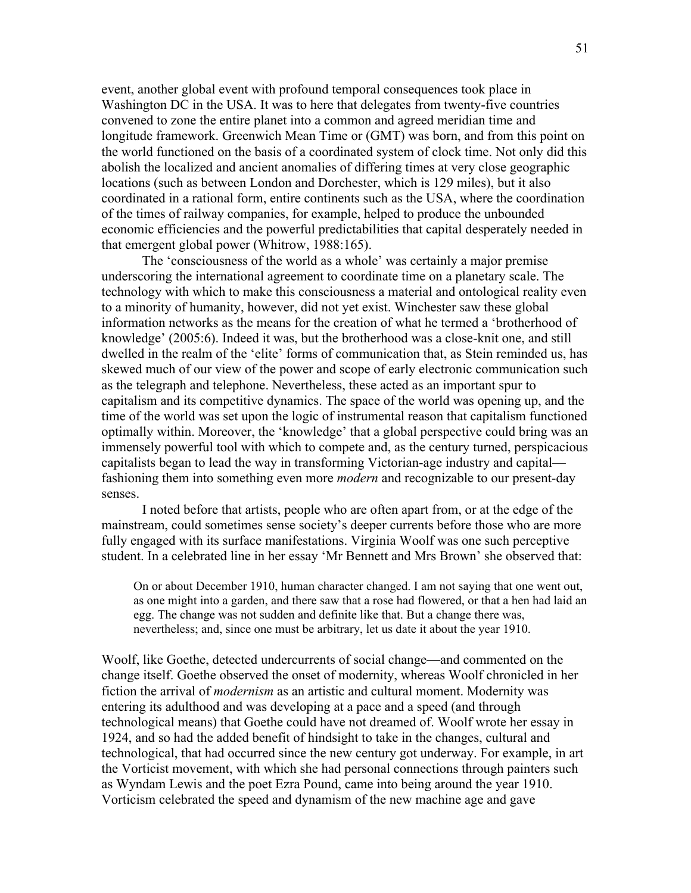event, another global event with profound temporal consequences took place in Washington DC in the USA. It was to here that delegates from twenty-five countries convened to zone the entire planet into a common and agreed meridian time and longitude framework. Greenwich Mean Time or (GMT) was born, and from this point on the world functioned on the basis of a coordinated system of clock time. Not only did this abolish the localized and ancient anomalies of differing times at very close geographic locations (such as between London and Dorchester, which is 129 miles), but it also coordinated in a rational form, entire continents such as the USA, where the coordination of the times of railway companies, for example, helped to produce the unbounded economic efficiencies and the powerful predictabilities that capital desperately needed in that emergent global power (Whitrow, 1988:165).

The 'consciousness of the world as a whole' was certainly a major premise underscoring the international agreement to coordinate time on a planetary scale. The technology with which to make this consciousness a material and ontological reality even to a minority of humanity, however, did not yet exist. Winchester saw these global information networks as the means for the creation of what he termed a 'brotherhood of knowledge' (2005:6). Indeed it was, but the brotherhood was a close-knit one, and still dwelled in the realm of the 'elite' forms of communication that, as Stein reminded us, has skewed much of our view of the power and scope of early electronic communication such as the telegraph and telephone. Nevertheless, these acted as an important spur to capitalism and its competitive dynamics. The space of the world was opening up, and the time of the world was set upon the logic of instrumental reason that capitalism functioned optimally within. Moreover, the 'knowledge' that a global perspective could bring was an immensely powerful tool with which to compete and, as the century turned, perspicacious capitalists began to lead the way in transforming Victorian-age industry and capital—fashioning them into something even more *modern* and recognizable to our present-day senses.

I noted before that artists, people who are often apart from, or at the edge of the mainstream, could sometimes sense society's deeper currents before those who are more fully engaged with its surface manifestations. Virginia Woolf was one such perceptive student. In a celebrated line in her essay 'Mr Bennett and Mrs Brown' she observed that:

> On or about December 1910, human character changed. I am not saying that one went out, as one might into a garden, and there saw that a rose had flowered, or that a hen had laid an egg. The change was not sudden and definite like that. But a change there was, nevertheless; and, since one must be arbitrary, let us date it about the year 1910.

Woolf, like Goethe, detected undercurrents of social change—and commented on the change itself. Goethe observed the onset of modernity, whereas Woolf chronicled in her fiction the arrival of *modernism* as an artistic and cultural moment. Modernity was entering its adulthood and was developing at a pace and a speed (and through technological means) that Goethe could have not dreamed of. Woolf wrote her essay in 1924, and so had the added benefit of hindsight to take in the changes, cultural and technological, that had occurred since the new century got underway. For example, in art the Vorticist movement, with which she had personal connections through painters such as Wyndam Lewis and the poet Ezra Pound, came into being around the year 1910. Vorticism celebrated the speed and dynamism of the new machine age and gave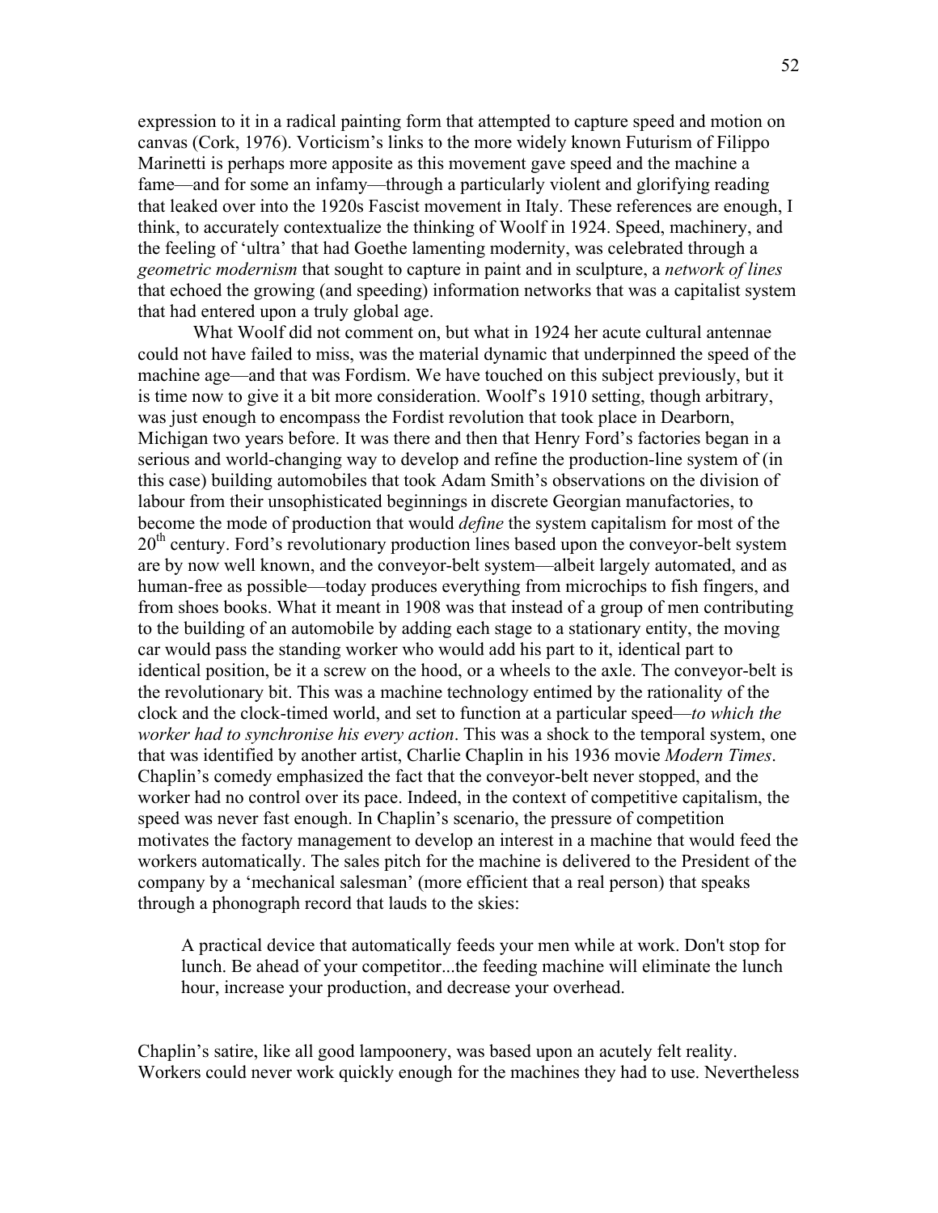expression to it in a radical painting form that attempted to capture speed and motion on canvas (Cork, 1976). Vorticism's links to the more widely known Futurism of Filippo Marinetti is perhaps more apposite as this movement gave speed and the machine a fame—and for some an infamy—through a particularly violent and glorifying reading that leaked over into the 1920s Fascist movement in Italy. These references are enough, I think, to accurately contextualize the thinking of Woolf in 1924. Speed, machinery, and the feeling of 'ultra' that had Goethe lamenting modernity, was celebrated through a *geometric modernism* that sought to capture in paint and in sculpture, a *network of lines* that echoed the growing (and speeding) information networks that was a capitalist system that had entered upon a truly global age.

What Woolf did not comment on, but what in 1924 her acute cultural antennae could not have failed to miss, was the material dynamic that underpinned the speed of the machine age—and that was Fordism. We have touched on this subject previously, but it is time now to give it a bit more consideration. Woolf's 1910 setting, though arbitrary, was just enough to encompass the Fordist revolution that took place in Dearborn, Michigan two years before. It was there and then that Henry Ford's factories began in a serious and world-changing way to develop and refine the production-line system of (in this case) building automobiles that took Adam Smith's observations on the division of labour from their unsophisticated beginnings in discrete Georgian manufactories, to become the mode of production that would *define* the system capitalism for most of the 20th century. Ford's revolutionary production lines based upon the conveyor-belt system are by now well known, and the conveyor-belt system—albeit largely automated, and as human-free as possible—today produces everything from microchips to fish fingers, and from shoes books. What it meant in 1908 was that instead of a group of men contributing to the building of an automobile by adding each stage to a stationary entity, the moving car would pass the standing worker who would add his part to it, identical part to identical position, be it a screw on the hood, or a wheels to the axle. The conveyor-belt is the revolutionary bit. This was a machine technology entimed by the rationality of the clock and the clock-timed world, and set to function at a particular speed—*to which the worker had to synchronise his every action*. This was a shock to the temporal system, one that was identified by another artist, Charlie Chaplin in his 1936 movie *Modern Times*. Chaplin's comedy emphasized the fact that the conveyor-belt never stopped, and the worker had no control over its pace. Indeed, in the context of competitive capitalism, the speed was never fast enough. In Chaplin's scenario, the pressure of competition motivates the factory management to develop an interest in a machine that would feed the workers automatically. The sales pitch for the machine is delivered to the President of the company by a 'mechanical salesman' (more efficient that a real person) that speaks through a phonograph record that lauds to the skies:

> A practical device that automatically feeds your men while at work. Don't stop for lunch. Be ahead of your competitor...the feeding machine will eliminate the lunch hour, increase your production, and decrease your overhead.

Chaplin's satire, like all good lampoonery, was based upon an acutely felt reality. Workers could never work quickly enough for the machines they had to use. Nevertheless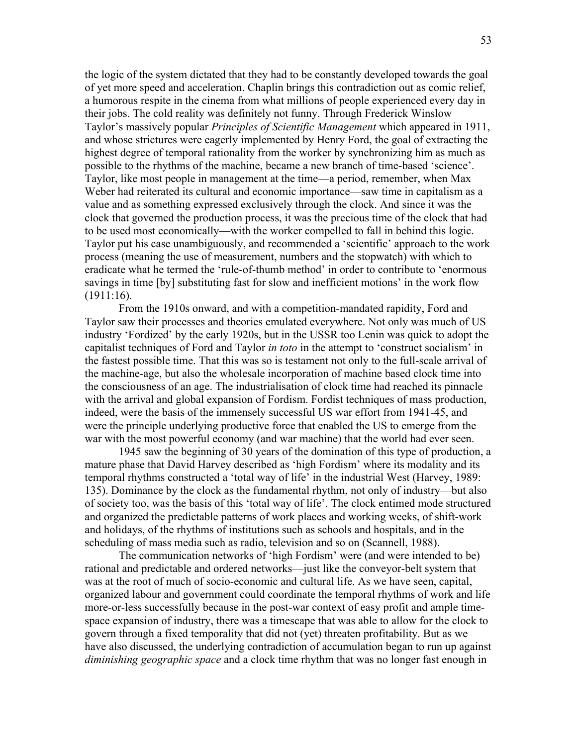the logic of the system dictated that they had to be constantly developed towards the goal of yet more speed and acceleration. Chaplin brings this contradiction out as comic relief, a humorous respite in the cinema from what millions of people experienced every day in their jobs. The cold reality was definitely not funny. Through Frederick Winslow Taylor's massively popular *Principles of Scientific Management* which appeared in 1911, and whose strictures were eagerly implemented by Henry Ford, the goal of extracting the highest degree of temporal rationality from the worker by synchronizing him as much as possible to the rhythms of the machine, became a new branch of time-based 'science'. Taylor, like most people in management at the time—a period, remember, when Max Weber had reiterated its cultural and economic importance—saw time in capitalism as a value and as something expressed exclusively through the clock. And since it was the clock that governed the production process, it was the precious time of the clock that had to be used most economically—with the worker compelled to fall in behind this logic. Taylor put his case unambiguously, and recommended a 'scientific' approach to the work process (meaning the use of measurement, numbers and the stopwatch) with which to eradicate what he termed the 'rule-of-thumb method' in order to contribute to 'enormous savings in time [by] substituting fast for slow and inefficient motions' in the work flow (1911:16).

From the 1910s onward, and with a competition-mandated rapidity, Ford and Taylor saw their processes and theories emulated everywhere. Not only was much of US industry 'Fordized' by the early 1920s, but in the USSR too Lenin was quick to adopt the capitalist techniques of Ford and Taylor *in toto* in the attempt to 'construct socialism' in the fastest possible time. That this was so is testament not only to the full-scale arrival of the machine-age, but also the wholesale incorporation of machine based clock time into the consciousness of an age. The industrialisation of clock time had reached its pinnacle with the arrival and global expansion of Fordism. Fordist techniques of mass production, indeed, were the basis of the immensely successful US war effort from 1941-45, and were the principle underlying productive force that enabled the US to emerge from the war with the most powerful economy (and war machine) that the world had ever seen.

1945 saw the beginning of 30 years of the domination of this type of production, a mature phase that David Harvey described as 'high Fordism' where its modality and its temporal rhythms constructed a 'total way of life' in the industrial West (Harvey, 1989: 135). Dominance by the clock as the fundamental rhythm, not only of industry—but also of society too, was the basis of this 'total way of life'. The clock entimed mode structured and organized the predictable patterns of work places and working weeks, of shift-work and holidays, of the rhythms of institutions such as schools and hospitals, and in the scheduling of mass media such as radio, television and so on (Scannell, 1988).

The communication networks of 'high Fordism' were (and were intended to be) rational and predictable and ordered networks—just like the conveyor-belt system that was at the root of much of socio-economic and cultural life. As we have seen, capital, organized labour and government could coordinate the temporal rhythms of work and life more-or-less successfully because in the post-war context of easy profit and ample time-space expansion of industry, there was a timescape that was able to allow for the clock to govern through a fixed temporality that did not (yet) threaten profitability. But as we have also discussed, the underlying contradiction of accumulation began to run up against *diminishing geographic space* and a clock time rhythm that was no longer fast enough in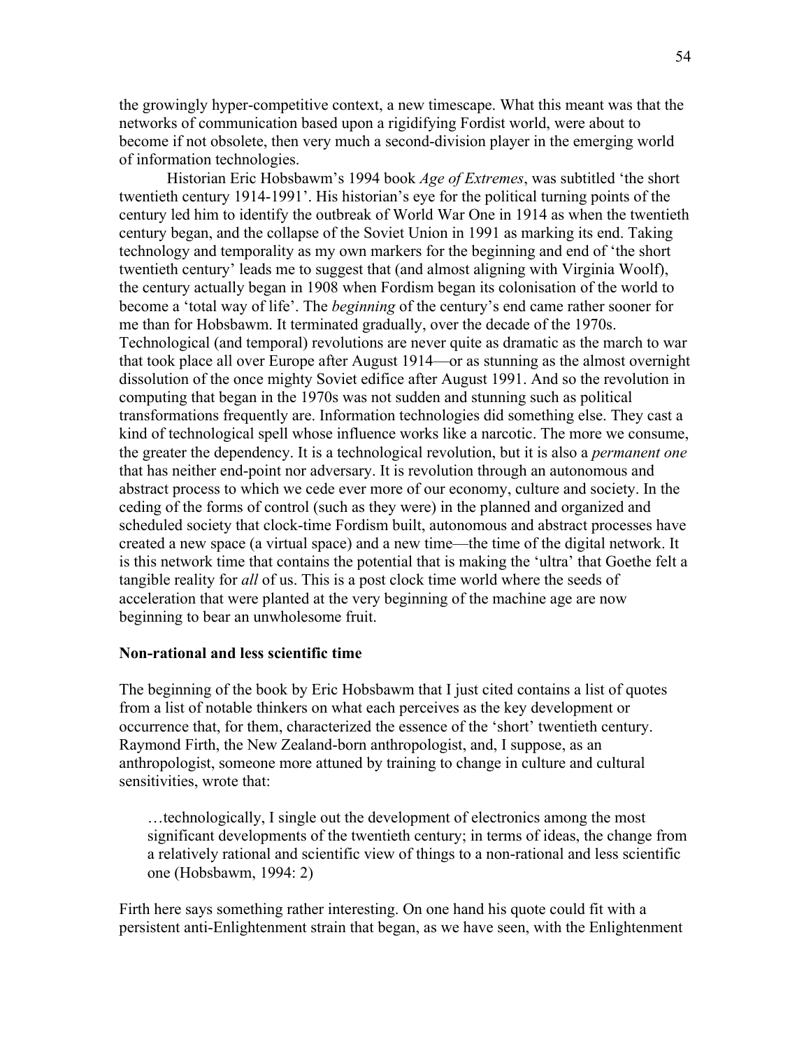the growingly hyper-competitive context, a new timescape. What this meant was that the networks of communication based upon a rigidifying Fordist world, were about to become if not obsolete, then very much a second-division player in the emerging world of information technologies.

Historian Eric Hobsbawm's 1994 book *Age of Extremes*, was subtitled 'the short twentieth century 1914-1991'. His historian's eye for the political turning points of the century led him to identify the outbreak of World War One in 1914 as when the twentieth century began, and the collapse of the Soviet Union in 1991 as marking its end. Taking technology and temporality as my own markers for the beginning and end of 'the short twentieth century' leads me to suggest that (and almost aligning with Virginia Woolf), the century actually began in 1908 when Fordism began its colonisation of the world to become a 'total way of life'. The *beginning* of the century's end came rather sooner for me than for Hobsbawm. It terminated gradually, over the decade of the 1970s. Technological (and temporal) revolutions are never quite as dramatic as the march to war that took place all over Europe after August 1914—or as stunning as the almost overnight dissolution of the once mighty Soviet edifice after August 1991. And so the revolution in computing that began in the 1970s was not sudden and stunning such as political transformations frequently are. Information technologies did something else. They cast a kind of technological spell whose influence works like a narcotic. The more we consume, the greater the dependency. It is a technological revolution, but it is also a *permanent one* that has neither end-point nor adversary. It is revolution through an autonomous and abstract process to which we cede ever more of our economy, culture and society. In the ceding of the forms of control (such as they were) in the planned and organized and scheduled society that clock-time Fordism built, autonomous and abstract processes have created a new space (a virtual space) and a new time—the time of the digital network. It is this network time that contains the potential that is making the 'ultra' that Goethe felt a tangible reality for *all* of us. This is a post clock time world where the seeds of acceleration that were planted at the very beginning of the machine age are now beginning to bear an unwholesome fruit.

### Non-rational and less scientific time

The beginning of the book by Eric Hobsbawm that I just cited contains a list of quotes from a list of notable thinkers on what each perceives as the key development or occurrence that, for them, characterized the essence of the 'short' twentieth century. Raymond Firth, the New Zealand-born anthropologist, and, I suppose, as an anthropologist, someone more attuned by training to change in culture and cultural sensitivities, wrote that:

> …technologically, I single out the development of electronics among the most significant developments of the twentieth century; in terms of ideas, the change from a relatively rational and scientific view of things to a non-rational and less scientific one (Hobsbawm, 1994: 2)

Firth here says something rather interesting. On one hand his quote could fit with a persistent anti-Enlightenment strain that began, as we have seen, with the Enlightenment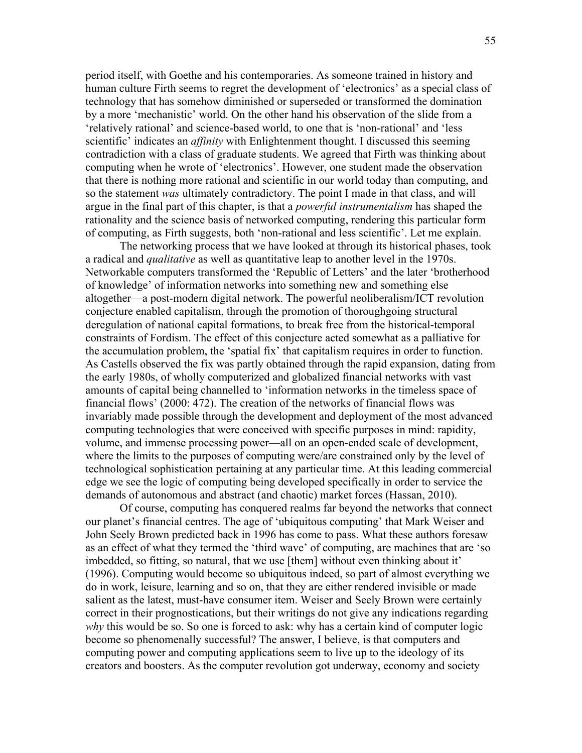period itself, with Goethe and his contemporaries. As someone trained in history and human culture Firth seems to regret the development of 'electronics' as a special class of technology that has somehow diminished or superseded or transformed the domination by a more 'mechanistic' world. On the other hand his observation of the slide from a 'relatively rational' and science-based world, to one that is 'non-rational' and 'less scientific' indicates an *affinity* with Enlightenment thought. I discussed this seeming contradiction with a class of graduate students. We agreed that Firth was thinking about computing when he wrote of 'electronics'. However, one student made the observation that there is nothing more rational and scientific in our world today than computing, and so the statement *was* ultimately contradictory. The point I made in that class, and will argue in the final part of this chapter, is that a *powerful instrumentalism* has shaped the rationality and the science basis of networked computing, rendering this particular form of computing, as Firth suggests, both 'non-rational and less scientific'. Let me explain.

The networking process that we have looked at through its historical phases, took a radical and *qualitative* as well as quantitative leap to another level in the 1970s. Networkable computers transformed the 'Republic of Letters' and the later 'brotherhood of knowledge' of information networks into something new and something else altogether—a post-modern digital network. The powerful neoliberalism/ICT revolution conjecture enabled capitalism, through the promotion of thoroughgoing structural deregulation of national capital formations, to break free from the historical-temporal constraints of Fordism. The effect of this conjecture acted somewhat as a palliative for the accumulation problem, the 'spatial fix' that capitalism requires in order to function. As Castells observed the fix was partly obtained through the rapid expansion, dating from the early 1980s, of wholly computerized and globalized financial networks with vast amounts of capital being channelled to 'information networks in the timeless space of financial flows' (2000: 472). The creation of the networks of financial flows was invariably made possible through the development and deployment of the most advanced computing technologies that were conceived with specific purposes in mind: rapidity, volume, and immense processing power—all on an open-ended scale of development, where the limits to the purposes of computing were/are constrained only by the level of technological sophistication pertaining at any particular time. At this leading commercial edge we see the logic of computing being developed specifically in order to service the demands of autonomous and abstract (and chaotic) market forces (Hassan, 2010).

Of course, computing has conquered realms far beyond the networks that connect our planet's financial centres. The age of 'ubiquitous computing' that Mark Weiser and John Seely Brown predicted back in 1996 has come to pass. What these authors foresaw as an effect of what they termed the 'third wave' of computing, are machines that are 'so imbedded, so fitting, so natural, that we use [them] without even thinking about it' (1996). Computing would become so ubiquitous indeed, so part of almost everything we do in work, leisure, learning and so on, that they are either rendered invisible or made salient as the latest, must-have consumer item. Weiser and Seely Brown were certainly correct in their prognostications, but their writings do not give any indications regarding *why* this would be so. So one is forced to ask: why has a certain kind of computer logic become so phenomenally successful? The answer, I believe, is that computers and computing power and computing applications seem to live up to the ideology of its creators and boosters. As the computer revolution got underway, economy and society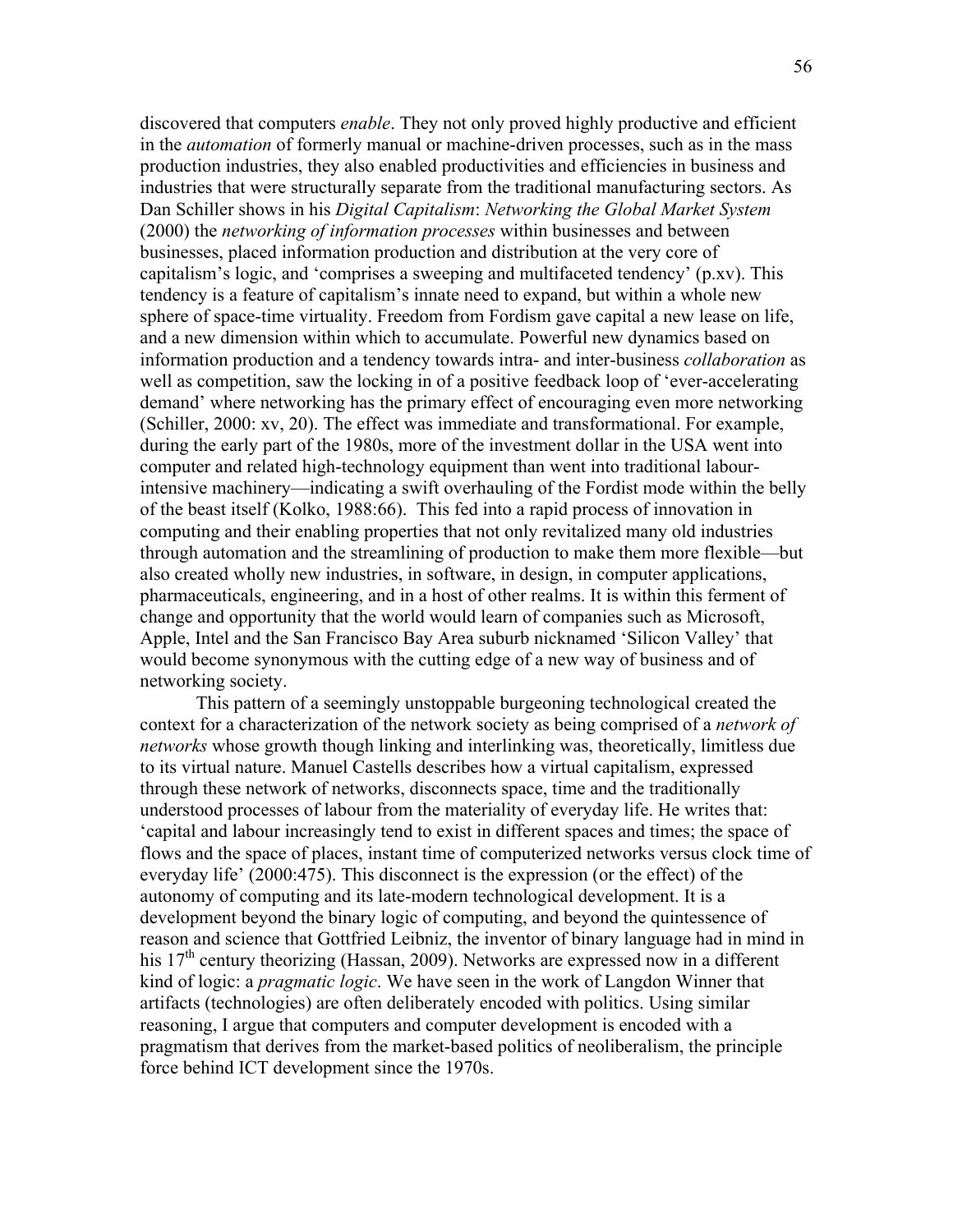discovered that computers *enable*. They not only proved highly productive and efficient in the *automation* of formerly manual or machine-driven processes, such as in the mass production industries, they also enabled productivities and efficiencies in business and industries that were structurally separate from the traditional manufacturing sectors. As Dan Schiller shows in his *Digital Capitalism*: *Networking the Global Market System* (2000) the *networking of information processes* within businesses and between businesses, placed information production and distribution at the very core of capitalism's logic, and 'comprises a sweeping and multifaceted tendency' (p.xv). This tendency is a feature of capitalism's innate need to expand, but within a whole new sphere of space-time virtuality. Freedom from Fordism gave capital a new lease on life, and a new dimension within which to accumulate. Powerful new dynamics based on information production and a tendency towards intra- and inter-business *collaboration* as well as competition, saw the locking in of a positive feedback loop of 'ever-accelerating demand' where networking has the primary effect of encouraging even more networking (Schiller, 2000: xv, 20). The effect was immediate and transformational. For example, during the early part of the 1980s, more of the investment dollar in the USA went into computer and related high-technology equipment than went into traditional labour-intensive machinery—indicating a swift overhauling of the Fordist mode within the belly of the beast itself (Kolko, 1988:66). This fed into a rapid process of innovation in computing and their enabling properties that not only revitalized many old industries through automation and the streamlining of production to make them more flexible—but also created wholly new industries, in software, in design, in computer applications, pharmaceuticals, engineering, and in a host of other realms. It is within this ferment of change and opportunity that the world would learn of companies such as Microsoft, Apple, Intel and the San Francisco Bay Area suburb nicknamed 'Silicon Valley' that would become synonymous with the cutting edge of a new way of business and of networking society.

This pattern of a seemingly unstoppable burgeoning technological created the context for a characterization of the network society as being comprised of a *network of networks* whose growth though linking and interlinking was, theoretically, limitless due to its virtual nature. Manuel Castells describes how a virtual capitalism, expressed through these network of networks, disconnects space, time and the traditionally understood processes of labour from the materiality of everyday life. He writes that: 'capital and labour increasingly tend to exist in different spaces and times; the space of flows and the space of places, instant time of computerized networks versus clock time of everyday life' (2000:475). This disconnect is the expression (or the effect) of the autonomy of computing and its late-modern technological development. It is a development beyond the binary logic of computing, and beyond the quintessence of reason and science that Gottfried Leibniz, the inventor of binary language had in mind in his 17th century theorizing (Hassan, 2009). Networks are expressed now in a different kind of logic: a *pragmatic logic*. We have seen in the work of Langdon Winner that artifacts (technologies) are often deliberately encoded with politics. Using similar reasoning, I argue that computers and computer development is encoded with a pragmatism that derives from the market-based politics of neoliberalism, the principle force behind ICT development since the 1970s.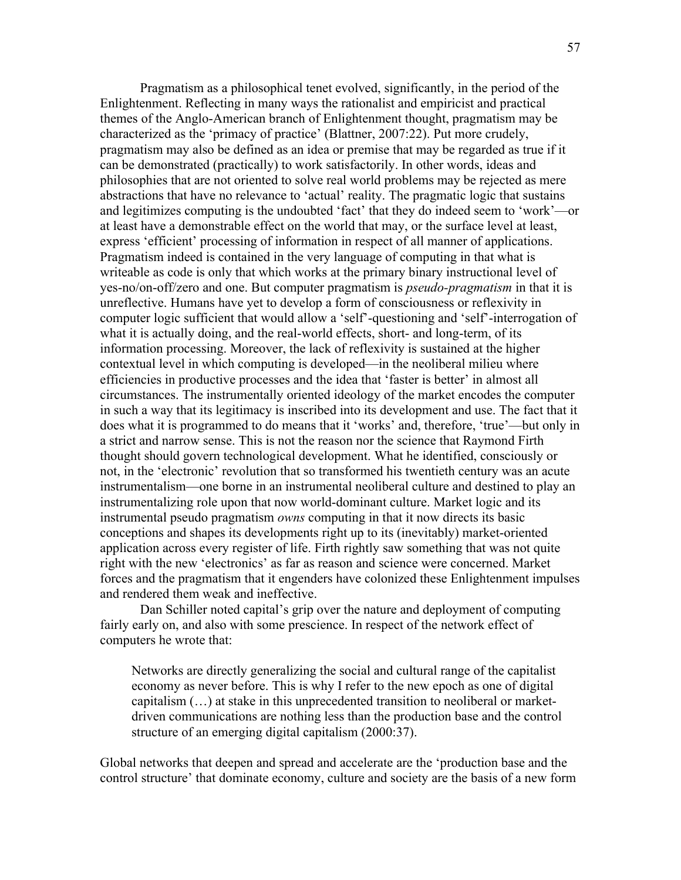Pragmatism as a philosophical tenet evolved, significantly, in the period of the Enlightenment. Reflecting in many ways the rationalist and empiricist and practical themes of the Anglo-American branch of Enlightenment thought, pragmatism may be characterized as the 'primacy of practice' (Blattner, 2007:22). Put more crudely, pragmatism may also be defined as an idea or premise that may be regarded as true if it can be demonstrated (practically) to work satisfactorily. In other words, ideas and philosophies that are not oriented to solve real world problems may be rejected as mere abstractions that have no relevance to 'actual' reality. The pragmatic logic that sustains and legitimizes computing is the undoubted 'fact' that they do indeed seem to 'work'—or at least have a demonstrable effect on the world that may, or the surface level at least, express 'efficient' processing of information in respect of all manner of applications. Pragmatism indeed is contained in the very language of computing in that what is writeable as code is only that which works at the primary binary instructional level of yes-no/on-off/zero and one. But computer pragmatism is *pseudo-pragmatism* in that it is unreflective. Humans have yet to develop a form of consciousness or reflexivity in computer logic sufficient that would allow a 'self'-questioning and 'self'-interrogation of what it is actually doing, and the real-world effects, short- and long-term, of its information processing. Moreover, the lack of reflexivity is sustained at the higher contextual level in which computing is developed—in the neoliberal milieu where efficiencies in productive processes and the idea that 'faster is better' in almost all circumstances. The instrumentally oriented ideology of the market encodes the computer in such a way that its legitimacy is inscribed into its development and use. The fact that it does what it is programmed to do means that it 'works' and, therefore, 'true'—but only in a strict and narrow sense. This is not the reason nor the science that Raymond Firth thought should govern technological development. What he identified, consciously or not, in the 'electronic' revolution that so transformed his twentieth century was an acute instrumentalism—one borne in an instrumental neoliberal culture and destined to play an instrumentalizing role upon that now world-dominant culture. Market logic and its instrumental pseudo pragmatism *owns* computing in that it now directs its basic conceptions and shapes its developments right up to its (inevitably) market-oriented application across every register of life. Firth rightly saw something that was not quite right with the new 'electronics' as far as reason and science were concerned. Market forces and the pragmatism that it engenders have colonized these Enlightenment impulses and rendered them weak and ineffective.

Dan Schiller noted capital's grip over the nature and deployment of computing fairly early on, and also with some prescience. In respect of the network effect of computers he wrote that:

> Networks are directly generalizing the social and cultural range of the capitalist economy as never before. This is why I refer to the new epoch as one of digital capitalism (…) at stake in this unprecedented transition to neoliberal or market-driven communications are nothing less than the production base and the control structure of an emerging digital capitalism (2000:37).

Global networks that deepen and spread and accelerate are the 'production base and the control structure' that dominate economy, culture and society are the basis of a new form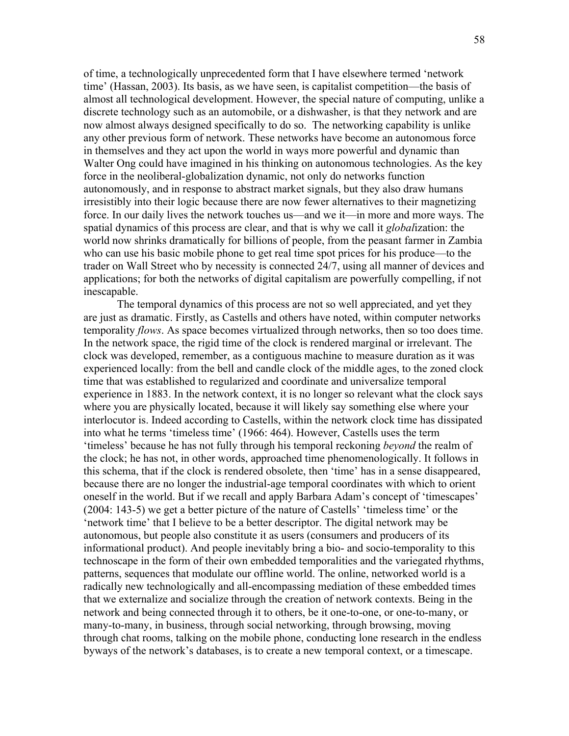of time, a technologically unprecedented form that I have elsewhere termed 'network time' (Hassan, 2003). Its basis, as we have seen, is capitalist competition—the basis of almost all technological development. However, the special nature of computing, unlike a discrete technology such as an automobile, or a dishwasher, is that they network and are now almost always designed specifically to do so. The networking capability is unlike any other previous form of network. These networks have become an autonomous force in themselves and they act upon the world in ways more powerful and dynamic than Walter Ong could have imagined in his thinking on autonomous technologies. As the key force in the neoliberal-globalization dynamic, not only do networks function autonomously, and in response to abstract market signals, but they also draw humans irresistibly into their logic because there are now fewer alternatives to their magnetizing force. In our daily lives the network touches us—and we it—in more and more ways. The spatial dynamics of this process are clear, and that is why we call it *global*ization: the world now shrinks dramatically for billions of people, from the peasant farmer in Zambia who can use his basic mobile phone to get real time spot prices for his produce—to the trader on Wall Street who by necessity is connected 24/7, using all manner of devices and applications; for both the networks of digital capitalism are powerfully compelling, if not inescapable.

The temporal dynamics of this process are not so well appreciated, and yet they are just as dramatic. Firstly, as Castells and others have noted, within computer networks temporality *flows*. As space becomes virtualized through networks, then so too does time. In the network space, the rigid time of the clock is rendered marginal or irrelevant. The clock was developed, remember, as a contiguous machine to measure duration as it was experienced locally: from the bell and candle clock of the middle ages, to the zoned clock time that was established to regularized and coordinate and universalize temporal experience in 1883. In the network context, it is no longer so relevant what the clock says where you are physically located, because it will likely say something else where your interlocutor is. Indeed according to Castells, within the network clock time has dissipated into what he terms 'timeless time' (1966: 464). However, Castells uses the term 'timeless' because he has not fully through his temporal reckoning *beyond* the realm of the clock; he has not, in other words, approached time phenomenologically. It follows in this schema, that if the clock is rendered obsolete, then 'time' has in a sense disappeared, because there are no longer the industrial-age temporal coordinates with which to orient oneself in the world. But if we recall and apply Barbara Adam's concept of 'timescapes' (2004: 143-5) we get a better picture of the nature of Castells' 'timeless time' or the 'network time' that I believe to be a better descriptor. The digital network may be autonomous, but people also constitute it as users (consumers and producers of its informational product). And people inevitably bring a bio- and socio-temporality to this technoscape in the form of their own embedded temporalities and the variegated rhythms, patterns, sequences that modulate our offline world. The online, networked world is a radically new technologically and all-encompassing mediation of these embedded times that we externalize and socialize through the creation of network contexts. Being in the network and being connected through it to others, be it one-to-one, or one-to-many, or many-to-many, in business, through social networking, through browsing, moving through chat rooms, talking on the mobile phone, conducting lone research in the endless byways of the network's databases, is to create a new temporal context, or a timescape.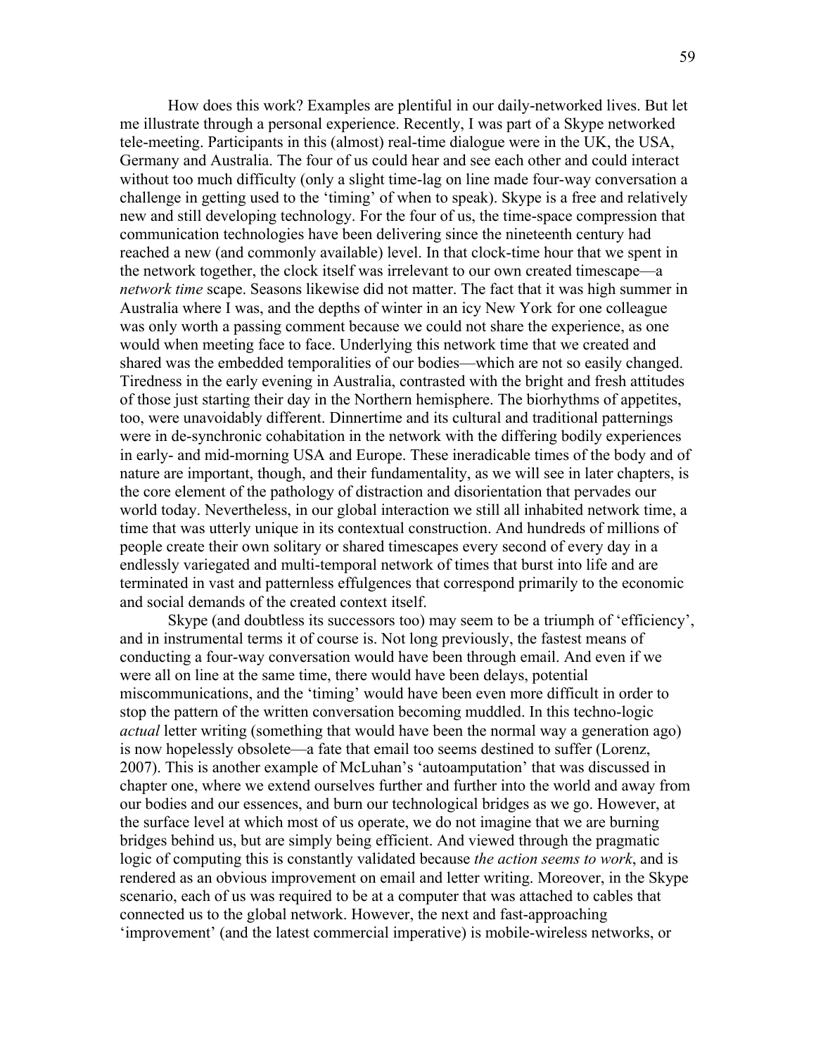How does this work? Examples are plentiful in our daily-networked lives. But let me illustrate through a personal experience. Recently, I was part of a Skype networked tele-meeting. Participants in this (almost) real-time dialogue were in the UK, the USA, Germany and Australia. The four of us could hear and see each other and could interact without too much difficulty (only a slight time-lag on line made four-way conversation a challenge in getting used to the 'timing' of when to speak). Skype is a free and relatively new and still developing technology. For the four of us, the time-space compression that communication technologies have been delivering since the nineteenth century had reached a new (and commonly available) level. In that clock-time hour that we spent in the network together, the clock itself was irrelevant to our own created timescape—a *network time* scape. Seasons likewise did not matter. The fact that it was high summer in Australia where I was, and the depths of winter in an icy New York for one colleague was only worth a passing comment because we could not share the experience, as one would when meeting face to face. Underlying this network time that we created and shared was the embedded temporalities of our bodies—which are not so easily changed. Tiredness in the early evening in Australia, contrasted with the bright and fresh attitudes of those just starting their day in the Northern hemisphere. The biorhythms of appetites, too, were unavoidably different. Dinnertime and its cultural and traditional patternings were in de-synchronic cohabitation in the network with the differing bodily experiences in early- and mid-morning USA and Europe. These ineradicable times of the body and of nature are important, though, and their fundamentality, as we will see in later chapters, is the core element of the pathology of distraction and disorientation that pervades our world today. Nevertheless, in our global interaction we still all inhabited network time, a time that was utterly unique in its contextual construction. And hundreds of millions of people create their own solitary or shared timescapes every second of every day in a endlessly variegated and multi-temporal network of times that burst into life and are terminated in vast and patternless effulgences that correspond primarily to the economic and social demands of the created context itself.

Skype (and doubtless its successors too) may seem to be a triumph of 'efficiency', and in instrumental terms it of course is. Not long previously, the fastest means of conducting a four-way conversation would have been through email. And even if we were all on line at the same time, there would have been delays, potential miscommunications, and the 'timing' would have been even more difficult in order to stop the pattern of the written conversation becoming muddled. In this techno-logic *actual* letter writing (something that would have been the normal way a generation ago) is now hopelessly obsolete—a fate that email too seems destined to suffer (Lorenz, 2007). This is another example of McLuhan's 'autoamputation' that was discussed in chapter one, where we extend ourselves further and further into the world and away from our bodies and our essences, and burn our technological bridges as we go. However, at the surface level at which most of us operate, we do not imagine that we are burning bridges behind us, but are simply being efficient. And viewed through the pragmatic logic of computing this is constantly validated because *the action seems to work*, and is rendered as an obvious improvement on email and letter writing. Moreover, in the Skype scenario, each of us was required to be at a computer that was attached to cables that connected us to the global network. However, the next and fast-approaching 'improvement' (and the latest commercial imperative) is mobile-wireless networks, or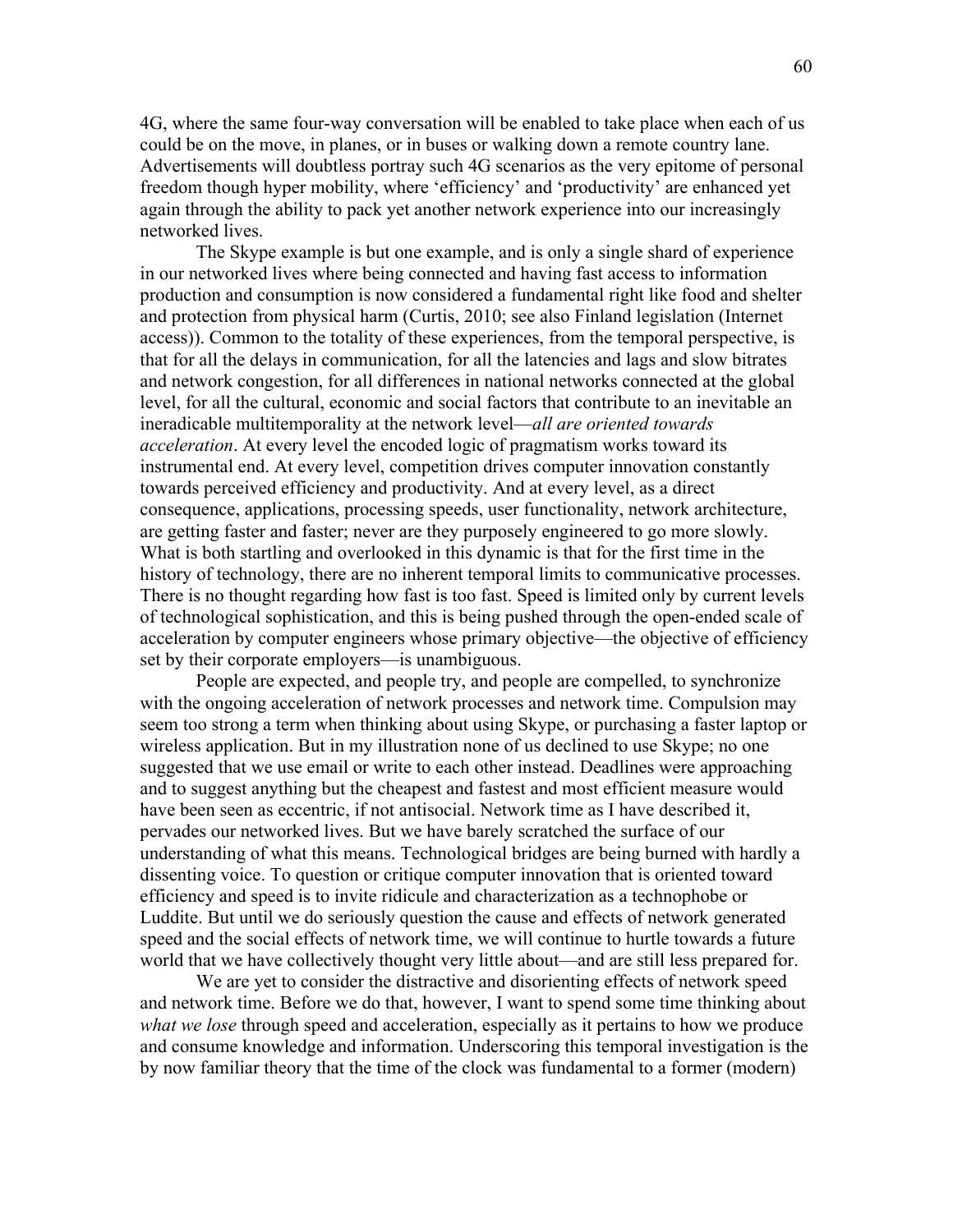4G, where the same four-way conversation will be enabled to take place when each of us could be on the move, in planes, or in buses or walking down a remote country lane. Advertisements will doubtless portray such 4G scenarios as the very epitome of personal freedom though hyper mobility, where 'efficiency' and 'productivity' are enhanced yet again through the ability to pack yet another network experience into our increasingly networked lives.

The Skype example is but one example, and is only a single shard of experience in our networked lives where being connected and having fast access to information production and consumption is now considered a fundamental right like food and shelter and protection from physical harm (Curtis, 2010; see also Finland legislation (Internet access)). Common to the totality of these experiences, from the temporal perspective, is that for all the delays in communication, for all the latencies and lags and slow bitrates and network congestion, for all differences in national networks connected at the global level, for all the cultural, economic and social factors that contribute to an inevitable an ineradicable multitemporality at the network level—*all are oriented towards acceleration*. At every level the encoded logic of pragmatism works toward its instrumental end. At every level, competition drives computer innovation constantly towards perceived efficiency and productivity. And at every level, as a direct consequence, applications, processing speeds, user functionality, network architecture, are getting faster and faster; never are they purposely engineered to go more slowly. What is both startling and overlooked in this dynamic is that for the first time in the history of technology, there are no inherent temporal limits to communicative processes. There is no thought regarding how fast is too fast. Speed is limited only by current levels of technological sophistication, and this is being pushed through the open-ended scale of acceleration by computer engineers whose primary objective—the objective of efficiency set by their corporate employers—is unambiguous.

People are expected, and people try, and people are compelled, to synchronize with the ongoing acceleration of network processes and network time. Compulsion may seem too strong a term when thinking about using Skype, or purchasing a faster laptop or wireless application. But in my illustration none of us declined to use Skype; no one suggested that we use email or write to each other instead. Deadlines were approaching and to suggest anything but the cheapest and fastest and most efficient measure would have been seen as eccentric, if not antisocial. Network time as I have described it, pervades our networked lives. But we have barely scratched the surface of our understanding of what this means. Technological bridges are being burned with hardly a dissenting voice. To question or critique computer innovation that is oriented toward efficiency and speed is to invite ridicule and characterization as a technophobe or Luddite. But until we do seriously question the cause and effects of network generated speed and the social effects of network time, we will continue to hurtle towards a future world that we have collectively thought very little about—and are still less prepared for.

We are yet to consider the distractive and disorienting effects of network speed and network time. Before we do that, however, I want to spend some time thinking about *what we lose* through speed and acceleration, especially as it pertains to how we produce and consume knowledge and information. Underscoring this temporal investigation is the by now familiar theory that the time of the clock was fundamental to a former (modern)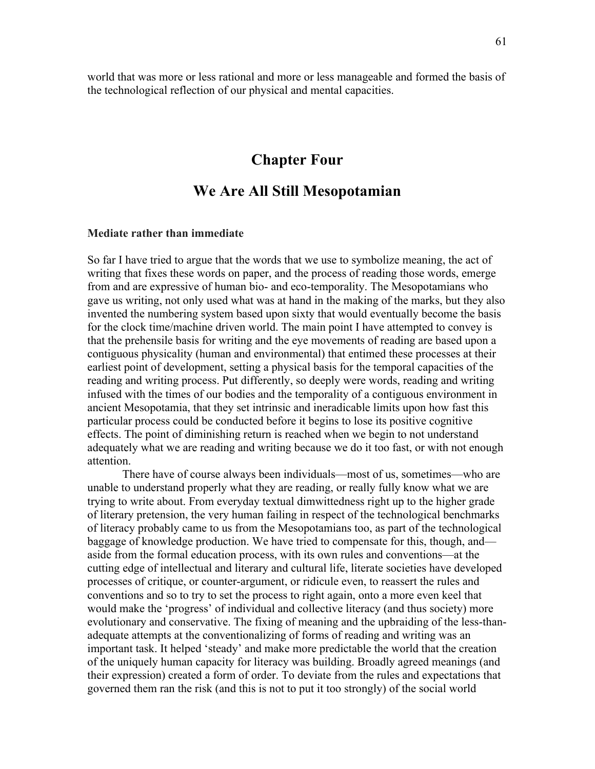world that was more or less rational and more or less manageable and formed the basis of the technological reflection of our physical and mental capacities.

# Chapter Four

# We Are All Still Mesopotamian

### Mediate rather than immediate

So far I have tried to argue that the words that we use to symbolize meaning, the act of writing that fixes these words on paper, and the process of reading those words, emerge from and are expressive of human bio- and eco-temporality. The Mesopotamians who gave us writing, not only used what was at hand in the making of the marks, but they also invented the numbering system based upon sixty that would eventually become the basis for the clock time/machine driven world. The main point I have attempted to convey is that the prehensile basis for writing and the eye movements of reading are based upon a contiguous physicality (human and environmental) that entimed these processes at their earliest point of development, setting a physical basis for the temporal capacities of the reading and writing process. Put differently, so deeply were words, reading and writing infused with the times of our bodies and the temporality of a contiguous environment in ancient Mesopotamia, that they set intrinsic and ineradicable limits upon how fast this particular process could be conducted before it begins to lose its positive cognitive effects. The point of diminishing return is reached when we begin to not understand adequately what we are reading and writing because we do it too fast, or with not enough attention.

There have of course always been individuals—most of us, sometimes—who are unable to understand properly what they are reading, or really fully know what we are trying to write about. From everyday textual dimwittedness right up to the higher grade of literary pretension, the very human failing in respect of the technological benchmarks of literacy probably came to us from the Mesopotamians too, as part of the technological baggage of knowledge production. We have tried to compensate for this, though, and—aside from the formal education process, with its own rules and conventions—at the cutting edge of intellectual and literary and cultural life, literate societies have developed processes of critique, or counter-argument, or ridicule even, to reassert the rules and conventions and so to try to set the process to right again, onto a more even keel that would make the 'progress' of individual and collective literacy (and thus society) more evolutionary and conservative. The fixing of meaning and the upbraiding of the less-than-adequate attempts at the conventionalizing of forms of reading and writing was an important task. It helped 'steady' and make more predictable the world that the creation of the uniquely human capacity for literacy was building. Broadly agreed meanings (and their expression) created a form of order. To deviate from the rules and expectations that governed them ran the risk (and this is not to put it too strongly) of the social world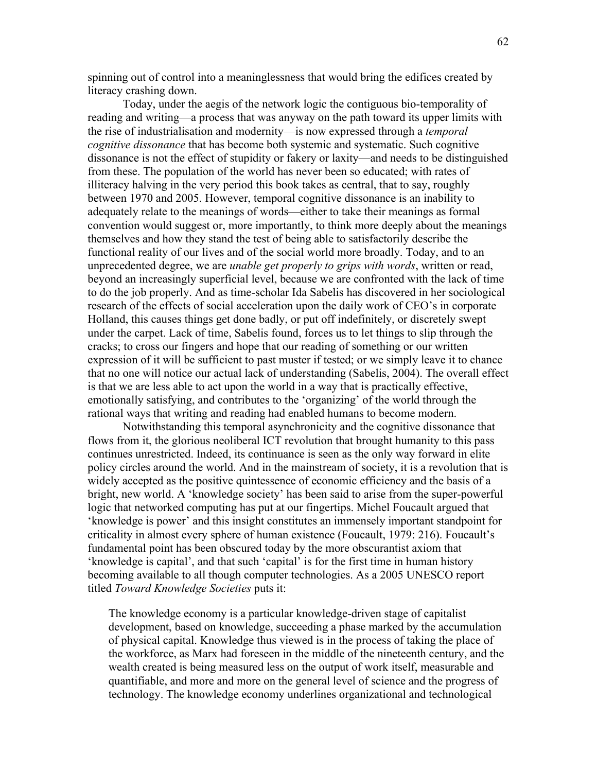spinning out of control into a meaninglessness that would bring the edifices created by literacy crashing down.

Today, under the aegis of the network logic the contiguous bio-temporality of reading and writing—a process that was anyway on the path toward its upper limits with the rise of industrialisation and modernity—is now expressed through a *temporal cognitive dissonance* that has become both systemic and systematic. Such cognitive dissonance is not the effect of stupidity or fakery or laxity—and needs to be distinguished from these. The population of the world has never been so educated; with rates of illiteracy halving in the very period this book takes as central, that to say, roughly between 1970 and 2005. However, temporal cognitive dissonance is an inability to adequately relate to the meanings of words—either to take their meanings as formal convention would suggest or, more importantly, to think more deeply about the meanings themselves and how they stand the test of being able to satisfactorily describe the functional reality of our lives and of the social world more broadly. Today, and to an unprecedented degree, we are *unable get properly to grips with words*, written or read, beyond an increasingly superficial level, because we are confronted with the lack of time to do the job properly. And as time-scholar Ida Sabelis has discovered in her sociological research of the effects of social acceleration upon the daily work of CEO's in corporate Holland, this causes things get done badly, or put off indefinitely, or discretely swept under the carpet. Lack of time, Sabelis found, forces us to let things to slip through the cracks; to cross our fingers and hope that our reading of something or our written expression of it will be sufficient to past muster if tested; or we simply leave it to chance that no one will notice our actual lack of understanding (Sabelis, 2004). The overall effect is that we are less able to act upon the world in a way that is practically effective, emotionally satisfying, and contributes to the 'organizing' of the world through the rational ways that writing and reading had enabled humans to become modern.

Notwithstanding this temporal asynchronicity and the cognitive dissonance that flows from it, the glorious neoliberal ICT revolution that brought humanity to this pass continues unrestricted. Indeed, its continuance is seen as the only way forward in elite policy circles around the world. And in the mainstream of society, it is a revolution that is widely accepted as the positive quintessence of economic efficiency and the basis of a bright, new world. A 'knowledge society' has been said to arise from the super-powerful logic that networked computing has put at our fingertips. Michel Foucault argued that 'knowledge is power' and this insight constitutes an immensely important standpoint for criticality in almost every sphere of human existence (Foucault, 1979: 216). Foucault's fundamental point has been obscured today by the more obscurantist axiom that 'knowledge is capital', and that such 'capital' is for the first time in human history becoming available to all though computer technologies. As a 2005 UNESCO report titled *Toward Knowledge Societies* puts it:

> The knowledge economy is a particular knowledge-driven stage of capitalist development, based on knowledge, succeeding a phase marked by the accumulation of physical capital. Knowledge thus viewed is in the process of taking the place of the workforce, as Marx had foreseen in the middle of the nineteenth century, and the wealth created is being measured less on the output of work itself, measurable and quantifiable, and more and more on the general level of science and the progress of technology. The knowledge economy underlines organizational and technological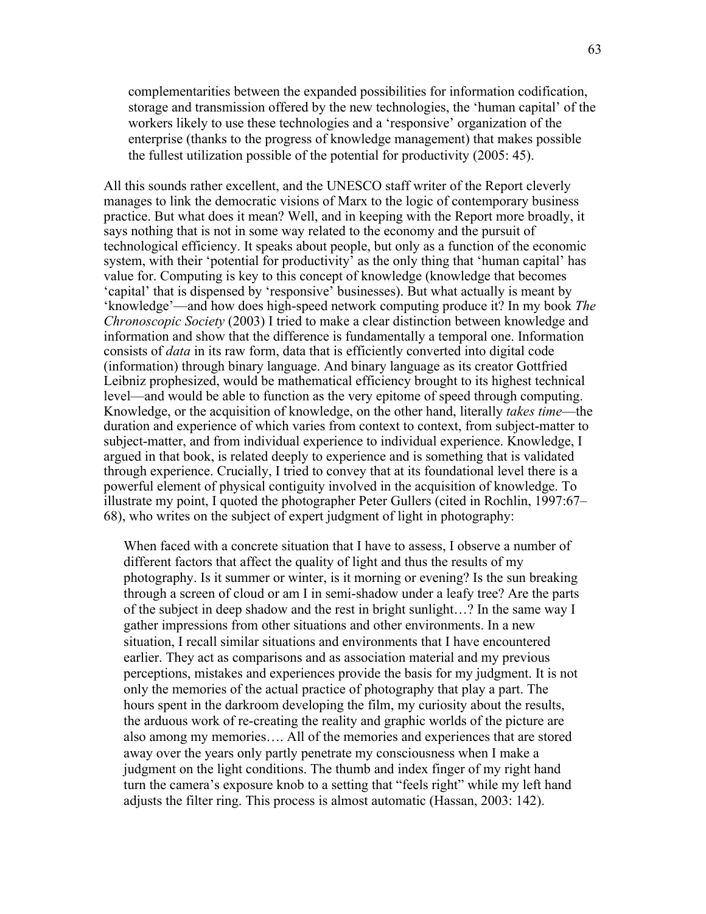> complementarities between the expanded possibilities for information codification, storage and transmission offered by the new technologies, the 'human capital' of the workers likely to use these technologies and a 'responsive' organization of the enterprise (thanks to the progress of knowledge management) that makes possible the fullest utilization possible of the potential for productivity (2005: 45).

All this sounds rather excellent, and the UNESCO staff writer of the Report cleverly manages to link the democratic visions of Marx to the logic of contemporary business practice. But what does it mean? Well, and in keeping with the Report more broadly, it says nothing that is not in some way related to the economy and the pursuit of technological efficiency. It speaks about people, but only as a function of the economic system, with their 'potential for productivity' as the only thing that 'human capital' has value for. Computing is key to this concept of knowledge (knowledge that becomes 'capital' that is dispensed by 'responsive' businesses). But what actually is meant by 'knowledge'—and how does high-speed network computing produce it? In my book *The Chronoscopic Society* (2003) I tried to make a clear distinction between knowledge and information and show that the difference is fundamentally a temporal one. Information consists of *data* in its raw form, data that is efficiently converted into digital code (information) through binary language. And binary language as its creator Gottfried Leibniz prophesized, would be mathematical efficiency brought to its highest technical level—and would be able to function as the very epitome of speed through computing. Knowledge, or the acquisition of knowledge, on the other hand, literally *takes time*—the duration and experience of which varies from context to context, from subject-matter to subject-matter, and from individual experience to individual experience. Knowledge, I argued in that book, is related deeply to experience and is something that is validated through experience. Crucially, I tried to convey that at its foundational level there is a powerful element of physical contiguity involved in the acquisition of knowledge. To illustrate my point, I quoted the photographer Peter Gullers (cited in Rochlin, 1997:67–68), who writes on the subject of expert judgment of light in photography:

> When faced with a concrete situation that I have to assess, I observe a number of different factors that affect the quality of light and thus the results of my photography. Is it summer or winter, is it morning or evening? Is the sun breaking through a screen of cloud or am I in semi-shadow under a leafy tree? Are the parts of the subject in deep shadow and the rest in bright sunlight…? In the same way I gather impressions from other situations and other environments. In a new situation, I recall similar situations and environments that I have encountered earlier. They act as comparisons and as association material and my previous perceptions, mistakes and experiences provide the basis for my judgment. It is not only the memories of the actual practice of photography that play a part. The hours spent in the darkroom developing the film, my curiosity about the results, the arduous work of re-creating the reality and graphic worlds of the picture are also among my memories…. All of the memories and experiences that are stored away over the years only partly penetrate my consciousness when I make a judgment on the light conditions. The thumb and index finger of my right hand turn the camera's exposure knob to a setting that "feels right" while my left hand adjusts the filter ring. This process is almost automatic (Hassan, 2003: 142).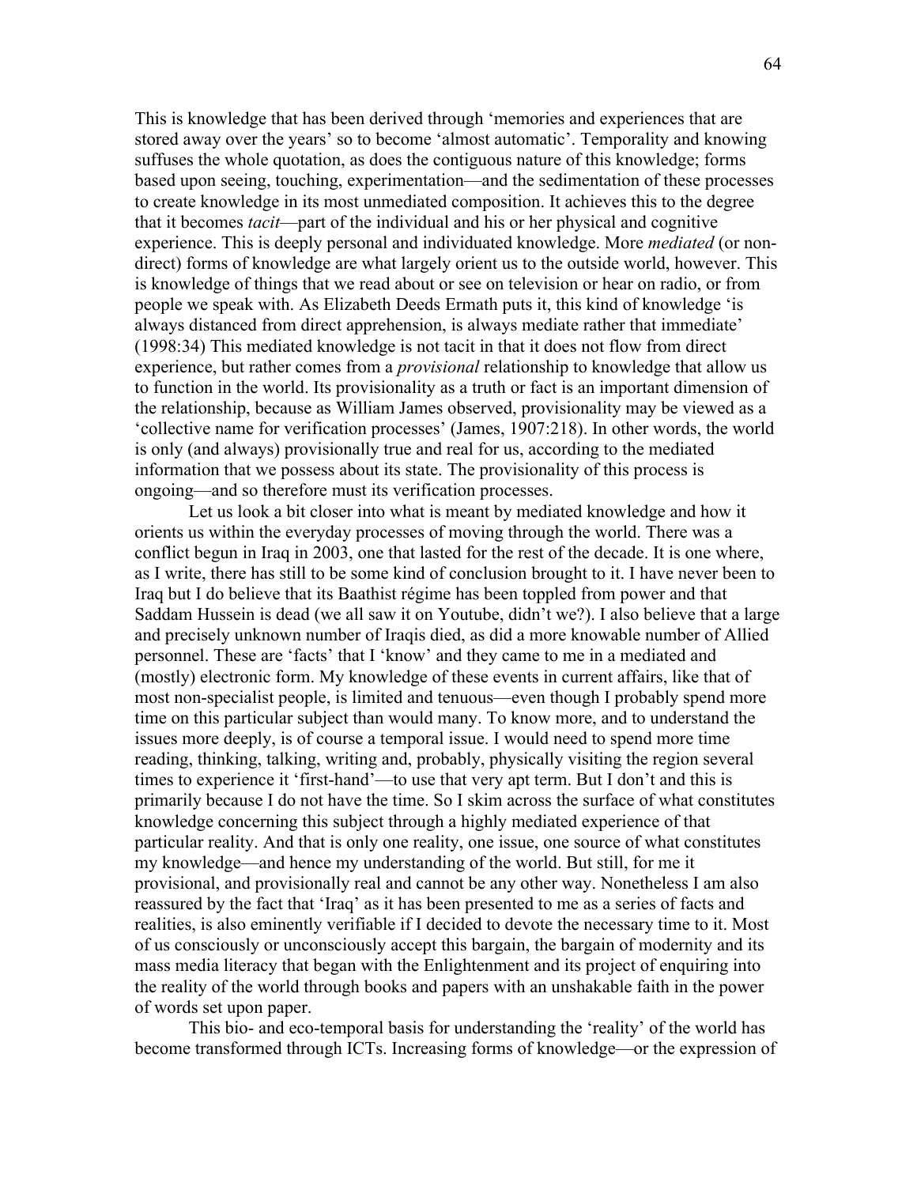This is knowledge that has been derived through 'memories and experiences that are stored away over the years' so to become 'almost automatic'. Temporality and knowing suffuses the whole quotation, as does the contiguous nature of this knowledge; forms based upon seeing, touching, experimentation—and the sedimentation of these processes to create knowledge in its most unmediated composition. It achieves this to the degree that it becomes *tacit*—part of the individual and his or her physical and cognitive experience. This is deeply personal and individuated knowledge. More *mediated* (or non-direct) forms of knowledge are what largely orient us to the outside world, however. This is knowledge of things that we read about or see on television or hear on radio, or from people we speak with. As Elizabeth Deeds Ermath puts it, this kind of knowledge 'is always distanced from direct apprehension, is always mediate rather that immediate' (1998:34) This mediated knowledge is not tacit in that it does not flow from direct experience, but rather comes from a *provisional* relationship to knowledge that allow us to function in the world. Its provisionality as a truth or fact is an important dimension of the relationship, because as William James observed, provisionality may be viewed as a 'collective name for verification processes' (James, 1907:218). In other words, the world is only (and always) provisionally true and real for us, according to the mediated information that we possess about its state. The provisionality of this process is ongoing—and so therefore must its verification processes.

Let us look a bit closer into what is meant by mediated knowledge and how it orients us within the everyday processes of moving through the world. There was a conflict begun in Iraq in 2003, one that lasted for the rest of the decade. It is one where, as I write, there has still to be some kind of conclusion brought to it. I have never been to Iraq but I do believe that its Baathist régime has been toppled from power and that Saddam Hussein is dead (we all saw it on Youtube, didn't we?). I also believe that a large and precisely unknown number of Iraqis died, as did a more knowable number of Allied personnel. These are 'facts' that I 'know' and they came to me in a mediated and (mostly) electronic form. My knowledge of these events in current affairs, like that of most non-specialist people, is limited and tenuous—even though I probably spend more time on this particular subject than would many. To know more, and to understand the issues more deeply, is of course a temporal issue. I would need to spend more time reading, thinking, talking, writing and, probably, physically visiting the region several times to experience it 'first-hand'—to use that very apt term. But I don't and this is primarily because I do not have the time. So I skim across the surface of what constitutes knowledge concerning this subject through a highly mediated experience of that particular reality. And that is only one reality, one issue, one source of what constitutes my knowledge—and hence my understanding of the world. But still, for me it provisional, and provisionally real and cannot be any other way. Nonetheless I am also reassured by the fact that 'Iraq' as it has been presented to me as a series of facts and realities, is also eminently verifiable if I decided to devote the necessary time to it. Most of us consciously or unconsciously accept this bargain, the bargain of modernity and its mass media literacy that began with the Enlightenment and its project of enquiring into the reality of the world through books and papers with an unshakable faith in the power of words set upon paper.

This bio- and eco-temporal basis for understanding the 'reality' of the world has become transformed through ICTs. Increasing forms of knowledge—or the expression of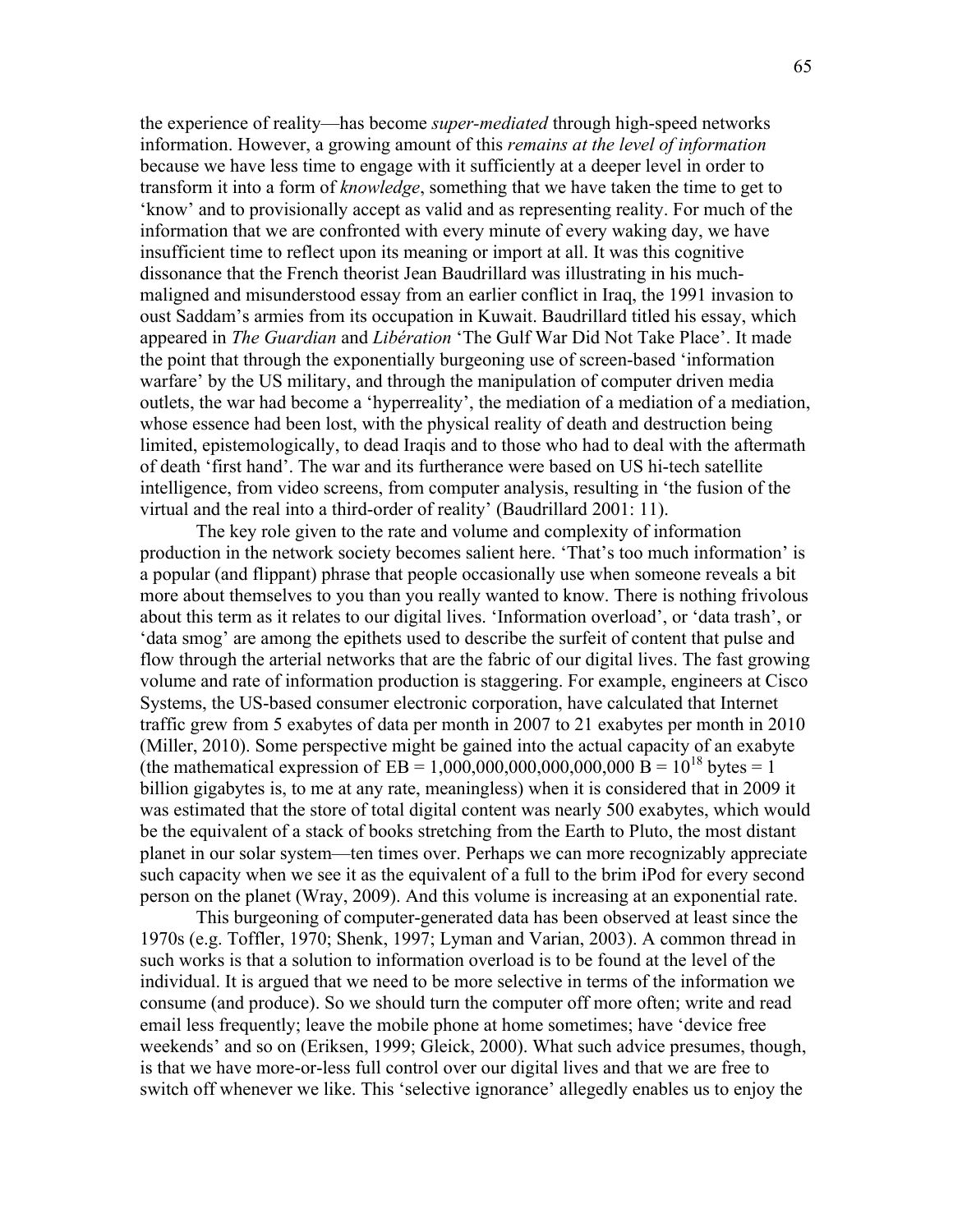the experience of reality—has become *super-mediated* through high-speed networks information. However, a growing amount of this *remains at the level of information* because we have less time to engage with it sufficiently at a deeper level in order to transform it into a form of *knowledge*, something that we have taken the time to get to 'know' and to provisionally accept as valid and as representing reality. For much of the information that we are confronted with every minute of every waking day, we have insufficient time to reflect upon its meaning or import at all. It was this cognitive dissonance that the French theorist Jean Baudrillard was illustrating in his much-maligned and misunderstood essay from an earlier conflict in Iraq, the 1991 invasion to oust Saddam's armies from its occupation in Kuwait. Baudrillard titled his essay, which appeared in *The Guardian* and *Libération* 'The Gulf War Did Not Take Place'. It made the point that through the exponentially burgeoning use of screen-based 'information warfare' by the US military, and through the manipulation of computer driven media outlets, the war had become a 'hyperreality', the mediation of a mediation of a mediation, whose essence had been lost, with the physical reality of death and destruction being limited, epistemologically, to dead Iraqis and to those who had to deal with the aftermath of death 'first hand'. The war and its furtherance were based on US hi-tech satellite intelligence, from video screens, from computer analysis, resulting in 'the fusion of the virtual and the real into a third-order of reality' (Baudrillard 2001: 11).

The key role given to the rate and volume and complexity of information production in the network society becomes salient here. 'That's too much information' is a popular (and flippant) phrase that people occasionally use when someone reveals a bit more about themselves to you than you really wanted to know. There is nothing frivolous about this term as it relates to our digital lives. 'Information overload', or 'data trash', or 'data smog' are among the epithets used to describe the surfeit of content that pulse and flow through the arterial networks that are the fabric of our digital lives. The fast growing volume and rate of information production is staggering. For example, engineers at Cisco Systems, the US-based consumer electronic corporation, have calculated that Internet traffic grew from 5 exabytes of data per month in 2007 to 21 exabytes per month in 2010 (Miller, 2010). Some perspective might be gained into the actual capacity of an exabyte (the mathematical expression of EB = 1,000,000,000,000,000,000 B = $10^{18}$ bytes = 1 billion gigabytes is, to me at any rate, meaningless) when it is considered that in 2009 it was estimated that the store of total digital content was nearly 500 exabytes, which would be the equivalent of a stack of books stretching from the Earth to Pluto, the most distant planet in our solar system—ten times over. Perhaps we can more recognizably appreciate such capacity when we see it as the equivalent of a full to the brim iPod for every second person on the planet (Wray, 2009). And this volume is increasing at an exponential rate.

This burgeoning of computer-generated data has been observed at least since the 1970s (e.g. Toffler, 1970; Shenk, 1997; Lyman and Varian, 2003). A common thread in such works is that a solution to information overload is to be found at the level of the individual. It is argued that we need to be more selective in terms of the information we consume (and produce). So we should turn the computer off more often; write and read email less frequently; leave the mobile phone at home sometimes; have 'device free weekends' and so on (Eriksen, 1999; Gleick, 2000). What such advice presumes, though, is that we have more-or-less full control over our digital lives and that we are free to switch off whenever we like. This 'selective ignorance' allegedly enables us to enjoy the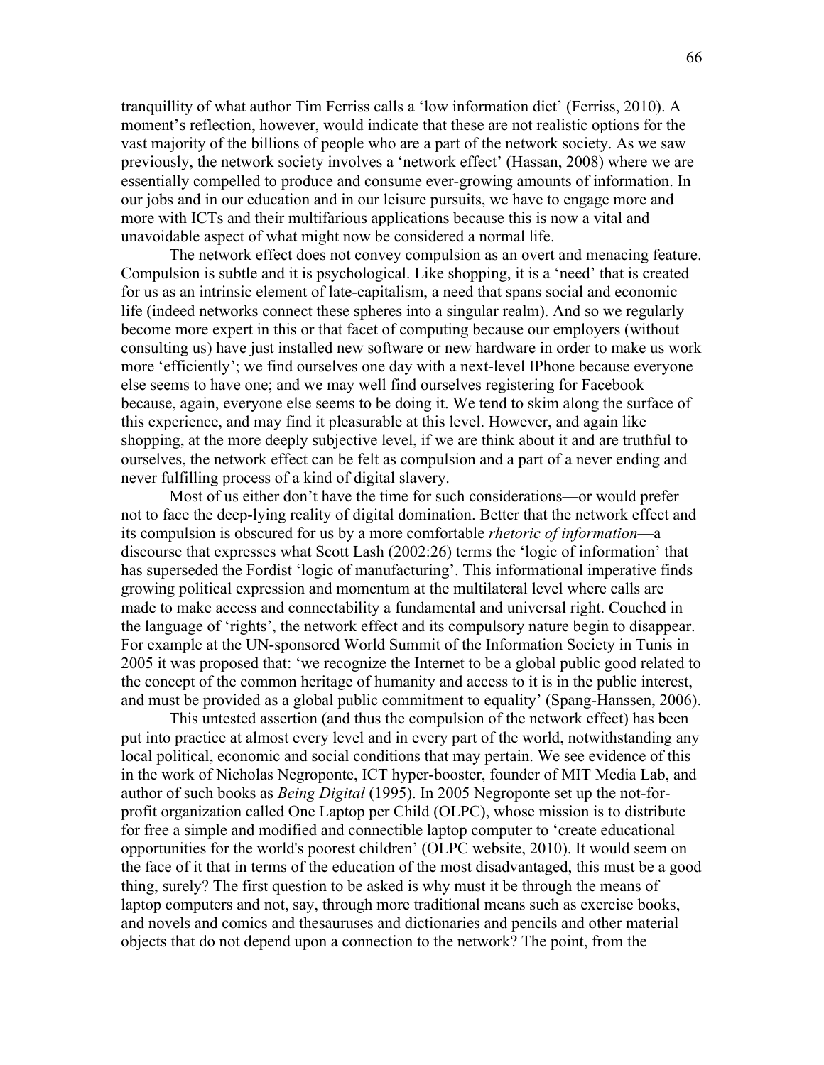tranquillity of what author Tim Ferriss calls a 'low information diet' (Ferriss, 2010). A moment's reflection, however, would indicate that these are not realistic options for the vast majority of the billions of people who are a part of the network society. As we saw previously, the network society involves a 'network effect' (Hassan, 2008) where we are essentially compelled to produce and consume ever-growing amounts of information. In our jobs and in our education and in our leisure pursuits, we have to engage more and more with ICTs and their multifarious applications because this is now a vital and unavoidable aspect of what might now be considered a normal life.

The network effect does not convey compulsion as an overt and menacing feature. Compulsion is subtle and it is psychological. Like shopping, it is a 'need' that is created for us as an intrinsic element of late-capitalism, a need that spans social and economic life (indeed networks connect these spheres into a singular realm). And so we regularly become more expert in this or that facet of computing because our employers (without consulting us) have just installed new software or new hardware in order to make us work more 'efficiently'; we find ourselves one day with a next-level IPhone because everyone else seems to have one; and we may well find ourselves registering for Facebook because, again, everyone else seems to be doing it. We tend to skim along the surface of this experience, and may find it pleasurable at this level. However, and again like shopping, at the more deeply subjective level, if we are think about it and are truthful to ourselves, the network effect can be felt as compulsion and a part of a never ending and never fulfilling process of a kind of digital slavery.

Most of us either don't have the time for such considerations—or would prefer not to face the deep-lying reality of digital domination. Better that the network effect and its compulsion is obscured for us by a more comfortable *rhetoric of information*—a discourse that expresses what Scott Lash (2002:26) terms the 'logic of information' that has superseded the Fordist 'logic of manufacturing'. This informational imperative finds growing political expression and momentum at the multilateral level where calls are made to make access and connectability a fundamental and universal right. Couched in the language of 'rights', the network effect and its compulsory nature begin to disappear. For example at the UN-sponsored World Summit of the Information Society in Tunis in 2005 it was proposed that: 'we recognize the Internet to be a global public good related to the concept of the common heritage of humanity and access to it is in the public interest, and must be provided as a global public commitment to equality' (Spang-Hanssen, 2006).

This untested assertion (and thus the compulsion of the network effect) has been put into practice at almost every level and in every part of the world, notwithstanding any local political, economic and social conditions that may pertain. We see evidence of this in the work of Nicholas Negroponte, ICT hyper-booster, founder of MIT Media Lab, and author of such books as *Being Digital* (1995). In 2005 Negroponte set up the not-for-profit organization called One Laptop per Child (OLPC), whose mission is to distribute for free a simple and modified and connectible laptop computer to 'create educational opportunities for the world's poorest children' (OLPC website, 2010). It would seem on the face of it that in terms of the education of the most disadvantaged, this must be a good thing, surely? The first question to be asked is why must it be through the means of laptop computers and not, say, through more traditional means such as exercise books, and novels and comics and thesauruses and dictionaries and pencils and other material objects that do not depend upon a connection to the network? The point, from the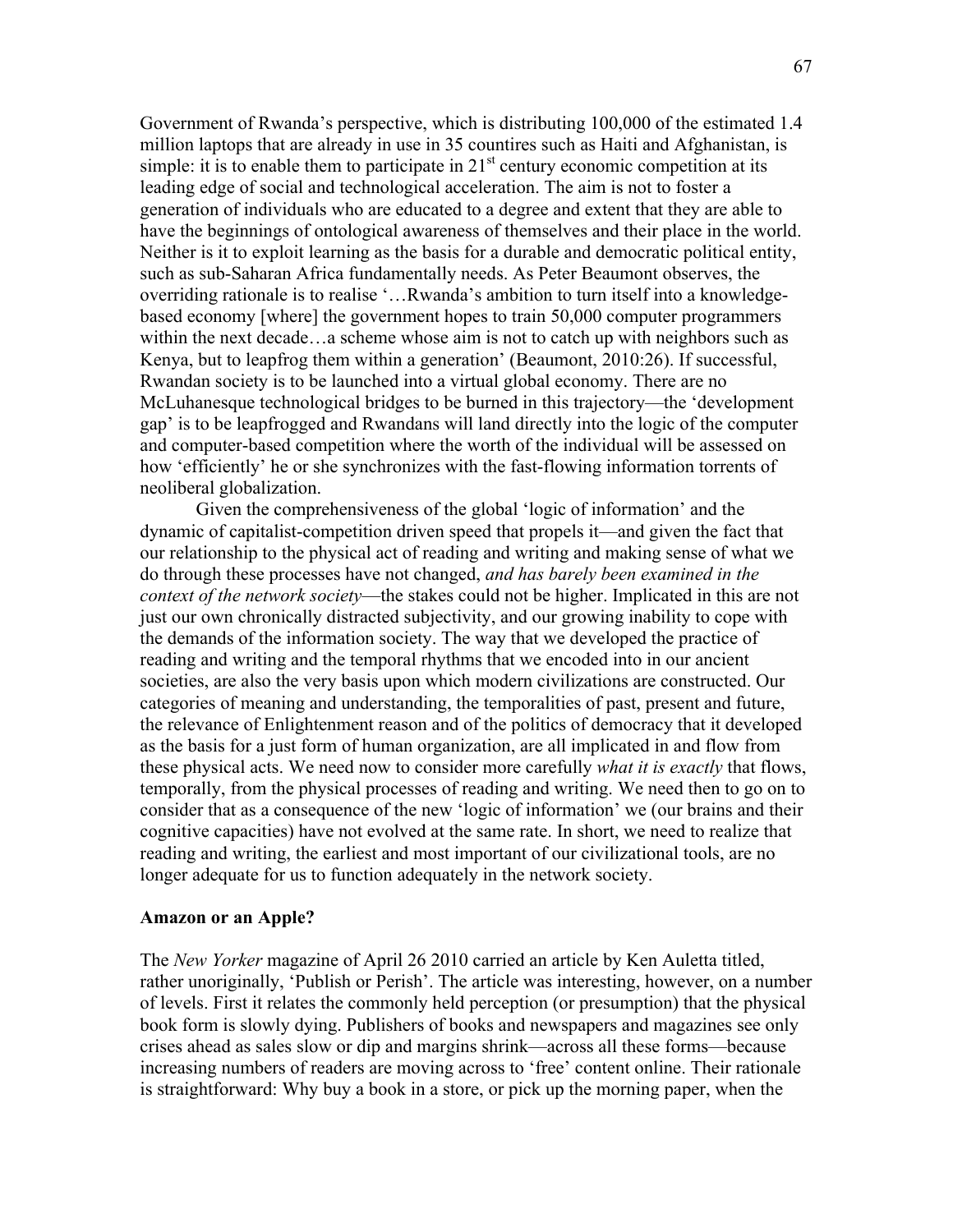Government of Rwanda's perspective, which is distributing 100,000 of the estimated 1.4 million laptops that are already in use in 35 countires such as Haiti and Afghanistan, is simple: it is to enable them to participate in 21st century economic competition at its leading edge of social and technological acceleration. The aim is not to foster a generation of individuals who are educated to a degree and extent that they are able to have the beginnings of ontological awareness of themselves and their place in the world. Neither is it to exploit learning as the basis for a durable and democratic political entity, such as sub-Saharan Africa fundamentally needs. As Peter Beaumont observes, the overriding rationale is to realise '…Rwanda's ambition to turn itself into a knowledge-based economy [where] the government hopes to train 50,000 computer programmers within the next decade…a scheme whose aim is not to catch up with neighbors such as Kenya, but to leapfrog them within a generation' (Beaumont, 2010:26). If successful, Rwandan society is to be launched into a virtual global economy. There are no McLuhanesque technological bridges to be burned in this trajectory—the 'development gap' is to be leapfrogged and Rwandans will land directly into the logic of the computer and computer-based competition where the worth of the individual will be assessed on how 'efficiently' he or she synchronizes with the fast-flowing information torrents of neoliberal globalization.

Given the comprehensiveness of the global 'logic of information' and the dynamic of capitalist-competition driven speed that propels it—and given the fact that our relationship to the physical act of reading and writing and making sense of what we do through these processes have not changed, *and has barely been examined in the context of the network society*—the stakes could not be higher. Implicated in this are not just our own chronically distracted subjectivity, and our growing inability to cope with the demands of the information society. The way that we developed the practice of reading and writing and the temporal rhythms that we encoded into in our ancient societies, are also the very basis upon which modern civilizations are constructed. Our categories of meaning and understanding, the temporalities of past, present and future, the relevance of Enlightenment reason and of the politics of democracy that it developed as the basis for a just form of human organization, are all implicated in and flow from these physical acts. We need now to consider more carefully *what it is exactly* that flows, temporally, from the physical processes of reading and writing. We need then to go on to consider that as a consequence of the new 'logic of information' we (our brains and their cognitive capacities) have not evolved at the same rate. In short, we need to realize that reading and writing, the earliest and most important of our civilizational tools, are no longer adequate for us to function adequately in the network society.

**Amazon or an Apple?**

The *New Yorker* magazine of April 26 2010 carried an article by Ken Auletta titled, rather unoriginally, 'Publish or Perish'. The article was interesting, however, on a number of levels. First it relates the commonly held perception (or presumption) that the physical book form is slowly dying. Publishers of books and newspapers and magazines see only crises ahead as sales slow or dip and margins shrink—across all these forms—because increasing numbers of readers are moving across to 'free' content online. Their rationale is straightforward: Why buy a book in a store, or pick up the morning paper, when the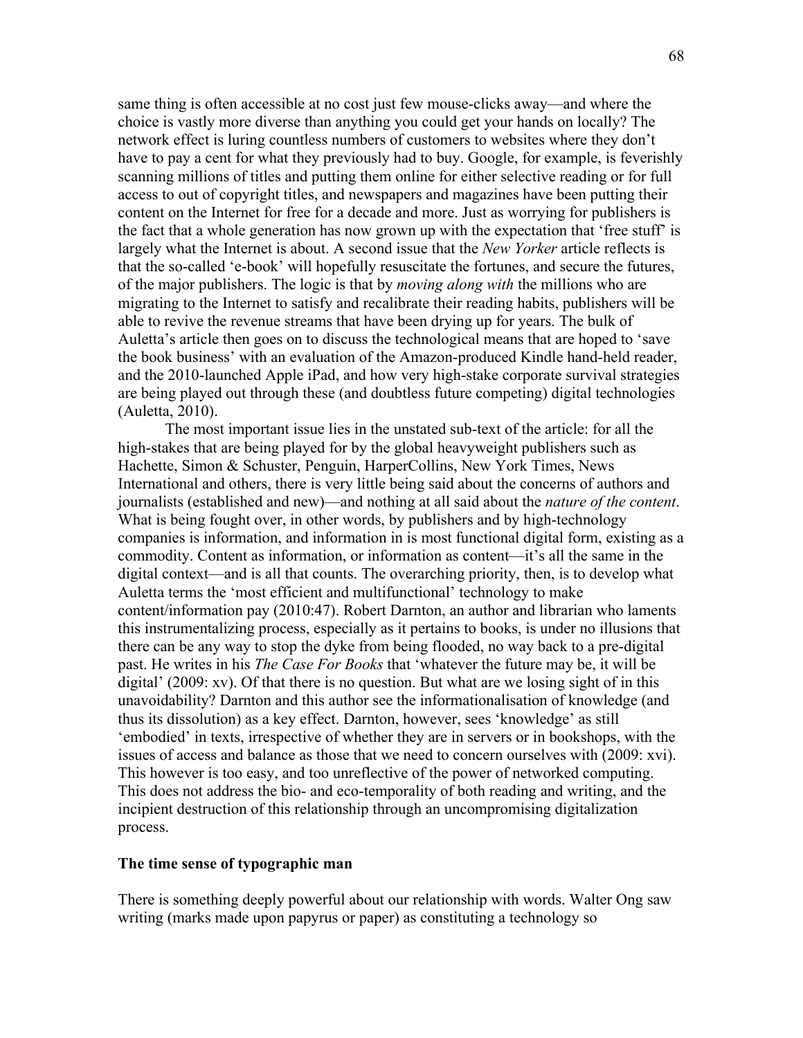same thing is often accessible at no cost just few mouse-clicks away—and where the choice is vastly more diverse than anything you could get your hands on locally? The network effect is luring countless numbers of customers to websites where they don't have to pay a cent for what they previously had to buy. Google, for example, is feverishly scanning millions of titles and putting them online for either selective reading or for full access to out of copyright titles, and newspapers and magazines have been putting their content on the Internet for free for a decade and more. Just as worrying for publishers is the fact that a whole generation has now grown up with the expectation that 'free stuff' is largely what the Internet is about. A second issue that the *New Yorker* article reflects is that the so-called 'e-book' will hopefully resuscitate the fortunes, and secure the futures, of the major publishers. The logic is that by *moving along with* the millions who are migrating to the Internet to satisfy and recalibrate their reading habits, publishers will be able to revive the revenue streams that have been drying up for years. The bulk of Auletta's article then goes on to discuss the technological means that are hoped to 'save the book business' with an evaluation of the Amazon-produced Kindle hand-held reader, and the 2010-launched Apple iPad, and how very high-stake corporate survival strategies are being played out through these (and doubtless future competing) digital technologies (Auletta, 2010).

The most important issue lies in the unstated sub-text of the article: for all the high-stakes that are being played for by the global heavyweight publishers such as Hachette, Simon & Schuster, Penguin, HarperCollins, New York Times, News International and others, there is very little being said about the concerns of authors and journalists (established and new)—and nothing at all said about the *nature of the content*. What is being fought over, in other words, by publishers and by high-technology companies is information, and information in is most functional digital form, existing as a commodity. Content as information, or information as content—it's all the same in the digital context—and is all that counts. The overarching priority, then, is to develop what Auletta terms the 'most efficient and multifunctional' technology to make content/information pay (2010:47). Robert Darnton, an author and librarian who laments this instrumentalizing process, especially as it pertains to books, is under no illusions that there can be any way to stop the dyke from being flooded, no way back to a pre-digital past. He writes in his *The Case For Books* that 'whatever the future may be, it will be digital' (2009: xv). Of that there is no question. But what are we losing sight of in this unavoidability? Darnton and this author see the informationalisation of knowledge (and thus its dissolution) as a key effect. Darnton, however, sees 'knowledge' as still 'embodied' in texts, irrespective of whether they are in servers or in bookshops, with the issues of access and balance as those that we need to concern ourselves with (2009: xvi). This however is too easy, and too unreflective of the power of networked computing. This does not address the bio- and eco-temporality of both reading and writing, and the incipient destruction of this relationship through an uncompromising digitalization process.

**The time sense of typographic man**

There is something deeply powerful about our relationship with words. Walter Ong saw writing (marks made upon papyrus or paper) as constituting a technology so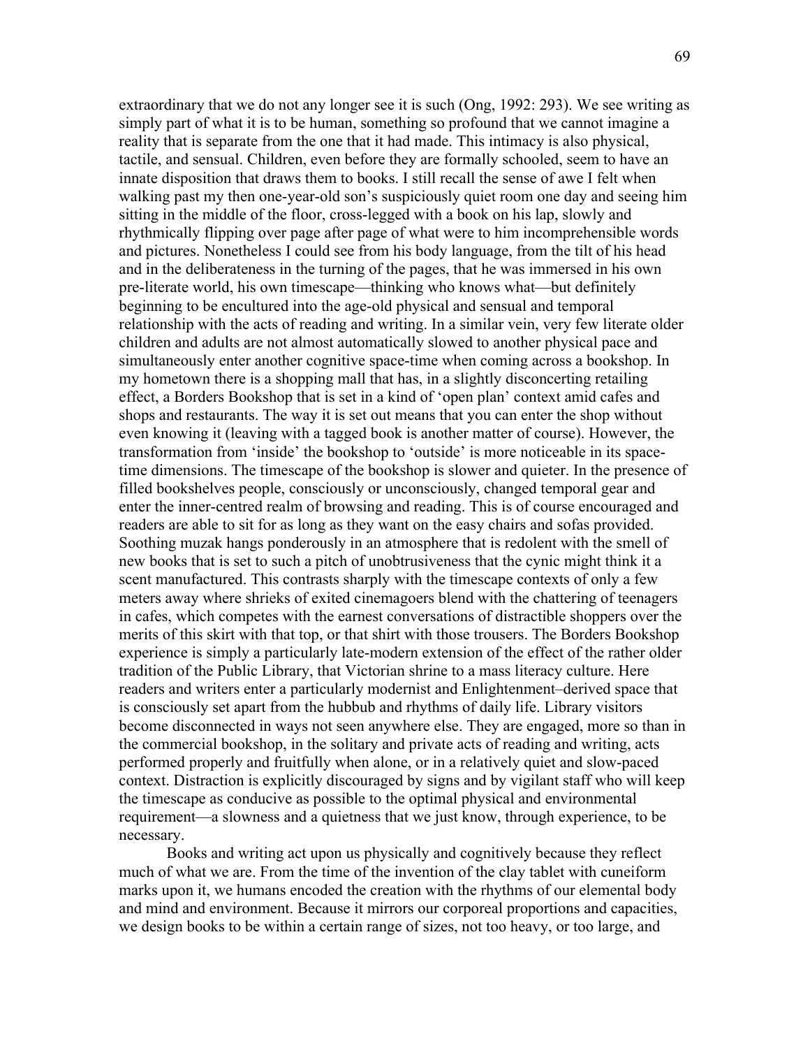extraordinary that we do not any longer see it is such (Ong, 1992: 293). We see writing as simply part of what it is to be human, something so profound that we cannot imagine a reality that is separate from the one that it had made. This intimacy is also physical, tactile, and sensual. Children, even before they are formally schooled, seem to have an innate disposition that draws them to books. I still recall the sense of awe I felt when walking past my then one-year-old son's suspiciously quiet room one day and seeing him sitting in the middle of the floor, cross-legged with a book on his lap, slowly and rhythmically flipping over page after page of what were to him incomprehensible words and pictures. Nonetheless I could see from his body language, from the tilt of his head and in the deliberateness in the turning of the pages, that he was immersed in his own pre-literate world, his own timescape—thinking who knows what—but definitely beginning to be encultured into the age-old physical and sensual and temporal relationship with the acts of reading and writing. In a similar vein, very few literate older children and adults are not almost automatically slowed to another physical pace and simultaneously enter another cognitive space-time when coming across a bookshop. In my hometown there is a shopping mall that has, in a slightly disconcerting retailing effect, a Borders Bookshop that is set in a kind of 'open plan' context amid cafes and shops and restaurants. The way it is set out means that you can enter the shop without even knowing it (leaving with a tagged book is another matter of course). However, the transformation from 'inside' the bookshop to 'outside' is more noticeable in its space-time dimensions. The timescape of the bookshop is slower and quieter. In the presence of filled bookshelves people, consciously or unconsciously, changed temporal gear and enter the inner-centred realm of browsing and reading. This is of course encouraged and readers are able to sit for as long as they want on the easy chairs and sofas provided. Soothing muzak hangs ponderously in an atmosphere that is redolent with the smell of new books that is set to such a pitch of unobtrusiveness that the cynic might think it a scent manufactured. This contrasts sharply with the timescape contexts of only a few meters away where shrieks of exited cinemagoers blend with the chattering of teenagers in cafes, which competes with the earnest conversations of distractible shoppers over the merits of this skirt with that top, or that shirt with those trousers. The Borders Bookshop experience is simply a particularly late-modern extension of the effect of the rather older tradition of the Public Library, that Victorian shrine to a mass literacy culture. Here readers and writers enter a particularly modernist and Enlightenment–derived space that is consciously set apart from the hubbub and rhythms of daily life. Library visitors become disconnected in ways not seen anywhere else. They are engaged, more so than in the commercial bookshop, in the solitary and private acts of reading and writing, acts performed properly and fruitfully when alone, or in a relatively quiet and slow-paced context. Distraction is explicitly discouraged by signs and by vigilant staff who will keep the timescape as conducive as possible to the optimal physical and environmental requirement—a slowness and a quietness that we just know, through experience, to be necessary.

Books and writing act upon us physically and cognitively because they reflect much of what we are. From the time of the invention of the clay tablet with cuneiform marks upon it, we humans encoded the creation with the rhythms of our elemental body and mind and environment. Because it mirrors our corporeal proportions and capacities, we design books to be within a certain range of sizes, not too heavy, or too large, and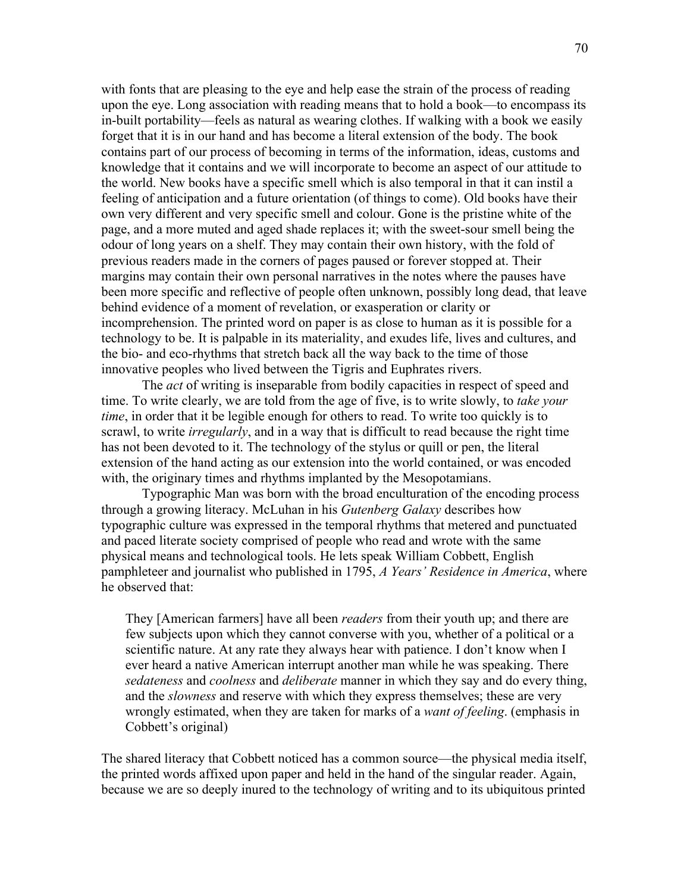with fonts that are pleasing to the eye and help ease the strain of the process of reading upon the eye. Long association with reading means that to hold a book—to encompass its in-built portability—feels as natural as wearing clothes. If walking with a book we easily forget that it is in our hand and has become a literal extension of the body. The book contains part of our process of becoming in terms of the information, ideas, customs and knowledge that it contains and we will incorporate to become an aspect of our attitude to the world. New books have a specific smell which is also temporal in that it can instil a feeling of anticipation and a future orientation (of things to come). Old books have their own very different and very specific smell and colour. Gone is the pristine white of the page, and a more muted and aged shade replaces it; with the sweet-sour smell being the odour of long years on a shelf. They may contain their own history, with the fold of previous readers made in the corners of pages paused or forever stopped at. Their margins may contain their own personal narratives in the notes where the pauses have been more specific and reflective of people often unknown, possibly long dead, that leave behind evidence of a moment of revelation, or exasperation or clarity or incomprehension. The printed word on paper is as close to human as it is possible for a technology to be. It is palpable in its materiality, and exudes life, lives and cultures, and the bio- and eco-rhythms that stretch back all the way back to the time of those innovative peoples who lived between the Tigris and Euphrates rivers.

The *act* of writing is inseparable from bodily capacities in respect of speed and time. To write clearly, we are told from the age of five, is to write slowly, to *take your time*, in order that it be legible enough for others to read. To write too quickly is to scrawl, to write *irregularly*, and in a way that is difficult to read because the right time has not been devoted to it. The technology of the stylus or quill or pen, the literal extension of the hand acting as our extension into the world contained, or was encoded with, the originary times and rhythms implanted by the Mesopotamians.

Typographic Man was born with the broad enculturation of the encoding process through a growing literacy. McLuhan in his *Gutenberg Galaxy* describes how typographic culture was expressed in the temporal rhythms that metered and punctuated and paced literate society comprised of people who read and wrote with the same physical means and technological tools. He lets speak William Cobbett, English pamphleteer and journalist who published in 1795, *A Years' Residence in America*, where he observed that:

> They [American farmers] have all been *readers* from their youth up; and there are few subjects upon which they cannot converse with you, whether of a political or a scientific nature. At any rate they always hear with patience. I don't know when I ever heard a native American interrupt another man while he was speaking. There *sedateness* and *coolness* and *deliberate* manner in which they say and do every thing, and the *slowness* and reserve with which they express themselves; these are very wrongly estimated, when they are taken for marks of a *want of feeling*. (emphasis in Cobbett's original)

The shared literacy that Cobbett noticed has a common source—the physical media itself, the printed words affixed upon paper and held in the hand of the singular reader. Again, because we are so deeply inured to the technology of writing and to its ubiquitous printed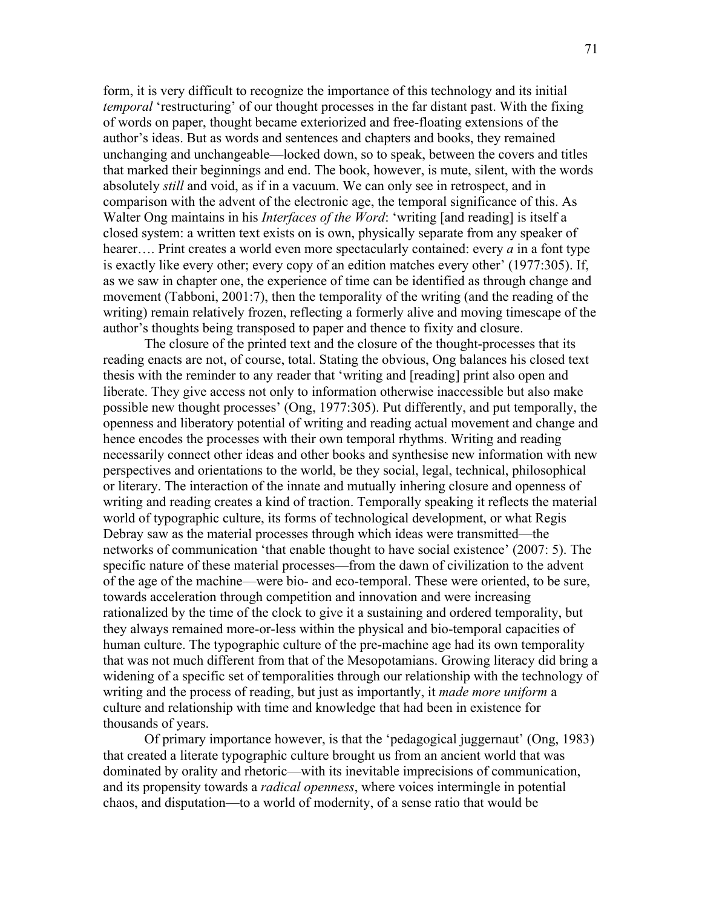form, it is very difficult to recognize the importance of this technology and its initial *temporal* 'restructuring' of our thought processes in the far distant past. With the fixing of words on paper, thought became exteriorized and free-floating extensions of the author's ideas. But as words and sentences and chapters and books, they remained unchanging and unchangeable—locked down, so to speak, between the covers and titles that marked their beginnings and end. The book, however, is mute, silent, with the words absolutely *still* and void, as if in a vacuum. We can only see in retrospect, and in comparison with the advent of the electronic age, the temporal significance of this. As Walter Ong maintains in his *Interfaces of the Word*: 'writing [and reading] is itself a closed system: a written text exists on is own, physically separate from any speaker of hearer…. Print creates a world even more spectacularly contained: every *a* in a font type is exactly like every other; every copy of an edition matches every other' (1977:305). If, as we saw in chapter one, the experience of time can be identified as through change and movement (Tabboni, 2001:7), then the temporality of the writing (and the reading of the writing) remain relatively frozen, reflecting a formerly alive and moving timescape of the author's thoughts being transposed to paper and thence to fixity and closure.

The closure of the printed text and the closure of the thought-processes that its reading enacts are not, of course, total. Stating the obvious, Ong balances his closed text thesis with the reminder to any reader that 'writing and [reading] print also open and liberate. They give access not only to information otherwise inaccessible but also make possible new thought processes' (Ong, 1977:305). Put differently, and put temporally, the openness and liberatory potential of writing and reading actual movement and change and hence encodes the processes with their own temporal rhythms. Writing and reading necessarily connect other ideas and other books and synthesise new information with new perspectives and orientations to the world, be they social, legal, technical, philosophical or literary. The interaction of the innate and mutually inhering closure and openness of writing and reading creates a kind of traction. Temporally speaking it reflects the material world of typographic culture, its forms of technological development, or what Regis Debray saw as the material processes through which ideas were transmitted—the networks of communication 'that enable thought to have social existence' (2007: 5). The specific nature of these material processes—from the dawn of civilization to the advent of the age of the machine—were bio- and eco-temporal. These were oriented, to be sure, towards acceleration through competition and innovation and were increasing rationalized by the time of the clock to give it a sustaining and ordered temporality, but they always remained more-or-less within the physical and bio-temporal capacities of human culture. The typographic culture of the pre-machine age had its own temporality that was not much different from that of the Mesopotamians. Growing literacy did bring a widening of a specific set of temporalities through our relationship with the technology of writing and the process of reading, but just as importantly, it *made more uniform* a culture and relationship with time and knowledge that had been in existence for thousands of years.

Of primary importance however, is that the 'pedagogical juggernaut' (Ong, 1983) that created a literate typographic culture brought us from an ancient world that was dominated by orality and rhetoric—with its inevitable imprecisions of communication, and its propensity towards a *radical openness*, where voices intermingle in potential chaos, and disputation—to a world of modernity, of a sense ratio that would be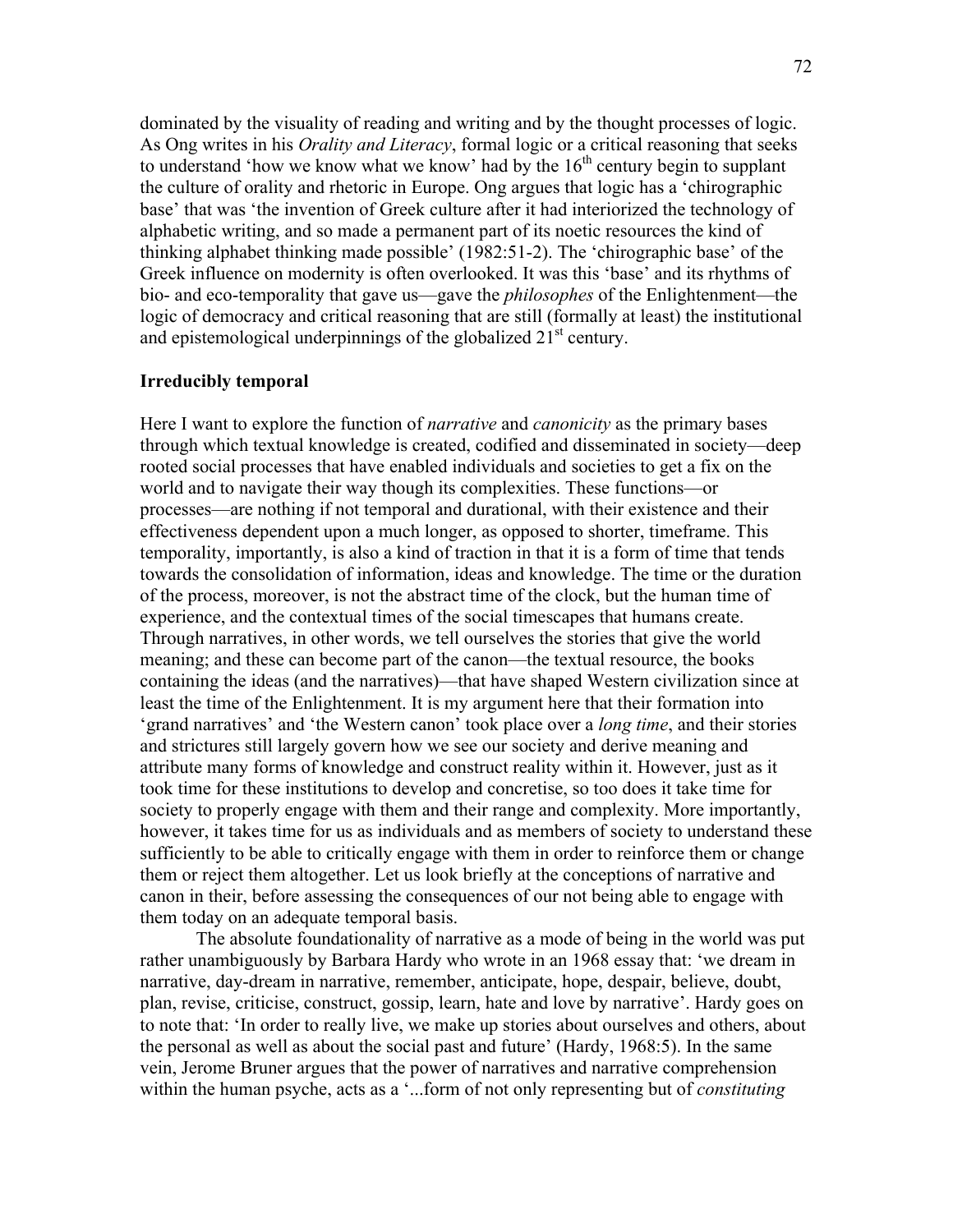dominated by the visuality of reading and writing and by the thought processes of logic. As Ong writes in his *Orality and Literacy*, formal logic or a critical reasoning that seeks to understand 'how we know what we know' had by the 16th century begin to supplant the culture of orality and rhetoric in Europe. Ong argues that logic has a 'chirographic base' that was 'the invention of Greek culture after it had interiorized the technology of alphabetic writing, and so made a permanent part of its noetic resources the kind of thinking alphabet thinking made possible' (1982:51-2). The 'chirographic base' of the Greek influence on modernity is often overlooked. It was this 'base' and its rhythms of bio- and eco-temporality that gave us—gave the *philosophes* of the Enlightenment—the logic of democracy and critical reasoning that are still (formally at least) the institutional and epistemological underpinnings of the globalized 21st century.

**Irreducibly temporal**

Here I want to explore the function of *narrative* and *canonicity* as the primary bases through which textual knowledge is created, codified and disseminated in society—deep rooted social processes that have enabled individuals and societies to get a fix on the world and to navigate their way though its complexities. These functions—or processes—are nothing if not temporal and durational, with their existence and their effectiveness dependent upon a much longer, as opposed to shorter, timeframe. This temporality, importantly, is also a kind of traction in that it is a form of time that tends towards the consolidation of information, ideas and knowledge. The time or the duration of the process, moreover, is not the abstract time of the clock, but the human time of experience, and the contextual times of the social timescapes that humans create. Through narratives, in other words, we tell ourselves the stories that give the world meaning; and these can become part of the canon—the textual resource, the books containing the ideas (and the narratives)—that have shaped Western civilization since at least the time of the Enlightenment. It is my argument here that their formation into 'grand narratives' and 'the Western canon' took place over a *long time*, and their stories and strictures still largely govern how we see our society and derive meaning and attribute many forms of knowledge and construct reality within it. However, just as it took time for these institutions to develop and concretise, so too does it take time for society to properly engage with them and their range and complexity. More importantly, however, it takes time for us as individuals and as members of society to understand these sufficiently to be able to critically engage with them in order to reinforce them or change them or reject them altogether. Let us look briefly at the conceptions of narrative and canon in their, before assessing the consequences of our not being able to engage with them today on an adequate temporal basis.

The absolute foundationality of narrative as a mode of being in the world was put rather unambiguously by Barbara Hardy who wrote in an 1968 essay that: 'we dream in narrative, day-dream in narrative, remember, anticipate, hope, despair, believe, doubt, plan, revise, criticise, construct, gossip, learn, hate and love by narrative'. Hardy goes on to note that: 'In order to really live, we make up stories about ourselves and others, about the personal as well as about the social past and future' (Hardy, 1968:5). In the same vein, Jerome Bruner argues that the power of narratives and narrative comprehension within the human psyche, acts as a '...form of not only representing but of *constituting*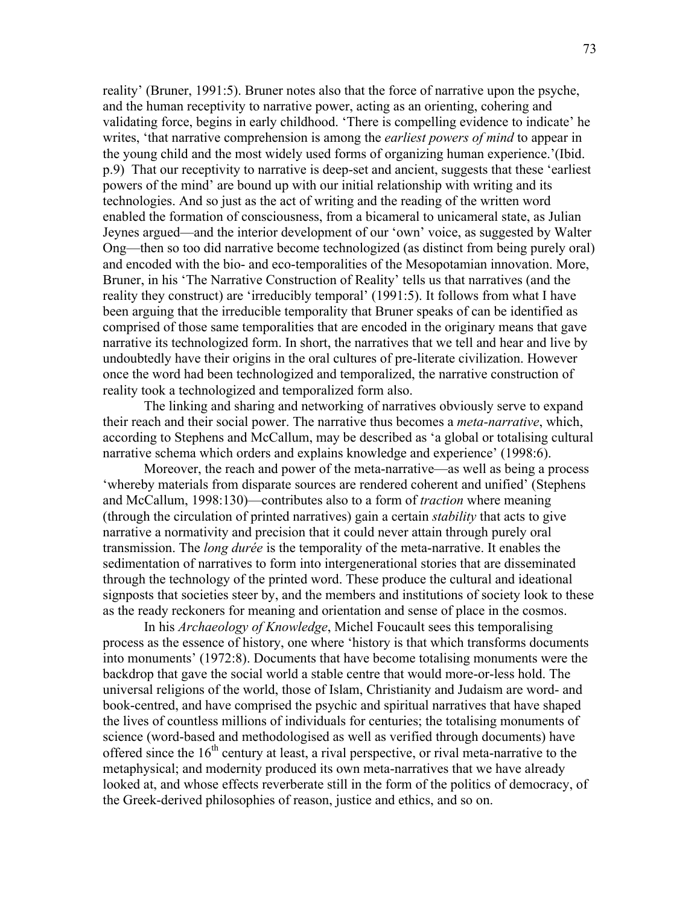reality' (Bruner, 1991:5). Bruner notes also that the force of narrative upon the psyche, and the human receptivity to narrative power, acting as an orienting, cohering and validating force, begins in early childhood. 'There is compelling evidence to indicate' he writes, 'that narrative comprehension is among the *earliest powers of mind* to appear in the young child and the most widely used forms of organizing human experience.'(Ibid. p.9) That our receptivity to narrative is deep-set and ancient, suggests that these 'earliest powers of the mind' are bound up with our initial relationship with writing and its technologies. And so just as the act of writing and the reading of the written word enabled the formation of consciousness, from a bicameral to unicameral state, as Julian Jeynes argued—and the interior development of our 'own' voice, as suggested by Walter Ong—then so too did narrative become technologized (as distinct from being purely oral) and encoded with the bio- and eco-temporalities of the Mesopotamian innovation. More, Bruner, in his 'The Narrative Construction of Reality' tells us that narratives (and the reality they construct) are 'irreducibly temporal' (1991:5). It follows from what I have been arguing that the irreducible temporality that Bruner speaks of can be identified as comprised of those same temporalities that are encoded in the originary means that gave narrative its technologized form. In short, the narratives that we tell and hear and live by undoubtedly have their origins in the oral cultures of pre-literate civilization. However once the word had been technologized and temporalized, the narrative construction of reality took a technologized and temporalized form also.

The linking and sharing and networking of narratives obviously serve to expand their reach and their social power. The narrative thus becomes a *meta-narrative*, which, according to Stephens and McCallum, may be described as 'a global or totalising cultural narrative schema which orders and explains knowledge and experience' (1998:6).

Moreover, the reach and power of the meta-narrative—as well as being a process 'whereby materials from disparate sources are rendered coherent and unified' (Stephens and McCallum, 1998:130)—contributes also to a form of *traction* where meaning (through the circulation of printed narratives) gain a certain *stability* that acts to give narrative a normativity and precision that it could never attain through purely oral transmission. The *long durée* is the temporality of the meta-narrative. It enables the sedimentation of narratives to form into intergenerational stories that are disseminated through the technology of the printed word. These produce the cultural and ideational signposts that societies steer by, and the members and institutions of society look to these as the ready reckoners for meaning and orientation and sense of place in the cosmos.

In his *Archaeology of Knowledge*, Michel Foucault sees this temporalising process as the essence of history, one where 'history is that which transforms documents into monuments' (1972:8). Documents that have become totalising monuments were the backdrop that gave the social world a stable centre that would more-or-less hold. The universal religions of the world, those of Islam, Christianity and Judaism are word- and book-centred, and have comprised the psychic and spiritual narratives that have shaped the lives of countless millions of individuals for centuries; the totalising monuments of science (word-based and methodologised as well as verified through documents) have offered since the 16th century at least, a rival perspective, or rival meta-narrative to the metaphysical; and modernity produced its own meta-narratives that we have already looked at, and whose effects reverberate still in the form of the politics of democracy, of the Greek-derived philosophies of reason, justice and ethics, and so on.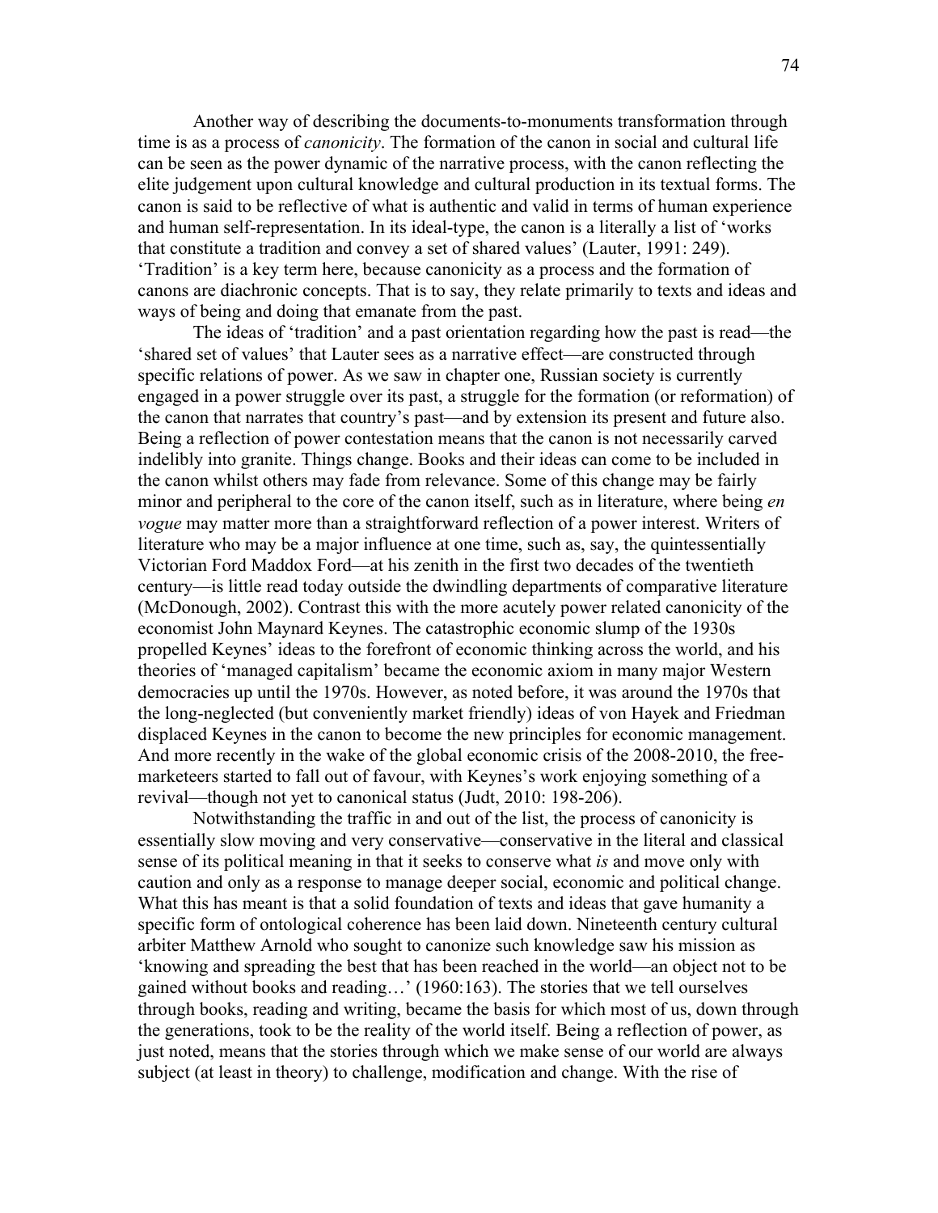Another way of describing the documents-to-monuments transformation through time is as a process of *canonicity*. The formation of the canon in social and cultural life can be seen as the power dynamic of the narrative process, with the canon reflecting the elite judgement upon cultural knowledge and cultural production in its textual forms. The canon is said to be reflective of what is authentic and valid in terms of human experience and human self-representation. In its ideal-type, the canon is a literally a list of 'works that constitute a tradition and convey a set of shared values' (Lauter, 1991: 249). 'Tradition' is a key term here, because canonicity as a process and the formation of canons are diachronic concepts. That is to say, they relate primarily to texts and ideas and ways of being and doing that emanate from the past.

The ideas of 'tradition' and a past orientation regarding how the past is read—the 'shared set of values' that Lauter sees as a narrative effect—are constructed through specific relations of power. As we saw in chapter one, Russian society is currently engaged in a power struggle over its past, a struggle for the formation (or reformation) of the canon that narrates that country's past—and by extension its present and future also. Being a reflection of power contestation means that the canon is not necessarily carved indelibly into granite. Things change. Books and their ideas can come to be included in the canon whilst others may fade from relevance. Some of this change may be fairly minor and peripheral to the core of the canon itself, such as in literature, where being *en vogue* may matter more than a straightforward reflection of a power interest. Writers of literature who may be a major influence at one time, such as, say, the quintessentially Victorian Ford Maddox Ford—at his zenith in the first two decades of the twentieth century—is little read today outside the dwindling departments of comparative literature (McDonough, 2002). Contrast this with the more acutely power related canonicity of the economist John Maynard Keynes. The catastrophic economic slump of the 1930s propelled Keynes' ideas to the forefront of economic thinking across the world, and his theories of 'managed capitalism' became the economic axiom in many major Western democracies up until the 1970s. However, as noted before, it was around the 1970s that the long-neglected (but conveniently market friendly) ideas of von Hayek and Friedman displaced Keynes in the canon to become the new principles for economic management. And more recently in the wake of the global economic crisis of the 2008-2010, the free-marketeers started to fall out of favour, with Keynes's work enjoying something of a revival—though not yet to canonical status (Judt, 2010: 198-206).

Notwithstanding the traffic in and out of the list, the process of canonicity is essentially slow moving and very conservative—conservative in the literal and classical sense of its political meaning in that it seeks to conserve what *is* and move only with caution and only as a response to manage deeper social, economic and political change. What this has meant is that a solid foundation of texts and ideas that gave humanity a specific form of ontological coherence has been laid down. Nineteenth century cultural arbiter Matthew Arnold who sought to canonize such knowledge saw his mission as 'knowing and spreading the best that has been reached in the world—an object not to be gained without books and reading…' (1960:163). The stories that we tell ourselves through books, reading and writing, became the basis for which most of us, down through the generations, took to be the reality of the world itself. Being a reflection of power, as just noted, means that the stories through which we make sense of our world are always subject (at least in theory) to challenge, modification and change. With the rise of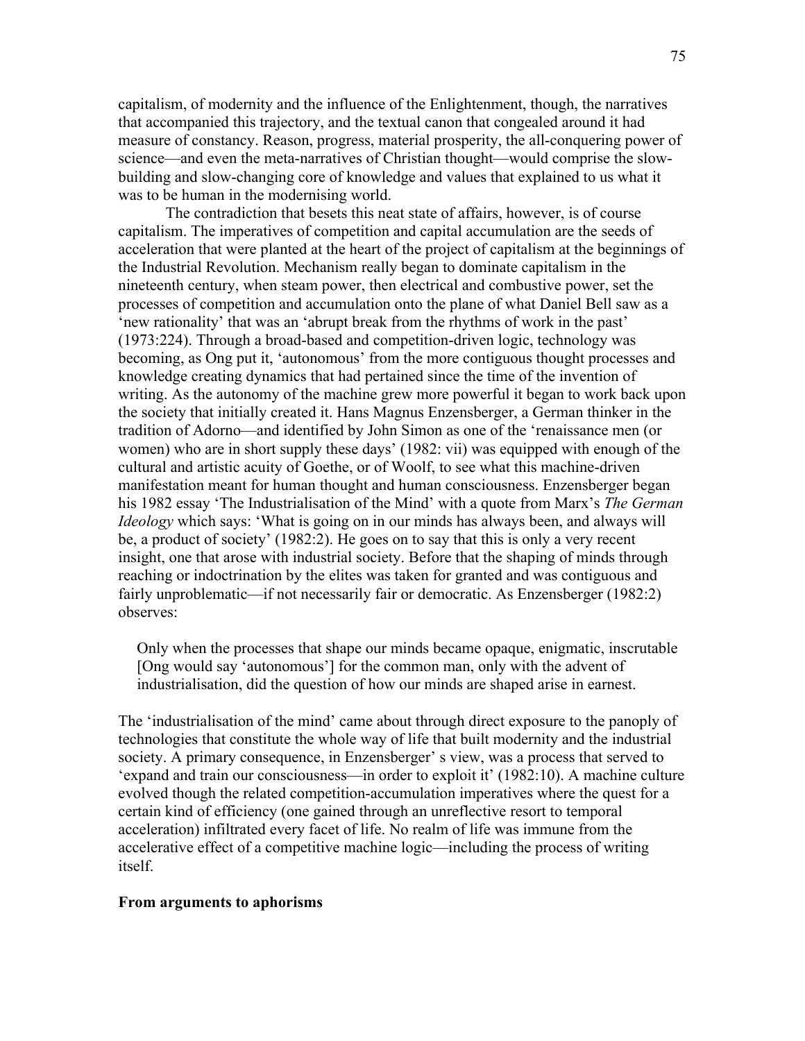capitalism, of modernity and the influence of the Enlightenment, though, the narratives that accompanied this trajectory, and the textual canon that congealed around it had measure of constancy. Reason, progress, material prosperity, the all-conquering power of science—and even the meta-narratives of Christian thought—would comprise the slow-building and slow-changing core of knowledge and values that explained to us what it was to be human in the modernising world.

The contradiction that besets this neat state of affairs, however, is of course capitalism. The imperatives of competition and capital accumulation are the seeds of acceleration that were planted at the heart of the project of capitalism at the beginnings of the Industrial Revolution. Mechanism really began to dominate capitalism in the nineteenth century, when steam power, then electrical and combustive power, set the processes of competition and accumulation onto the plane of what Daniel Bell saw as a 'new rationality' that was an 'abrupt break from the rhythms of work in the past' (1973:224). Through a broad-based and competition-driven logic, technology was becoming, as Ong put it, 'autonomous' from the more contiguous thought processes and knowledge creating dynamics that had pertained since the time of the invention of writing. As the autonomy of the machine grew more powerful it began to work back upon the society that initially created it. Hans Magnus Enzensberger, a German thinker in the tradition of Adorno—and identified by John Simon as one of the 'renaissance men (or women) who are in short supply these days' (1982: vii) was equipped with enough of the cultural and artistic acuity of Goethe, or of Woolf, to see what this machine-driven manifestation meant for human thought and human consciousness. Enzensberger began his 1982 essay 'The Industrialisation of the Mind' with a quote from Marx's *The German Ideology* which says: 'What is going on in our minds has always been, and always will be, a product of society' (1982:2). He goes on to say that this is only a very recent insight, one that arose with industrial society. Before that the shaping of minds through reaching or indoctrination by the elites was taken for granted and was contiguous and fairly unproblematic—if not necessarily fair or democratic. As Enzensberger (1982:2) observes:

> Only when the processes that shape our minds became opaque, enigmatic, inscrutable [Ong would say 'autonomous'] for the common man, only with the advent of industrialisation, did the question of how our minds are shaped arise in earnest.

The 'industrialisation of the mind' came about through direct exposure to the panoply of technologies that constitute the whole way of life that built modernity and the industrial society. A primary consequence, in Enzensberger' s view, was a process that served to 'expand and train our consciousness—in order to exploit it' (1982:10). A machine culture evolved though the related competition-accumulation imperatives where the quest for a certain kind of efficiency (one gained through an unreflective resort to temporal acceleration) infiltrated every facet of life. No realm of life was immune from the accelerative effect of a competitive machine logic—including the process of writing itself.

**From arguments to aphorisms**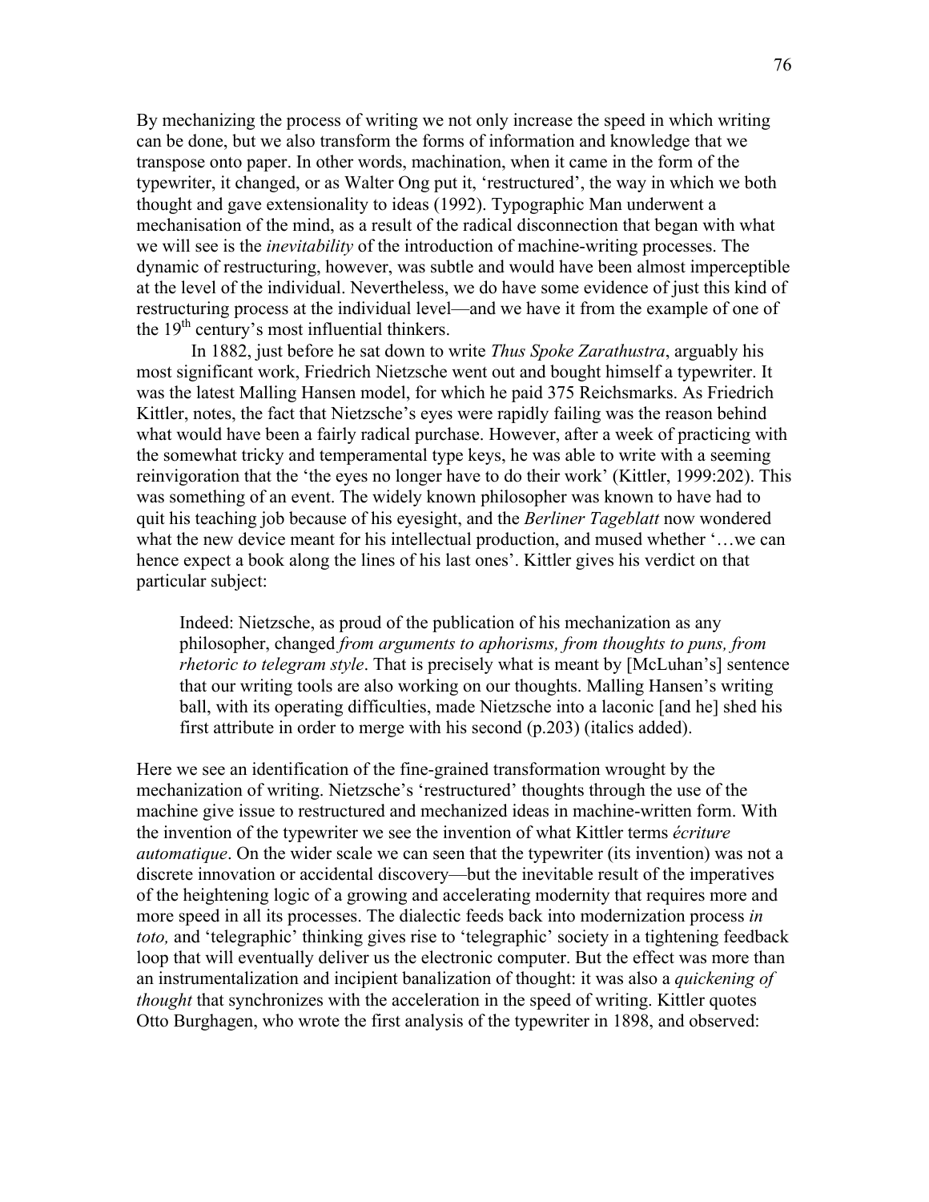By mechanizing the process of writing we not only increase the speed in which writing can be done, but we also transform the forms of information and knowledge that we transpose onto paper. In other words, machination, when it came in the form of the typewriter, it changed, or as Walter Ong put it, 'restructured', the way in which we both thought and gave extensionality to ideas (1992). Typographic Man underwent a mechanisation of the mind, as a result of the radical disconnection that began with what we will see is the *inevitability* of the introduction of machine-writing processes. The dynamic of restructuring, however, was subtle and would have been almost imperceptible at the level of the individual. Nevertheless, we do have some evidence of just this kind of restructuring process at the individual level—and we have it from the example of one of the 19th century's most influential thinkers.

In 1882, just before he sat down to write *Thus Spoke Zarathustra*, arguably his most significant work, Friedrich Nietzsche went out and bought himself a typewriter. It was the latest Malling Hansen model, for which he paid 375 Reichsmarks. As Friedrich Kittler, notes, the fact that Nietzsche's eyes were rapidly failing was the reason behind what would have been a fairly radical purchase. However, after a week of practicing with the somewhat tricky and temperamental type keys, he was able to write with a seeming reinvigoration that the 'the eyes no longer have to do their work' (Kittler, 1999:202). This was something of an event. The widely known philosopher was known to have had to quit his teaching job because of his eyesight, and the *Berliner Tageblatt* now wondered what the new device meant for his intellectual production, and mused whether '…we can hence expect a book along the lines of his last ones'. Kittler gives his verdict on that particular subject:

> Indeed: Nietzsche, as proud of the publication of his mechanization as any philosopher, changed *from arguments to aphorisms, from thoughts to puns, from rhetoric to telegram style*. That is precisely what is meant by [McLuhan's] sentence that our writing tools are also working on our thoughts. Malling Hansen's writing ball, with its operating difficulties, made Nietzsche into a laconic [and he] shed his first attribute in order to merge with his second (p.203) (italics added).

Here we see an identification of the fine-grained transformation wrought by the mechanization of writing. Nietzsche's 'restructured' thoughts through the use of the machine give issue to restructured and mechanized ideas in machine-written form. With the invention of the typewriter we see the invention of what Kittler terms *écriture automatique*. On the wider scale we can seen that the typewriter (its invention) was not a discrete innovation or accidental discovery—but the inevitable result of the imperatives of the heightening logic of a growing and accelerating modernity that requires more and more speed in all its processes. The dialectic feeds back into modernization process *in toto,* and 'telegraphic' thinking gives rise to 'telegraphic' society in a tightening feedback loop that will eventually deliver us the electronic computer. But the effect was more than an instrumentalization and incipient banalization of thought: it was also a *quickening of thought* that synchronizes with the acceleration in the speed of writing. Kittler quotes Otto Burghagen, who wrote the first analysis of the typewriter in 1898, and observed: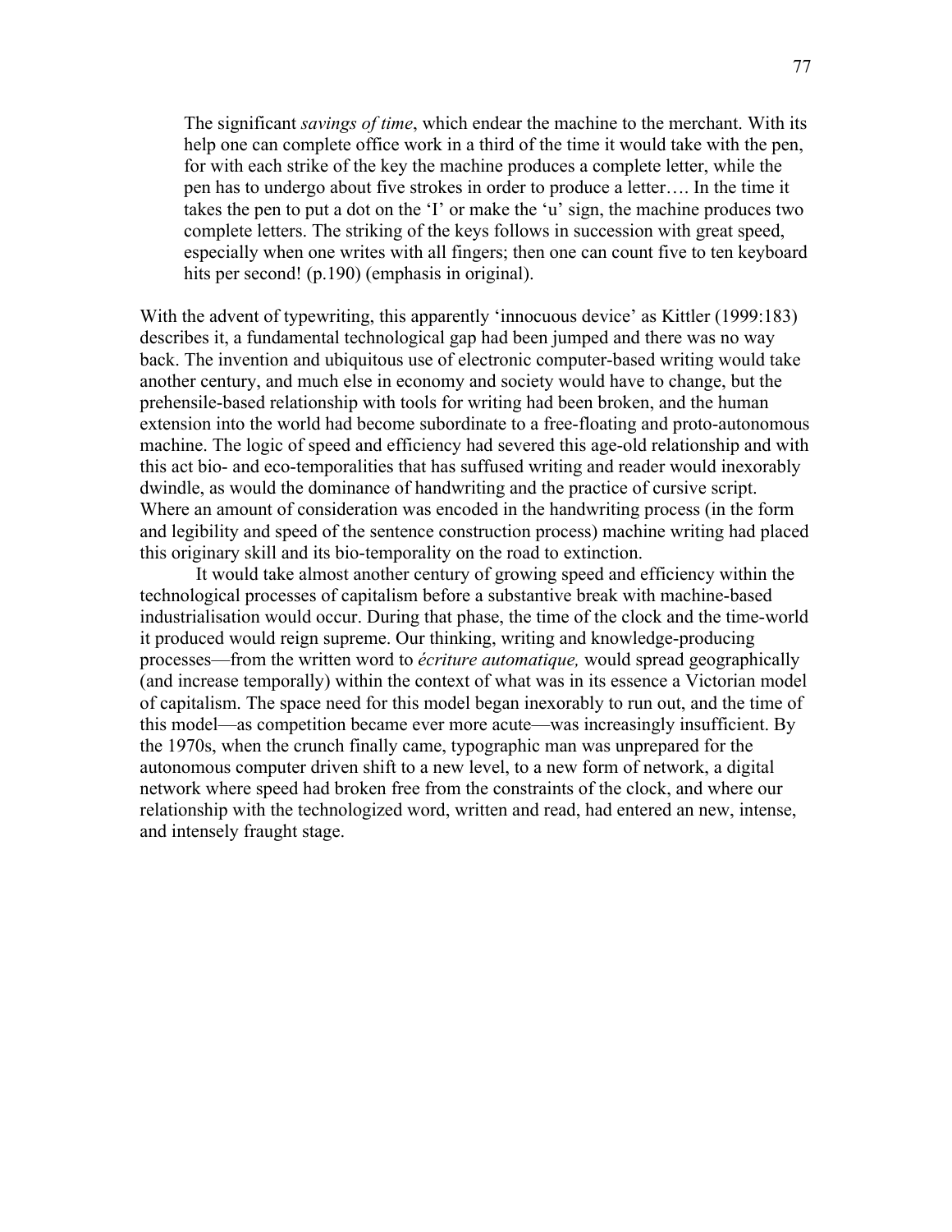> The significant *savings of time*, which endear the machine to the merchant. With its help one can complete office work in a third of the time it would take with the pen, for with each strike of the key the machine produces a complete letter, while the pen has to undergo about five strokes in order to produce a letter…. In the time it takes the pen to put a dot on the 'I' or make the 'u' sign, the machine produces two complete letters. The striking of the keys follows in succession with great speed, especially when one writes with all fingers; then one can count five to ten keyboard hits per second! (p.190) (emphasis in original).

With the advent of typewriting, this apparently 'innocuous device' as Kittler (1999:183) describes it, a fundamental technological gap had been jumped and there was no way back. The invention and ubiquitous use of electronic computer-based writing would take another century, and much else in economy and society would have to change, but the prehensile-based relationship with tools for writing had been broken, and the human extension into the world had become subordinate to a free-floating and proto-autonomous machine. The logic of speed and efficiency had severed this age-old relationship and with this act bio- and eco-temporalities that has suffused writing and reader would inexorably dwindle, as would the dominance of handwriting and the practice of cursive script. Where an amount of consideration was encoded in the handwriting process (in the form and legibility and speed of the sentence construction process) machine writing had placed this originary skill and its bio-temporality on the road to extinction.

It would take almost another century of growing speed and efficiency within the technological processes of capitalism before a substantive break with machine-based industrialisation would occur. During that phase, the time of the clock and the time-world it produced would reign supreme. Our thinking, writing and knowledge-producing processes—from the written word to *écriture automatique,* would spread geographically (and increase temporally) within the context of what was in its essence a Victorian model of capitalism. The space need for this model began inexorably to run out, and the time of this model—as competition became ever more acute—was increasingly insufficient. By the 1970s, when the crunch finally came, typographic man was unprepared for the autonomous computer driven shift to a new level, to a new form of network, a digital network where speed had broken free from the constraints of the clock, and where our relationship with the technologized word, written and read, had entered an new, intense, and intensely fraught stage.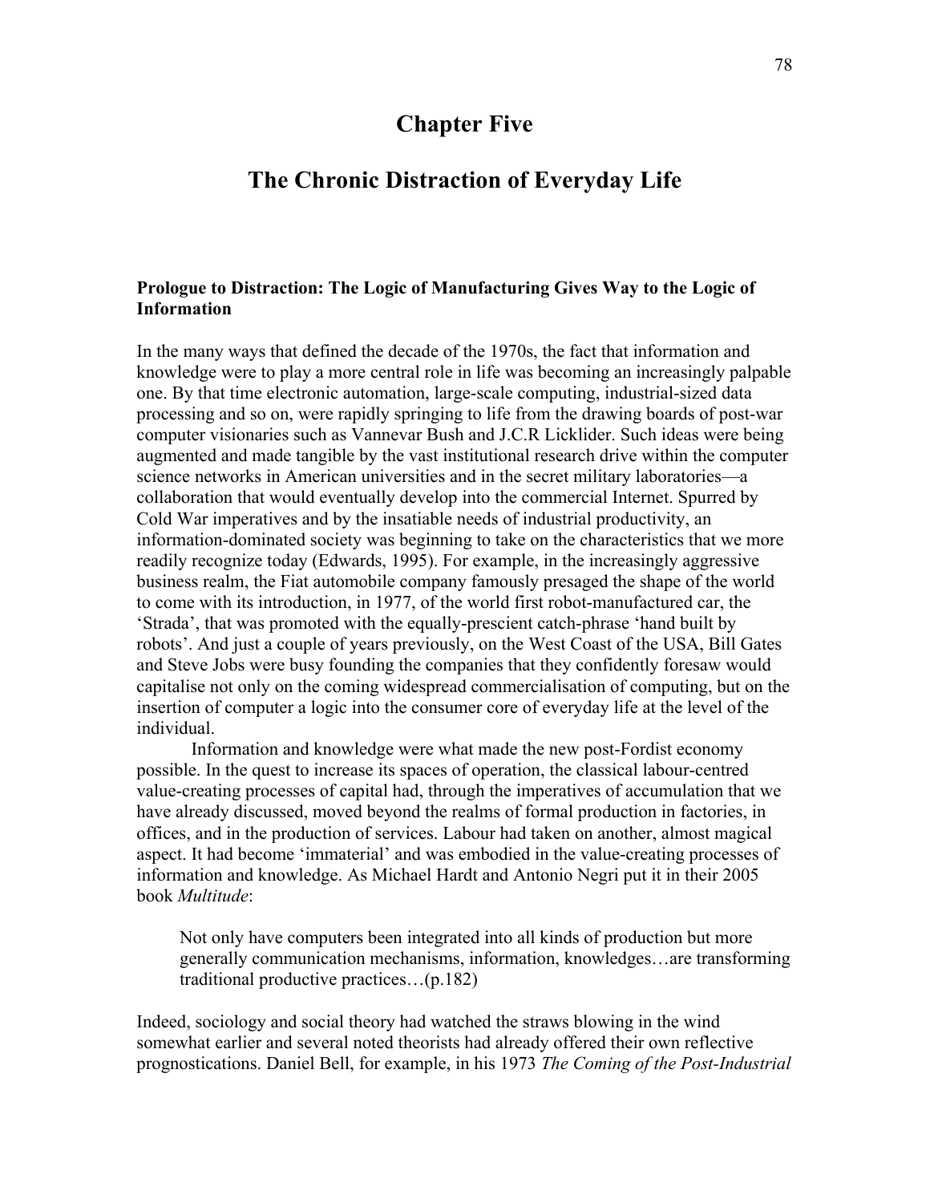# Chapter Five

# The Chronic Distraction of Everyday Life

### Prologue to Distraction: The Logic of Manufacturing Gives Way to the Logic of Information

In the many ways that defined the decade of the 1970s, the fact that information and knowledge were to play a more central role in life was becoming an increasingly palpable one. By that time electronic automation, large-scale computing, industrial-sized data processing and so on, were rapidly springing to life from the drawing boards of post-war computer visionaries such as Vannevar Bush and J.C.R Licklider. Such ideas were being augmented and made tangible by the vast institutional research drive within the computer science networks in American universities and in the secret military laboratories—a collaboration that would eventually develop into the commercial Internet. Spurred by Cold War imperatives and by the insatiable needs of industrial productivity, an information-dominated society was beginning to take on the characteristics that we more readily recognize today (Edwards, 1995). For example, in the increasingly aggressive business realm, the Fiat automobile company famously presaged the shape of the world to come with its introduction, in 1977, of the world first robot-manufactured car, the 'Strada', that was promoted with the equally-prescient catch-phrase 'hand built by robots'. And just a couple of years previously, on the West Coast of the USA, Bill Gates and Steve Jobs were busy founding the companies that they confidently foresaw would capitalise not only on the coming widespread commercialisation of computing, but on the insertion of computer a logic into the consumer core of everyday life at the level of the individual.

Information and knowledge were what made the new post-Fordist economy possible. In the quest to increase its spaces of operation, the classical labour-centred value-creating processes of capital had, through the imperatives of accumulation that we have already discussed, moved beyond the realms of formal production in factories, in offices, and in the production of services. Labour had taken on another, almost magical aspect. It had become 'immaterial' and was embodied in the value-creating processes of information and knowledge. As Michael Hardt and Antonio Negri put it in their 2005 book *Multitude*:

> Not only have computers been integrated into all kinds of production but more generally communication mechanisms, information, knowledges…are transforming traditional productive practices…(p.182)

Indeed, sociology and social theory had watched the straws blowing in the wind somewhat earlier and several noted theorists had already offered their own reflective prognostications. Daniel Bell, for example, in his 1973 *The Coming of the Post-Industrial*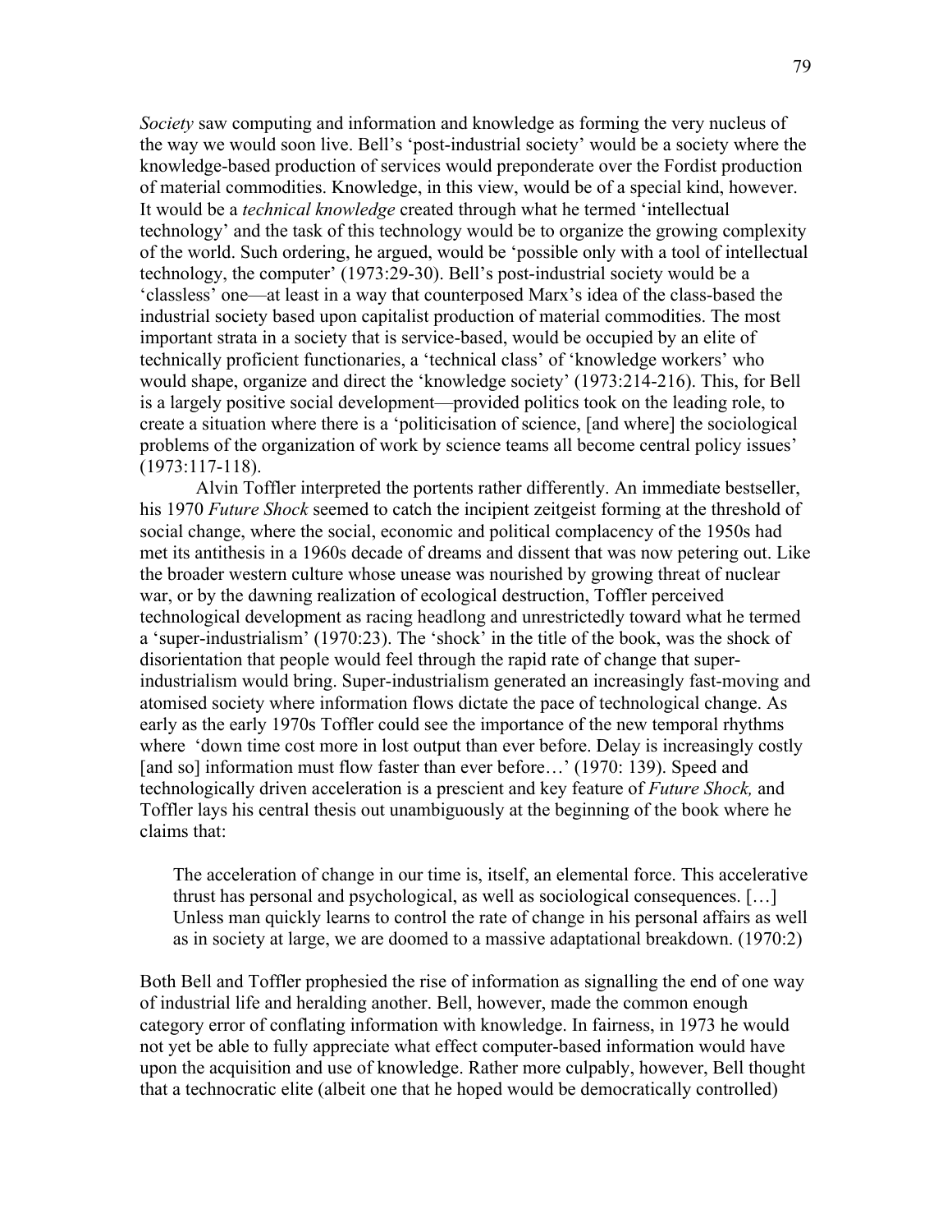*Society* saw computing and information and knowledge as forming the very nucleus of the way we would soon live. Bell's 'post-industrial society' would be a society where the knowledge-based production of services would preponderate over the Fordist production of material commodities. Knowledge, in this view, would be of a special kind, however. It would be a *technical knowledge* created through what he termed 'intellectual technology' and the task of this technology would be to organize the growing complexity of the world. Such ordering, he argued, would be 'possible only with a tool of intellectual technology, the computer' (1973:29-30). Bell's post-industrial society would be a 'classless' one—at least in a way that counterposed Marx's idea of the class-based the industrial society based upon capitalist production of material commodities. The most important strata in a society that is service-based, would be occupied by an elite of technically proficient functionaries, a 'technical class' of 'knowledge workers' who would shape, organize and direct the 'knowledge society' (1973:214-216). This, for Bell is a largely positive social development—provided politics took on the leading role, to create a situation where there is a 'politicisation of science, [and where] the sociological problems of the organization of work by science teams all become central policy issues' (1973:117-118).

Alvin Toffler interpreted the portents rather differently. An immediate bestseller, his 1970 *Future Shock* seemed to catch the incipient zeitgeist forming at the threshold of social change, where the social, economic and political complacency of the 1950s had met its antithesis in a 1960s decade of dreams and dissent that was now petering out. Like the broader western culture whose unease was nourished by growing threat of nuclear war, or by the dawning realization of ecological destruction, Toffler perceived technological development as racing headlong and unrestrictedly toward what he termed a 'super-industrialism' (1970:23). The 'shock' in the title of the book, was the shock of disorientation that people would feel through the rapid rate of change that super-industrialism would bring. Super-industrialism generated an increasingly fast-moving and atomised society where information flows dictate the pace of technological change. As early as the early 1970s Toffler could see the importance of the new temporal rhythms where 'down time cost more in lost output than ever before. Delay is increasingly costly [and so] information must flow faster than ever before…' (1970: 139). Speed and technologically driven acceleration is a prescient and key feature of *Future Shock,* and Toffler lays his central thesis out unambiguously at the beginning of the book where he claims that:

> The acceleration of change in our time is, itself, an elemental force. This accelerative thrust has personal and psychological, as well as sociological consequences. […] Unless man quickly learns to control the rate of change in his personal affairs as well as in society at large, we are doomed to a massive adaptational breakdown. (1970:2)

Both Bell and Toffler prophesied the rise of information as signalling the end of one way of industrial life and heralding another. Bell, however, made the common enough category error of conflating information with knowledge. In fairness, in 1973 he would not yet be able to fully appreciate what effect computer-based information would have upon the acquisition and use of knowledge. Rather more culpably, however, Bell thought that a technocratic elite (albeit one that he hoped would be democratically controlled)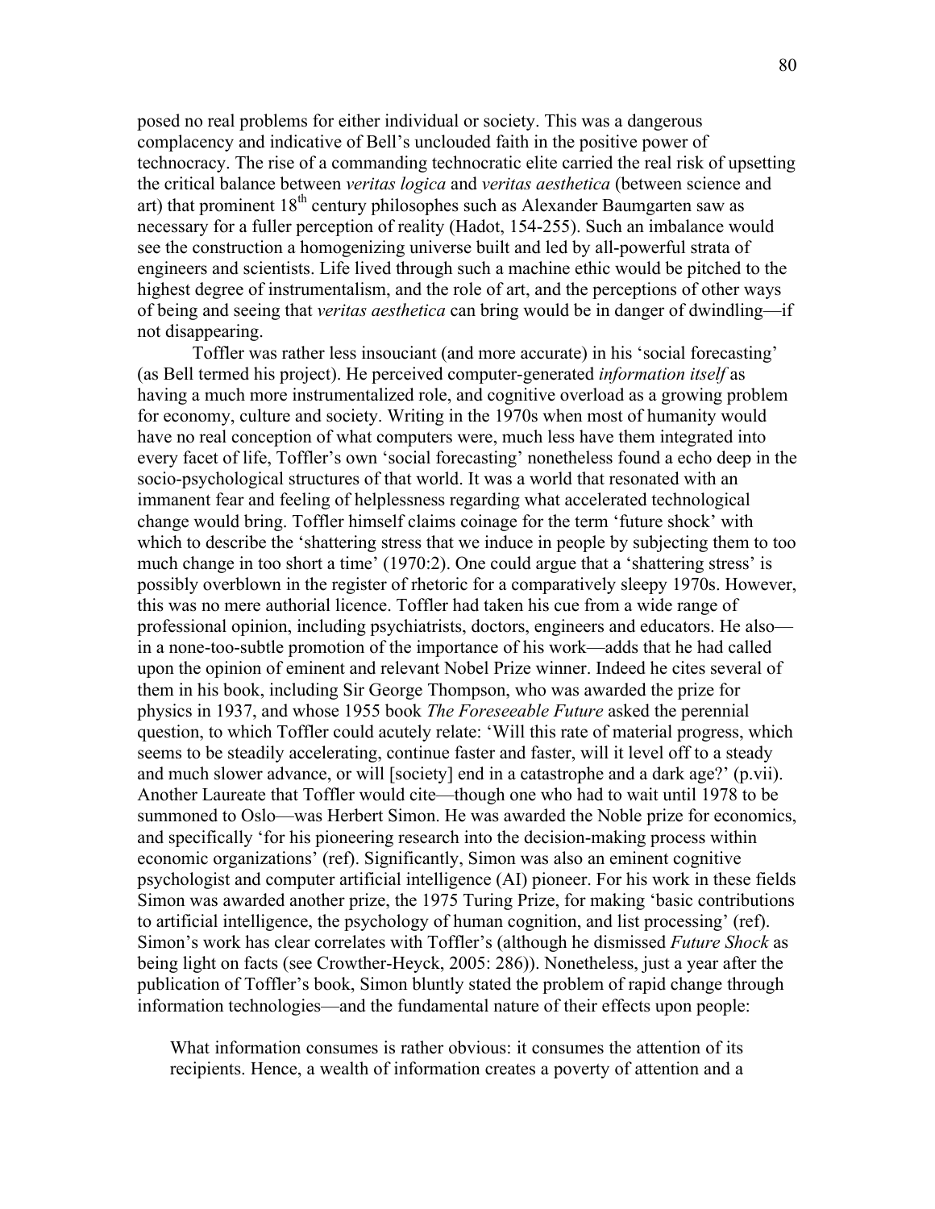posed no real problems for either individual or society. This was a dangerous complacency and indicative of Bell's unclouded faith in the positive power of technocracy. The rise of a commanding technocratic elite carried the real risk of upsetting the critical balance between *veritas logica* and *veritas aesthetica* (between science and art) that prominent 18th century philosophes such as Alexander Baumgarten saw as necessary for a fuller perception of reality (Hadot, 154-255). Such an imbalance would see the construction a homogenizing universe built and led by all-powerful strata of engineers and scientists. Life lived through such a machine ethic would be pitched to the highest degree of instrumentalism, and the role of art, and the perceptions of other ways of being and seeing that *veritas aesthetica* can bring would be in danger of dwindling—if not disappearing.

Toffler was rather less insouciant (and more accurate) in his 'social forecasting' (as Bell termed his project). He perceived computer-generated *information itself* as having a much more instrumentalized role, and cognitive overload as a growing problem for economy, culture and society. Writing in the 1970s when most of humanity would have no real conception of what computers were, much less have them integrated into every facet of life, Toffler's own 'social forecasting' nonetheless found a echo deep in the socio-psychological structures of that world. It was a world that resonated with an immanent fear and feeling of helplessness regarding what accelerated technological change would bring. Toffler himself claims coinage for the term 'future shock' with which to describe the 'shattering stress that we induce in people by subjecting them to too much change in too short a time' (1970:2). One could argue that a 'shattering stress' is possibly overblown in the register of rhetoric for a comparatively sleepy 1970s. However, this was no mere authorial licence. Toffler had taken his cue from a wide range of professional opinion, including psychiatrists, doctors, engineers and educators. He also—in a none-too-subtle promotion of the importance of his work—adds that he had called upon the opinion of eminent and relevant Nobel Prize winner. Indeed he cites several of them in his book, including Sir George Thompson, who was awarded the prize for physics in 1937, and whose 1955 book *The Foreseeable Future* asked the perennial question, to which Toffler could acutely relate: 'Will this rate of material progress, which seems to be steadily accelerating, continue faster and faster, will it level off to a steady and much slower advance, or will [society] end in a catastrophe and a dark age?' (p.vii). Another Laureate that Toffler would cite—though one who had to wait until 1978 to be summoned to Oslo—was Herbert Simon. He was awarded the Noble prize for economics, and specifically 'for his pioneering research into the decision-making process within economic organizations' (ref). Significantly, Simon was also an eminent cognitive psychologist and computer artificial intelligence (AI) pioneer. For his work in these fields Simon was awarded another prize, the 1975 Turing Prize, for making 'basic contributions to artificial intelligence, the psychology of human cognition, and list processing' (ref). Simon's work has clear correlates with Toffler's (although he dismissed *Future Shock* as being light on facts (see Crowther-Heyck, 2005: 286)). Nonetheless, just a year after the publication of Toffler's book, Simon bluntly stated the problem of rapid change through information technologies—and the fundamental nature of their effects upon people:

> What information consumes is rather obvious: it consumes the attention of its recipients. Hence, a wealth of information creates a poverty of attention and a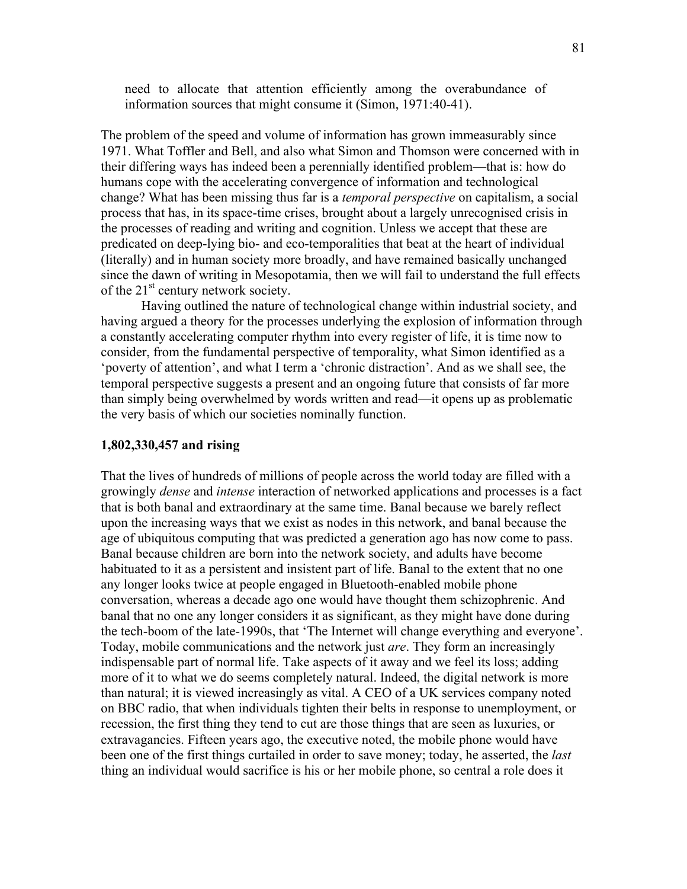need to allocate that attention efficiently among the overabundance of information sources that might consume it (Simon, 1971:40-41).

The problem of the speed and volume of information has grown immeasurably since 1971. What Toffler and Bell, and also what Simon and Thomson were concerned with in their differing ways has indeed been a perennially identified problem—that is: how do humans cope with the accelerating convergence of information and technological change? What has been missing thus far is a *temporal perspective* on capitalism, a social process that has, in its space-time crises, brought about a largely unrecognised crisis in the processes of reading and writing and cognition. Unless we accept that these are predicated on deep-lying bio- and eco-temporalities that beat at the heart of individual (literally) and in human society more broadly, and have remained basically unchanged since the dawn of writing in Mesopotamia, then we will fail to understand the full effects of the 21st century network society.

Having outlined the nature of technological change within industrial society, and having argued a theory for the processes underlying the explosion of information through a constantly accelerating computer rhythm into every register of life, it is time now to consider, from the fundamental perspective of temporality, what Simon identified as a 'poverty of attention', and what I term a 'chronic distraction'. And as we shall see, the temporal perspective suggests a present and an ongoing future that consists of far more than simply being overwhelmed by words written and read—it opens up as problematic the very basis of which our societies nominally function.

**1,802,330,457 and rising**

That the lives of hundreds of millions of people across the world today are filled with a growingly *dense* and *intense* interaction of networked applications and processes is a fact that is both banal and extraordinary at the same time. Banal because we barely reflect upon the increasing ways that we exist as nodes in this network, and banal because the age of ubiquitous computing that was predicted a generation ago has now come to pass. Banal because children are born into the network society, and adults have become habituated to it as a persistent and insistent part of life. Banal to the extent that no one any longer looks twice at people engaged in Bluetooth-enabled mobile phone conversation, whereas a decade ago one would have thought them schizophrenic. And banal that no one any longer considers it as significant, as they might have done during the tech-boom of the late-1990s, that 'The Internet will change everything and everyone'. Today, mobile communications and the network just *are*. They form an increasingly indispensable part of normal life. Take aspects of it away and we feel its loss; adding more of it to what we do seems completely natural. Indeed, the digital network is more than natural; it is viewed increasingly as vital. A CEO of a UK services company noted on BBC radio, that when individuals tighten their belts in response to unemployment, or recession, the first thing they tend to cut are those things that are seen as luxuries, or extravagancies. Fifteen years ago, the executive noted, the mobile phone would have been one of the first things curtailed in order to save money; today, he asserted, the *last* thing an individual would sacrifice is his or her mobile phone, so central a role does it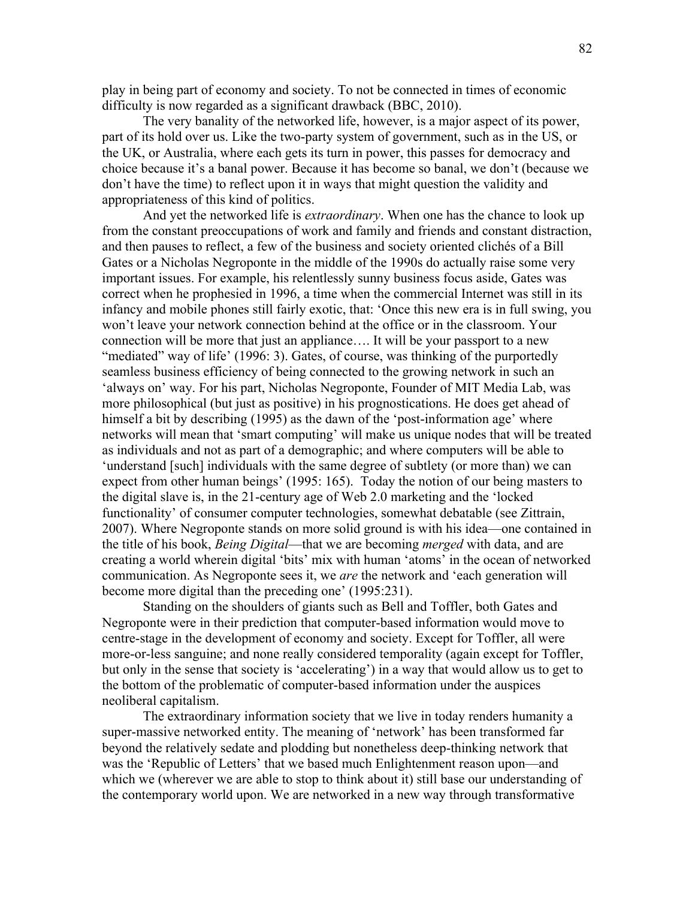play in being part of economy and society. To not be connected in times of economic difficulty is now regarded as a significant drawback (BBC, 2010).

The very banality of the networked life, however, is a major aspect of its power, part of its hold over us. Like the two-party system of government, such as in the US, or the UK, or Australia, where each gets its turn in power, this passes for democracy and choice because it's a banal power. Because it has become so banal, we don't (because we don't have the time) to reflect upon it in ways that might question the validity and appropriateness of this kind of politics.

And yet the networked life is *extraordinary*. When one has the chance to look up from the constant preoccupations of work and family and friends and constant distraction, and then pauses to reflect, a few of the business and society oriented clichés of a Bill Gates or a Nicholas Negroponte in the middle of the 1990s do actually raise some very important issues. For example, his relentlessly sunny business focus aside, Gates was correct when he prophesied in 1996, a time when the commercial Internet was still in its infancy and mobile phones still fairly exotic, that: 'Once this new era is in full swing, you won't leave your network connection behind at the office or in the classroom. Your connection will be more that just an appliance…. It will be your passport to a new "mediated" way of life' (1996: 3). Gates, of course, was thinking of the purportedly seamless business efficiency of being connected to the growing network in such an 'always on' way. For his part, Nicholas Negroponte, Founder of MIT Media Lab, was more philosophical (but just as positive) in his prognostications. He does get ahead of himself a bit by describing (1995) as the dawn of the 'post-information age' where networks will mean that 'smart computing' will make us unique nodes that will be treated as individuals and not as part of a demographic; and where computers will be able to 'understand [such] individuals with the same degree of subtlety (or more than) we can expect from other human beings' (1995: 165). Today the notion of our being masters to the digital slave is, in the 21-century age of Web 2.0 marketing and the 'locked functionality' of consumer computer technologies, somewhat debatable (see Zittrain, 2007). Where Negroponte stands on more solid ground is with his idea—one contained in the title of his book, *Being Digital*—that we are becoming *merged* with data, and are creating a world wherein digital 'bits' mix with human 'atoms' in the ocean of networked communication. As Negroponte sees it, we *are* the network and 'each generation will become more digital than the preceding one' (1995:231).

Standing on the shoulders of giants such as Bell and Toffler, both Gates and Negroponte were in their prediction that computer-based information would move to centre-stage in the development of economy and society. Except for Toffler, all were more-or-less sanguine; and none really considered temporality (again except for Toffler, but only in the sense that society is 'accelerating') in a way that would allow us to get to the bottom of the problematic of computer-based information under the auspices neoliberal capitalism.

The extraordinary information society that we live in today renders humanity a super-massive networked entity. The meaning of 'network' has been transformed far beyond the relatively sedate and plodding but nonetheless deep-thinking network that was the 'Republic of Letters' that we based much Enlightenment reason upon—and which we (wherever we are able to stop to think about it) still base our understanding of the contemporary world upon. We are networked in a new way through transformative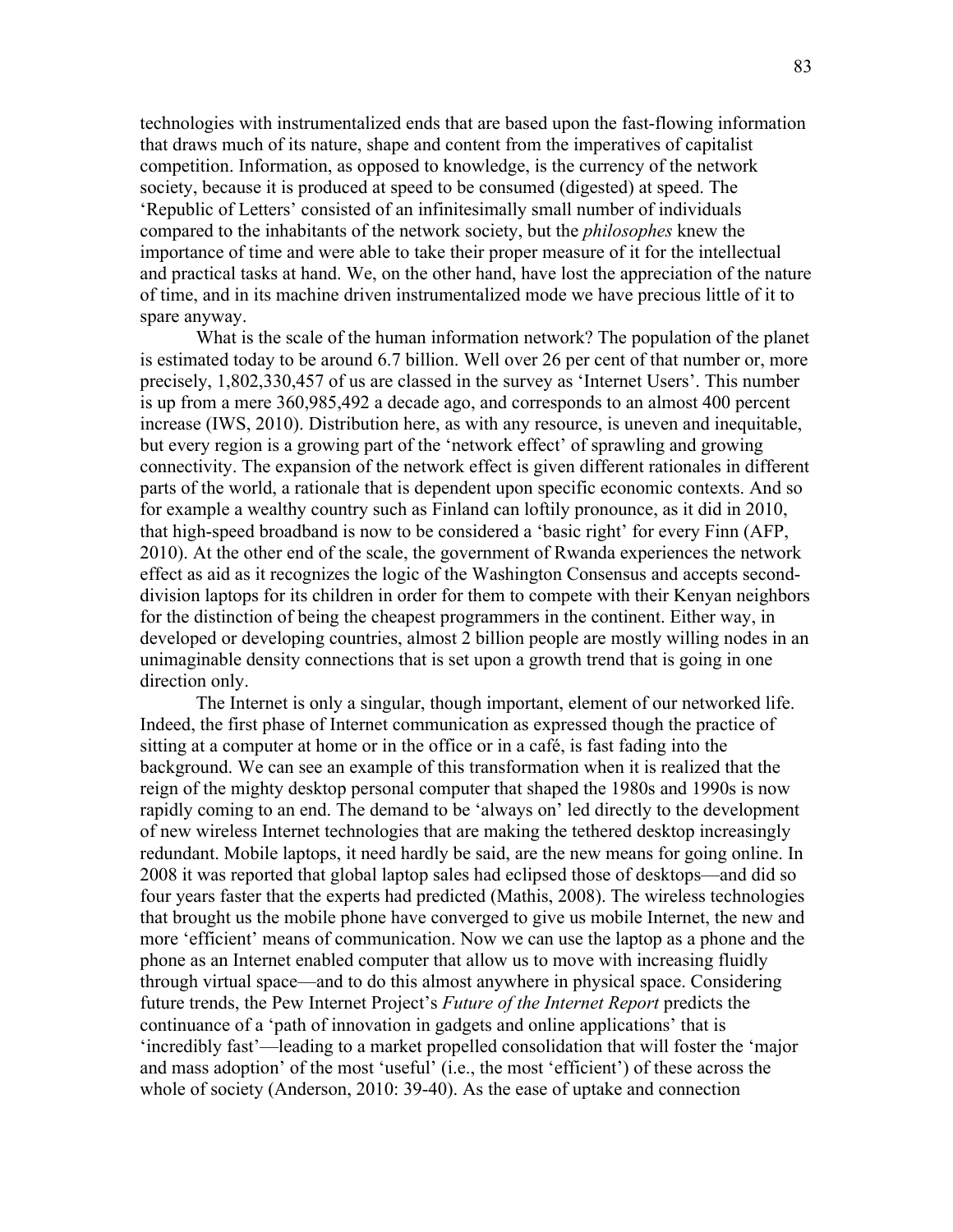technologies with instrumentalized ends that are based upon the fast-flowing information that draws much of its nature, shape and content from the imperatives of capitalist competition. Information, as opposed to knowledge, is the currency of the network society, because it is produced at speed to be consumed (digested) at speed. The 'Republic of Letters' consisted of an infinitesimally small number of individuals compared to the inhabitants of the network society, but the *philosophes* knew the importance of time and were able to take their proper measure of it for the intellectual and practical tasks at hand. We, on the other hand, have lost the appreciation of the nature of time, and in its machine driven instrumentalized mode we have precious little of it to spare anyway.

What is the scale of the human information network? The population of the planet is estimated today to be around 6.7 billion. Well over 26 per cent of that number or, more precisely, 1,802,330,457 of us are classed in the survey as 'Internet Users'. This number is up from a mere 360,985,492 a decade ago, and corresponds to an almost 400 percent increase (IWS, 2010). Distribution here, as with any resource, is uneven and inequitable, but every region is a growing part of the 'network effect' of sprawling and growing connectivity. The expansion of the network effect is given different rationales in different parts of the world, a rationale that is dependent upon specific economic contexts. And so for example a wealthy country such as Finland can loftily pronounce, as it did in 2010, that high-speed broadband is now to be considered a 'basic right' for every Finn (AFP, 2010). At the other end of the scale, the government of Rwanda experiences the network effect as aid as it recognizes the logic of the Washington Consensus and accepts second-division laptops for its children in order for them to compete with their Kenyan neighbors for the distinction of being the cheapest programmers in the continent. Either way, in developed or developing countries, almost 2 billion people are mostly willing nodes in an unimaginable density connections that is set upon a growth trend that is going in one direction only.

The Internet is only a singular, though important, element of our networked life. Indeed, the first phase of Internet communication as expressed though the practice of sitting at a computer at home or in the office or in a café, is fast fading into the background. We can see an example of this transformation when it is realized that the reign of the mighty desktop personal computer that shaped the 1980s and 1990s is now rapidly coming to an end. The demand to be 'always on' led directly to the development of new wireless Internet technologies that are making the tethered desktop increasingly redundant. Mobile laptops, it need hardly be said, are the new means for going online. In 2008 it was reported that global laptop sales had eclipsed those of desktops—and did so four years faster that the experts had predicted (Mathis, 2008). The wireless technologies that brought us the mobile phone have converged to give us mobile Internet, the new and more 'efficient' means of communication. Now we can use the laptop as a phone and the phone as an Internet enabled computer that allow us to move with increasing fluidly through virtual space—and to do this almost anywhere in physical space. Considering future trends, the Pew Internet Project's *Future of the Internet Report* predicts the continuance of a 'path of innovation in gadgets and online applications' that is 'incredibly fast'—leading to a market propelled consolidation that will foster the 'major and mass adoption' of the most 'useful' (i.e., the most 'efficient') of these across the whole of society (Anderson, 2010: 39-40). As the ease of uptake and connection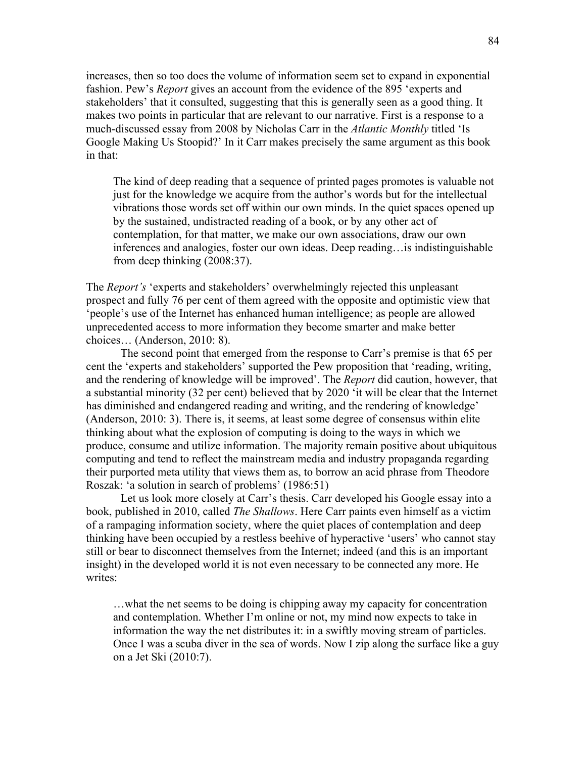increases, then so too does the volume of information seem set to expand in exponential fashion. Pew's *Report* gives an account from the evidence of the 895 'experts and stakeholders' that it consulted, suggesting that this is generally seen as a good thing. It makes two points in particular that are relevant to our narrative. First is a response to a much-discussed essay from 2008 by Nicholas Carr in the *Atlantic Monthly* titled 'Is Google Making Us Stoopid?' In it Carr makes precisely the same argument as this book in that:

> The kind of deep reading that a sequence of printed pages promotes is valuable not just for the knowledge we acquire from the author's words but for the intellectual vibrations those words set off within our own minds. In the quiet spaces opened up by the sustained, undistracted reading of a book, or by any other act of contemplation, for that matter, we make our own associations, draw our own inferences and analogies, foster our own ideas. Deep reading…is indistinguishable from deep thinking (2008:37).

The *Report's* 'experts and stakeholders' overwhelmingly rejected this unpleasant prospect and fully 76 per cent of them agreed with the opposite and optimistic view that 'people's use of the Internet has enhanced human intelligence; as people are allowed unprecedented access to more information they become smarter and make better choices… (Anderson, 2010: 8).

The second point that emerged from the response to Carr's premise is that 65 per cent the 'experts and stakeholders' supported the Pew proposition that 'reading, writing, and the rendering of knowledge will be improved'. The *Report* did caution, however, that a substantial minority (32 per cent) believed that by 2020 'it will be clear that the Internet has diminished and endangered reading and writing, and the rendering of knowledge' (Anderson, 2010: 3). There is, it seems, at least some degree of consensus within elite thinking about what the explosion of computing is doing to the ways in which we produce, consume and utilize information. The majority remain positive about ubiquitous computing and tend to reflect the mainstream media and industry propaganda regarding their purported meta utility that views them as, to borrow an acid phrase from Theodore Roszak: 'a solution in search of problems' (1986:51)

Let us look more closely at Carr's thesis. Carr developed his Google essay into a book, published in 2010, called *The Shallows*. Here Carr paints even himself as a victim of a rampaging information society, where the quiet places of contemplation and deep thinking have been occupied by a restless beehive of hyperactive 'users' who cannot stay still or bear to disconnect themselves from the Internet; indeed (and this is an important insight) in the developed world it is not even necessary to be connected any more. He writes:

> …what the net seems to be doing is chipping away my capacity for concentration and contemplation. Whether I'm online or not, my mind now expects to take in information the way the net distributes it: in a swiftly moving stream of particles. Once I was a scuba diver in the sea of words. Now I zip along the surface like a guy on a Jet Ski (2010:7).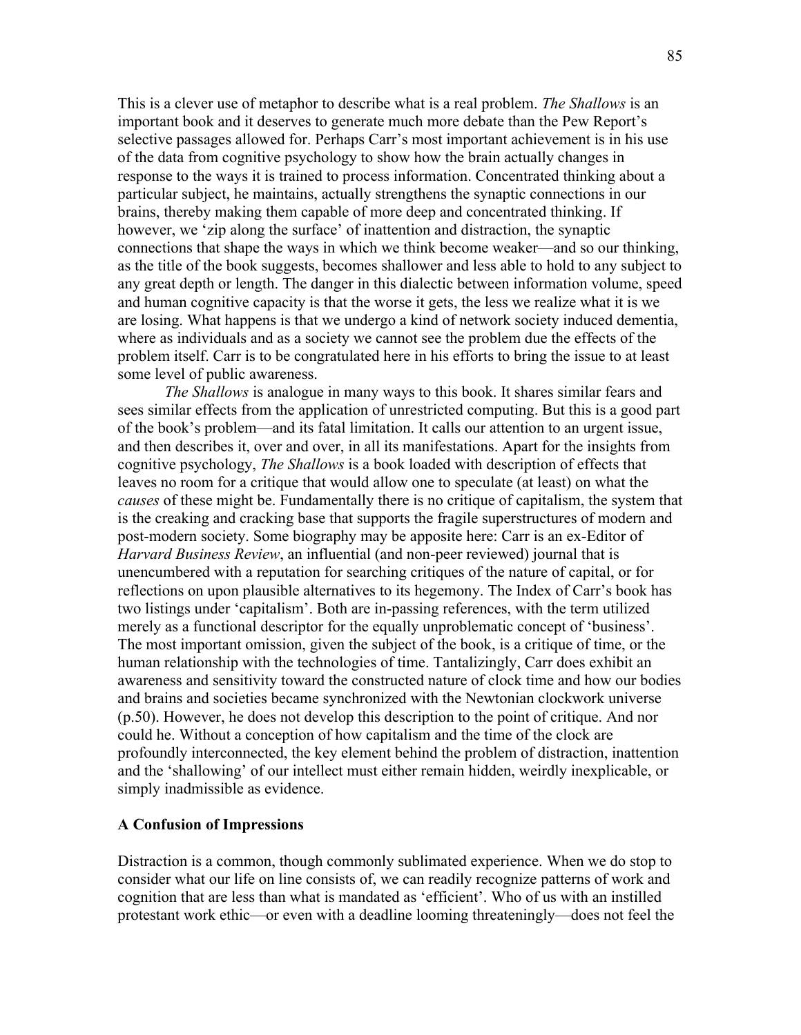This is a clever use of metaphor to describe what is a real problem. *The Shallows* is an important book and it deserves to generate much more debate than the Pew Report's selective passages allowed for. Perhaps Carr's most important achievement is in his use of the data from cognitive psychology to show how the brain actually changes in response to the ways it is trained to process information. Concentrated thinking about a particular subject, he maintains, actually strengthens the synaptic connections in our brains, thereby making them capable of more deep and concentrated thinking. If however, we 'zip along the surface' of inattention and distraction, the synaptic connections that shape the ways in which we think become weaker—and so our thinking, as the title of the book suggests, becomes shallower and less able to hold to any subject to any great depth or length. The danger in this dialectic between information volume, speed and human cognitive capacity is that the worse it gets, the less we realize what it is we are losing. What happens is that we undergo a kind of network society induced dementia, where as individuals and as a society we cannot see the problem due the effects of the problem itself. Carr is to be congratulated here in his efforts to bring the issue to at least some level of public awareness.

*The Shallows* is analogue in many ways to this book. It shares similar fears and sees similar effects from the application of unrestricted computing. But this is a good part of the book's problem—and its fatal limitation. It calls our attention to an urgent issue, and then describes it, over and over, in all its manifestations. Apart for the insights from cognitive psychology, *The Shallows* is a book loaded with description of effects that leaves no room for a critique that would allow one to speculate (at least) on what the *causes* of these might be. Fundamentally there is no critique of capitalism, the system that is the creaking and cracking base that supports the fragile superstructures of modern and post-modern society. Some biography may be apposite here: Carr is an ex-Editor of *Harvard Business Review*, an influential (and non-peer reviewed) journal that is unencumbered with a reputation for searching critiques of the nature of capital, or for reflections on upon plausible alternatives to its hegemony. The Index of Carr's book has two listings under 'capitalism'. Both are in-passing references, with the term utilized merely as a functional descriptor for the equally unproblematic concept of 'business'. The most important omission, given the subject of the book, is a critique of time, or the human relationship with the technologies of time. Tantalizingly, Carr does exhibit an awareness and sensitivity toward the constructed nature of clock time and how our bodies and brains and societies became synchronized with the Newtonian clockwork universe (p.50). However, he does not develop this description to the point of critique. And nor could he. Without a conception of how capitalism and the time of the clock are profoundly interconnected, the key element behind the problem of distraction, inattention and the 'shallowing' of our intellect must either remain hidden, weirdly inexplicable, or simply inadmissible as evidence.

## A Confusion of Impressions

Distraction is a common, though commonly sublimated experience. When we do stop to consider what our life on line consists of, we can readily recognize patterns of work and cognition that are less than what is mandated as 'efficient'. Who of us with an instilled protestant work ethic—or even with a deadline looming threateningly—does not feel the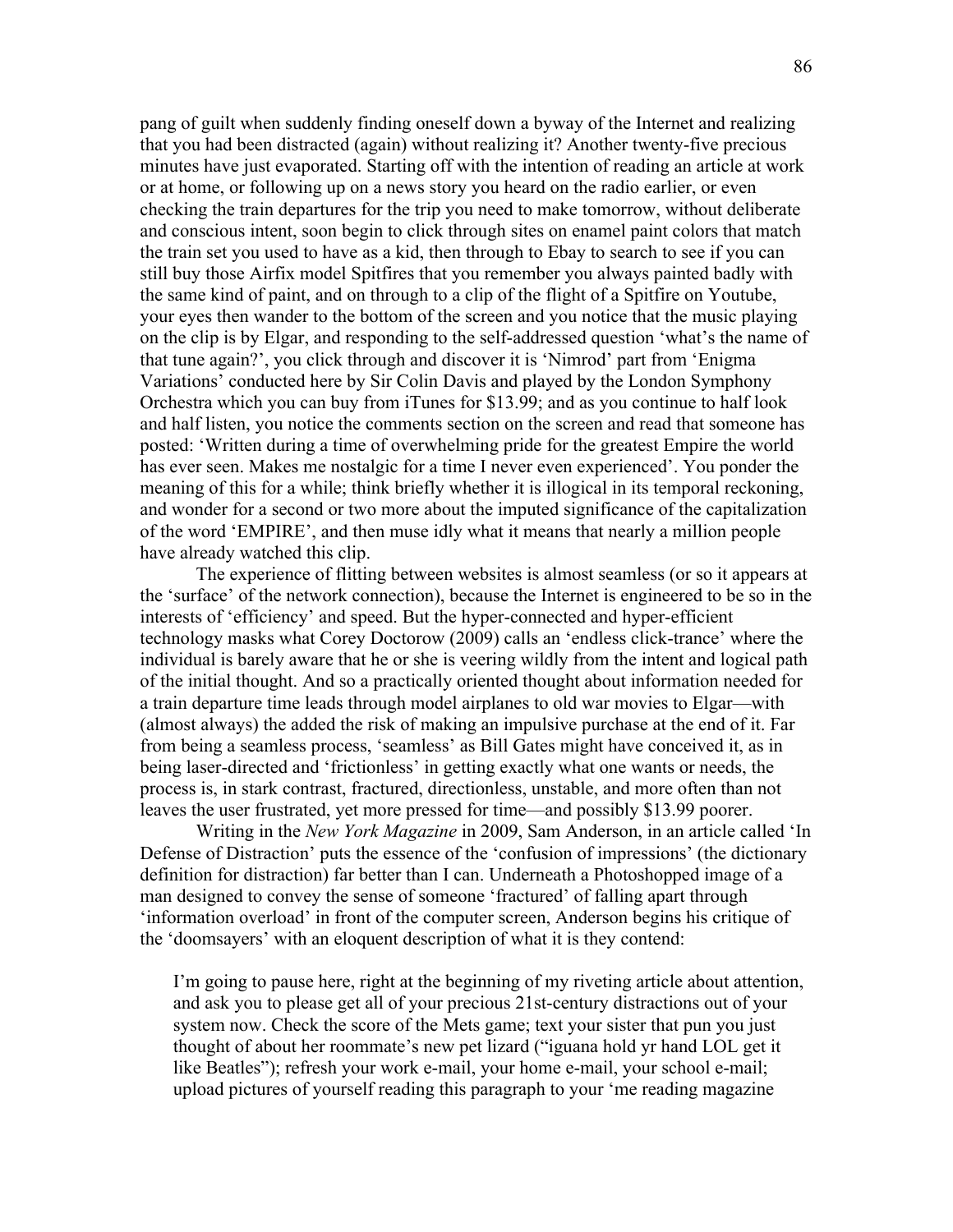pang of guilt when suddenly finding oneself down a byway of the Internet and realizing that you had been distracted (again) without realizing it? Another twenty-five precious minutes have just evaporated. Starting off with the intention of reading an article at work or at home, or following up on a news story you heard on the radio earlier, or even checking the train departures for the trip you need to make tomorrow, without deliberate and conscious intent, soon begin to click through sites on enamel paint colors that match the train set you used to have as a kid, then through to Ebay to search to see if you can still buy those Airfix model Spitfires that you remember you always painted badly with the same kind of paint, and on through to a clip of the flight of a Spitfire on Youtube, your eyes then wander to the bottom of the screen and you notice that the music playing on the clip is by Elgar, and responding to the self-addressed question 'what's the name of that tune again?', you click through and discover it is 'Nimrod' part from 'Enigma Variations' conducted here by Sir Colin Davis and played by the London Symphony Orchestra which you can buy from iTunes for $13.99; and as you continue to half look and half listen, you notice the comments section on the screen and read that someone has posted: 'Written during a time of overwhelming pride for the greatest Empire the world has ever seen. Makes me nostalgic for a time I never even experienced'. You ponder the meaning of this for a while; think briefly whether it is illogical in its temporal reckoning, and wonder for a second or two more about the imputed significance of the capitalization of the word 'EMPIRE', and then muse idly what it means that nearly a million people have already watched this clip.

The experience of flitting between websites is almost seamless (or so it appears at the 'surface' of the network connection), because the Internet is engineered to be so in the interests of 'efficiency' and speed. But the hyper-connected and hyper-efficient technology masks what Corey Doctorow (2009) calls an 'endless click-trance' where the individual is barely aware that he or she is veering wildly from the intent and logical path of the initial thought. And so a practically oriented thought about information needed for a train departure time leads through model airplanes to old war movies to Elgar—with (almost always) the added the risk of making an impulsive purchase at the end of it. Far from being a seamless process, 'seamless' as Bill Gates might have conceived it, as in being laser-directed and 'frictionless' in getting exactly what one wants or needs, the process is, in stark contrast, fractured, directionless, unstable, and more often than not leaves the user frustrated, yet more pressed for time—and possibly $13.99 poorer.

Writing in the *New York Magazine* in 2009, Sam Anderson, in an article called 'In Defense of Distraction' puts the essence of the 'confusion of impressions' (the dictionary definition for distraction) far better than I can. Underneath a Photoshopped image of a man designed to convey the sense of someone 'fractured' of falling apart through 'information overload' in front of the computer screen, Anderson begins his critique of the 'doomsayers' with an eloquent description of what it is they contend:

> I'm going to pause here, right at the beginning of my riveting article about attention, and ask you to please get all of your precious 21st-century distractions out of your system now. Check the score of the Mets game; text your sister that pun you just thought of about her roommate's new pet lizard ("iguana hold yr hand LOL get it like Beatles"); refresh your work e-mail, your home e-mail, your school e-mail; upload pictures of yourself reading this paragraph to your 'me reading magazine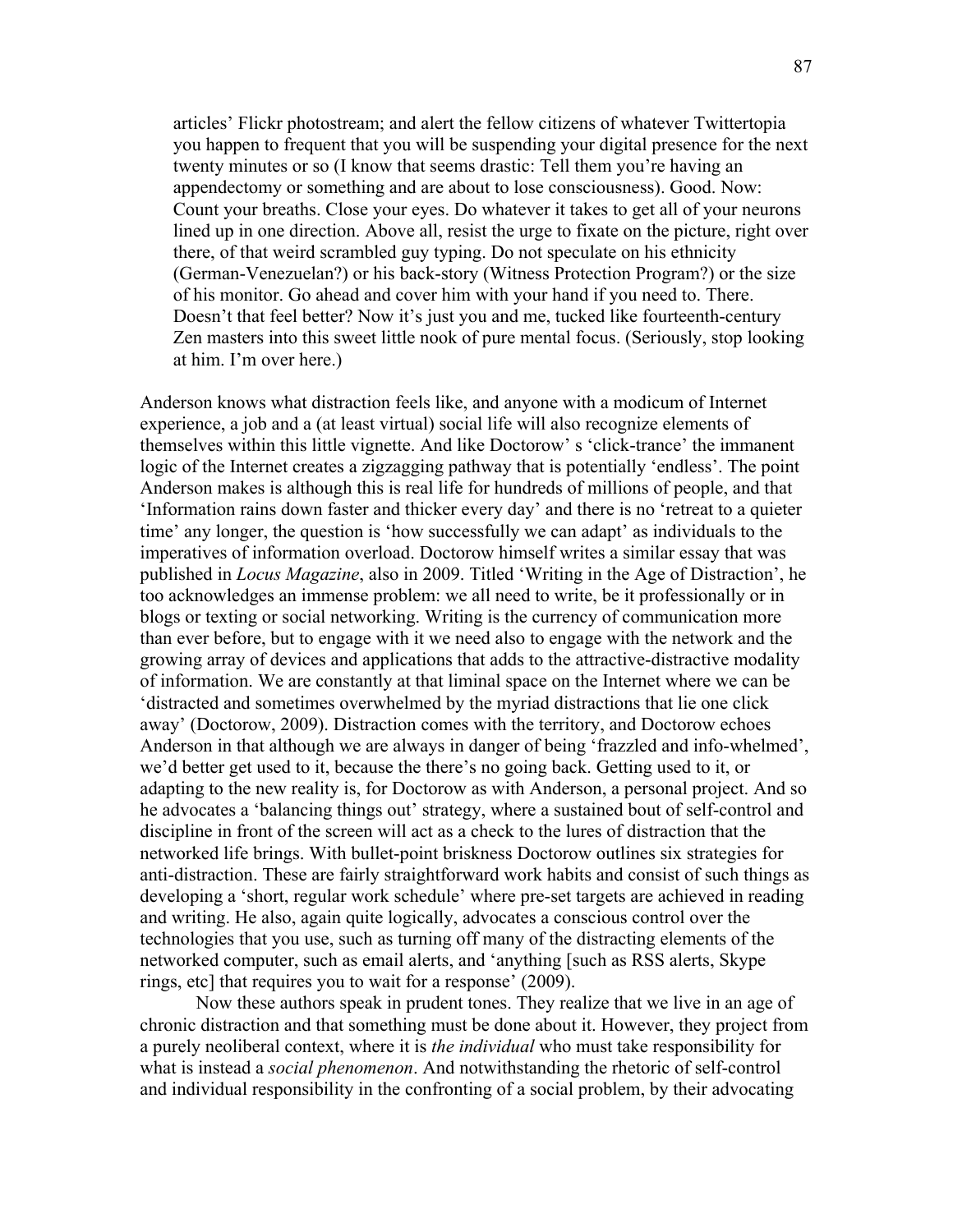> articles' Flickr photostream; and alert the fellow citizens of whatever Twittertopia you happen to frequent that you will be suspending your digital presence for the next twenty minutes or so (I know that seems drastic: Tell them you're having an appendectomy or something and are about to lose consciousness). Good. Now: Count your breaths. Close your eyes. Do whatever it takes to get all of your neurons lined up in one direction. Above all, resist the urge to fixate on the picture, right over there, of that weird scrambled guy typing. Do not speculate on his ethnicity (German-Venezuelan?) or his back-story (Witness Protection Program?) or the size of his monitor. Go ahead and cover him with your hand if you need to. There. Doesn't that feel better? Now it's just you and me, tucked like fourteenth-century Zen masters into this sweet little nook of pure mental focus. (Seriously, stop looking at him. I'm over here.)

Anderson knows what distraction feels like, and anyone with a modicum of Internet experience, a job and a (at least virtual) social life will also recognize elements of themselves within this little vignette. And like Doctorow' s 'click-trance' the immanent logic of the Internet creates a zigzagging pathway that is potentially 'endless'. The point Anderson makes is although this is real life for hundreds of millions of people, and that 'Information rains down faster and thicker every day' and there is no 'retreat to a quieter time' any longer, the question is 'how successfully we can adapt' as individuals to the imperatives of information overload. Doctorow himself writes a similar essay that was published in *Locus Magazine*, also in 2009. Titled 'Writing in the Age of Distraction', he too acknowledges an immense problem: we all need to write, be it professionally or in blogs or texting or social networking. Writing is the currency of communication more than ever before, but to engage with it we need also to engage with the network and the growing array of devices and applications that adds to the attractive-distractive modality of information. We are constantly at that liminal space on the Internet where we can be 'distracted and sometimes overwhelmed by the myriad distractions that lie one click away' (Doctorow, 2009). Distraction comes with the territory, and Doctorow echoes Anderson in that although we are always in danger of being 'frazzled and info-whelmed', we'd better get used to it, because the there's no going back. Getting used to it, or adapting to the new reality is, for Doctorow as with Anderson, a personal project. And so he advocates a 'balancing things out' strategy, where a sustained bout of self-control and discipline in front of the screen will act as a check to the lures of distraction that the networked life brings. With bullet-point briskness Doctorow outlines six strategies for anti-distraction. These are fairly straightforward work habits and consist of such things as developing a 'short, regular work schedule' where pre-set targets are achieved in reading and writing. He also, again quite logically, advocates a conscious control over the technologies that you use, such as turning off many of the distracting elements of the networked computer, such as email alerts, and 'anything [such as RSS alerts, Skype rings, etc] that requires you to wait for a response' (2009).

Now these authors speak in prudent tones. They realize that we live in an age of chronic distraction and that something must be done about it. However, they project from a purely neoliberal context, where it is *the individual* who must take responsibility for what is instead a *social phenomenon*. And notwithstanding the rhetoric of self-control and individual responsibility in the confronting of a social problem, by their advocating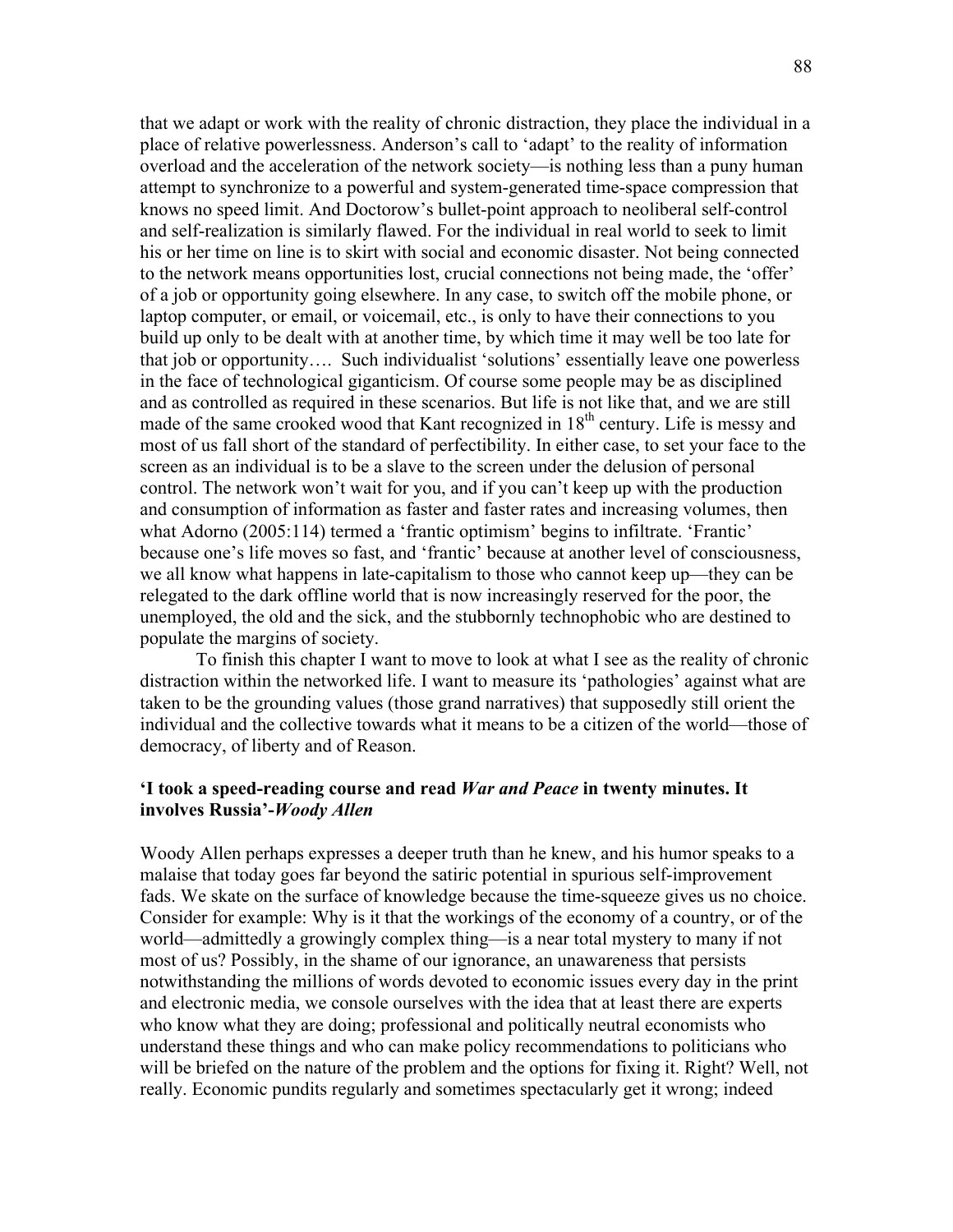that we adapt or work with the reality of chronic distraction, they place the individual in a place of relative powerlessness. Anderson's call to 'adapt' to the reality of information overload and the acceleration of the network society—is nothing less than a puny human attempt to synchronize to a powerful and system-generated time-space compression that knows no speed limit. And Doctorow's bullet-point approach to neoliberal self-control and self-realization is similarly flawed. For the individual in real world to seek to limit his or her time on line is to skirt with social and economic disaster. Not being connected to the network means opportunities lost, crucial connections not being made, the 'offer' of a job or opportunity going elsewhere. In any case, to switch off the mobile phone, or laptop computer, or email, or voicemail, etc., is only to have their connections to you build up only to be dealt with at another time, by which time it may well be too late for that job or opportunity…. Such individualist 'solutions' essentially leave one powerless in the face of technological giganticism. Of course some people may be as disciplined and as controlled as required in these scenarios. But life is not like that, and we are still made of the same crooked wood that Kant recognized in 18th century. Life is messy and most of us fall short of the standard of perfectibility. In either case, to set your face to the screen as an individual is to be a slave to the screen under the delusion of personal control. The network won't wait for you, and if you can't keep up with the production and consumption of information as faster and faster rates and increasing volumes, then what Adorno (2005:114) termed a 'frantic optimism' begins to infiltrate. 'Frantic' because one's life moves so fast, and 'frantic' because at another level of consciousness, we all know what happens in late-capitalism to those who cannot keep up—they can be relegated to the dark offline world that is now increasingly reserved for the poor, the unemployed, the old and the sick, and the stubbornly technophobic who are destined to populate the margins of society.

To finish this chapter I want to move to look at what I see as the reality of chronic distraction within the networked life. I want to measure its 'pathologies' against what are taken to be the grounding values (those grand narratives) that supposedly still orient the individual and the collective towards what it means to be a citizen of the world—those of democracy, of liberty and of Reason.

### 'I took a speed-reading course and read *War and Peace* in twenty minutes. It involves Russia'-*Woody Allen*

Woody Allen perhaps expresses a deeper truth than he knew, and his humor speaks to a malaise that today goes far beyond the satiric potential in spurious self-improvement fads. We skate on the surface of knowledge because the time-squeeze gives us no choice. Consider for example: Why is it that the workings of the economy of a country, or of the world—admittedly a growingly complex thing—is a near total mystery to many if not most of us? Possibly, in the shame of our ignorance, an unawareness that persists notwithstanding the millions of words devoted to economic issues every day in the print and electronic media, we console ourselves with the idea that at least there are experts who know what they are doing; professional and politically neutral economists who understand these things and who can make policy recommendations to politicians who will be briefed on the nature of the problem and the options for fixing it. Right? Well, not really. Economic pundits regularly and sometimes spectacularly get it wrong; indeed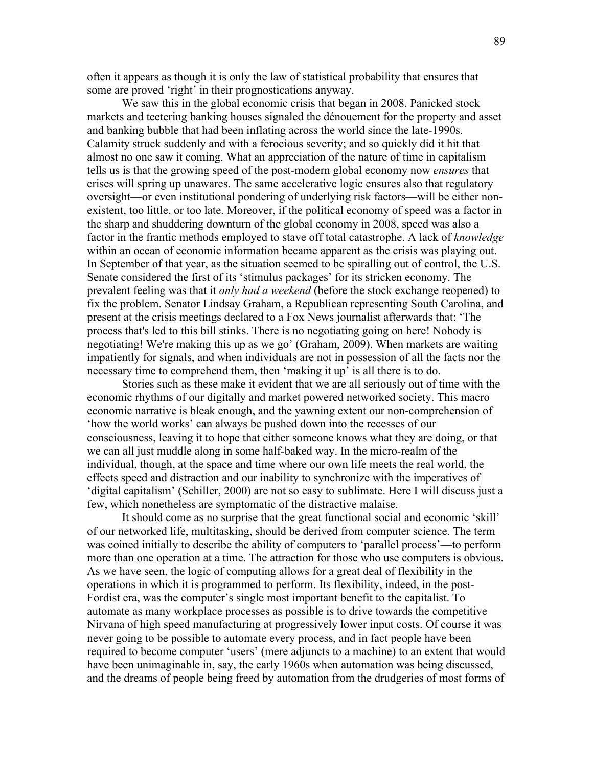often it appears as though it is only the law of statistical probability that ensures that some are proved 'right' in their prognostications anyway.

We saw this in the global economic crisis that began in 2008. Panicked stock markets and teetering banking houses signaled the dénouement for the property and asset and banking bubble that had been inflating across the world since the late-1990s. Calamity struck suddenly and with a ferocious severity; and so quickly did it hit that almost no one saw it coming. What an appreciation of the nature of time in capitalism tells us is that the growing speed of the post-modern global economy now *ensures* that crises will spring up unawares. The same accelerative logic ensures also that regulatory oversight—or even institutional pondering of underlying risk factors—will be either non-existent, too little, or too late. Moreover, if the political economy of speed was a factor in the sharp and shuddering downturn of the global economy in 2008, speed was also a factor in the frantic methods employed to stave off total catastrophe. A lack of *knowledge* within an ocean of economic information became apparent as the crisis was playing out. In September of that year, as the situation seemed to be spiralling out of control, the U.S. Senate considered the first of its 'stimulus packages' for its stricken economy. The prevalent feeling was that it *only had a weekend* (before the stock exchange reopened) to fix the problem. Senator Lindsay Graham, a Republican representing South Carolina, and present at the crisis meetings declared to a Fox News journalist afterwards that: 'The process that's led to this bill stinks. There is no negotiating going on here! Nobody is negotiating! We're making this up as we go' (Graham, 2009). When markets are waiting impatiently for signals, and when individuals are not in possession of all the facts nor the necessary time to comprehend them, then 'making it up' is all there is to do.

Stories such as these make it evident that we are all seriously out of time with the economic rhythms of our digitally and market powered networked society. This macro economic narrative is bleak enough, and the yawning extent our non-comprehension of 'how the world works' can always be pushed down into the recesses of our consciousness, leaving it to hope that either someone knows what they are doing, or that we can all just muddle along in some half-baked way. In the micro-realm of the individual, though, at the space and time where our own life meets the real world, the effects speed and distraction and our inability to synchronize with the imperatives of 'digital capitalism' (Schiller, 2000) are not so easy to sublimate. Here I will discuss just a few, which nonetheless are symptomatic of the distractive malaise.

It should come as no surprise that the great functional social and economic 'skill' of our networked life, multitasking, should be derived from computer science. The term was coined initially to describe the ability of computers to 'parallel process'—to perform more than one operation at a time. The attraction for those who use computers is obvious. As we have seen, the logic of computing allows for a great deal of flexibility in the operations in which it is programmed to perform. Its flexibility, indeed, in the post-Fordist era, was the computer's single most important benefit to the capitalist. To automate as many workplace processes as possible is to drive towards the competitive Nirvana of high speed manufacturing at progressively lower input costs. Of course it was never going to be possible to automate every process, and in fact people have been required to become computer 'users' (mere adjuncts to a machine) to an extent that would have been unimaginable in, say, the early 1960s when automation was being discussed, and the dreams of people being freed by automation from the drudgeries of most forms of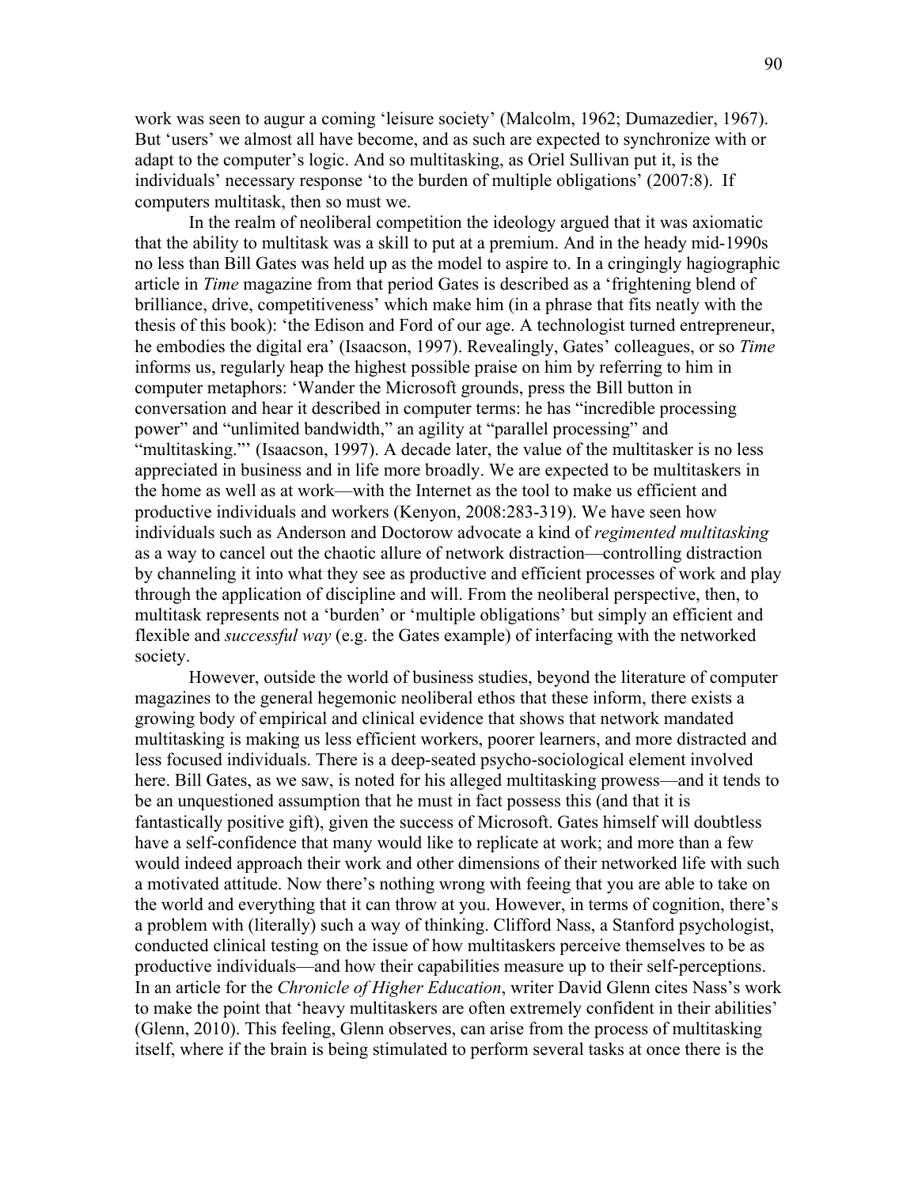work was seen to augur a coming 'leisure society' (Malcolm, 1962; Dumazedier, 1967). But 'users' we almost all have become, and as such are expected to synchronize with or adapt to the computer's logic. And so multitasking, as Oriel Sullivan put it, is the individuals' necessary response 'to the burden of multiple obligations' (2007:8). If computers multitask, then so must we.

In the realm of neoliberal competition the ideology argued that it was axiomatic that the ability to multitask was a skill to put at a premium. And in the heady mid-1990s no less than Bill Gates was held up as the model to aspire to. In a cringingly hagiographic article in *Time* magazine from that period Gates is described as a 'frightening blend of brilliance, drive, competitiveness' which make him (in a phrase that fits neatly with the thesis of this book): 'the Edison and Ford of our age. A technologist turned entrepreneur, he embodies the digital era' (Isaacson, 1997). Revealingly, Gates' colleagues, or so *Time* informs us, regularly heap the highest possible praise on him by referring to him in computer metaphors: 'Wander the Microsoft grounds, press the Bill button in conversation and hear it described in computer terms: he has "incredible processing power" and "unlimited bandwidth," an agility at "parallel processing" and "multitasking."' (Isaacson, 1997). A decade later, the value of the multitasker is no less appreciated in business and in life more broadly. We are expected to be multitaskers in the home as well as at work—with the Internet as the tool to make us efficient and productive individuals and workers (Kenyon, 2008:283-319). We have seen how individuals such as Anderson and Doctorow advocate a kind of *regimented multitasking* as a way to cancel out the chaotic allure of network distraction—controlling distraction by channeling it into what they see as productive and efficient processes of work and play through the application of discipline and will. From the neoliberal perspective, then, to multitask represents not a 'burden' or 'multiple obligations' but simply an efficient and flexible and *successful way* (e.g. the Gates example) of interfacing with the networked society.

However, outside the world of business studies, beyond the literature of computer magazines to the general hegemonic neoliberal ethos that these inform, there exists a growing body of empirical and clinical evidence that shows that network mandated multitasking is making us less efficient workers, poorer learners, and more distracted and less focused individuals. There is a deep-seated psycho-sociological element involved here. Bill Gates, as we saw, is noted for his alleged multitasking prowess—and it tends to be an unquestioned assumption that he must in fact possess this (and that it is fantastically positive gift), given the success of Microsoft. Gates himself will doubtless have a self-confidence that many would like to replicate at work; and more than a few would indeed approach their work and other dimensions of their networked life with such a motivated attitude. Now there's nothing wrong with feeing that you are able to take on the world and everything that it can throw at you. However, in terms of cognition, there's a problem with (literally) such a way of thinking. Clifford Nass, a Stanford psychologist, conducted clinical testing on the issue of how multitaskers perceive themselves to be as productive individuals—and how their capabilities measure up to their self-perceptions. In an article for the *Chronicle of Higher Education*, writer David Glenn cites Nass's work to make the point that 'heavy multitaskers are often extremely confident in their abilities' (Glenn, 2010). This feeling, Glenn observes, can arise from the process of multitasking itself, where if the brain is being stimulated to perform several tasks at once there is the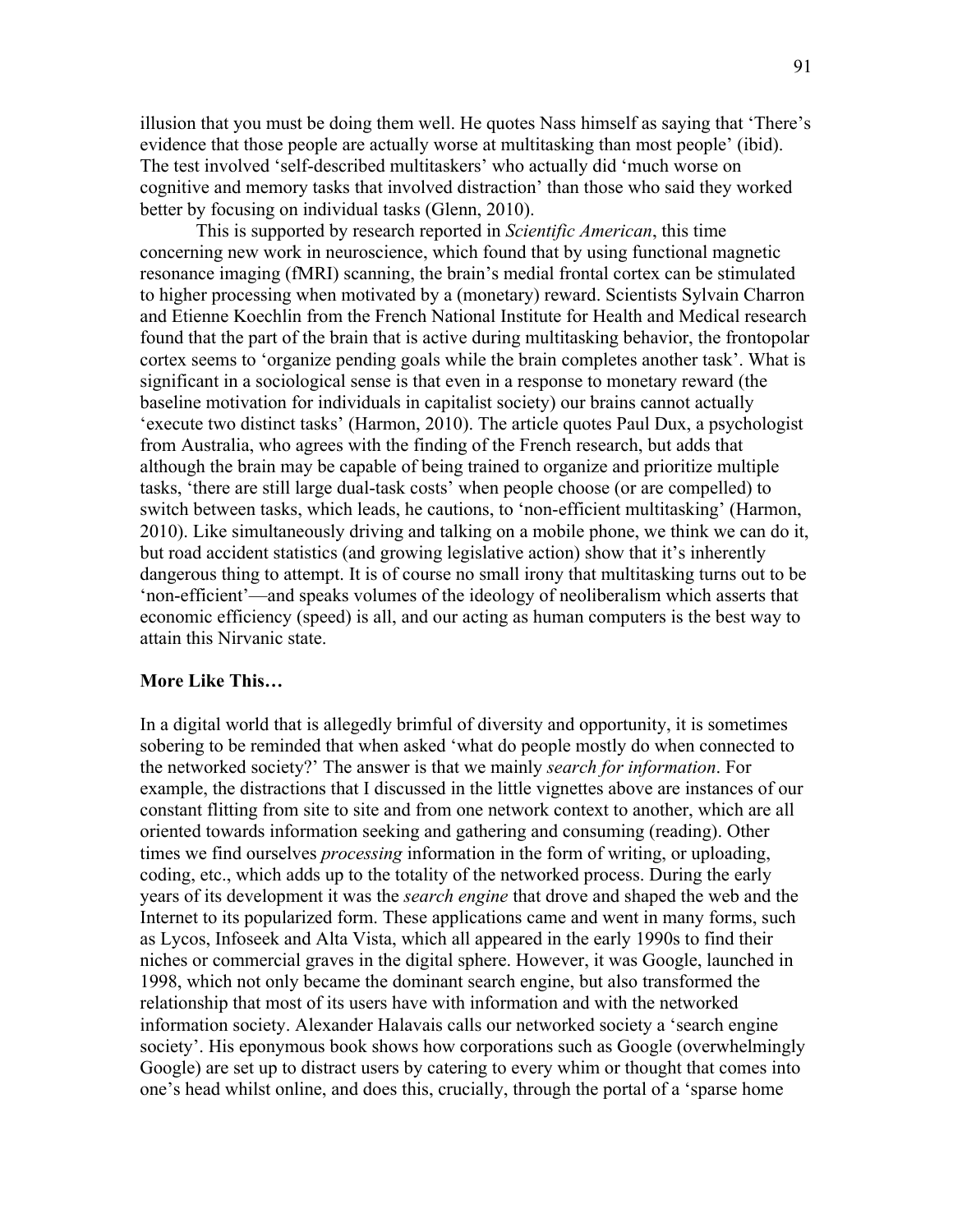illusion that you must be doing them well. He quotes Nass himself as saying that 'There's evidence that those people are actually worse at multitasking than most people' (ibid). The test involved 'self-described multitaskers' who actually did 'much worse on cognitive and memory tasks that involved distraction' than those who said they worked better by focusing on individual tasks (Glenn, 2010).

This is supported by research reported in *Scientific American*, this time concerning new work in neuroscience, which found that by using functional magnetic resonance imaging (fMRI) scanning, the brain's medial frontal cortex can be stimulated to higher processing when motivated by a (monetary) reward. Scientists Sylvain Charron and Etienne Koechlin from the French National Institute for Health and Medical research found that the part of the brain that is active during multitasking behavior, the frontopolar cortex seems to 'organize pending goals while the brain completes another task'. What is significant in a sociological sense is that even in a response to monetary reward (the baseline motivation for individuals in capitalist society) our brains cannot actually 'execute two distinct tasks' (Harmon, 2010). The article quotes Paul Dux, a psychologist from Australia, who agrees with the finding of the French research, but adds that although the brain may be capable of being trained to organize and prioritize multiple tasks, 'there are still large dual-task costs' when people choose (or are compelled) to switch between tasks, which leads, he cautions, to 'non-efficient multitasking' (Harmon, 2010). Like simultaneously driving and talking on a mobile phone, we think we can do it, but road accident statistics (and growing legislative action) show that it's inherently dangerous thing to attempt. It is of course no small irony that multitasking turns out to be 'non-efficient'—and speaks volumes of the ideology of neoliberalism which asserts that economic efficiency (speed) is all, and our acting as human computers is the best way to attain this Nirvanic state.

**More Like This…**

In a digital world that is allegedly brimful of diversity and opportunity, it is sometimes sobering to be reminded that when asked 'what do people mostly do when connected to the networked society?' The answer is that we mainly *search for information*. For example, the distractions that I discussed in the little vignettes above are instances of our constant flitting from site to site and from one network context to another, which are all oriented towards information seeking and gathering and consuming (reading). Other times we find ourselves *processing* information in the form of writing, or uploading, coding, etc., which adds up to the totality of the networked process. During the early years of its development it was the *search engine* that drove and shaped the web and the Internet to its popularized form. These applications came and went in many forms, such as Lycos, Infoseek and Alta Vista, which all appeared in the early 1990s to find their niches or commercial graves in the digital sphere. However, it was Google, launched in 1998, which not only became the dominant search engine, but also transformed the relationship that most of its users have with information and with the networked information society. Alexander Halavais calls our networked society a 'search engine society'. His eponymous book shows how corporations such as Google (overwhelmingly Google) are set up to distract users by catering to every whim or thought that comes into one's head whilst online, and does this, crucially, through the portal of a 'sparse home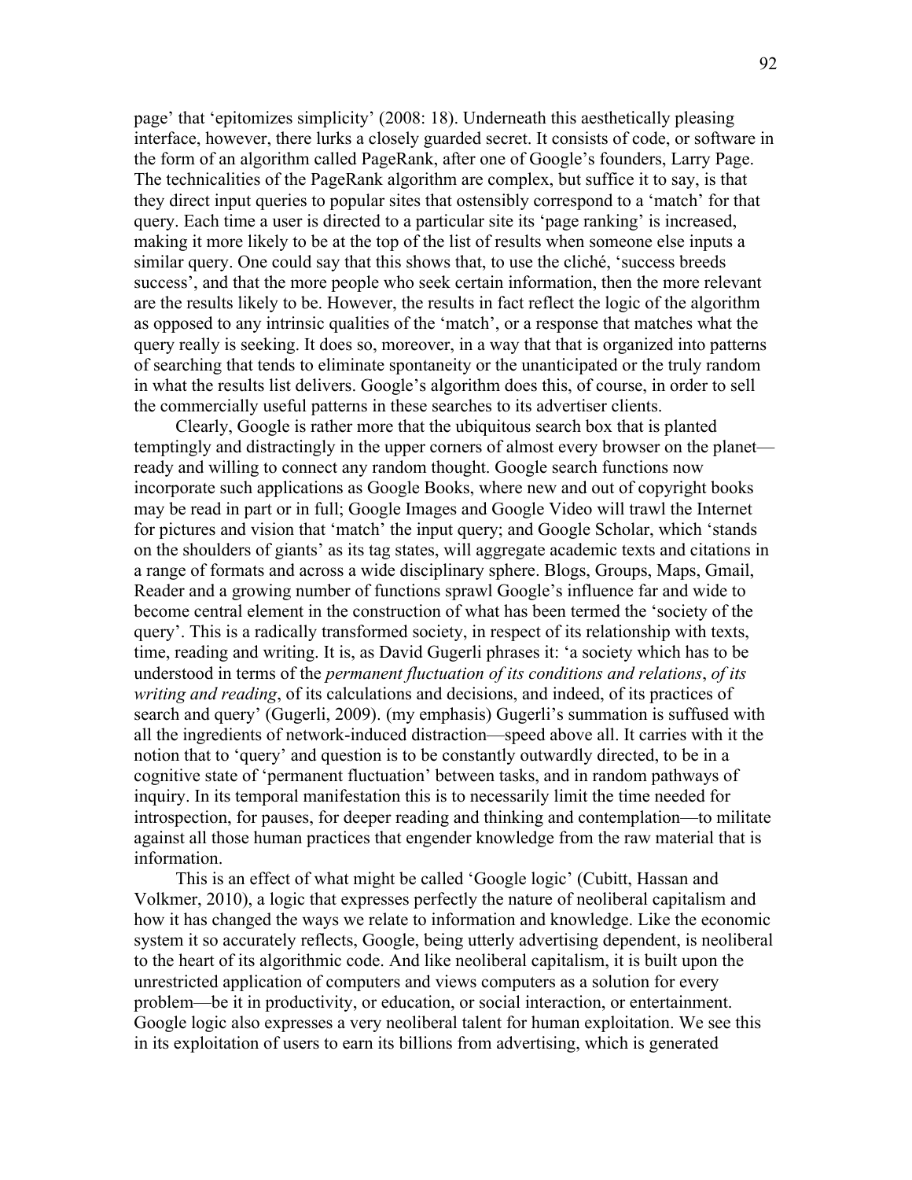page' that 'epitomizes simplicity' (2008: 18). Underneath this aesthetically pleasing interface, however, there lurks a closely guarded secret. It consists of code, or software in the form of an algorithm called PageRank, after one of Google's founders, Larry Page. The technicalities of the PageRank algorithm are complex, but suffice it to say, is that they direct input queries to popular sites that ostensibly correspond to a 'match' for that query. Each time a user is directed to a particular site its 'page ranking' is increased, making it more likely to be at the top of the list of results when someone else inputs a similar query. One could say that this shows that, to use the cliché, 'success breeds success', and that the more people who seek certain information, then the more relevant are the results likely to be. However, the results in fact reflect the logic of the algorithm as opposed to any intrinsic qualities of the 'match', or a response that matches what the query really is seeking. It does so, moreover, in a way that that is organized into patterns of searching that tends to eliminate spontaneity or the unanticipated or the truly random in what the results list delivers. Google's algorithm does this, of course, in order to sell the commercially useful patterns in these searches to its advertiser clients.

Clearly, Google is rather more that the ubiquitous search box that is planted temptingly and distractingly in the upper corners of almost every browser on the planet—ready and willing to connect any random thought. Google search functions now incorporate such applications as Google Books, where new and out of copyright books may be read in part or in full; Google Images and Google Video will trawl the Internet for pictures and vision that 'match' the input query; and Google Scholar, which 'stands on the shoulders of giants' as its tag states, will aggregate academic texts and citations in a range of formats and across a wide disciplinary sphere. Blogs, Groups, Maps, Gmail, Reader and a growing number of functions sprawl Google's influence far and wide to become central element in the construction of what has been termed the 'society of the query'. This is a radically transformed society, in respect of its relationship with texts, time, reading and writing. It is, as David Gugerli phrases it: 'a society which has to be understood in terms of the *permanent fluctuation of its conditions and relations*, *of its writing and reading*, of its calculations and decisions, and indeed, of its practices of search and query' (Gugerli, 2009). (my emphasis) Gugerli's summation is suffused with all the ingredients of network-induced distraction—speed above all. It carries with it the notion that to 'query' and question is to be constantly outwardly directed, to be in a cognitive state of 'permanent fluctuation' between tasks, and in random pathways of inquiry. In its temporal manifestation this is to necessarily limit the time needed for introspection, for pauses, for deeper reading and thinking and contemplation—to militate against all those human practices that engender knowledge from the raw material that is information.

This is an effect of what might be called 'Google logic' (Cubitt, Hassan and Volkmer, 2010), a logic that expresses perfectly the nature of neoliberal capitalism and how it has changed the ways we relate to information and knowledge. Like the economic system it so accurately reflects, Google, being utterly advertising dependent, is neoliberal to the heart of its algorithmic code. And like neoliberal capitalism, it is built upon the unrestricted application of computers and views computers as a solution for every problem—be it in productivity, or education, or social interaction, or entertainment. Google logic also expresses a very neoliberal talent for human exploitation. We see this in its exploitation of users to earn its billions from advertising, which is generated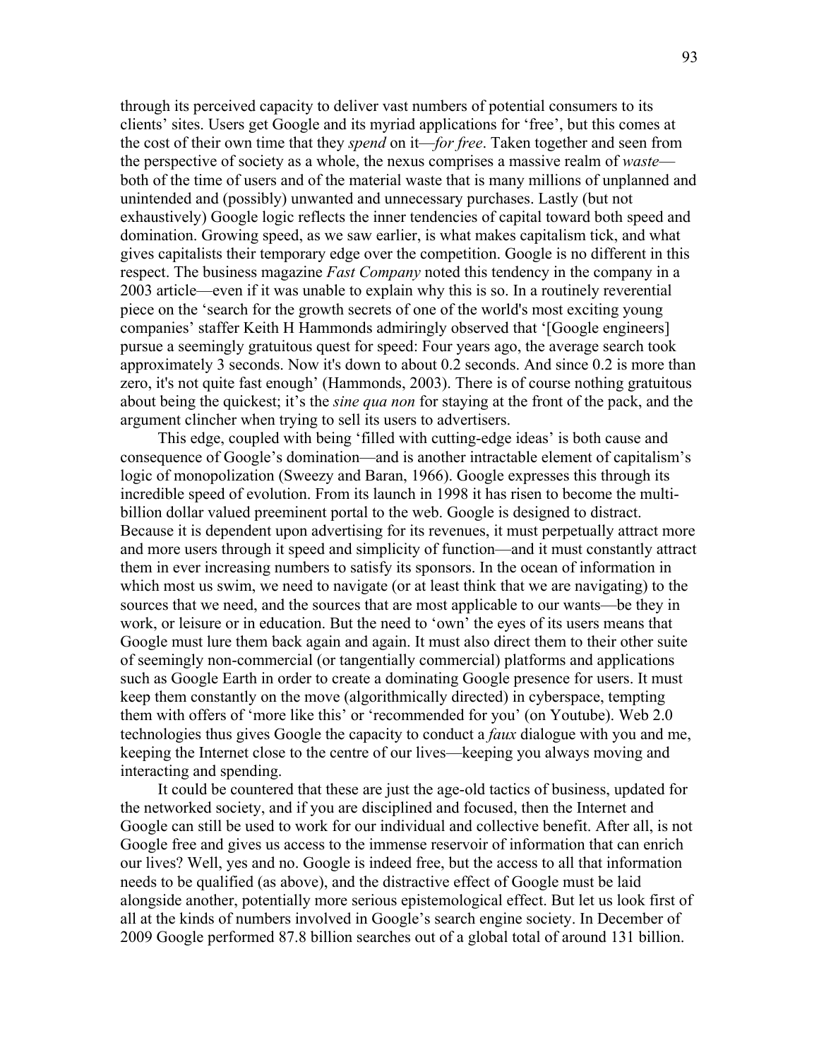through its perceived capacity to deliver vast numbers of potential consumers to its clients' sites. Users get Google and its myriad applications for 'free', but this comes at the cost of their own time that they *spend* on it—*for free*. Taken together and seen from the perspective of society as a whole, the nexus comprises a massive realm of *waste*—both of the time of users and of the material waste that is many millions of unplanned and unintended and (possibly) unwanted and unnecessary purchases. Lastly (but not exhaustively) Google logic reflects the inner tendencies of capital toward both speed and domination. Growing speed, as we saw earlier, is what makes capitalism tick, and what gives capitalists their temporary edge over the competition. Google is no different in this respect. The business magazine *Fast Company* noted this tendency in the company in a 2003 article—even if it was unable to explain why this is so. In a routinely reverential piece on the 'search for the growth secrets of one of the world's most exciting young companies' staffer Keith H Hammonds admiringly observed that '[Google engineers] pursue a seemingly gratuitous quest for speed: Four years ago, the average search took approximately 3 seconds. Now it's down to about 0.2 seconds. And since 0.2 is more than zero, it's not quite fast enough' (Hammonds, 2003). There is of course nothing gratuitous about being the quickest; it's the *sine qua non* for staying at the front of the pack, and the argument clincher when trying to sell its users to advertisers.

This edge, coupled with being 'filled with cutting-edge ideas' is both cause and consequence of Google's domination—and is another intractable element of capitalism's logic of monopolization (Sweezy and Baran, 1966). Google expresses this through its incredible speed of evolution. From its launch in 1998 it has risen to become the multi-billion dollar valued preeminent portal to the web. Google is designed to distract. Because it is dependent upon advertising for its revenues, it must perpetually attract more and more users through it speed and simplicity of function—and it must constantly attract them in ever increasing numbers to satisfy its sponsors. In the ocean of information in which most us swim, we need to navigate (or at least think that we are navigating) to the sources that we need, and the sources that are most applicable to our wants—be they in work, or leisure or in education. But the need to 'own' the eyes of its users means that Google must lure them back again and again. It must also direct them to their other suite of seemingly non-commercial (or tangentially commercial) platforms and applications such as Google Earth in order to create a dominating Google presence for users. It must keep them constantly on the move (algorithmically directed) in cyberspace, tempting them with offers of 'more like this' or 'recommended for you' (on Youtube). Web 2.0 technologies thus gives Google the capacity to conduct a *faux* dialogue with you and me, keeping the Internet close to the centre of our lives—keeping you always moving and interacting and spending.

It could be countered that these are just the age-old tactics of business, updated for the networked society, and if you are disciplined and focused, then the Internet and Google can still be used to work for our individual and collective benefit. After all, is not Google free and gives us access to the immense reservoir of information that can enrich our lives? Well, yes and no. Google is indeed free, but the access to all that information needs to be qualified (as above), and the distractive effect of Google must be laid alongside another, potentially more serious epistemological effect. But let us look first of all at the kinds of numbers involved in Google's search engine society. In December of 2009 Google performed 87.8 billion searches out of a global total of around 131 billion.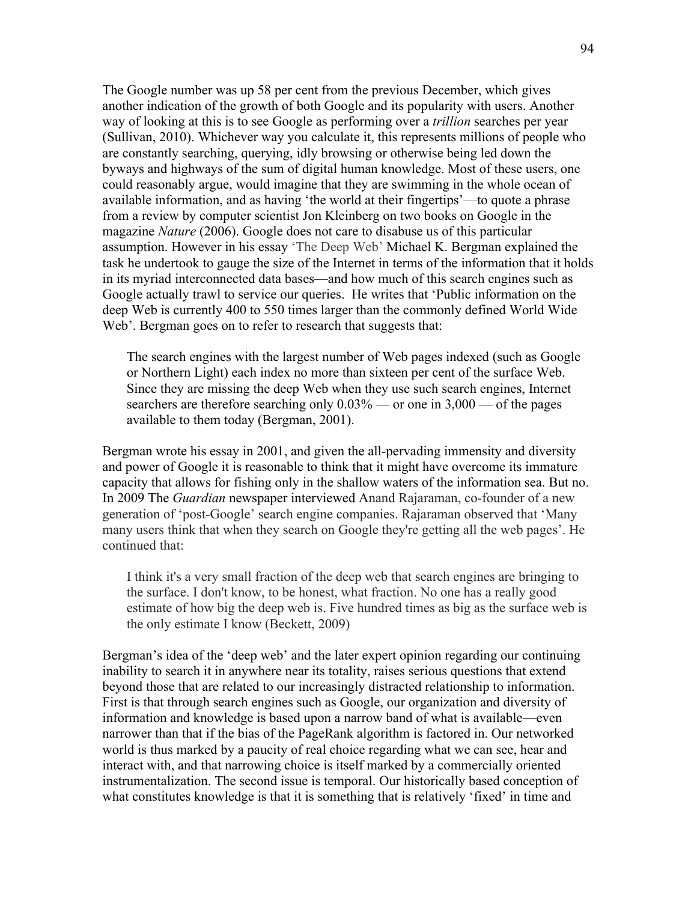The Google number was up 58 per cent from the previous December, which gives another indication of the growth of both Google and its popularity with users. Another way of looking at this is to see Google as performing over a *trillion* searches per year (Sullivan, 2010). Whichever way you calculate it, this represents millions of people who are constantly searching, querying, idly browsing or otherwise being led down the byways and highways of the sum of digital human knowledge. Most of these users, one could reasonably argue, would imagine that they are swimming in the whole ocean of available information, and as having 'the world at their fingertips'—to quote a phrase from a review by computer scientist Jon Kleinberg on two books on Google in the magazine *Nature* (2006). Google does not care to disabuse us of this particular assumption. However in his essay 'The Deep Web' Michael K. Bergman explained the task he undertook to gauge the size of the Internet in terms of the information that it holds in its myriad interconnected data bases—and how much of this search engines such as Google actually trawl to service our queries. He writes that 'Public information on the deep Web is currently 400 to 550 times larger than the commonly defined World Wide Web'. Bergman goes on to refer to research that suggests that:

> The search engines with the largest number of Web pages indexed (such as Google or Northern Light) each index no more than sixteen per cent of the surface Web. Since they are missing the deep Web when they use such search engines, Internet searchers are therefore searching only 0.03% — or one in 3,000 — of the pages available to them today (Bergman, 2001).

Bergman wrote his essay in 2001, and given the all-pervading immensity and diversity and power of Google it is reasonable to think that it might have overcome its immature capacity that allows for fishing only in the shallow waters of the information sea. But no. In 2009 The *Guardian* newspaper interviewed Anand Rajaraman, co-founder of a new generation of 'post-Google' search engine companies. Rajaraman observed that 'Many many users think that when they search on Google they're getting all the web pages'. He continued that:

> I think it's a very small fraction of the deep web that search engines are bringing to the surface. I don't know, to be honest, what fraction. No one has a really good estimate of how big the deep web is. Five hundred times as big as the surface web is the only estimate I know (Beckett, 2009)

Bergman's idea of the 'deep web' and the later expert opinion regarding our continuing inability to search it in anywhere near its totality, raises serious questions that extend beyond those that are related to our increasingly distracted relationship to information. First is that through search engines such as Google, our organization and diversity of information and knowledge is based upon a narrow band of what is available—even narrower than that if the bias of the PageRank algorithm is factored in. Our networked world is thus marked by a paucity of real choice regarding what we can see, hear and interact with, and that narrowing choice is itself marked by a commercially oriented instrumentalization. The second issue is temporal. Our historically based conception of what constitutes knowledge is that it is something that is relatively 'fixed' in time and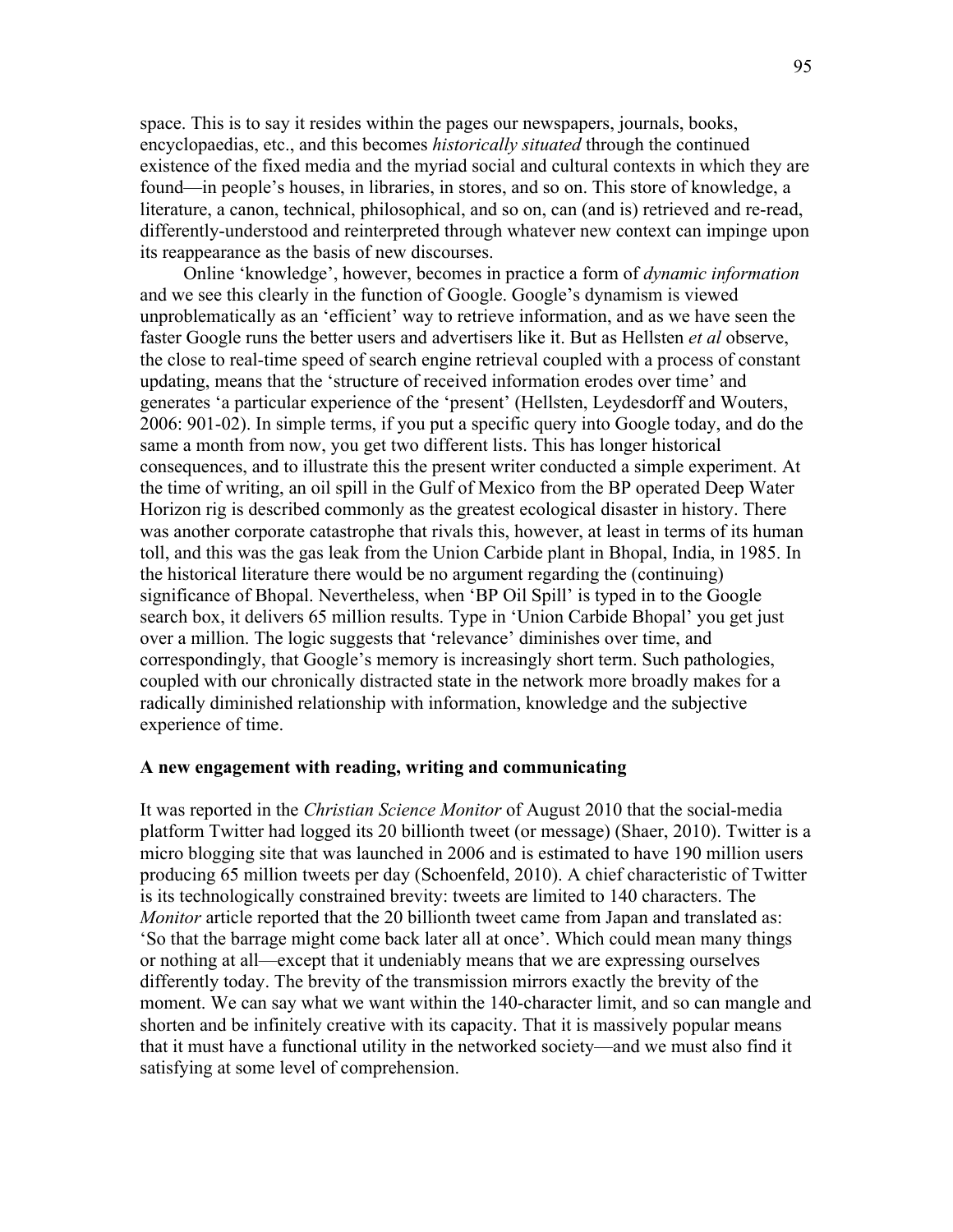space. This is to say it resides within the pages our newspapers, journals, books, encyclopaedias, etc., and this becomes *historically situated* through the continued existence of the fixed media and the myriad social and cultural contexts in which they are found—in people's houses, in libraries, in stores, and so on. This store of knowledge, a literature, a canon, technical, philosophical, and so on, can (and is) retrieved and re-read, differently-understood and reinterpreted through whatever new context can impinge upon its reappearance as the basis of new discourses.

Online 'knowledge', however, becomes in practice a form of *dynamic information* and we see this clearly in the function of Google. Google's dynamism is viewed unproblematically as an 'efficient' way to retrieve information, and as we have seen the faster Google runs the better users and advertisers like it. But as Hellsten *et al* observe, the close to real-time speed of search engine retrieval coupled with a process of constant updating, means that the 'structure of received information erodes over time' and generates 'a particular experience of the 'present' (Hellsten, Leydesdorff and Wouters, 2006: 901-02). In simple terms, if you put a specific query into Google today, and do the same a month from now, you get two different lists. This has longer historical consequences, and to illustrate this the present writer conducted a simple experiment. At the time of writing, an oil spill in the Gulf of Mexico from the BP operated Deep Water Horizon rig is described commonly as the greatest ecological disaster in history. There was another corporate catastrophe that rivals this, however, at least in terms of its human toll, and this was the gas leak from the Union Carbide plant in Bhopal, India, in 1985. In the historical literature there would be no argument regarding the (continuing) significance of Bhopal. Nevertheless, when 'BP Oil Spill' is typed in to the Google search box, it delivers 65 million results. Type in 'Union Carbide Bhopal' you get just over a million. The logic suggests that 'relevance' diminishes over time, and correspondingly, that Google's memory is increasingly short term. Such pathologies, coupled with our chronically distracted state in the network more broadly makes for a radically diminished relationship with information, knowledge and the subjective experience of time.

**A new engagement with reading, writing and communicating**

It was reported in the *Christian Science Monitor* of August 2010 that the social-media platform Twitter had logged its 20 billionth tweet (or message) (Shaer, 2010). Twitter is a micro blogging site that was launched in 2006 and is estimated to have 190 million users producing 65 million tweets per day (Schoenfeld, 2010). A chief characteristic of Twitter is its technologically constrained brevity: tweets are limited to 140 characters. The *Monitor* article reported that the 20 billionth tweet came from Japan and translated as: 'So that the barrage might come back later all at once'. Which could mean many things or nothing at all—except that it undeniably means that we are expressing ourselves differently today. The brevity of the transmission mirrors exactly the brevity of the moment. We can say what we want within the 140-character limit, and so can mangle and shorten and be infinitely creative with its capacity. That it is massively popular means that it must have a functional utility in the networked society—and we must also find it satisfying at some level of comprehension.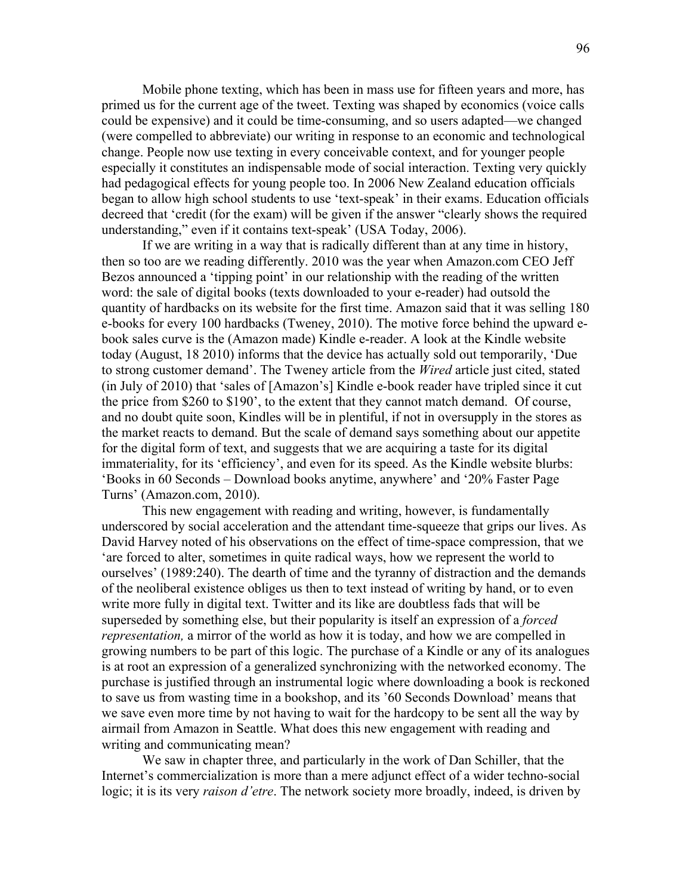Mobile phone texting, which has been in mass use for fifteen years and more, has primed us for the current age of the tweet. Texting was shaped by economics (voice calls could be expensive) and it could be time-consuming, and so users adapted—we changed (were compelled to abbreviate) our writing in response to an economic and technological change. People now use texting in every conceivable context, and for younger people especially it constitutes an indispensable mode of social interaction. Texting very quickly had pedagogical effects for young people too. In 2006 New Zealand education officials began to allow high school students to use 'text-speak' in their exams. Education officials decreed that 'credit (for the exam) will be given if the answer "clearly shows the required understanding," even if it contains text-speak' (USA Today, 2006).

If we are writing in a way that is radically different than at any time in history, then so too are we reading differently. 2010 was the year when Amazon.com CEO Jeff Bezos announced a 'tipping point' in our relationship with the reading of the written word: the sale of digital books (texts downloaded to your e-reader) had outsold the quantity of hardbacks on its website for the first time. Amazon said that it was selling 180 e-books for every 100 hardbacks (Tweney, 2010). The motive force behind the upward e-book sales curve is the (Amazon made) Kindle e-reader. A look at the Kindle website today (August, 18 2010) informs that the device has actually sold out temporarily, 'Due to strong customer demand'. The Tweney article from the *Wired* article just cited, stated (in July of 2010) that 'sales of [Amazon's] Kindle e-book reader have tripled since it cut the price from \$260 to \$190', to the extent that they cannot match demand. Of course, and no doubt quite soon, Kindles will be in plentiful, if not in oversupply in the stores as the market reacts to demand. But the scale of demand says something about our appetite for the digital form of text, and suggests that we are acquiring a taste for its digital immateriality, for its 'efficiency', and even for its speed. As the Kindle website blurbs: 'Books in 60 Seconds – Download books anytime, anywhere' and '20% Faster Page Turns' (Amazon.com, 2010).

This new engagement with reading and writing, however, is fundamentally underscored by social acceleration and the attendant time-squeeze that grips our lives. As David Harvey noted of his observations on the effect of time-space compression, that we 'are forced to alter, sometimes in quite radical ways, how we represent the world to ourselves' (1989:240). The dearth of time and the tyranny of distraction and the demands of the neoliberal existence obliges us then to text instead of writing by hand, or to even write more fully in digital text. Twitter and its like are doubtless fads that will be superseded by something else, but their popularity is itself an expression of a *forced representation,* a mirror of the world as how it is today, and how we are compelled in growing numbers to be part of this logic. The purchase of a Kindle or any of its analogues is at root an expression of a generalized synchronizing with the networked economy. The purchase is justified through an instrumental logic where downloading a book is reckoned to save us from wasting time in a bookshop, and its '60 Seconds Download' means that we save even more time by not having to wait for the hardcopy to be sent all the way by airmail from Amazon in Seattle. What does this new engagement with reading and writing and communicating mean?

We saw in chapter three, and particularly in the work of Dan Schiller, that the Internet's commercialization is more than a mere adjunct effect of a wider techno-social logic; it is its very *raison d'etre*. The network society more broadly, indeed, is driven by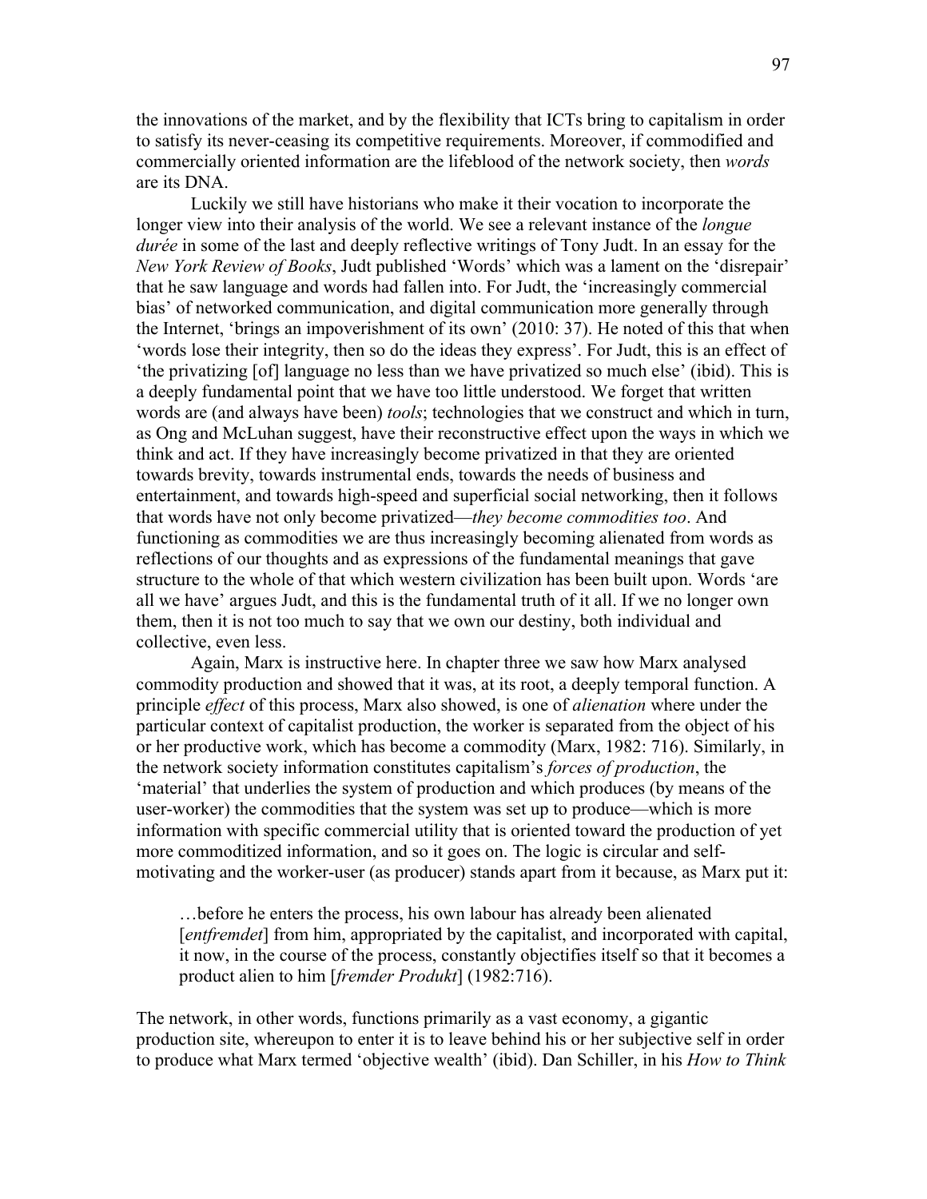the innovations of the market, and by the flexibility that ICTs bring to capitalism in order to satisfy its never-ceasing its competitive requirements. Moreover, if commodified and commercially oriented information are the lifeblood of the network society, then *words* are its DNA.

Luckily we still have historians who make it their vocation to incorporate the longer view into their analysis of the world. We see a relevant instance of the *longue durée* in some of the last and deeply reflective writings of Tony Judt. In an essay for the *New York Review of Books*, Judt published 'Words' which was a lament on the 'disrepair' that he saw language and words had fallen into. For Judt, the 'increasingly commercial bias' of networked communication, and digital communication more generally through the Internet, 'brings an impoverishment of its own' (2010: 37). He noted of this that when 'words lose their integrity, then so do the ideas they express'. For Judt, this is an effect of 'the privatizing [of] language no less than we have privatized so much else' (ibid). This is a deeply fundamental point that we have too little understood. We forget that written words are (and always have been) *tools*; technologies that we construct and which in turn, as Ong and McLuhan suggest, have their reconstructive effect upon the ways in which we think and act. If they have increasingly become privatized in that they are oriented towards brevity, towards instrumental ends, towards the needs of business and entertainment, and towards high-speed and superficial social networking, then it follows that words have not only become privatized—*they become commodities too*. And functioning as commodities we are thus increasingly becoming alienated from words as reflections of our thoughts and as expressions of the fundamental meanings that gave structure to the whole of that which western civilization has been built upon. Words 'are all we have' argues Judt, and this is the fundamental truth of it all. If we no longer own them, then it is not too much to say that we own our destiny, both individual and collective, even less.

Again, Marx is instructive here. In chapter three we saw how Marx analysed commodity production and showed that it was, at its root, a deeply temporal function. A principle *effect* of this process, Marx also showed, is one of *alienation* where under the particular context of capitalist production, the worker is separated from the object of his or her productive work, which has become a commodity (Marx, 1982: 716). Similarly, in the network society information constitutes capitalism's *forces of production*, the 'material' that underlies the system of production and which produces (by means of the user-worker) the commodities that the system was set up to produce—which is more information with specific commercial utility that is oriented toward the production of yet more commoditized information, and so it goes on. The logic is circular and self-motivating and the worker-user (as producer) stands apart from it because, as Marx put it:

> …before he enters the process, his own labour has already been alienated [*entfremdet*] from him, appropriated by the capitalist, and incorporated with capital, it now, in the course of the process, constantly objectifies itself so that it becomes a product alien to him [*fremder Produkt*] (1982:716).

The network, in other words, functions primarily as a vast economy, a gigantic production site, whereupon to enter it is to leave behind his or her subjective self in order to produce what Marx termed 'objective wealth' (ibid). Dan Schiller, in his *How to Think*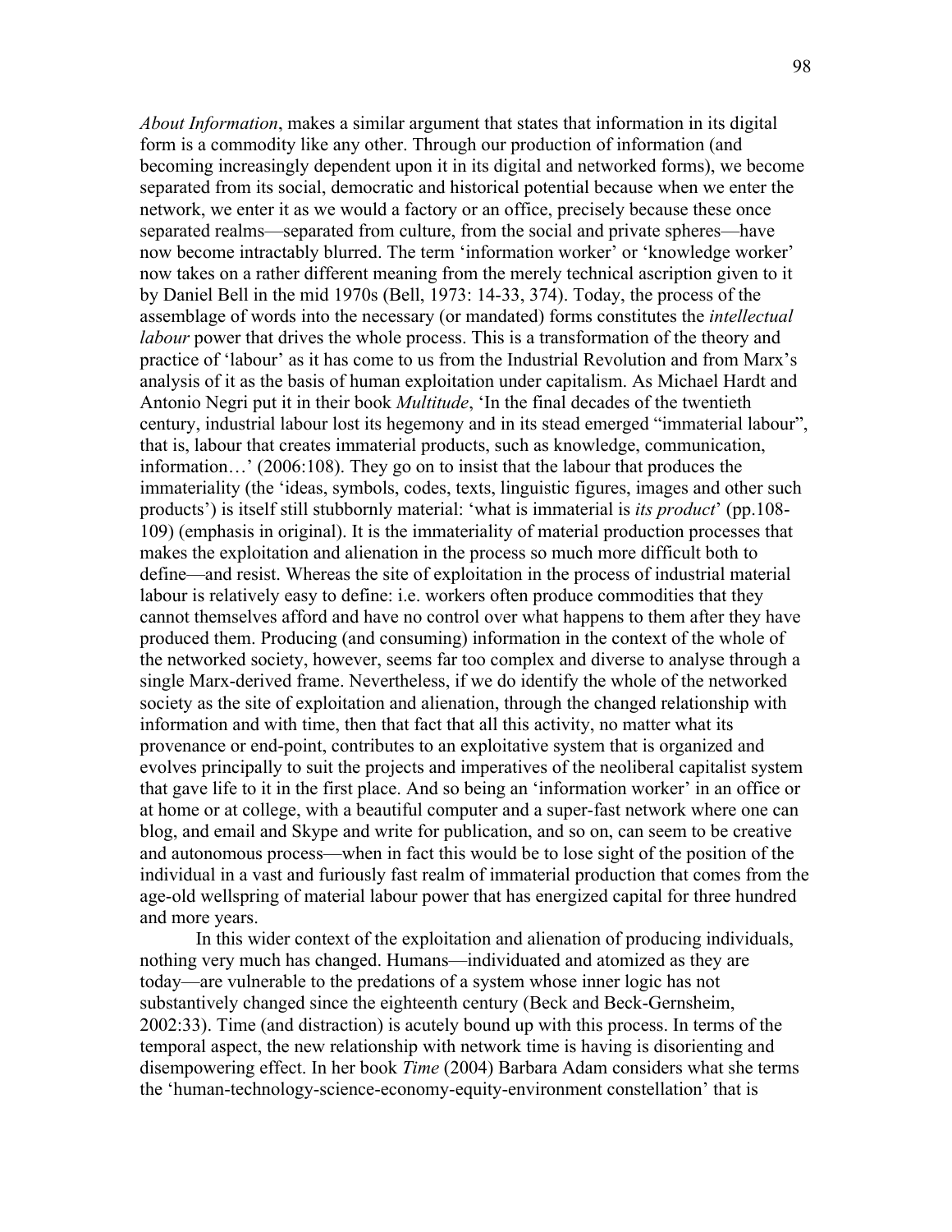*About Information*, makes a similar argument that states that information in its digital form is a commodity like any other. Through our production of information (and becoming increasingly dependent upon it in its digital and networked forms), we become separated from its social, democratic and historical potential because when we enter the network, we enter it as we would a factory or an office, precisely because these once separated realms—separated from culture, from the social and private spheres—have now become intractably blurred. The term 'information worker' or 'knowledge worker' now takes on a rather different meaning from the merely technical ascription given to it by Daniel Bell in the mid 1970s (Bell, 1973: 14-33, 374). Today, the process of the assemblage of words into the necessary (or mandated) forms constitutes the *intellectual labour* power that drives the whole process. This is a transformation of the theory and practice of 'labour' as it has come to us from the Industrial Revolution and from Marx's analysis of it as the basis of human exploitation under capitalism. As Michael Hardt and Antonio Negri put it in their book *Multitude*, 'In the final decades of the twentieth century, industrial labour lost its hegemony and in its stead emerged "immaterial labour", that is, labour that creates immaterial products, such as knowledge, communication, information…' (2006:108). They go on to insist that the labour that produces the immateriality (the 'ideas, symbols, codes, texts, linguistic figures, images and other such products') is itself still stubbornly material: 'what is immaterial is *its product*' (pp.108-109) (emphasis in original). It is the immateriality of material production processes that makes the exploitation and alienation in the process so much more difficult both to define—and resist. Whereas the site of exploitation in the process of industrial material labour is relatively easy to define: i.e. workers often produce commodities that they cannot themselves afford and have no control over what happens to them after they have produced them. Producing (and consuming) information in the context of the whole of the networked society, however, seems far too complex and diverse to analyse through a single Marx-derived frame. Nevertheless, if we do identify the whole of the networked society as the site of exploitation and alienation, through the changed relationship with information and with time, then that fact that all this activity, no matter what its provenance or end-point, contributes to an exploitative system that is organized and evolves principally to suit the projects and imperatives of the neoliberal capitalist system that gave life to it in the first place. And so being an 'information worker' in an office or at home or at college, with a beautiful computer and a super-fast network where one can blog, and email and Skype and write for publication, and so on, can seem to be creative and autonomous process—when in fact this would be to lose sight of the position of the individual in a vast and furiously fast realm of immaterial production that comes from the age-old wellspring of material labour power that has energized capital for three hundred and more years.

In this wider context of the exploitation and alienation of producing individuals, nothing very much has changed. Humans—individuated and atomized as they are today—are vulnerable to the predations of a system whose inner logic has not substantively changed since the eighteenth century (Beck and Beck-Gernsheim, 2002:33). Time (and distraction) is acutely bound up with this process. In terms of the temporal aspect, the new relationship with network time is having is disorienting and disempowering effect. In her book *Time* (2004) Barbara Adam considers what she terms the 'human-technology-science-economy-equity-environment constellation' that is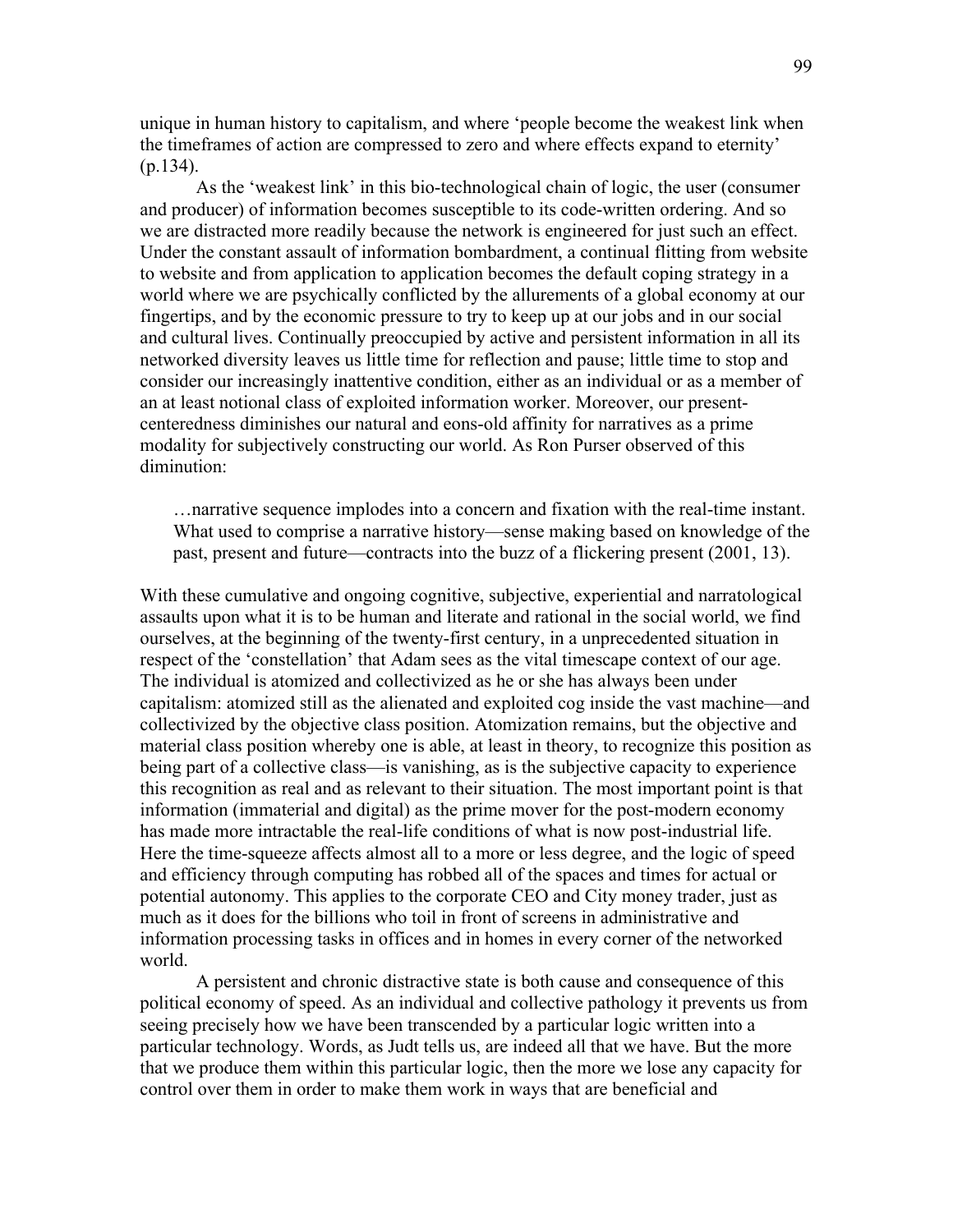unique in human history to capitalism, and where 'people become the weakest link when the timeframes of action are compressed to zero and where effects expand to eternity' (p.134).

As the 'weakest link' in this bio-technological chain of logic, the user (consumer and producer) of information becomes susceptible to its code-written ordering. And so we are distracted more readily because the network is engineered for just such an effect. Under the constant assault of information bombardment, a continual flitting from website to website and from application to application becomes the default coping strategy in a world where we are psychically conflicted by the allurements of a global economy at our fingertips, and by the economic pressure to try to keep up at our jobs and in our social and cultural lives. Continually preoccupied by active and persistent information in all its networked diversity leaves us little time for reflection and pause; little time to stop and consider our increasingly inattentive condition, either as an individual or as a member of an at least notional class of exploited information worker. Moreover, our present-centeredness diminishes our natural and eons-old affinity for narratives as a prime modality for subjectively constructing our world. As Ron Purser observed of this diminution:

> …narrative sequence implodes into a concern and fixation with the real-time instant. What used to comprise a narrative history—sense making based on knowledge of the past, present and future—contracts into the buzz of a flickering present (2001, 13).

With these cumulative and ongoing cognitive, subjective, experiential and narratological assaults upon what it is to be human and literate and rational in the social world, we find ourselves, at the beginning of the twenty-first century, in a unprecedented situation in respect of the 'constellation' that Adam sees as the vital timescape context of our age. The individual is atomized and collectivized as he or she has always been under capitalism: atomized still as the alienated and exploited cog inside the vast machine—and collectivized by the objective class position. Atomization remains, but the objective and material class position whereby one is able, at least in theory, to recognize this position as being part of a collective class—is vanishing, as is the subjective capacity to experience this recognition as real and as relevant to their situation. The most important point is that information (immaterial and digital) as the prime mover for the post-modern economy has made more intractable the real-life conditions of what is now post-industrial life. Here the time-squeeze affects almost all to a more or less degree, and the logic of speed and efficiency through computing has robbed all of the spaces and times for actual or potential autonomy. This applies to the corporate CEO and City money trader, just as much as it does for the billions who toil in front of screens in administrative and information processing tasks in offices and in homes in every corner of the networked world.

A persistent and chronic distractive state is both cause and consequence of this political economy of speed. As an individual and collective pathology it prevents us from seeing precisely how we have been transcended by a particular logic written into a particular technology. Words, as Judt tells us, are indeed all that we have. But the more that we produce them within this particular logic, then the more we lose any capacity for control over them in order to make them work in ways that are beneficial and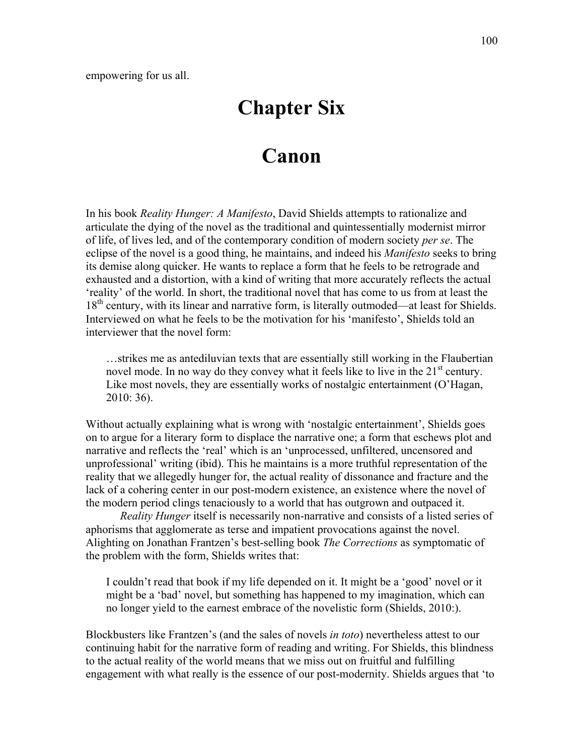empowering for us all.

# Chapter Six

# Canon

In his book *Reality Hunger: A Manifesto*, David Shields attempts to rationalize and articulate the dying of the novel as the traditional and quintessentially modernist mirror of life, of lives led, and of the contemporary condition of modern society *per se*. The eclipse of the novel is a good thing, he maintains, and indeed his *Manifesto* seeks to bring its demise along quicker. He wants to replace a form that he feels to be retrograde and exhausted and a distortion, with a kind of writing that more accurately reflects the actual 'reality' of the world. In short, the traditional novel that has come to us from at least the 18th century, with its linear and narrative form, is literally outmoded—at least for Shields. Interviewed on what he feels to be the motivation for his 'manifesto', Shields told an interviewer that the novel form:

> …strikes me as antediluvian texts that are essentially still working in the Flaubertian novel mode. In no way do they convey what it feels like to live in the 21st century. Like most novels, they are essentially works of nostalgic entertainment (O'Hagan, 2010: 36).

Without actually explaining what is wrong with 'nostalgic entertainment', Shields goes on to argue for a literary form to displace the narrative one; a form that eschews plot and narrative and reflects the 'real' which is an 'unprocessed, unfiltered, uncensored and unprofessional' writing (ibid). This he maintains is a more truthful representation of the reality that we allegedly hunger for, the actual reality of dissonance and fracture and the lack of a cohering center in our post-modern existence, an existence where the novel of the modern period clings tenaciously to a world that has outgrown and outpaced it.

*Reality Hunger* itself is necessarily non-narrative and consists of a listed series of aphorisms that agglomerate as terse and impatient provocations against the novel. Alighting on Jonathan Frantzen's best-selling book *The Corrections* as symptomatic of the problem with the form, Shields writes that:

> I couldn't read that book if my life depended on it. It might be a 'good' novel or it might be a 'bad' novel, but something has happened to my imagination, which can no longer yield to the earnest embrace of the novelistic form (Shields, 2010:).

Blockbusters like Frantzen's (and the sales of novels *in toto*) nevertheless attest to our continuing habit for the narrative form of reading and writing. For Shields, this blindness to the actual reality of the world means that we miss out on fruitful and fulfilling engagement with what really is the essence of our post-modernity. Shields argues that 'to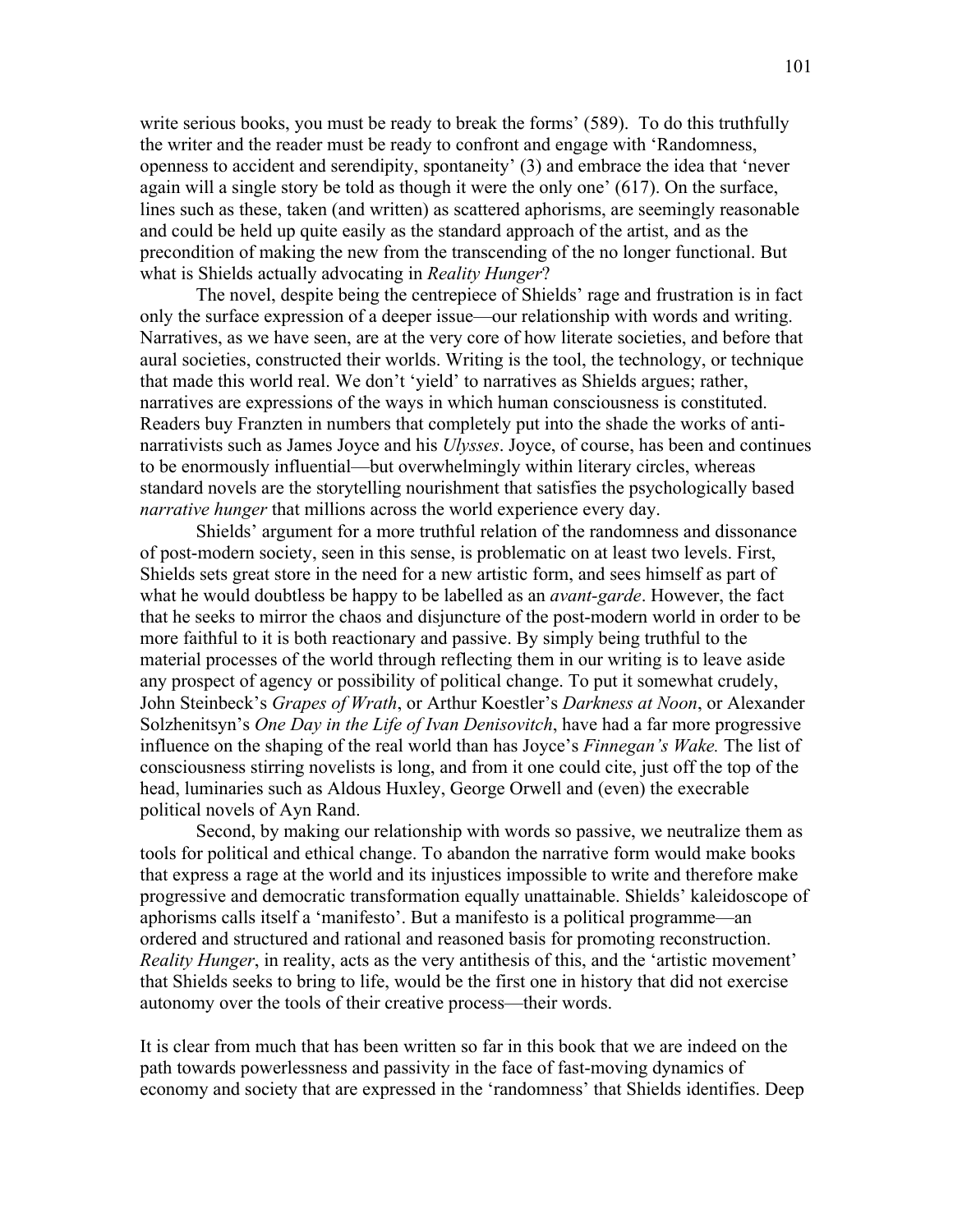write serious books, you must be ready to break the forms' (589). To do this truthfully the writer and the reader must be ready to confront and engage with 'Randomness, openness to accident and serendipity, spontaneity' (3) and embrace the idea that 'never again will a single story be told as though it were the only one' (617). On the surface, lines such as these, taken (and written) as scattered aphorisms, are seemingly reasonable and could be held up quite easily as the standard approach of the artist, and as the precondition of making the new from the transcending of the no longer functional. But what is Shields actually advocating in *Reality Hunger*?

The novel, despite being the centrepiece of Shields' rage and frustration is in fact only the surface expression of a deeper issue—our relationship with words and writing. Narratives, as we have seen, are at the very core of how literate societies, and before that aural societies, constructed their worlds. Writing is the tool, the technology, or technique that made this world real. We don't 'yield' to narratives as Shields argues; rather, narratives are expressions of the ways in which human consciousness is constituted. Readers buy Franzten in numbers that completely put into the shade the works of anti-narrativists such as James Joyce and his *Ulysses*. Joyce, of course, has been and continues to be enormously influential—but overwhelmingly within literary circles, whereas standard novels are the storytelling nourishment that satisfies the psychologically based *narrative hunger* that millions across the world experience every day.

Shields' argument for a more truthful relation of the randomness and dissonance of post-modern society, seen in this sense, is problematic on at least two levels. First, Shields sets great store in the need for a new artistic form, and sees himself as part of what he would doubtless be happy to be labelled as an *avant-garde*. However, the fact that he seeks to mirror the chaos and disjuncture of the post-modern world in order to be more faithful to it is both reactionary and passive. By simply being truthful to the material processes of the world through reflecting them in our writing is to leave aside any prospect of agency or possibility of political change. To put it somewhat crudely, John Steinbeck's *Grapes of Wrath*, or Arthur Koestler's *Darkness at Noon*, or Alexander Solzhenitsyn's *One Day in the Life of Ivan Denisovitch*, have had a far more progressive influence on the shaping of the real world than has Joyce's *Finnegan's Wake.* The list of consciousness stirring novelists is long, and from it one could cite, just off the top of the head, luminaries such as Aldous Huxley, George Orwell and (even) the execrable political novels of Ayn Rand.

Second, by making our relationship with words so passive, we neutralize them as tools for political and ethical change. To abandon the narrative form would make books that express a rage at the world and its injustices impossible to write and therefore make progressive and democratic transformation equally unattainable. Shields' kaleidoscope of aphorisms calls itself a 'manifesto'. But a manifesto is a political programme—an ordered and structured and rational and reasoned basis for promoting reconstruction. *Reality Hunger*, in reality, acts as the very antithesis of this, and the 'artistic movement' that Shields seeks to bring to life, would be the first one in history that did not exercise autonomy over the tools of their creative process—their words.

It is clear from much that has been written so far in this book that we are indeed on the path towards powerlessness and passivity in the face of fast-moving dynamics of economy and society that are expressed in the 'randomness' that Shields identifies. Deep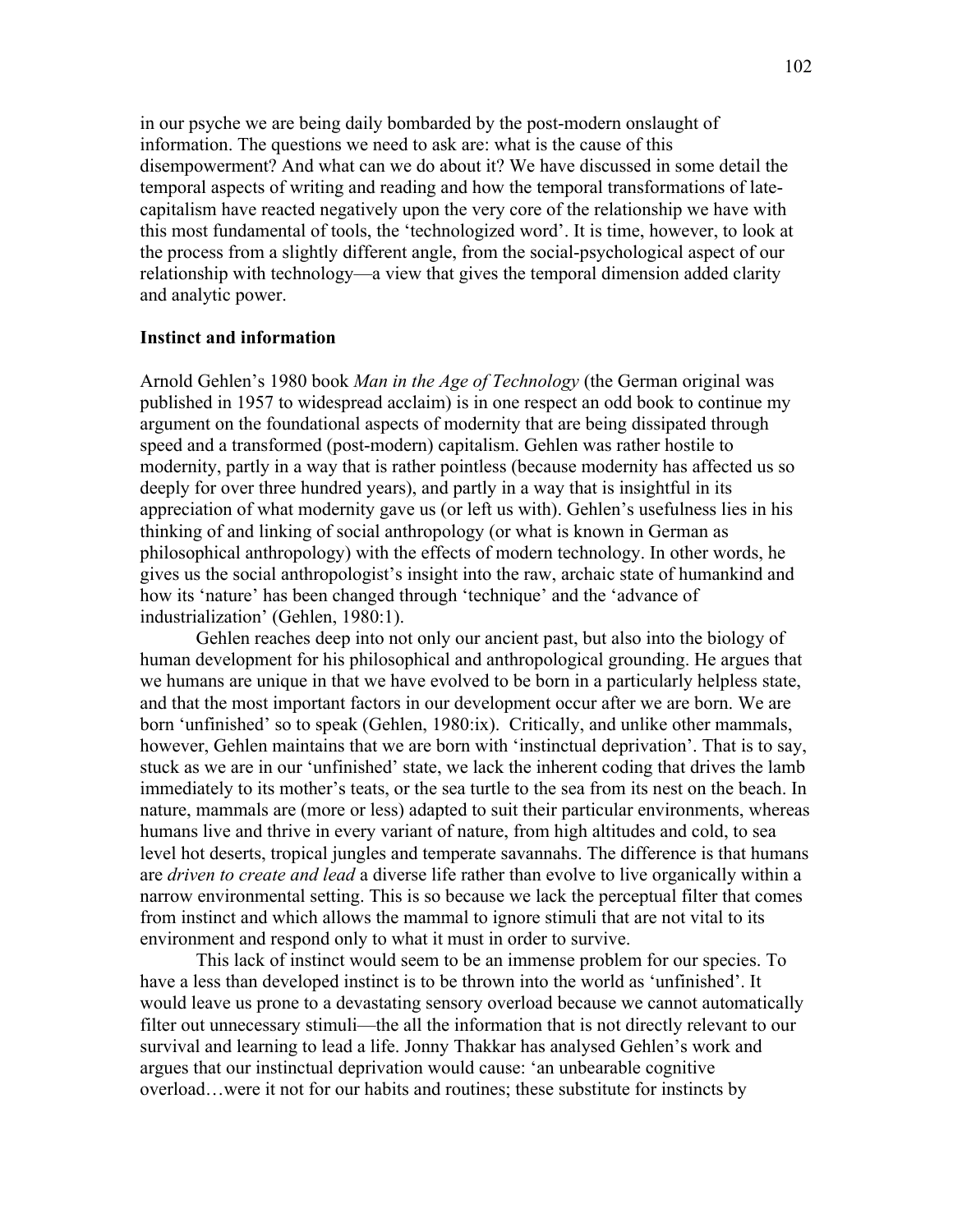in our psyche we are being daily bombarded by the post-modern onslaught of information. The questions we need to ask are: what is the cause of this disempowerment? And what can we do about it? We have discussed in some detail the temporal aspects of writing and reading and how the temporal transformations of late-capitalism have reacted negatively upon the very core of the relationship we have with this most fundamental of tools, the 'technologized word'. It is time, however, to look at the process from a slightly different angle, from the social-psychological aspect of our relationship with technology—a view that gives the temporal dimension added clarity and analytic power.

**Instinct and information**

Arnold Gehlen's 1980 book *Man in the Age of Technology* (the German original was published in 1957 to widespread acclaim) is in one respect an odd book to continue my argument on the foundational aspects of modernity that are being dissipated through speed and a transformed (post-modern) capitalism. Gehlen was rather hostile to modernity, partly in a way that is rather pointless (because modernity has affected us so deeply for over three hundred years), and partly in a way that is insightful in its appreciation of what modernity gave us (or left us with). Gehlen's usefulness lies in his thinking of and linking of social anthropology (or what is known in German as philosophical anthropology) with the effects of modern technology. In other words, he gives us the social anthropologist's insight into the raw, archaic state of humankind and how its 'nature' has been changed through 'technique' and the 'advance of industrialization' (Gehlen, 1980:1).

Gehlen reaches deep into not only our ancient past, but also into the biology of human development for his philosophical and anthropological grounding. He argues that we humans are unique in that we have evolved to be born in a particularly helpless state, and that the most important factors in our development occur after we are born. We are born 'unfinished' so to speak (Gehlen, 1980:ix). Critically, and unlike other mammals, however, Gehlen maintains that we are born with 'instinctual deprivation'. That is to say, stuck as we are in our 'unfinished' state, we lack the inherent coding that drives the lamb immediately to its mother's teats, or the sea turtle to the sea from its nest on the beach. In nature, mammals are (more or less) adapted to suit their particular environments, whereas humans live and thrive in every variant of nature, from high altitudes and cold, to sea level hot deserts, tropical jungles and temperate savannahs. The difference is that humans are *driven to create and lead* a diverse life rather than evolve to live organically within a narrow environmental setting. This is so because we lack the perceptual filter that comes from instinct and which allows the mammal to ignore stimuli that are not vital to its environment and respond only to what it must in order to survive.

This lack of instinct would seem to be an immense problem for our species. To have a less than developed instinct is to be thrown into the world as 'unfinished'. It would leave us prone to a devastating sensory overload because we cannot automatically filter out unnecessary stimuli—the all the information that is not directly relevant to our survival and learning to lead a life. Jonny Thakkar has analysed Gehlen's work and argues that our instinctual deprivation would cause: 'an unbearable cognitive overload…were it not for our habits and routines; these substitute for instincts by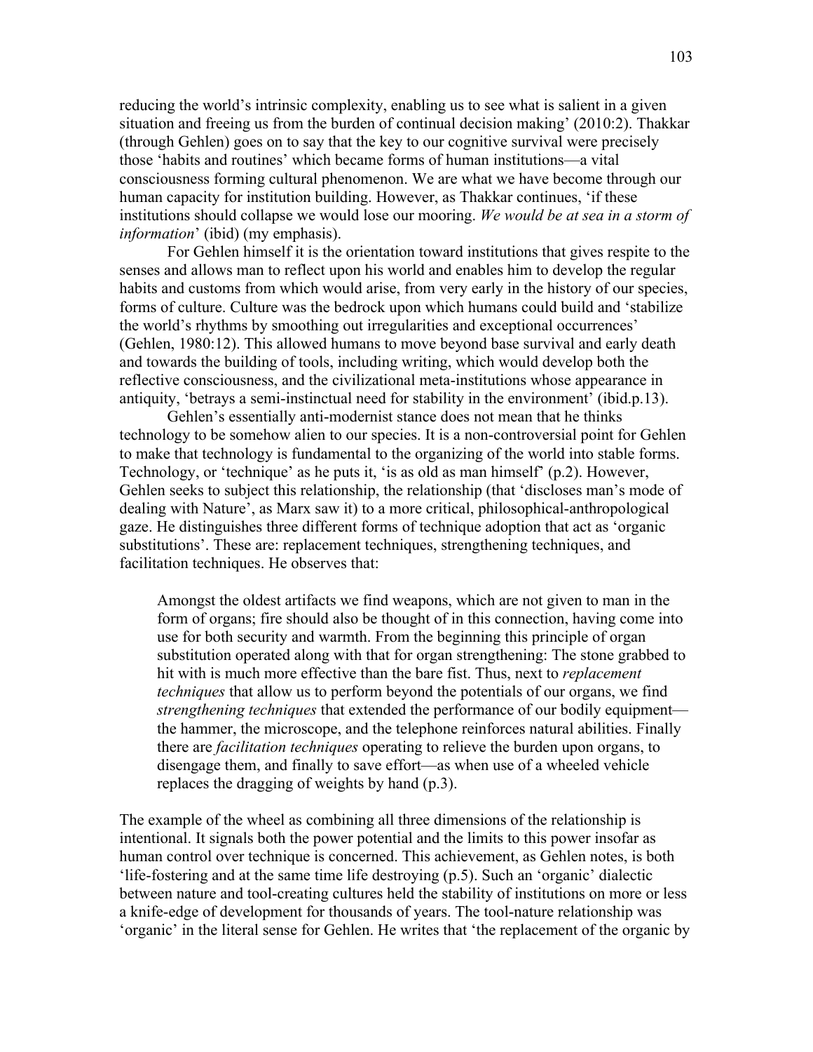reducing the world's intrinsic complexity, enabling us to see what is salient in a given situation and freeing us from the burden of continual decision making' (2010:2). Thakkar (through Gehlen) goes on to say that the key to our cognitive survival were precisely those 'habits and routines' which became forms of human institutions—a vital consciousness forming cultural phenomenon. We are what we have become through our human capacity for institution building. However, as Thakkar continues, 'if these institutions should collapse we would lose our mooring. *We would be at sea in a storm of information*' (ibid) (my emphasis).

For Gehlen himself it is the orientation toward institutions that gives respite to the senses and allows man to reflect upon his world and enables him to develop the regular habits and customs from which would arise, from very early in the history of our species, forms of culture. Culture was the bedrock upon which humans could build and 'stabilize the world's rhythms by smoothing out irregularities and exceptional occurrences' (Gehlen, 1980:12). This allowed humans to move beyond base survival and early death and towards the building of tools, including writing, which would develop both the reflective consciousness, and the civilizational meta-institutions whose appearance in antiquity, 'betrays a semi-instinctual need for stability in the environment' (ibid.p.13).

Gehlen's essentially anti-modernist stance does not mean that he thinks technology to be somehow alien to our species. It is a non-controversial point for Gehlen to make that technology is fundamental to the organizing of the world into stable forms. Technology, or 'technique' as he puts it, 'is as old as man himself' (p.2). However, Gehlen seeks to subject this relationship, the relationship (that 'discloses man's mode of dealing with Nature', as Marx saw it) to a more critical, philosophical-anthropological gaze. He distinguishes three different forms of technique adoption that act as 'organic substitutions'. These are: replacement techniques, strengthening techniques, and facilitation techniques. He observes that:

> Amongst the oldest artifacts we find weapons, which are not given to man in the form of organs; fire should also be thought of in this connection, having come into use for both security and warmth. From the beginning this principle of organ substitution operated along with that for organ strengthening: The stone grabbed to hit with is much more effective than the bare fist. Thus, next to *replacement techniques* that allow us to perform beyond the potentials of our organs, we find *strengthening techniques* that extended the performance of our bodily equipment—the hammer, the microscope, and the telephone reinforces natural abilities. Finally there are *facilitation techniques* operating to relieve the burden upon organs, to disengage them, and finally to save effort—as when use of a wheeled vehicle replaces the dragging of weights by hand (p.3).

The example of the wheel as combining all three dimensions of the relationship is intentional. It signals both the power potential and the limits to this power insofar as human control over technique is concerned. This achievement, as Gehlen notes, is both 'life-fostering and at the same time life destroying (p.5). Such an 'organic' dialectic between nature and tool-creating cultures held the stability of institutions on more or less a knife-edge of development for thousands of years. The tool-nature relationship was 'organic' in the literal sense for Gehlen. He writes that 'the replacement of the organic by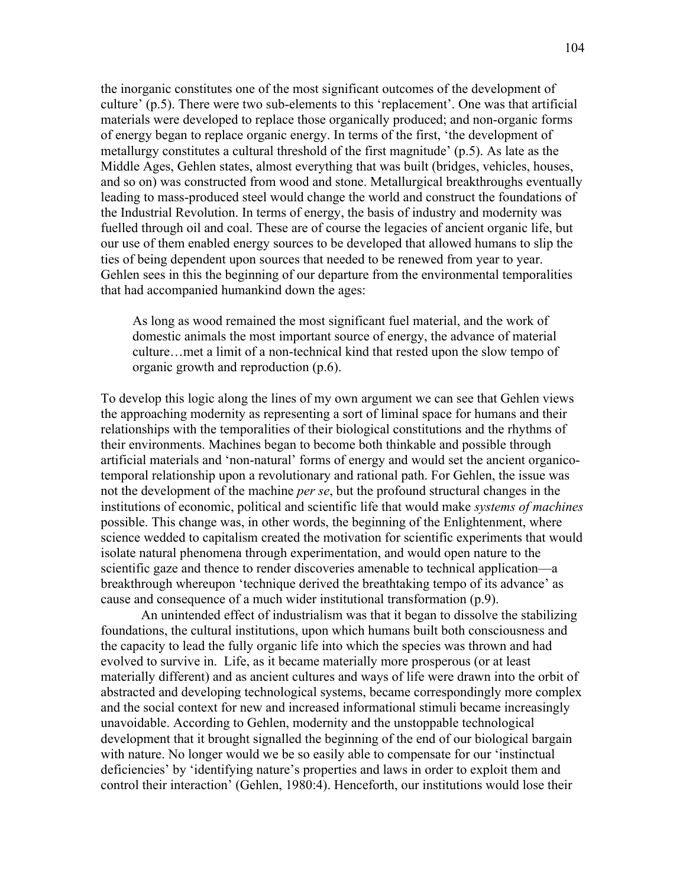the inorganic constitutes one of the most significant outcomes of the development of culture' (p.5). There were two sub-elements to this 'replacement'. One was that artificial materials were developed to replace those organically produced; and non-organic forms of energy began to replace organic energy. In terms of the first, 'the development of metallurgy constitutes a cultural threshold of the first magnitude' (p.5). As late as the Middle Ages, Gehlen states, almost everything that was built (bridges, vehicles, houses, and so on) was constructed from wood and stone. Metallurgical breakthroughs eventually leading to mass-produced steel would change the world and construct the foundations of the Industrial Revolution. In terms of energy, the basis of industry and modernity was fuelled through oil and coal. These are of course the legacies of ancient organic life, but our use of them enabled energy sources to be developed that allowed humans to slip the ties of being dependent upon sources that needed to be renewed from year to year. Gehlen sees in this the beginning of our departure from the environmental temporalities that had accompanied humankind down the ages:

> As long as wood remained the most significant fuel material, and the work of domestic animals the most important source of energy, the advance of material culture…met a limit of a non-technical kind that rested upon the slow tempo of organic growth and reproduction (p.6).

To develop this logic along the lines of my own argument we can see that Gehlen views the approaching modernity as representing a sort of liminal space for humans and their relationships with the temporalities of their biological constitutions and the rhythms of their environments. Machines began to become both thinkable and possible through artificial materials and 'non-natural' forms of energy and would set the ancient organico-temporal relationship upon a revolutionary and rational path. For Gehlen, the issue was not the development of the machine *per se*, but the profound structural changes in the institutions of economic, political and scientific life that would make *systems of machines* possible. This change was, in other words, the beginning of the Enlightenment, where science wedded to capitalism created the motivation for scientific experiments that would isolate natural phenomena through experimentation, and would open nature to the scientific gaze and thence to render discoveries amenable to technical application—a breakthrough whereupon 'technique derived the breathtaking tempo of its advance' as cause and consequence of a much wider institutional transformation (p.9).

An unintended effect of industrialism was that it began to dissolve the stabilizing foundations, the cultural institutions, upon which humans built both consciousness and the capacity to lead the fully organic life into which the species was thrown and had evolved to survive in. Life, as it became materially more prosperous (or at least materially different) and as ancient cultures and ways of life were drawn into the orbit of abstracted and developing technological systems, became correspondingly more complex and the social context for new and increased informational stimuli became increasingly unavoidable. According to Gehlen, modernity and the unstoppable technological development that it brought signalled the beginning of the end of our biological bargain with nature. No longer would we be so easily able to compensate for our 'instinctual deficiencies' by 'identifying nature's properties and laws in order to exploit them and control their interaction' (Gehlen, 1980:4). Henceforth, our institutions would lose their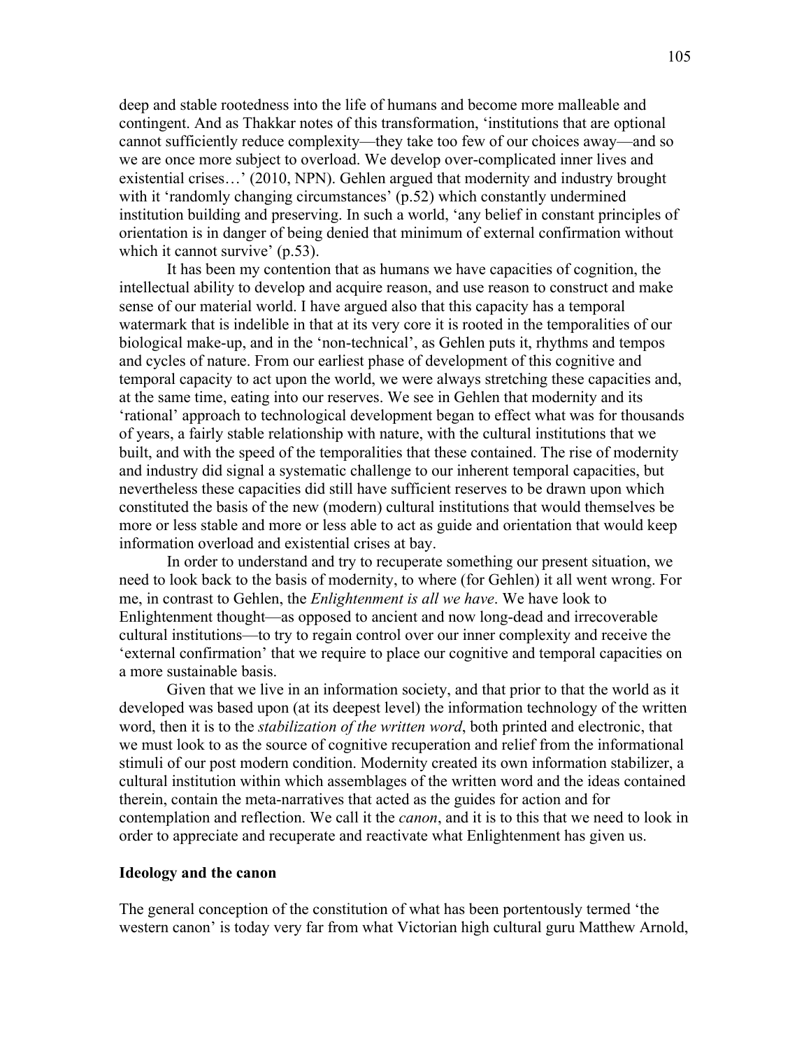deep and stable rootedness into the life of humans and become more malleable and contingent. And as Thakkar notes of this transformation, 'institutions that are optional cannot sufficiently reduce complexity—they take too few of our choices away—and so we are once more subject to overload. We develop over-complicated inner lives and existential crises…' (2010, NPN). Gehlen argued that modernity and industry brought with it 'randomly changing circumstances' (p.52) which constantly undermined institution building and preserving. In such a world, 'any belief in constant principles of orientation is in danger of being denied that minimum of external confirmation without which it cannot survive' (p.53).

It has been my contention that as humans we have capacities of cognition, the intellectual ability to develop and acquire reason, and use reason to construct and make sense of our material world. I have argued also that this capacity has a temporal watermark that is indelible in that at its very core it is rooted in the temporalities of our biological make-up, and in the 'non-technical', as Gehlen puts it, rhythms and tempos and cycles of nature. From our earliest phase of development of this cognitive and temporal capacity to act upon the world, we were always stretching these capacities and, at the same time, eating into our reserves. We see in Gehlen that modernity and its 'rational' approach to technological development began to effect what was for thousands of years, a fairly stable relationship with nature, with the cultural institutions that we built, and with the speed of the temporalities that these contained. The rise of modernity and industry did signal a systematic challenge to our inherent temporal capacities, but nevertheless these capacities did still have sufficient reserves to be drawn upon which constituted the basis of the new (modern) cultural institutions that would themselves be more or less stable and more or less able to act as guide and orientation that would keep information overload and existential crises at bay.

In order to understand and try to recuperate something our present situation, we need to look back to the basis of modernity, to where (for Gehlen) it all went wrong. For me, in contrast to Gehlen, the *Enlightenment is all we have*. We have look to Enlightenment thought—as opposed to ancient and now long-dead and irrecoverable cultural institutions—to try to regain control over our inner complexity and receive the 'external confirmation' that we require to place our cognitive and temporal capacities on a more sustainable basis.

Given that we live in an information society, and that prior to that the world as it developed was based upon (at its deepest level) the information technology of the written word, then it is to the *stabilization of the written word*, both printed and electronic, that we must look to as the source of cognitive recuperation and relief from the informational stimuli of our post modern condition. Modernity created its own information stabilizer, a cultural institution within which assemblages of the written word and the ideas contained therein, contain the meta-narratives that acted as the guides for action and for contemplation and reflection. We call it the *canon*, and it is to this that we need to look in order to appreciate and recuperate and reactivate what Enlightenment has given us.

## Ideology and the canon

The general conception of the constitution of what has been portentously termed 'the western canon' is today very far from what Victorian high cultural guru Matthew Arnold,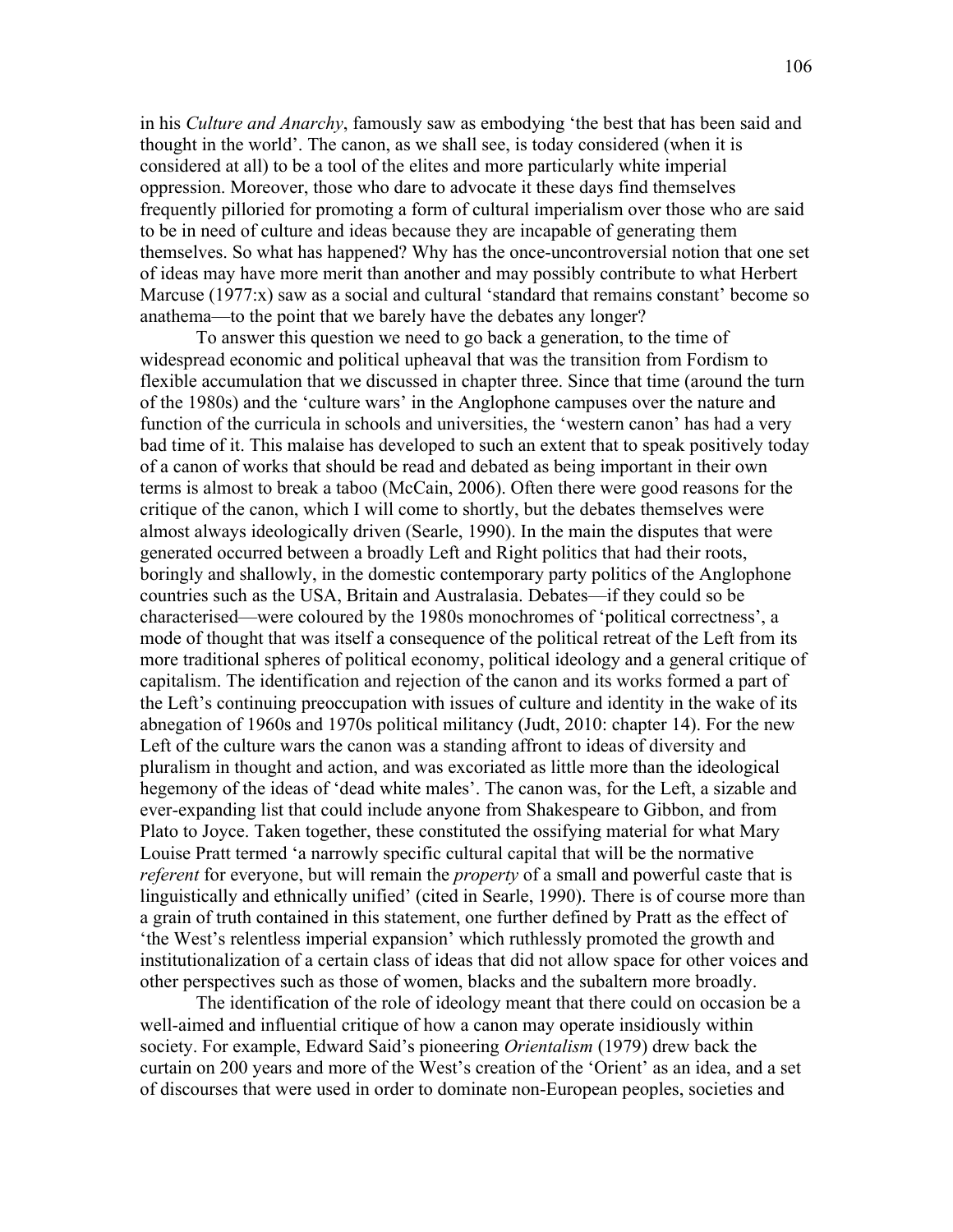in his *Culture and Anarchy*, famously saw as embodying 'the best that has been said and thought in the world'. The canon, as we shall see, is today considered (when it is considered at all) to be a tool of the elites and more particularly white imperial oppression. Moreover, those who dare to advocate it these days find themselves frequently pilloried for promoting a form of cultural imperialism over those who are said to be in need of culture and ideas because they are incapable of generating them themselves. So what has happened? Why has the once-uncontroversial notion that one set of ideas may have more merit than another and may possibly contribute to what Herbert Marcuse (1977:x) saw as a social and cultural 'standard that remains constant' become so anathema—to the point that we barely have the debates any longer?

To answer this question we need to go back a generation, to the time of widespread economic and political upheaval that was the transition from Fordism to flexible accumulation that we discussed in chapter three. Since that time (around the turn of the 1980s) and the 'culture wars' in the Anglophone campuses over the nature and function of the curricula in schools and universities, the 'western canon' has had a very bad time of it. This malaise has developed to such an extent that to speak positively today of a canon of works that should be read and debated as being important in their own terms is almost to break a taboo (McCain, 2006). Often there were good reasons for the critique of the canon, which I will come to shortly, but the debates themselves were almost always ideologically driven (Searle, 1990). In the main the disputes that were generated occurred between a broadly Left and Right politics that had their roots, boringly and shallowly, in the domestic contemporary party politics of the Anglophone countries such as the USA, Britain and Australasia. Debates—if they could so be characterised—were coloured by the 1980s monochromes of 'political correctness', a mode of thought that was itself a consequence of the political retreat of the Left from its more traditional spheres of political economy, political ideology and a general critique of capitalism. The identification and rejection of the canon and its works formed a part of the Left's continuing preoccupation with issues of culture and identity in the wake of its abnegation of 1960s and 1970s political militancy (Judt, 2010: chapter 14). For the new Left of the culture wars the canon was a standing affront to ideas of diversity and pluralism in thought and action, and was excoriated as little more than the ideological hegemony of the ideas of 'dead white males'. The canon was, for the Left, a sizable and ever-expanding list that could include anyone from Shakespeare to Gibbon, and from Plato to Joyce. Taken together, these constituted the ossifying material for what Mary Louise Pratt termed 'a narrowly specific cultural capital that will be the normative *referent* for everyone, but will remain the *property* of a small and powerful caste that is linguistically and ethnically unified' (cited in Searle, 1990). There is of course more than a grain of truth contained in this statement, one further defined by Pratt as the effect of 'the West's relentless imperial expansion' which ruthlessly promoted the growth and institutionalization of a certain class of ideas that did not allow space for other voices and other perspectives such as those of women, blacks and the subaltern more broadly.

The identification of the role of ideology meant that there could on occasion be a well-aimed and influential critique of how a canon may operate insidiously within society. For example, Edward Said's pioneering *Orientalism* (1979) drew back the curtain on 200 years and more of the West's creation of the 'Orient' as an idea, and a set of discourses that were used in order to dominate non-European peoples, societies and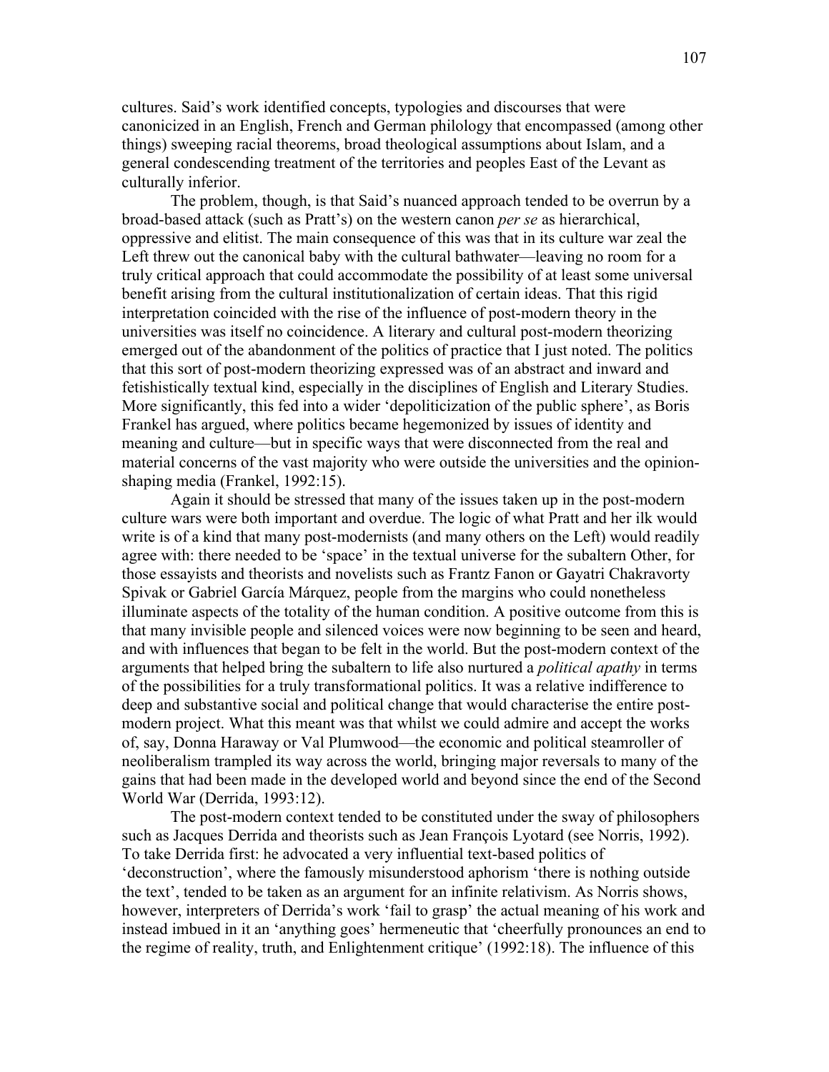cultures. Said's work identified concepts, typologies and discourses that were canonicized in an English, French and German philology that encompassed (among other things) sweeping racial theorems, broad theological assumptions about Islam, and a general condescending treatment of the territories and peoples East of the Levant as culturally inferior.

The problem, though, is that Said's nuanced approach tended to be overrun by a broad-based attack (such as Pratt's) on the western canon *per se* as hierarchical, oppressive and elitist. The main consequence of this was that in its culture war zeal the Left threw out the canonical baby with the cultural bathwater—leaving no room for a truly critical approach that could accommodate the possibility of at least some universal benefit arising from the cultural institutionalization of certain ideas. That this rigid interpretation coincided with the rise of the influence of post-modern theory in the universities was itself no coincidence. A literary and cultural post-modern theorizing emerged out of the abandonment of the politics of practice that I just noted. The politics that this sort of post-modern theorizing expressed was of an abstract and inward and fetishistically textual kind, especially in the disciplines of English and Literary Studies. More significantly, this fed into a wider 'depoliticization of the public sphere', as Boris Frankel has argued, where politics became hegemonized by issues of identity and meaning and culture—but in specific ways that were disconnected from the real and material concerns of the vast majority who were outside the universities and the opinion-shaping media (Frankel, 1992:15).

Again it should be stressed that many of the issues taken up in the post-modern culture wars were both important and overdue. The logic of what Pratt and her ilk would write is of a kind that many post-modernists (and many others on the Left) would readily agree with: there needed to be 'space' in the textual universe for the subaltern Other, for those essayists and theorists and novelists such as Frantz Fanon or Gayatri Chakravorty Spivak or Gabriel García Márquez, people from the margins who could nonetheless illuminate aspects of the totality of the human condition. A positive outcome from this is that many invisible people and silenced voices were now beginning to be seen and heard, and with influences that began to be felt in the world. But the post-modern context of the arguments that helped bring the subaltern to life also nurtured a *political apathy* in terms of the possibilities for a truly transformational politics. It was a relative indifference to deep and substantive social and political change that would characterise the entire post-modern project. What this meant was that whilst we could admire and accept the works of, say, Donna Haraway or Val Plumwood—the economic and political steamroller of neoliberalism trampled its way across the world, bringing major reversals to many of the gains that had been made in the developed world and beyond since the end of the Second World War (Derrida, 1993:12).

The post-modern context tended to be constituted under the sway of philosophers such as Jacques Derrida and theorists such as Jean François Lyotard (see Norris, 1992). To take Derrida first: he advocated a very influential text-based politics of 'deconstruction', where the famously misunderstood aphorism 'there is nothing outside the text', tended to be taken as an argument for an infinite relativism. As Norris shows, however, interpreters of Derrida's work 'fail to grasp' the actual meaning of his work and instead imbued in it an 'anything goes' hermeneutic that 'cheerfully pronounces an end to the regime of reality, truth, and Enlightenment critique' (1992:18). The influence of this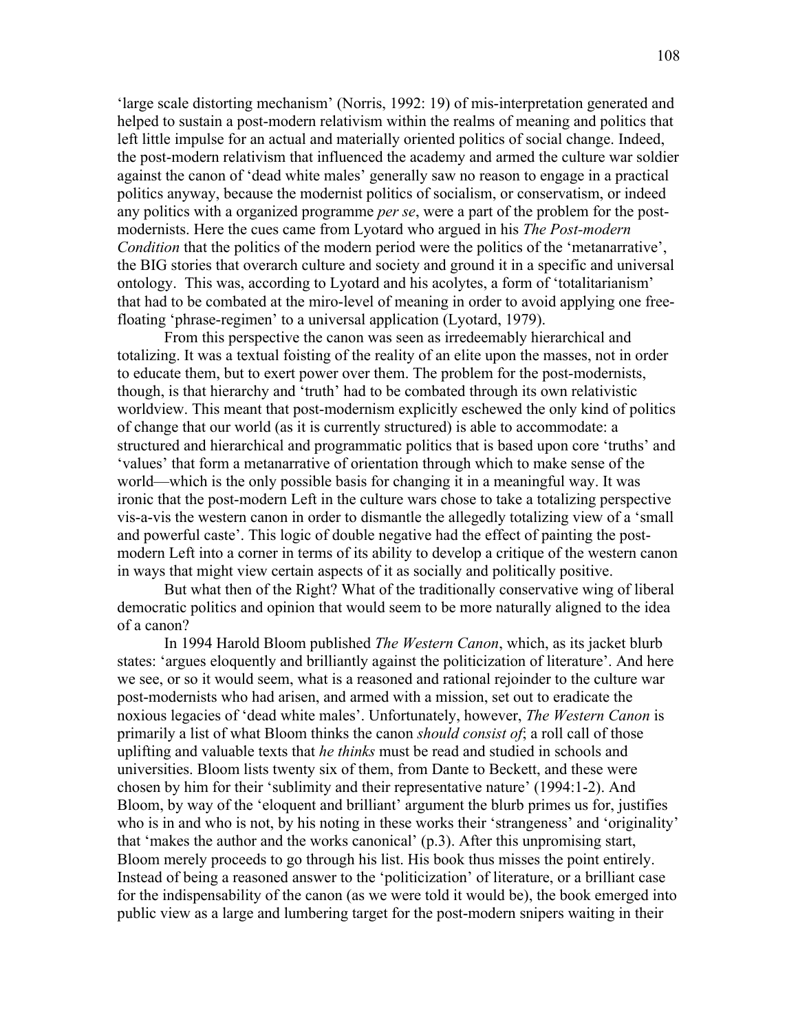'large scale distorting mechanism' (Norris, 1992: 19) of mis-interpretation generated and helped to sustain a post-modern relativism within the realms of meaning and politics that left little impulse for an actual and materially oriented politics of social change. Indeed, the post-modern relativism that influenced the academy and armed the culture war soldier against the canon of 'dead white males' generally saw no reason to engage in a practical politics anyway, because the modernist politics of socialism, or conservatism, or indeed any politics with a organized programme *per se*, were a part of the problem for the post-modernists. Here the cues came from Lyotard who argued in his *The Post-modern Condition* that the politics of the modern period were the politics of the 'metanarrative', the BIG stories that overarch culture and society and ground it in a specific and universal ontology. This was, according to Lyotard and his acolytes, a form of 'totalitarianism' that had to be combated at the miro-level of meaning in order to avoid applying one free-floating 'phrase-regimen' to a universal application (Lyotard, 1979).

From this perspective the canon was seen as irredeemably hierarchical and totalizing. It was a textual foisting of the reality of an elite upon the masses, not in order to educate them, but to exert power over them. The problem for the post-modernists, though, is that hierarchy and 'truth' had to be combated through its own relativistic worldview. This meant that post-modernism explicitly eschewed the only kind of politics of change that our world (as it is currently structured) is able to accommodate: a structured and hierarchical and programmatic politics that is based upon core 'truths' and 'values' that form a metanarrative of orientation through which to make sense of the world—which is the only possible basis for changing it in a meaningful way. It was ironic that the post-modern Left in the culture wars chose to take a totalizing perspective vis-a-vis the western canon in order to dismantle the allegedly totalizing view of a 'small and powerful caste'. This logic of double negative had the effect of painting the post-modern Left into a corner in terms of its ability to develop a critique of the western canon in ways that might view certain aspects of it as socially and politically positive.

But what then of the Right? What of the traditionally conservative wing of liberal democratic politics and opinion that would seem to be more naturally aligned to the idea of a canon?

In 1994 Harold Bloom published *The Western Canon*, which, as its jacket blurb states: 'argues eloquently and brilliantly against the politicization of literature'. And here we see, or so it would seem, what is a reasoned and rational rejoinder to the culture war post-modernists who had arisen, and armed with a mission, set out to eradicate the noxious legacies of 'dead white males'. Unfortunately, however, *The Western Canon* is primarily a list of what Bloom thinks the canon *should consist of*; a roll call of those uplifting and valuable texts that *he thinks* must be read and studied in schools and universities. Bloom lists twenty six of them, from Dante to Beckett, and these were chosen by him for their 'sublimity and their representative nature' (1994:1-2). And Bloom, by way of the 'eloquent and brilliant' argument the blurb primes us for, justifies who is in and who is not, by his noting in these works their 'strangeness' and 'originality' that 'makes the author and the works canonical' (p.3). After this unpromising start, Bloom merely proceeds to go through his list. His book thus misses the point entirely. Instead of being a reasoned answer to the 'politicization' of literature, or a brilliant case for the indispensability of the canon (as we were told it would be), the book emerged into public view as a large and lumbering target for the post-modern snipers waiting in their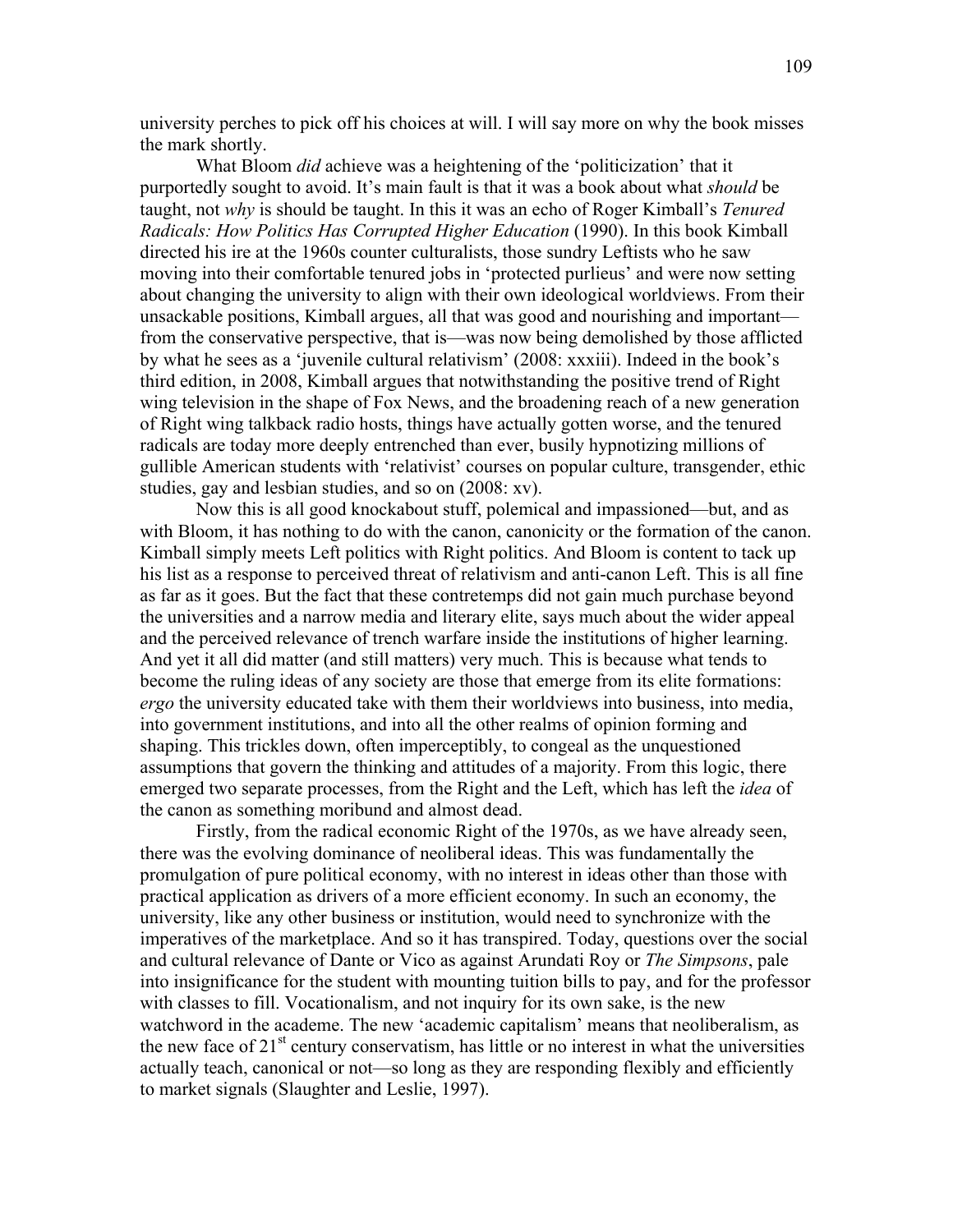university perches to pick off his choices at will. I will say more on why the book misses the mark shortly.

What Bloom *did* achieve was a heightening of the 'politicization' that it purportedly sought to avoid. It's main fault is that it was a book about what *should* be taught, not *why* is should be taught. In this it was an echo of Roger Kimball's *Tenured Radicals: How Politics Has Corrupted Higher Education* (1990). In this book Kimball directed his ire at the 1960s counter culturalists, those sundry Leftists who he saw moving into their comfortable tenured jobs in 'protected purlieus' and were now setting about changing the university to align with their own ideological worldviews. From their unsackable positions, Kimball argues, all that was good and nourishing and important—from the conservative perspective, that is—was now being demolished by those afflicted by what he sees as a 'juvenile cultural relativism' (2008: xxxiii). Indeed in the book's third edition, in 2008, Kimball argues that notwithstanding the positive trend of Right wing television in the shape of Fox News, and the broadening reach of a new generation of Right wing talkback radio hosts, things have actually gotten worse, and the tenured radicals are today more deeply entrenched than ever, busily hypnotizing millions of gullible American students with 'relativist' courses on popular culture, transgender, ethic studies, gay and lesbian studies, and so on (2008: xv).

Now this is all good knockabout stuff, polemical and impassioned—but, and as with Bloom, it has nothing to do with the canon, canonicity or the formation of the canon. Kimball simply meets Left politics with Right politics. And Bloom is content to tack up his list as a response to perceived threat of relativism and anti-canon Left. This is all fine as far as it goes. But the fact that these contretemps did not gain much purchase beyond the universities and a narrow media and literary elite, says much about the wider appeal and the perceived relevance of trench warfare inside the institutions of higher learning. And yet it all did matter (and still matters) very much. This is because what tends to become the ruling ideas of any society are those that emerge from its elite formations: *ergo* the university educated take with them their worldviews into business, into media, into government institutions, and into all the other realms of opinion forming and shaping. This trickles down, often imperceptibly, to congeal as the unquestioned assumptions that govern the thinking and attitudes of a majority. From this logic, there emerged two separate processes, from the Right and the Left, which has left the *idea* of the canon as something moribund and almost dead.

Firstly, from the radical economic Right of the 1970s, as we have already seen, there was the evolving dominance of neoliberal ideas. This was fundamentally the promulgation of pure political economy, with no interest in ideas other than those with practical application as drivers of a more efficient economy. In such an economy, the university, like any other business or institution, would need to synchronize with the imperatives of the marketplace. And so it has transpired. Today, questions over the social and cultural relevance of Dante or Vico as against Arundati Roy or *The Simpsons*, pale into insignificance for the student with mounting tuition bills to pay, and for the professor with classes to fill. Vocationalism, and not inquiry for its own sake, is the new watchword in the academe. The new 'academic capitalism' means that neoliberalism, as the new face of 21st century conservatism, has little or no interest in what the universities actually teach, canonical or not—so long as they are responding flexibly and efficiently to market signals (Slaughter and Leslie, 1997).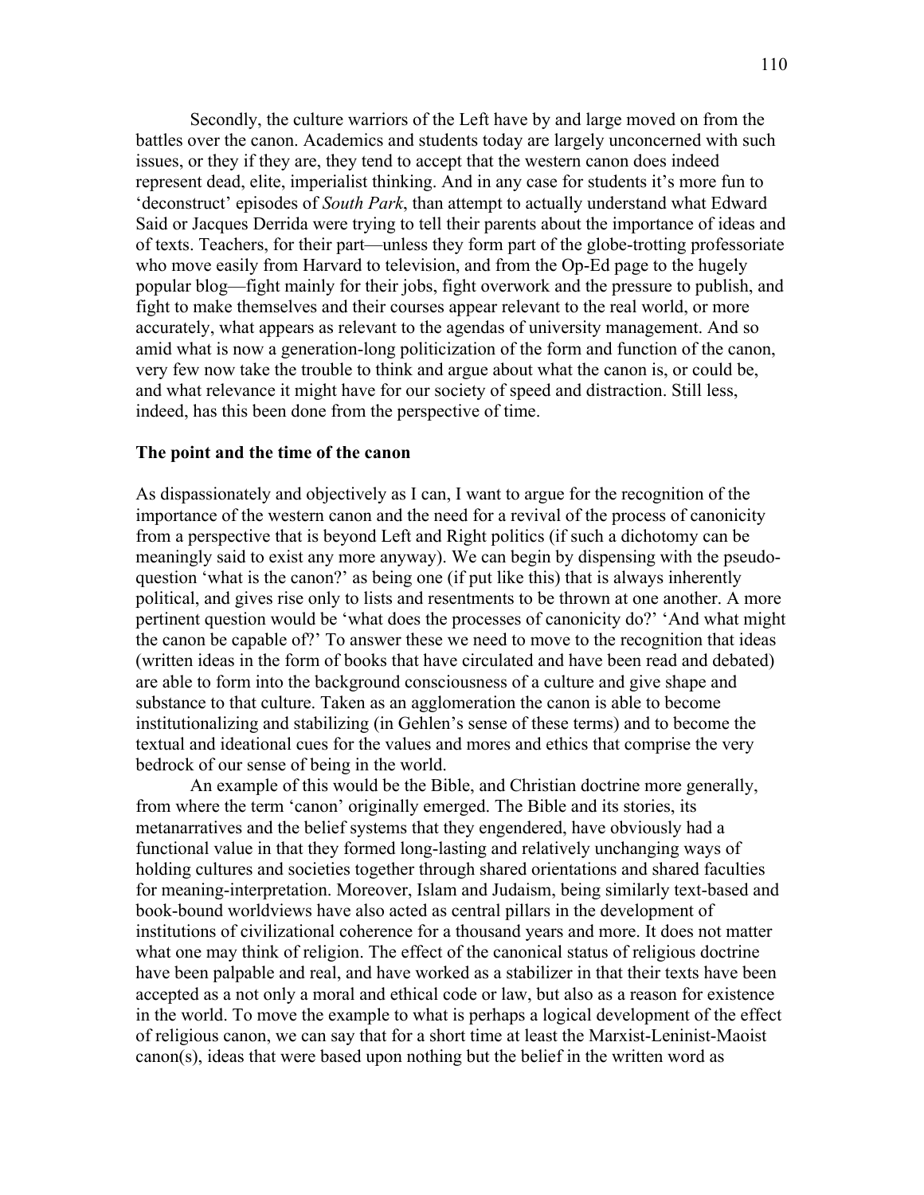Secondly, the culture warriors of the Left have by and large moved on from the battles over the canon. Academics and students today are largely unconcerned with such issues, or they if they are, they tend to accept that the western canon does indeed represent dead, elite, imperialist thinking. And in any case for students it's more fun to 'deconstruct' episodes of *South Park*, than attempt to actually understand what Edward Said or Jacques Derrida were trying to tell their parents about the importance of ideas and of texts. Teachers, for their part—unless they form part of the globe-trotting professoriate who move easily from Harvard to television, and from the Op-Ed page to the hugely popular blog—fight mainly for their jobs, fight overwork and the pressure to publish, and fight to make themselves and their courses appear relevant to the real world, or more accurately, what appears as relevant to the agendas of university management. And so amid what is now a generation-long politicization of the form and function of the canon, very few now take the trouble to think and argue about what the canon is, or could be, and what relevance it might have for our society of speed and distraction. Still less, indeed, has this been done from the perspective of time.

**The point and the time of the canon**

As dispassionately and objectively as I can, I want to argue for the recognition of the importance of the western canon and the need for a revival of the process of canonicity from a perspective that is beyond Left and Right politics (if such a dichotomy can be meaningly said to exist any more anyway). We can begin by dispensing with the pseudo-question 'what is the canon?' as being one (if put like this) that is always inherently political, and gives rise only to lists and resentments to be thrown at one another. A more pertinent question would be 'what does the processes of canonicity do?' 'And what might the canon be capable of?' To answer these we need to move to the recognition that ideas (written ideas in the form of books that have circulated and have been read and debated) are able to form into the background consciousness of a culture and give shape and substance to that culture. Taken as an agglomeration the canon is able to become institutionalizing and stabilizing (in Gehlen's sense of these terms) and to become the textual and ideational cues for the values and mores and ethics that comprise the very bedrock of our sense of being in the world.

An example of this would be the Bible, and Christian doctrine more generally, from where the term 'canon' originally emerged. The Bible and its stories, its metanarratives and the belief systems that they engendered, have obviously had a functional value in that they formed long-lasting and relatively unchanging ways of holding cultures and societies together through shared orientations and shared faculties for meaning-interpretation. Moreover, Islam and Judaism, being similarly text-based and book-bound worldviews have also acted as central pillars in the development of institutions of civilizational coherence for a thousand years and more. It does not matter what one may think of religion. The effect of the canonical status of religious doctrine have been palpable and real, and have worked as a stabilizer in that their texts have been accepted as a not only a moral and ethical code or law, but also as a reason for existence in the world. To move the example to what is perhaps a logical development of the effect of religious canon, we can say that for a short time at least the Marxist-Leninist-Maoist canon(s), ideas that were based upon nothing but the belief in the written word as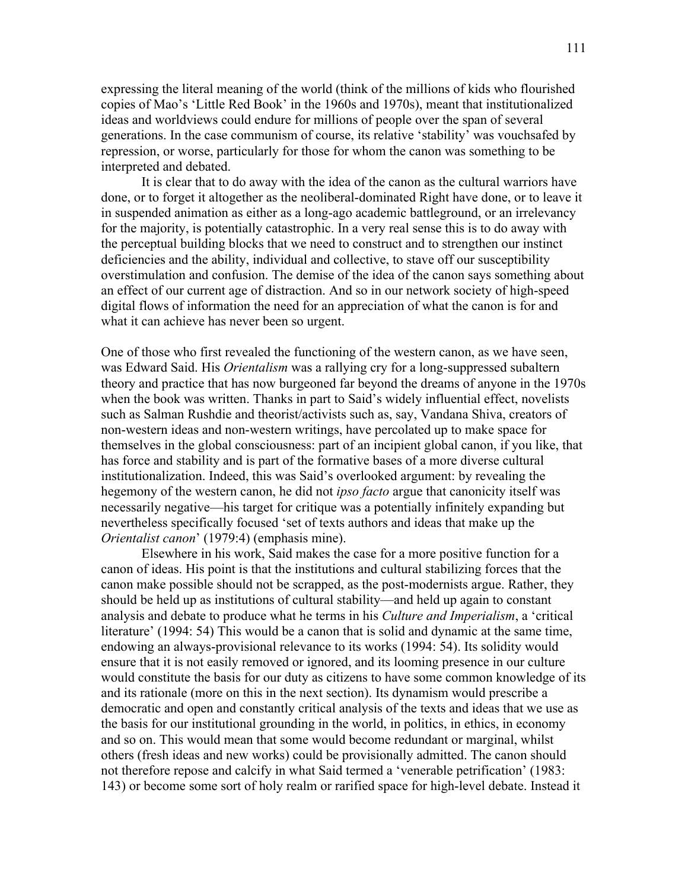expressing the literal meaning of the world (think of the millions of kids who flourished copies of Mao's 'Little Red Book' in the 1960s and 1970s), meant that institutionalized ideas and worldviews could endure for millions of people over the span of several generations. In the case communism of course, its relative 'stability' was vouchsafed by repression, or worse, particularly for those for whom the canon was something to be interpreted and debated.

It is clear that to do away with the idea of the canon as the cultural warriors have done, or to forget it altogether as the neoliberal-dominated Right have done, or to leave it in suspended animation as either as a long-ago academic battleground, or an irrelevancy for the majority, is potentially catastrophic. In a very real sense this is to do away with the perceptual building blocks that we need to construct and to strengthen our instinct deficiencies and the ability, individual and collective, to stave off our susceptibility overstimulation and confusion. The demise of the idea of the canon says something about an effect of our current age of distraction. And so in our network society of high-speed digital flows of information the need for an appreciation of what the canon is for and what it can achieve has never been so urgent.

One of those who first revealed the functioning of the western canon, as we have seen, was Edward Said. His *Orientalism* was a rallying cry for a long-suppressed subaltern theory and practice that has now burgeoned far beyond the dreams of anyone in the 1970s when the book was written. Thanks in part to Said's widely influential effect, novelists such as Salman Rushdie and theorist/activists such as, say, Vandana Shiva, creators of non-western ideas and non-western writings, have percolated up to make space for themselves in the global consciousness: part of an incipient global canon, if you like, that has force and stability and is part of the formative bases of a more diverse cultural institutionalization. Indeed, this was Said's overlooked argument: by revealing the hegemony of the western canon, he did not *ipso facto* argue that canonicity itself was necessarily negative—his target for critique was a potentially infinitely expanding but nevertheless specifically focused 'set of texts authors and ideas that make up the *Orientalist canon*' (1979:4) (emphasis mine).

Elsewhere in his work, Said makes the case for a more positive function for a canon of ideas. His point is that the institutions and cultural stabilizing forces that the canon make possible should not be scrapped, as the post-modernists argue. Rather, they should be held up as institutions of cultural stability—and held up again to constant analysis and debate to produce what he terms in his *Culture and Imperialism*, a 'critical literature' (1994: 54) This would be a canon that is solid and dynamic at the same time, endowing an always-provisional relevance to its works (1994: 54). Its solidity would ensure that it is not easily removed or ignored, and its looming presence in our culture would constitute the basis for our duty as citizens to have some common knowledge of its and its rationale (more on this in the next section). Its dynamism would prescribe a democratic and open and constantly critical analysis of the texts and ideas that we use as the basis for our institutional grounding in the world, in politics, in ethics, in economy and so on. This would mean that some would become redundant or marginal, whilst others (fresh ideas and new works) could be provisionally admitted. The canon should not therefore repose and calcify in what Said termed a 'venerable petrification' (1983: 143) or become some sort of holy realm or rarified space for high-level debate. Instead it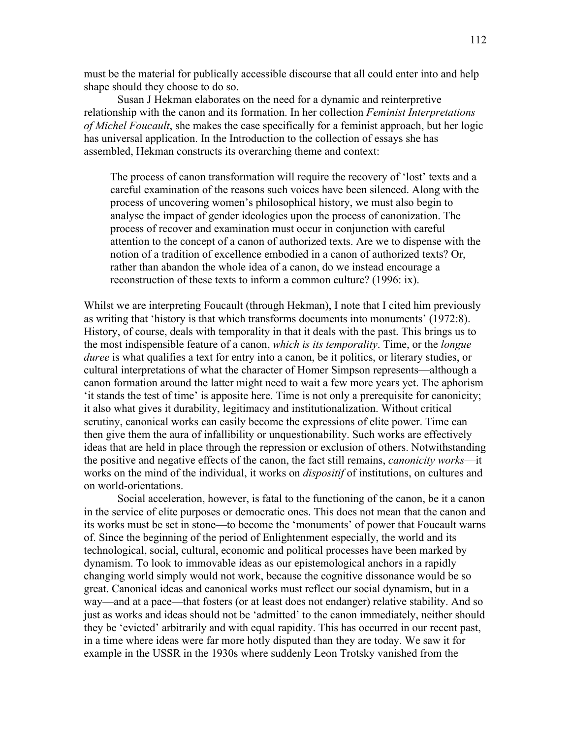must be the material for publically accessible discourse that all could enter into and help shape should they choose to do so.

Susan J Hekman elaborates on the need for a dynamic and reinterpretive relationship with the canon and its formation. In her collection *Feminist Interpretations of Michel Foucault*, she makes the case specifically for a feminist approach, but her logic has universal application. In the Introduction to the collection of essays she has assembled, Hekman constructs its overarching theme and context:

> The process of canon transformation will require the recovery of 'lost' texts and a careful examination of the reasons such voices have been silenced. Along with the process of uncovering women's philosophical history, we must also begin to analyse the impact of gender ideologies upon the process of canonization. The process of recover and examination must occur in conjunction with careful attention to the concept of a canon of authorized texts. Are we to dispense with the notion of a tradition of excellence embodied in a canon of authorized texts? Or, rather than abandon the whole idea of a canon, do we instead encourage a reconstruction of these texts to inform a common culture? (1996: ix).

Whilst we are interpreting Foucault (through Hekman), I note that I cited him previously as writing that 'history is that which transforms documents into monuments' (1972:8). History, of course, deals with temporality in that it deals with the past. This brings us to the most indispensible feature of a canon, *which is its temporality*. Time, or the *longue duree* is what qualifies a text for entry into a canon, be it politics, or literary studies, or cultural interpretations of what the character of Homer Simpson represents—although a canon formation around the latter might need to wait a few more years yet. The aphorism 'it stands the test of time' is apposite here. Time is not only a prerequisite for canonicity; it also what gives it durability, legitimacy and institutionalization. Without critical scrutiny, canonical works can easily become the expressions of elite power. Time can then give them the aura of infallibility or unquestionability. Such works are effectively ideas that are held in place through the repression or exclusion of others. Notwithstanding the positive and negative effects of the canon, the fact still remains, *canonicity works*—it works on the mind of the individual, it works on *dispositif* of institutions, on cultures and on world-orientations.

Social acceleration, however, is fatal to the functioning of the canon, be it a canon in the service of elite purposes or democratic ones. This does not mean that the canon and its works must be set in stone—to become the 'monuments' of power that Foucault warns of. Since the beginning of the period of Enlightenment especially, the world and its technological, social, cultural, economic and political processes have been marked by dynamism. To look to immovable ideas as our epistemological anchors in a rapidly changing world simply would not work, because the cognitive dissonance would be so great. Canonical ideas and canonical works must reflect our social dynamism, but in a way—and at a pace—that fosters (or at least does not endanger) relative stability. And so just as works and ideas should not be 'admitted' to the canon immediately, neither should they be 'evicted' arbitrarily and with equal rapidity. This has occurred in our recent past, in a time where ideas were far more hotly disputed than they are today. We saw it for example in the USSR in the 1930s where suddenly Leon Trotsky vanished from the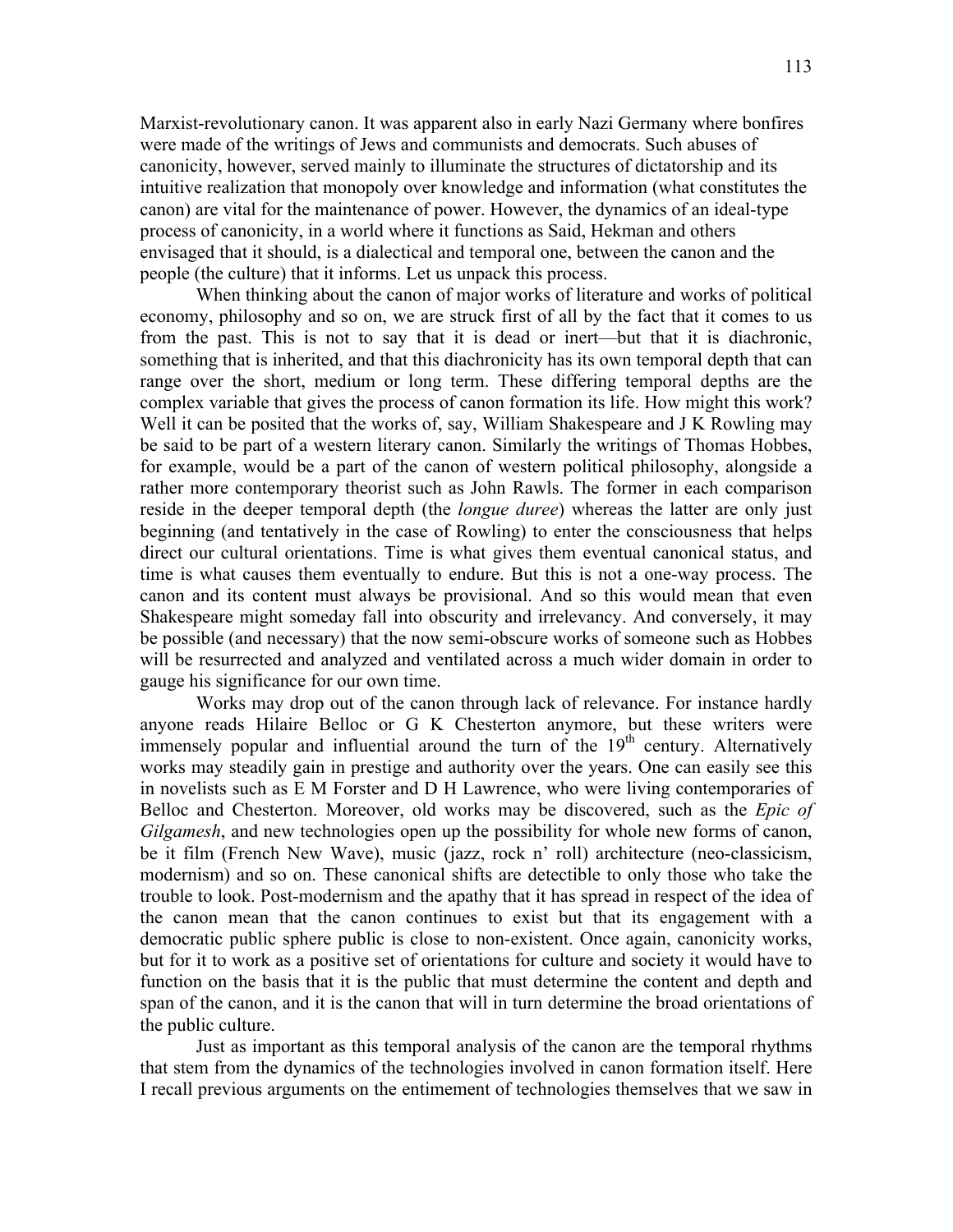Marxist-revolutionary canon. It was apparent also in early Nazi Germany where bonfires were made of the writings of Jews and communists and democrats. Such abuses of canonicity, however, served mainly to illuminate the structures of dictatorship and its intuitive realization that monopoly over knowledge and information (what constitutes the canon) are vital for the maintenance of power. However, the dynamics of an ideal-type process of canonicity, in a world where it functions as Said, Hekman and others envisaged that it should, is a dialectical and temporal one, between the canon and the people (the culture) that it informs. Let us unpack this process.

When thinking about the canon of major works of literature and works of political economy, philosophy and so on, we are struck first of all by the fact that it comes to us from the past. This is not to say that it is dead or inert—but that it is diachronic, something that is inherited, and that this diachronicity has its own temporal depth that can range over the short, medium or long term. These differing temporal depths are the complex variable that gives the process of canon formation its life. How might this work? Well it can be posited that the works of, say, William Shakespeare and J K Rowling may be said to be part of a western literary canon. Similarly the writings of Thomas Hobbes, for example, would be a part of the canon of western political philosophy, alongside a rather more contemporary theorist such as John Rawls. The former in each comparison reside in the deeper temporal depth (the *longue duree*) whereas the latter are only just beginning (and tentatively in the case of Rowling) to enter the consciousness that helps direct our cultural orientations. Time is what gives them eventual canonical status, and time is what causes them eventually to endure. But this is not a one-way process. The canon and its content must always be provisional. And so this would mean that even Shakespeare might someday fall into obscurity and irrelevancy. And conversely, it may be possible (and necessary) that the now semi-obscure works of someone such as Hobbes will be resurrected and analyzed and ventilated across a much wider domain in order to gauge his significance for our own time.

Works may drop out of the canon through lack of relevance. For instance hardly anyone reads Hilaire Belloc or G K Chesterton anymore, but these writers were immensely popular and influential around the turn of the 19th century. Alternatively works may steadily gain in prestige and authority over the years. One can easily see this in novelists such as E M Forster and D H Lawrence, who were living contemporaries of Belloc and Chesterton. Moreover, old works may be discovered, such as the *Epic of Gilgamesh*, and new technologies open up the possibility for whole new forms of canon, be it film (French New Wave), music (jazz, rock n' roll) architecture (neo-classicism, modernism) and so on. These canonical shifts are detectible to only those who take the trouble to look. Post-modernism and the apathy that it has spread in respect of the idea of the canon mean that the canon continues to exist but that its engagement with a democratic public sphere public is close to non-existent. Once again, canonicity works, but for it to work as a positive set of orientations for culture and society it would have to function on the basis that it is the public that must determine the content and depth and span of the canon, and it is the canon that will in turn determine the broad orientations of the public culture.

Just as important as this temporal analysis of the canon are the temporal rhythms that stem from the dynamics of the technologies involved in canon formation itself. Here I recall previous arguments on the entimement of technologies themselves that we saw in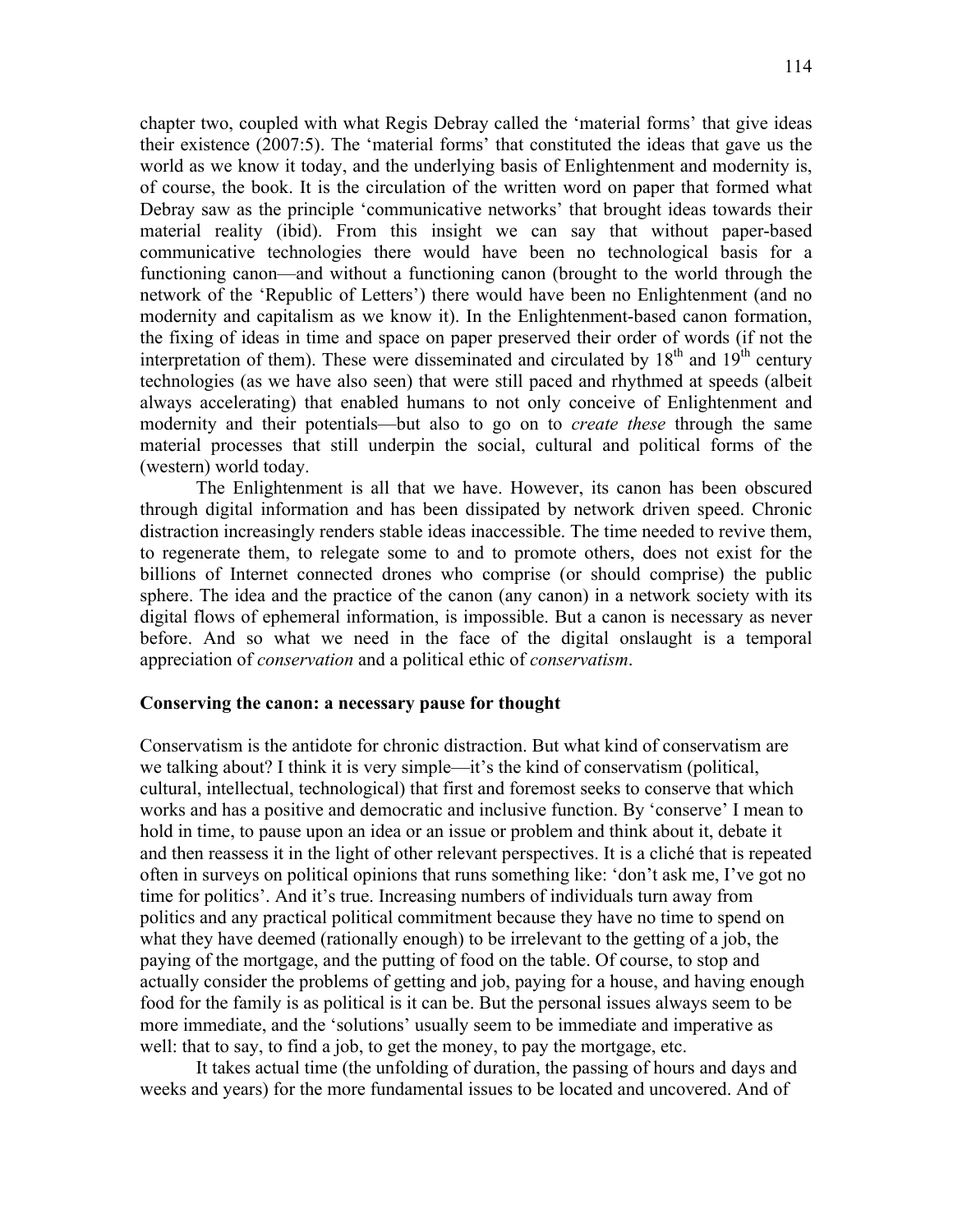chapter two, coupled with what Regis Debray called the 'material forms' that give ideas their existence (2007:5). The 'material forms' that constituted the ideas that gave us the world as we know it today, and the underlying basis of Enlightenment and modernity is, of course, the book. It is the circulation of the written word on paper that formed what Debray saw as the principle 'communicative networks' that brought ideas towards their material reality (ibid). From this insight we can say that without paper-based communicative technologies there would have been no technological basis for a functioning canon—and without a functioning canon (brought to the world through the network of the 'Republic of Letters') there would have been no Enlightenment (and no modernity and capitalism as we know it). In the Enlightenment-based canon formation, the fixing of ideas in time and space on paper preserved their order of words (if not the interpretation of them). These were disseminated and circulated by 18th and 19th century technologies (as we have also seen) that were still paced and rhythmed at speeds (albeit always accelerating) that enabled humans to not only conceive of Enlightenment and modernity and their potentials—but also to go on to *create these* through the same material processes that still underpin the social, cultural and political forms of the (western) world today.

The Enlightenment is all that we have. However, its canon has been obscured through digital information and has been dissipated by network driven speed. Chronic distraction increasingly renders stable ideas inaccessible. The time needed to revive them, to regenerate them, to relegate some to and to promote others, does not exist for the billions of Internet connected drones who comprise (or should comprise) the public sphere. The idea and the practice of the canon (any canon) in a network society with its digital flows of ephemeral information, is impossible. But a canon is necessary as never before. And so what we need in the face of the digital onslaught is a temporal appreciation of *conservation* and a political ethic of *conservatism*.

**Conserving the canon: a necessary pause for thought**

Conservatism is the antidote for chronic distraction. But what kind of conservatism are we talking about? I think it is very simple—it's the kind of conservatism (political, cultural, intellectual, technological) that first and foremost seeks to conserve that which works and has a positive and democratic and inclusive function. By 'conserve' I mean to hold in time, to pause upon an idea or an issue or problem and think about it, debate it and then reassess it in the light of other relevant perspectives. It is a cliché that is repeated often in surveys on political opinions that runs something like: 'don't ask me, I've got no time for politics'. And it's true. Increasing numbers of individuals turn away from politics and any practical political commitment because they have no time to spend on what they have deemed (rationally enough) to be irrelevant to the getting of a job, the paying of the mortgage, and the putting of food on the table. Of course, to stop and actually consider the problems of getting and job, paying for a house, and having enough food for the family is as political is it can be. But the personal issues always seem to be more immediate, and the 'solutions' usually seem to be immediate and imperative as well: that to say, to find a job, to get the money, to pay the mortgage, etc.

It takes actual time (the unfolding of duration, the passing of hours and days and weeks and years) for the more fundamental issues to be located and uncovered. And of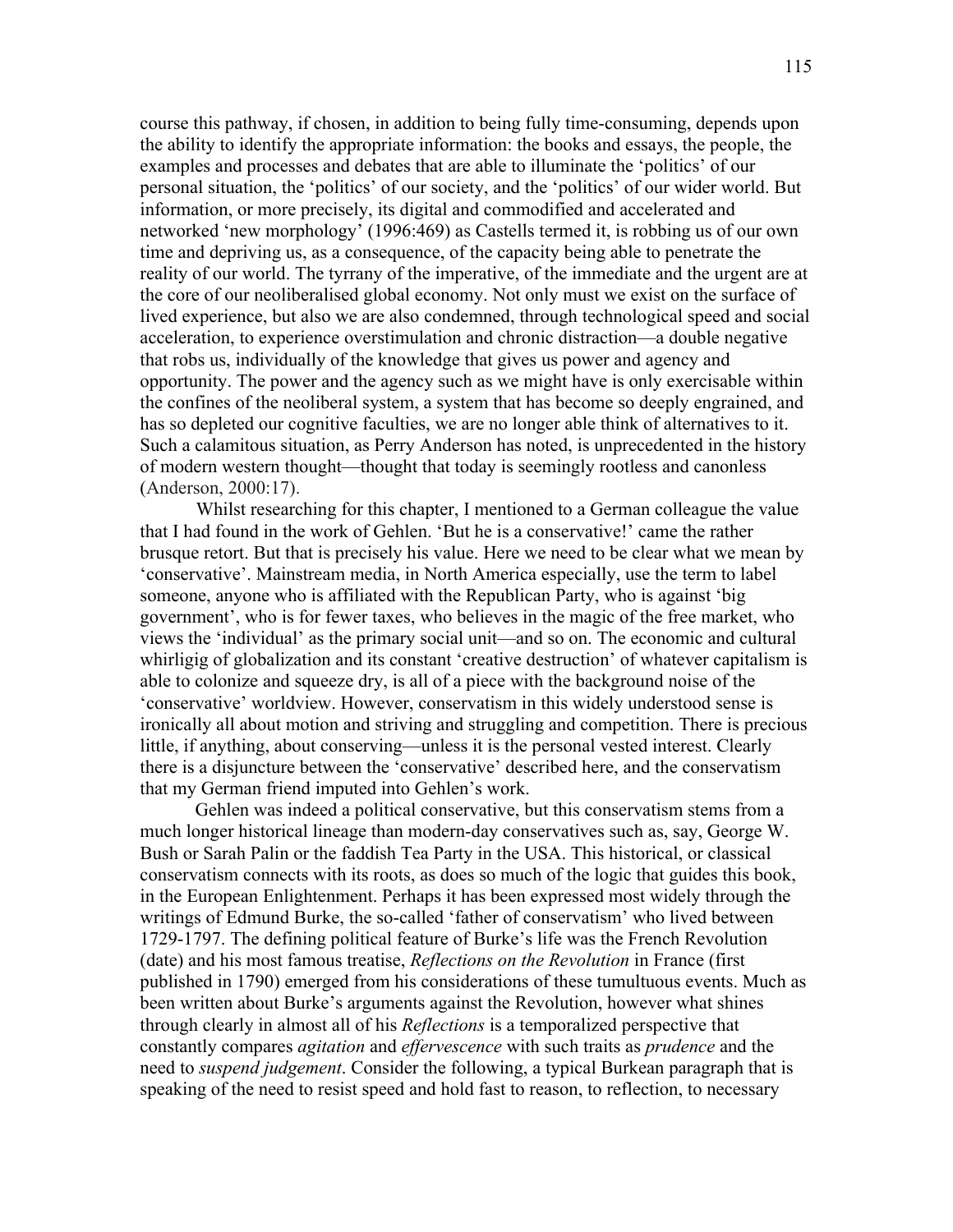course this pathway, if chosen, in addition to being fully time-consuming, depends upon the ability to identify the appropriate information: the books and essays, the people, the examples and processes and debates that are able to illuminate the 'politics' of our personal situation, the 'politics' of our society, and the 'politics' of our wider world. But information, or more precisely, its digital and commodified and accelerated and networked 'new morphology' (1996:469) as Castells termed it, is robbing us of our own time and depriving us, as a consequence, of the capacity being able to penetrate the reality of our world. The tyrrany of the imperative, of the immediate and the urgent are at the core of our neoliberalised global economy. Not only must we exist on the surface of lived experience, but also we are also condemned, through technological speed and social acceleration, to experience overstimulation and chronic distraction—a double negative that robs us, individually of the knowledge that gives us power and agency and opportunity. The power and the agency such as we might have is only exercisable within the confines of the neoliberal system, a system that has become so deeply engrained, and has so depleted our cognitive faculties, we are no longer able think of alternatives to it. Such a calamitous situation, as Perry Anderson has noted, is unprecedented in the history of modern western thought—thought that today is seemingly rootless and canonless (Anderson, 2000:17).

Whilst researching for this chapter, I mentioned to a German colleague the value that I had found in the work of Gehlen. 'But he is a conservative!' came the rather brusque retort. But that is precisely his value. Here we need to be clear what we mean by 'conservative'. Mainstream media, in North America especially, use the term to label someone, anyone who is affiliated with the Republican Party, who is against 'big government', who is for fewer taxes, who believes in the magic of the free market, who views the 'individual' as the primary social unit—and so on. The economic and cultural whirligig of globalization and its constant 'creative destruction' of whatever capitalism is able to colonize and squeeze dry, is all of a piece with the background noise of the 'conservative' worldview. However, conservatism in this widely understood sense is ironically all about motion and striving and struggling and competition. There is precious little, if anything, about conserving—unless it is the personal vested interest. Clearly there is a disjuncture between the 'conservative' described here, and the conservatism that my German friend imputed into Gehlen's work.

Gehlen was indeed a political conservative, but this conservatism stems from a much longer historical lineage than modern-day conservatives such as, say, George W. Bush or Sarah Palin or the faddish Tea Party in the USA. This historical, or classical conservatism connects with its roots, as does so much of the logic that guides this book, in the European Enlightenment. Perhaps it has been expressed most widely through the writings of Edmund Burke, the so-called 'father of conservatism' who lived between 1729-1797. The defining political feature of Burke's life was the French Revolution (date) and his most famous treatise, *Reflections on the Revolution* in France (first published in 1790) emerged from his considerations of these tumultuous events. Much as been written about Burke's arguments against the Revolution, however what shines through clearly in almost all of his *Reflections* is a temporalized perspective that constantly compares *agitation* and *effervescence* with such traits as *prudence* and the need to *suspend judgement*. Consider the following, a typical Burkean paragraph that is speaking of the need to resist speed and hold fast to reason, to reflection, to necessary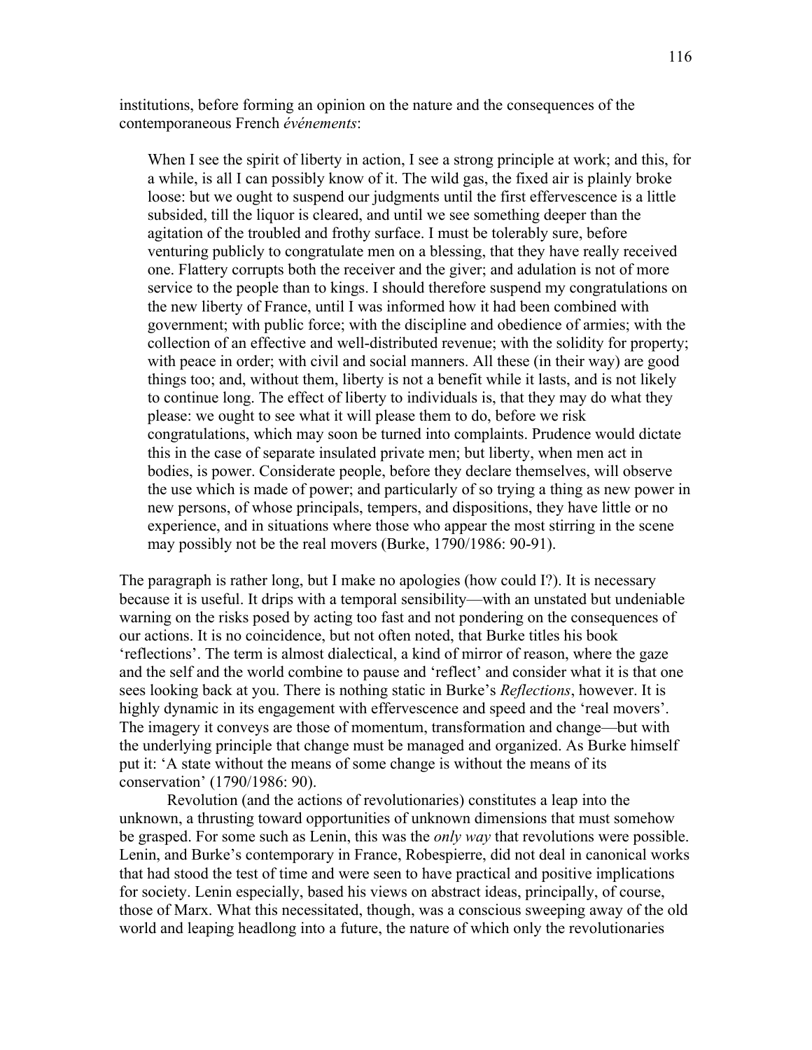institutions, before forming an opinion on the nature and the consequences of the contemporaneous French *événements*:

> When I see the spirit of liberty in action, I see a strong principle at work; and this, for a while, is all I can possibly know of it. The wild gas, the fixed air is plainly broke loose: but we ought to suspend our judgments until the first effervescence is a little subsided, till the liquor is cleared, and until we see something deeper than the agitation of the troubled and frothy surface. I must be tolerably sure, before venturing publicly to congratulate men on a blessing, that they have really received one. Flattery corrupts both the receiver and the giver; and adulation is not of more service to the people than to kings. I should therefore suspend my congratulations on the new liberty of France, until I was informed how it had been combined with government; with public force; with the discipline and obedience of armies; with the collection of an effective and well-distributed revenue; with the solidity for property; with peace in order; with civil and social manners. All these (in their way) are good things too; and, without them, liberty is not a benefit while it lasts, and is not likely to continue long. The effect of liberty to individuals is, that they may do what they please: we ought to see what it will please them to do, before we risk congratulations, which may soon be turned into complaints. Prudence would dictate this in the case of separate insulated private men; but liberty, when men act in bodies, is power. Considerate people, before they declare themselves, will observe the use which is made of power; and particularly of so trying a thing as new power in new persons, of whose principals, tempers, and dispositions, they have little or no experience, and in situations where those who appear the most stirring in the scene may possibly not be the real movers (Burke, 1790/1986: 90-91).

The paragraph is rather long, but I make no apologies (how could I?). It is necessary because it is useful. It drips with a temporal sensibility—with an unstated but undeniable warning on the risks posed by acting too fast and not pondering on the consequences of our actions. It is no coincidence, but not often noted, that Burke titles his book 'reflections'. The term is almost dialectical, a kind of mirror of reason, where the gaze and the self and the world combine to pause and 'reflect' and consider what it is that one sees looking back at you. There is nothing static in Burke's *Reflections*, however. It is highly dynamic in its engagement with effervescence and speed and the 'real movers'. The imagery it conveys are those of momentum, transformation and change—but with the underlying principle that change must be managed and organized. As Burke himself put it: 'A state without the means of some change is without the means of its conservation' (1790/1986: 90).

Revolution (and the actions of revolutionaries) constitutes a leap into the unknown, a thrusting toward opportunities of unknown dimensions that must somehow be grasped. For some such as Lenin, this was the *only way* that revolutions were possible. Lenin, and Burke's contemporary in France, Robespierre, did not deal in canonical works that had stood the test of time and were seen to have practical and positive implications for society. Lenin especially, based his views on abstract ideas, principally, of course, those of Marx. What this necessitated, though, was a conscious sweeping away of the old world and leaping headlong into a future, the nature of which only the revolutionaries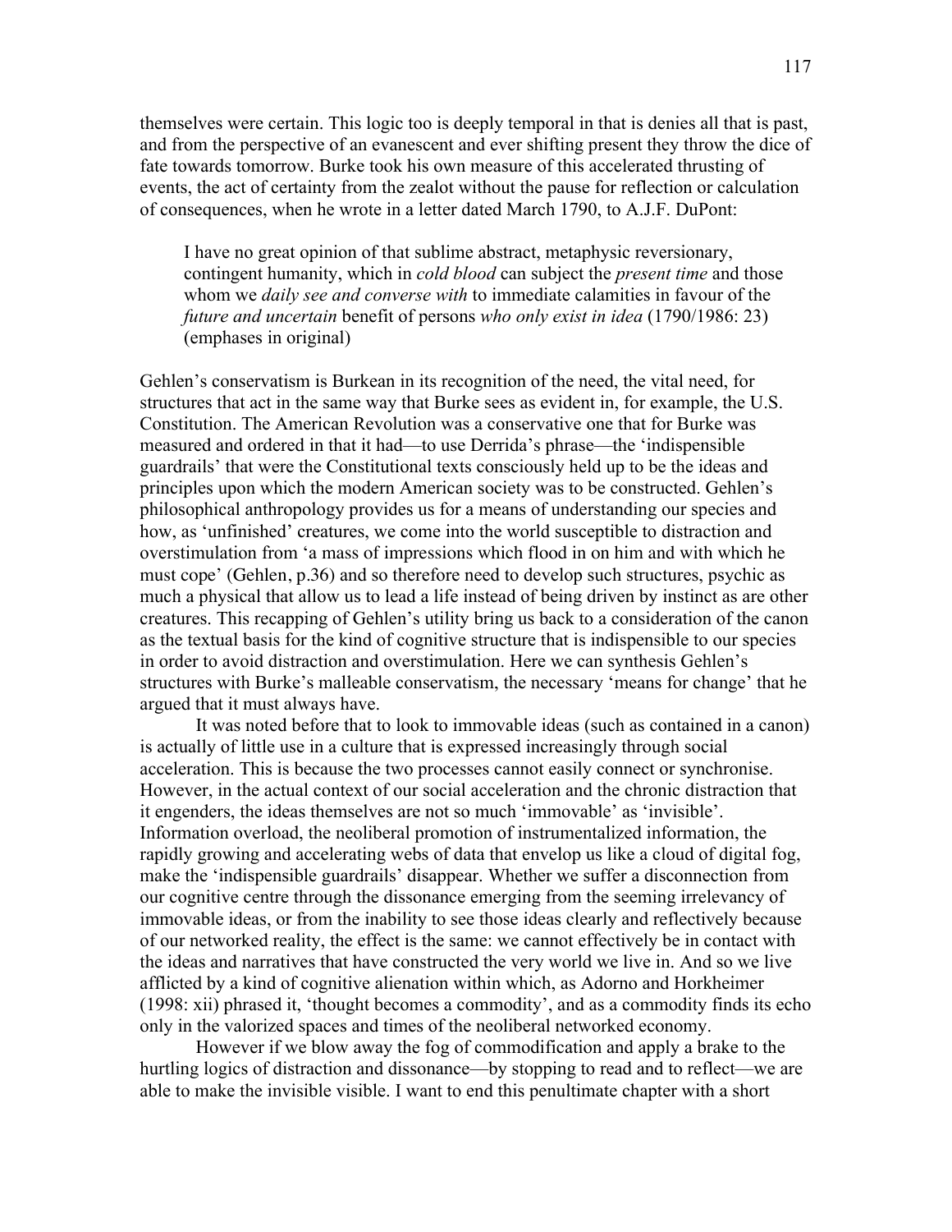themselves were certain. This logic too is deeply temporal in that is denies all that is past, and from the perspective of an evanescent and ever shifting present they throw the dice of fate towards tomorrow. Burke took his own measure of this accelerated thrusting of events, the act of certainty from the zealot without the pause for reflection or calculation of consequences, when he wrote in a letter dated March 1790, to A.J.F. DuPont:

> I have no great opinion of that sublime abstract, metaphysic reversionary, contingent humanity, which in *cold blood* can subject the *present time* and those whom we *daily see and converse with* to immediate calamities in favour of the *future and uncertain* benefit of persons *who only exist in idea* (1790/1986: 23) (emphases in original)

Gehlen's conservatism is Burkean in its recognition of the need, the vital need, for structures that act in the same way that Burke sees as evident in, for example, the U.S. Constitution. The American Revolution was a conservative one that for Burke was measured and ordered in that it had—to use Derrida's phrase—the 'indispensible guardrails' that were the Constitutional texts consciously held up to be the ideas and principles upon which the modern American society was to be constructed. Gehlen's philosophical anthropology provides us for a means of understanding our species and how, as 'unfinished' creatures, we come into the world susceptible to distraction and overstimulation from 'a mass of impressions which flood in on him and with which he must cope' (Gehlen, p.36) and so therefore need to develop such structures, psychic as much a physical that allow us to lead a life instead of being driven by instinct as are other creatures. This recapping of Gehlen's utility bring us back to a consideration of the canon as the textual basis for the kind of cognitive structure that is indispensible to our species in order to avoid distraction and overstimulation. Here we can synthesis Gehlen's structures with Burke's malleable conservatism, the necessary 'means for change' that he argued that it must always have.

It was noted before that to look to immovable ideas (such as contained in a canon) is actually of little use in a culture that is expressed increasingly through social acceleration. This is because the two processes cannot easily connect or synchronise. However, in the actual context of our social acceleration and the chronic distraction that it engenders, the ideas themselves are not so much 'immovable' as 'invisible'. Information overload, the neoliberal promotion of instrumentalized information, the rapidly growing and accelerating webs of data that envelop us like a cloud of digital fog, make the 'indispensible guardrails' disappear. Whether we suffer a disconnection from our cognitive centre through the dissonance emerging from the seeming irrelevancy of immovable ideas, or from the inability to see those ideas clearly and reflectively because of our networked reality, the effect is the same: we cannot effectively be in contact with the ideas and narratives that have constructed the very world we live in. And so we live afflicted by a kind of cognitive alienation within which, as Adorno and Horkheimer (1998: xii) phrased it, 'thought becomes a commodity', and as a commodity finds its echo only in the valorized spaces and times of the neoliberal networked economy.

However if we blow away the fog of commodification and apply a brake to the hurtling logics of distraction and dissonance—by stopping to read and to reflect—we are able to make the invisible visible. I want to end this penultimate chapter with a short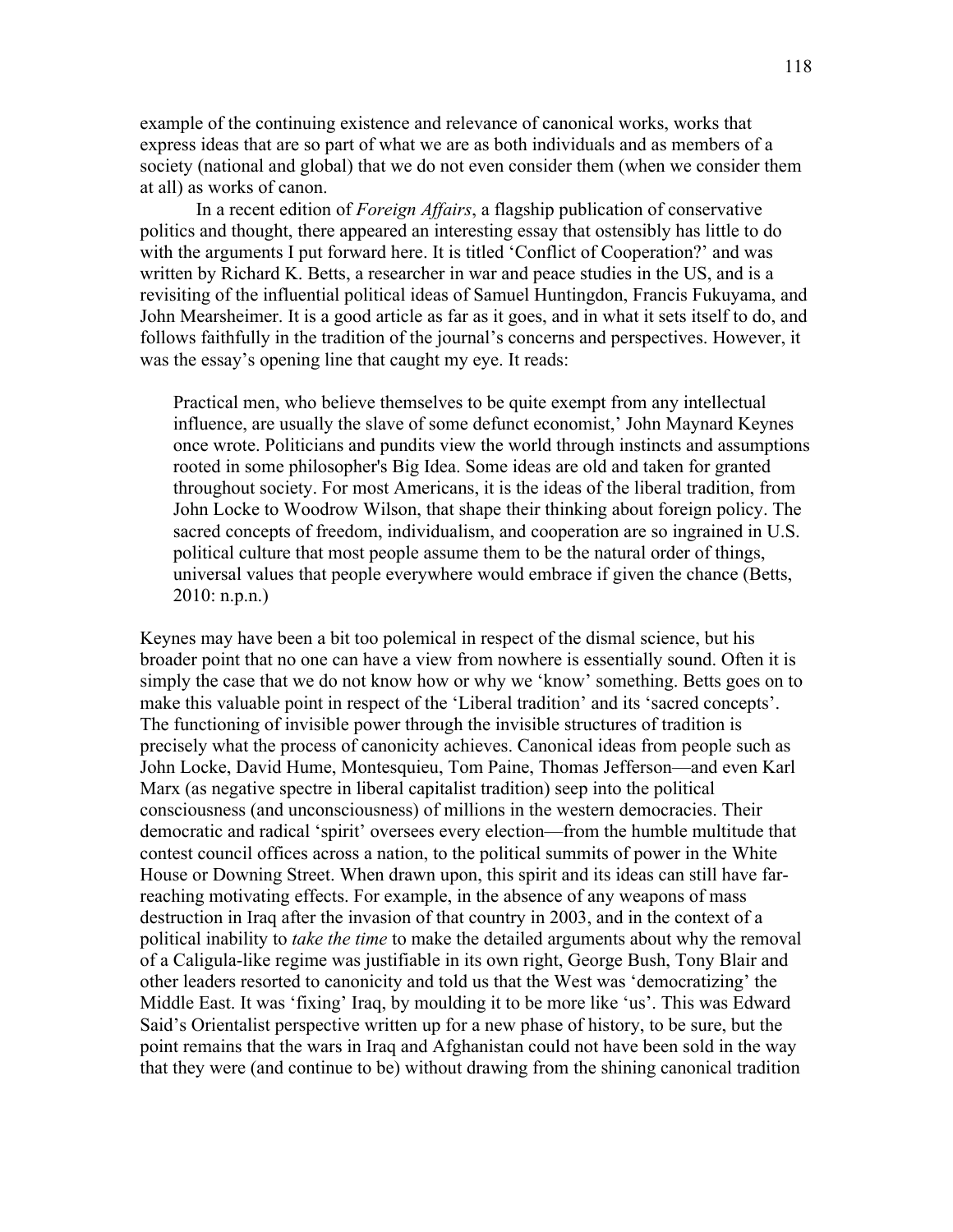example of the continuing existence and relevance of canonical works, works that express ideas that are so part of what we are as both individuals and as members of a society (national and global) that we do not even consider them (when we consider them at all) as works of canon.

In a recent edition of *Foreign Affairs*, a flagship publication of conservative politics and thought, there appeared an interesting essay that ostensibly has little to do with the arguments I put forward here. It is titled 'Conflict of Cooperation?' and was written by Richard K. Betts, a researcher in war and peace studies in the US, and is a revisiting of the influential political ideas of Samuel Huntingdon, Francis Fukuyama, and John Mearsheimer. It is a good article as far as it goes, and in what it sets itself to do, and follows faithfully in the tradition of the journal's concerns and perspectives. However, it was the essay's opening line that caught my eye. It reads:

> Practical men, who believe themselves to be quite exempt from any intellectual influence, are usually the slave of some defunct economist,' John Maynard Keynes once wrote. Politicians and pundits view the world through instincts and assumptions rooted in some philosopher's Big Idea. Some ideas are old and taken for granted throughout society. For most Americans, it is the ideas of the liberal tradition, from John Locke to Woodrow Wilson, that shape their thinking about foreign policy. The sacred concepts of freedom, individualism, and cooperation are so ingrained in U.S. political culture that most people assume them to be the natural order of things, universal values that people everywhere would embrace if given the chance (Betts, 2010: n.p.n.)

Keynes may have been a bit too polemical in respect of the dismal science, but his broader point that no one can have a view from nowhere is essentially sound. Often it is simply the case that we do not know how or why we 'know' something. Betts goes on to make this valuable point in respect of the 'Liberal tradition' and its 'sacred concepts'. The functioning of invisible power through the invisible structures of tradition is precisely what the process of canonicity achieves. Canonical ideas from people such as John Locke, David Hume, Montesquieu, Tom Paine, Thomas Jefferson—and even Karl Marx (as negative spectre in liberal capitalist tradition) seep into the political consciousness (and unconsciousness) of millions in the western democracies. Their democratic and radical 'spirit' oversees every election—from the humble multitude that contest council offices across a nation, to the political summits of power in the White House or Downing Street. When drawn upon, this spirit and its ideas can still have far-reaching motivating effects. For example, in the absence of any weapons of mass destruction in Iraq after the invasion of that country in 2003, and in the context of a political inability to *take the time* to make the detailed arguments about why the removal of a Caligula-like regime was justifiable in its own right, George Bush, Tony Blair and other leaders resorted to canonicity and told us that the West was 'democratizing' the Middle East. It was 'fixing' Iraq, by moulding it to be more like 'us'. This was Edward Said's Orientalist perspective written up for a new phase of history, to be sure, but the point remains that the wars in Iraq and Afghanistan could not have been sold in the way that they were (and continue to be) without drawing from the shining canonical tradition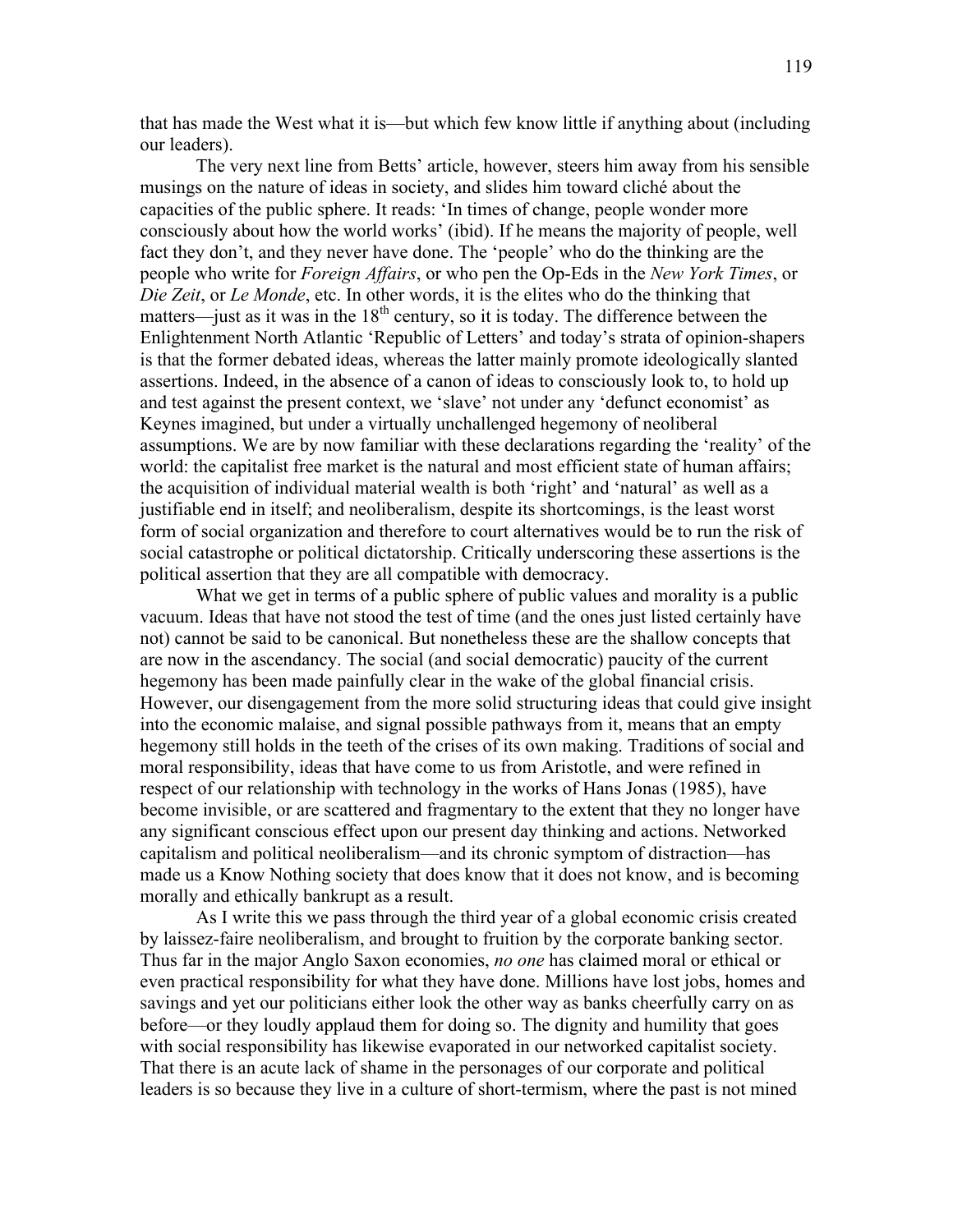that has made the West what it is—but which few know little if anything about (including our leaders).

The very next line from Betts' article, however, steers him away from his sensible musings on the nature of ideas in society, and slides him toward cliché about the capacities of the public sphere. It reads: 'In times of change, people wonder more consciously about how the world works' (ibid). If he means the majority of people, well fact they don't, and they never have done. The 'people' who do the thinking are the people who write for *Foreign Affairs*, or who pen the Op-Eds in the *New York Times*, or *Die Zeit*, or *Le Monde*, etc. In other words, it is the elites who do the thinking that matters—just as it was in the 18th century, so it is today. The difference between the Enlightenment North Atlantic 'Republic of Letters' and today's strata of opinion-shapers is that the former debated ideas, whereas the latter mainly promote ideologically slanted assertions. Indeed, in the absence of a canon of ideas to consciously look to, to hold up and test against the present context, we 'slave' not under any 'defunct economist' as Keynes imagined, but under a virtually unchallenged hegemony of neoliberal assumptions. We are by now familiar with these declarations regarding the 'reality' of the world: the capitalist free market is the natural and most efficient state of human affairs; the acquisition of individual material wealth is both 'right' and 'natural' as well as a justifiable end in itself; and neoliberalism, despite its shortcomings, is the least worst form of social organization and therefore to court alternatives would be to run the risk of social catastrophe or political dictatorship. Critically underscoring these assertions is the political assertion that they are all compatible with democracy.

What we get in terms of a public sphere of public values and morality is a public vacuum. Ideas that have not stood the test of time (and the ones just listed certainly have not) cannot be said to be canonical. But nonetheless these are the shallow concepts that are now in the ascendancy. The social (and social democratic) paucity of the current hegemony has been made painfully clear in the wake of the global financial crisis. However, our disengagement from the more solid structuring ideas that could give insight into the economic malaise, and signal possible pathways from it, means that an empty hegemony still holds in the teeth of the crises of its own making. Traditions of social and moral responsibility, ideas that have come to us from Aristotle, and were refined in respect of our relationship with technology in the works of Hans Jonas (1985), have become invisible, or are scattered and fragmentary to the extent that they no longer have any significant conscious effect upon our present day thinking and actions. Networked capitalism and political neoliberalism—and its chronic symptom of distraction—has made us a Know Nothing society that does know that it does not know, and is becoming morally and ethically bankrupt as a result.

As I write this we pass through the third year of a global economic crisis created by laissez-faire neoliberalism, and brought to fruition by the corporate banking sector. Thus far in the major Anglo Saxon economies, *no one* has claimed moral or ethical or even practical responsibility for what they have done. Millions have lost jobs, homes and savings and yet our politicians either look the other way as banks cheerfully carry on as before—or they loudly applaud them for doing so. The dignity and humility that goes with social responsibility has likewise evaporated in our networked capitalist society. That there is an acute lack of shame in the personages of our corporate and political leaders is so because they live in a culture of short-termism, where the past is not mined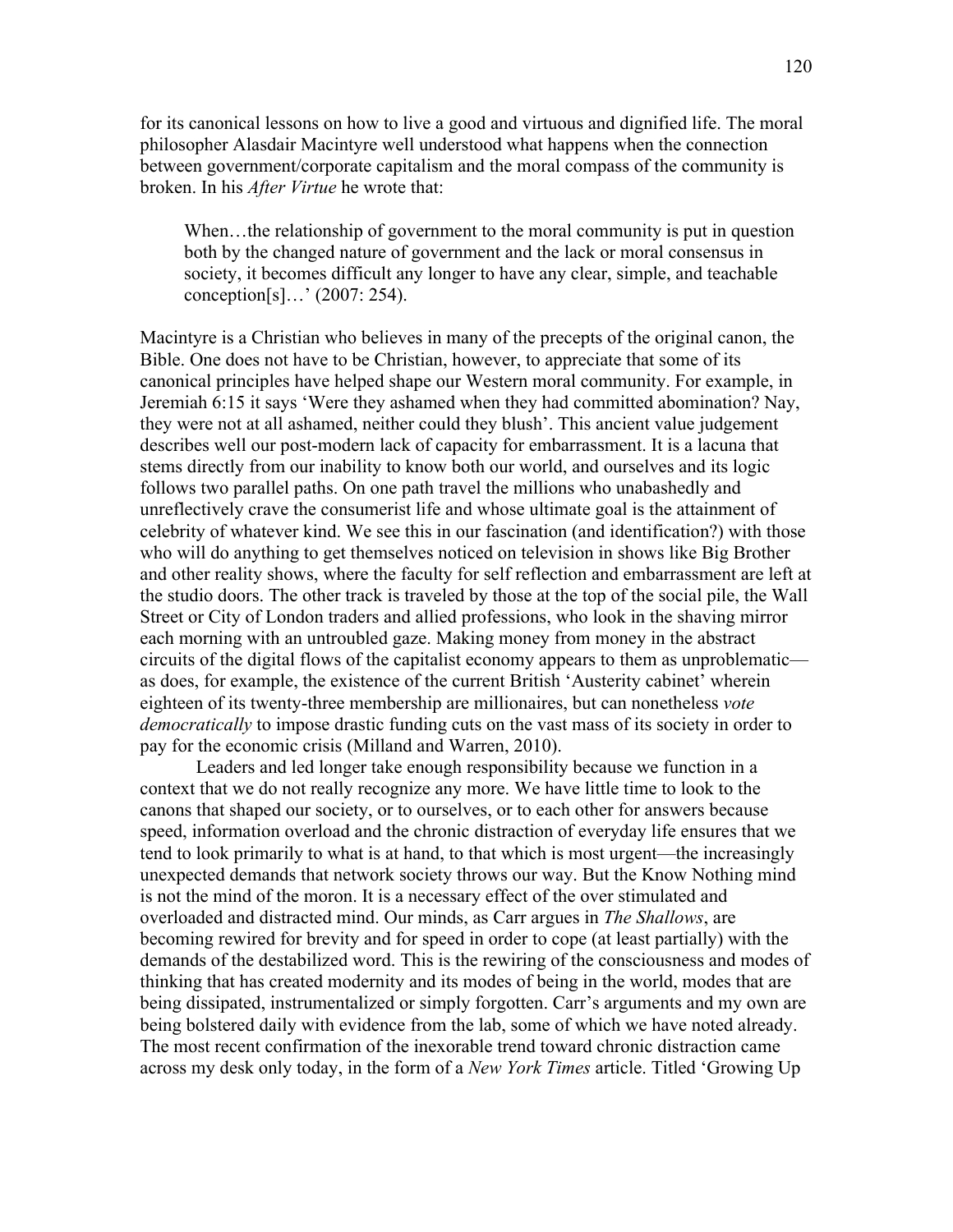for its canonical lessons on how to live a good and virtuous and dignified life. The moral philosopher Alasdair Macintyre well understood what happens when the connection between government/corporate capitalism and the moral compass of the community is broken. In his *After Virtue* he wrote that:

> When…the relationship of government to the moral community is put in question both by the changed nature of government and the lack or moral consensus in society, it becomes difficult any longer to have any clear, simple, and teachable conception[s]…' (2007: 254).

Macintyre is a Christian who believes in many of the precepts of the original canon, the Bible. One does not have to be Christian, however, to appreciate that some of its canonical principles have helped shape our Western moral community. For example, in Jeremiah 6:15 it says 'Were they ashamed when they had committed abomination? Nay, they were not at all ashamed, neither could they blush'. This ancient value judgement describes well our post-modern lack of capacity for embarrassment. It is a lacuna that stems directly from our inability to know both our world, and ourselves and its logic follows two parallel paths. On one path travel the millions who unabashedly and unreflectively crave the consumerist life and whose ultimate goal is the attainment of celebrity of whatever kind. We see this in our fascination (and identification?) with those who will do anything to get themselves noticed on television in shows like Big Brother and other reality shows, where the faculty for self reflection and embarrassment are left at the studio doors. The other track is traveled by those at the top of the social pile, the Wall Street or City of London traders and allied professions, who look in the shaving mirror each morning with an untroubled gaze. Making money from money in the abstract circuits of the digital flows of the capitalist economy appears to them as unproblematic—as does, for example, the existence of the current British 'Austerity cabinet' wherein eighteen of its twenty-three membership are millionaires, but can nonetheless *vote democratically* to impose drastic funding cuts on the vast mass of its society in order to pay for the economic crisis (Milland and Warren, 2010).

Leaders and led longer take enough responsibility because we function in a context that we do not really recognize any more. We have little time to look to the canons that shaped our society, or to ourselves, or to each other for answers because speed, information overload and the chronic distraction of everyday life ensures that we tend to look primarily to what is at hand, to that which is most urgent—the increasingly unexpected demands that network society throws our way. But the Know Nothing mind is not the mind of the moron. It is a necessary effect of the over stimulated and overloaded and distracted mind. Our minds, as Carr argues in *The Shallows*, are becoming rewired for brevity and for speed in order to cope (at least partially) with the demands of the destabilized word. This is the rewiring of the consciousness and modes of thinking that has created modernity and its modes of being in the world, modes that are being dissipated, instrumentalized or simply forgotten. Carr's arguments and my own are being bolstered daily with evidence from the lab, some of which we have noted already. The most recent confirmation of the inexorable trend toward chronic distraction came across my desk only today, in the form of a *New York Times* article. Titled 'Growing Up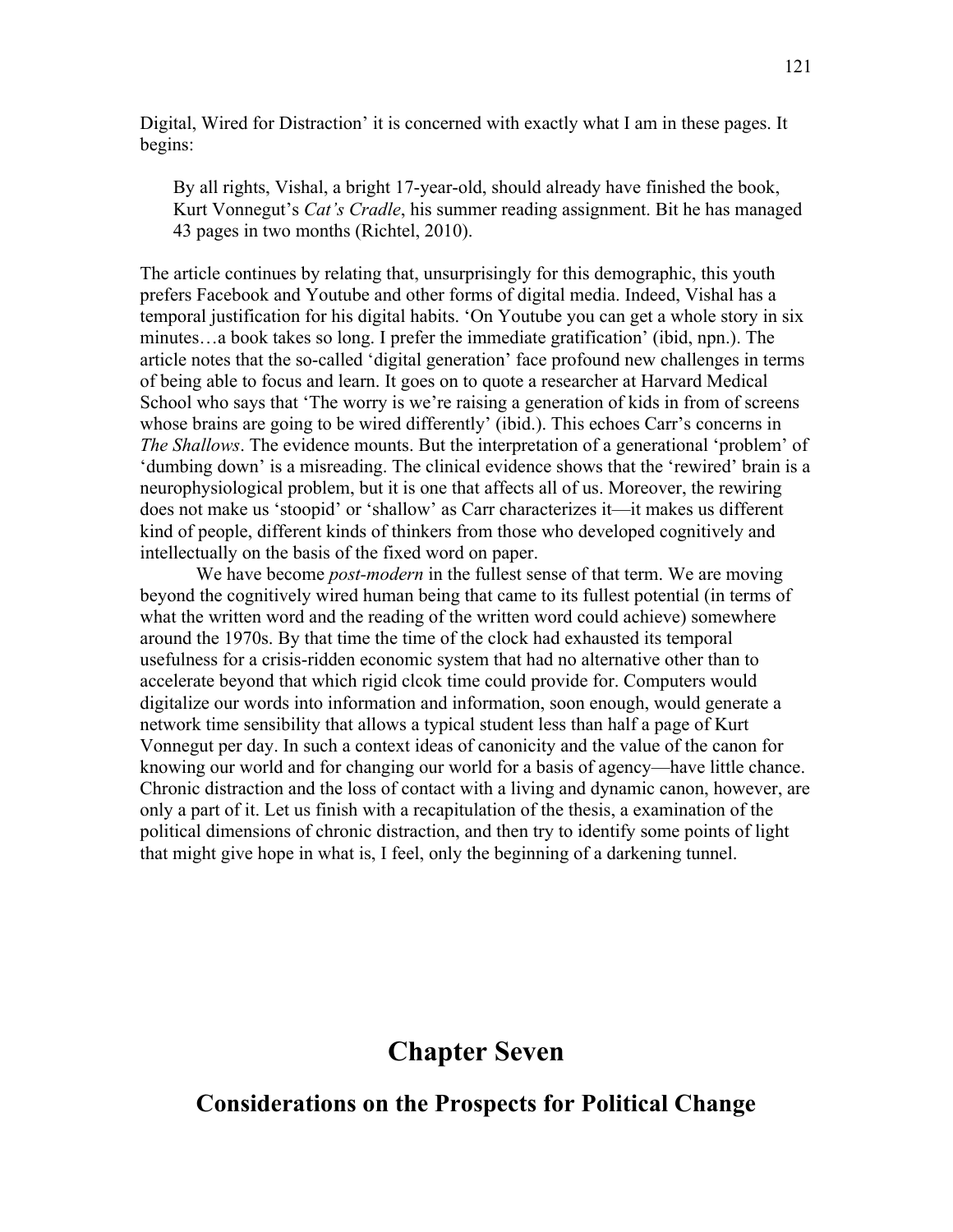Digital, Wired for Distraction' it is concerned with exactly what I am in these pages. It begins:

> By all rights, Vishal, a bright 17-year-old, should already have finished the book, Kurt Vonnegut's *Cat's Cradle*, his summer reading assignment. Bit he has managed 43 pages in two months (Richtel, 2010).

The article continues by relating that, unsurprisingly for this demographic, this youth prefers Facebook and Youtube and other forms of digital media. Indeed, Vishal has a temporal justification for his digital habits. 'On Youtube you can get a whole story in six minutes…a book takes so long. I prefer the immediate gratification' (ibid, npn.). The article notes that the so-called 'digital generation' face profound new challenges in terms of being able to focus and learn. It goes on to quote a researcher at Harvard Medical School who says that 'The worry is we're raising a generation of kids in from of screens whose brains are going to be wired differently' (ibid.). This echoes Carr's concerns in *The Shallows*. The evidence mounts. But the interpretation of a generational 'problem' of 'dumbing down' is a misreading. The clinical evidence shows that the 'rewired' brain is a neurophysiological problem, but it is one that affects all of us. Moreover, the rewiring does not make us 'stoopid' or 'shallow' as Carr characterizes it—it makes us different kind of people, different kinds of thinkers from those who developed cognitively and intellectually on the basis of the fixed word on paper.

We have become *post-modern* in the fullest sense of that term. We are moving beyond the cognitively wired human being that came to its fullest potential (in terms of what the written word and the reading of the written word could achieve) somewhere around the 1970s. By that time the time of the clock had exhausted its temporal usefulness for a crisis-ridden economic system that had no alternative other than to accelerate beyond that which rigid clcok time could provide for. Computers would digitalize our words into information and information, soon enough, would generate a network time sensibility that allows a typical student less than half a page of Kurt Vonnegut per day. In such a context ideas of canonicity and the value of the canon for knowing our world and for changing our world for a basis of agency—have little chance. Chronic distraction and the loss of contact with a living and dynamic canon, however, are only a part of it. Let us finish with a recapitulation of the thesis, a examination of the political dimensions of chronic distraction, and then try to identify some points of light that might give hope in what is, I feel, only the beginning of a darkening tunnel.

# Chapter Seven

## Considerations on the Prospects for Political Change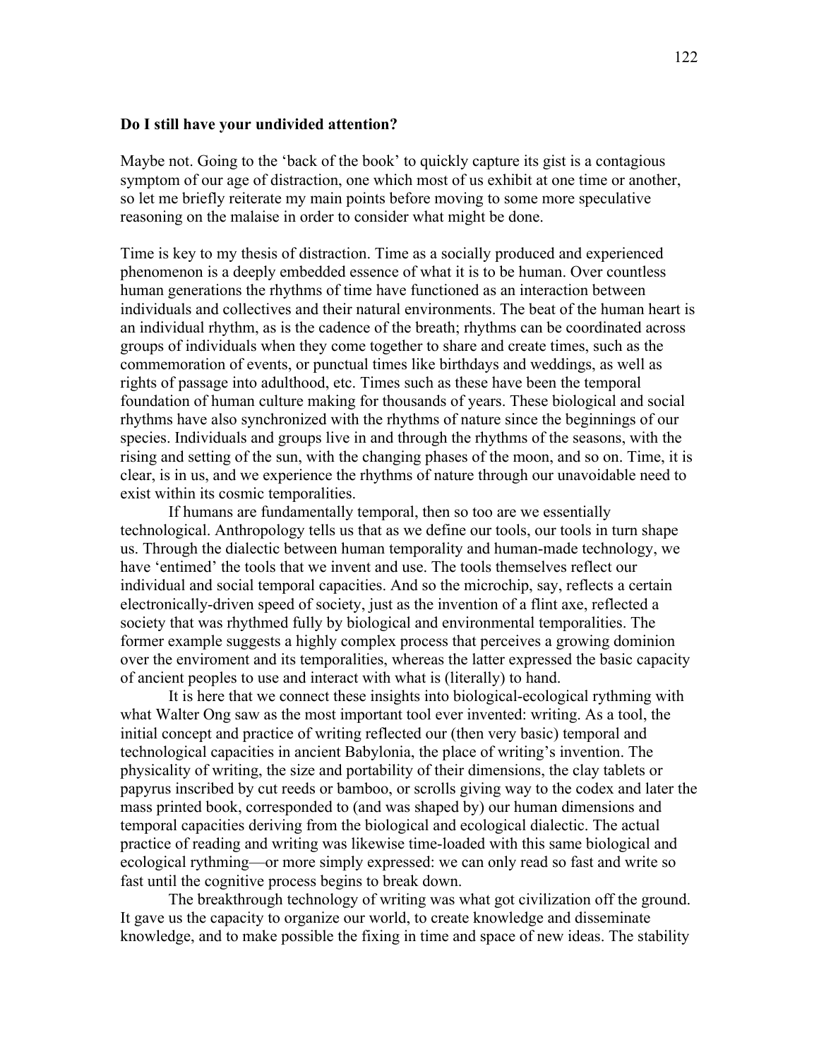**Do I still have your undivided attention?**

Maybe not. Going to the 'back of the book' to quickly capture its gist is a contagious symptom of our age of distraction, one which most of us exhibit at one time or another, so let me briefly reiterate my main points before moving to some more speculative reasoning on the malaise in order to consider what might be done.

Time is key to my thesis of distraction. Time as a socially produced and experienced phenomenon is a deeply embedded essence of what it is to be human. Over countless human generations the rhythms of time have functioned as an interaction between individuals and collectives and their natural environments. The beat of the human heart is an individual rhythm, as is the cadence of the breath; rhythms can be coordinated across groups of individuals when they come together to share and create times, such as the commemoration of events, or punctual times like birthdays and weddings, as well as rights of passage into adulthood, etc. Times such as these have been the temporal foundation of human culture making for thousands of years. These biological and social rhythms have also synchronized with the rhythms of nature since the beginnings of our species. Individuals and groups live in and through the rhythms of the seasons, with the rising and setting of the sun, with the changing phases of the moon, and so on. Time, it is clear, is in us, and we experience the rhythms of nature through our unavoidable need to exist within its cosmic temporalities.

If humans are fundamentally temporal, then so too are we essentially technological. Anthropology tells us that as we define our tools, our tools in turn shape us. Through the dialectic between human temporality and human-made technology, we have 'entimed' the tools that we invent and use. The tools themselves reflect our individual and social temporal capacities. And so the microchip, say, reflects a certain electronically-driven speed of society, just as the invention of a flint axe, reflected a society that was rhythmed fully by biological and environmental temporalities. The former example suggests a highly complex process that perceives a growing dominion over the enviroment and its temporalities, whereas the latter expressed the basic capacity of ancient peoples to use and interact with what is (literally) to hand.

It is here that we connect these insights into biological-ecological rythming with what Walter Ong saw as the most important tool ever invented: writing. As a tool, the initial concept and practice of writing reflected our (then very basic) temporal and technological capacities in ancient Babylonia, the place of writing's invention. The physicality of writing, the size and portability of their dimensions, the clay tablets or papyrus inscribed by cut reeds or bamboo, or scrolls giving way to the codex and later the mass printed book, corresponded to (and was shaped by) our human dimensions and temporal capacities deriving from the biological and ecological dialectic. The actual practice of reading and writing was likewise time-loaded with this same biological and ecological rythming—or more simply expressed: we can only read so fast and write so fast until the cognitive process begins to break down.

The breakthrough technology of writing was what got civilization off the ground. It gave us the capacity to organize our world, to create knowledge and disseminate knowledge, and to make possible the fixing in time and space of new ideas. The stability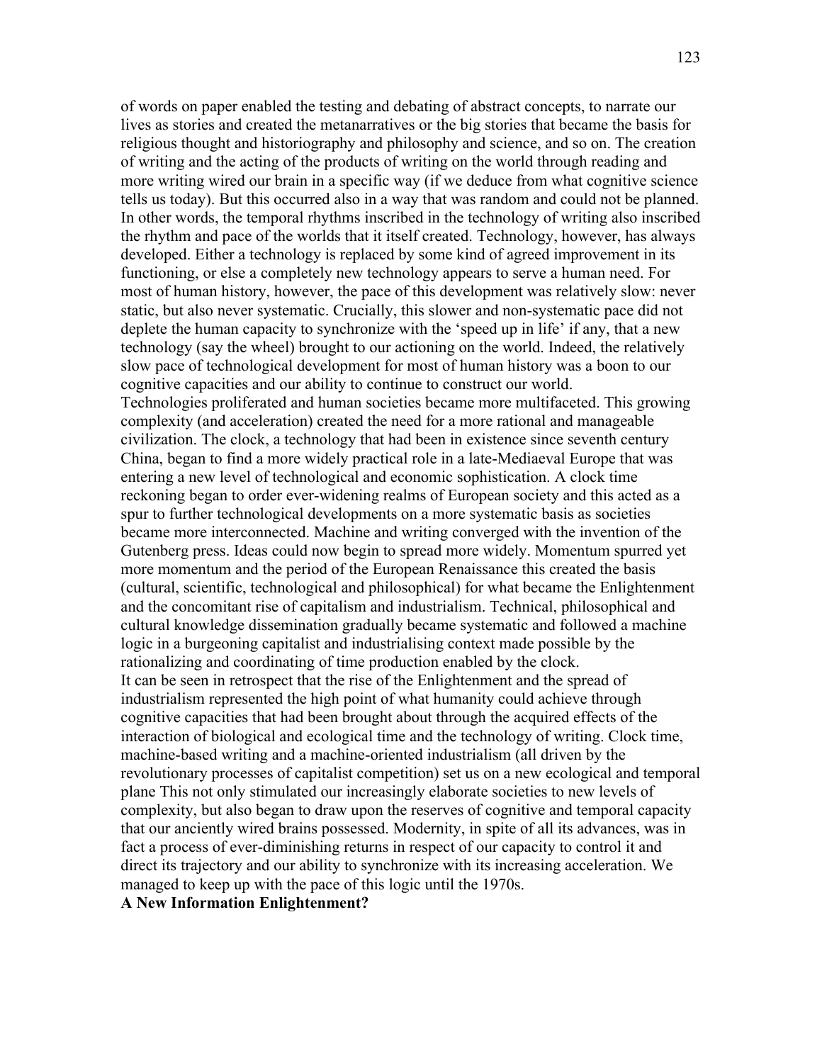of words on paper enabled the testing and debating of abstract concepts, to narrate our lives as stories and created the metanarratives or the big stories that became the basis for religious thought and historiography and philosophy and science, and so on. The creation of writing and the acting of the products of writing on the world through reading and more writing wired our brain in a specific way (if we deduce from what cognitive science tells us today). But this occurred also in a way that was random and could not be planned. In other words, the temporal rhythms inscribed in the technology of writing also inscribed the rhythm and pace of the worlds that it itself created. Technology, however, has always developed. Either a technology is replaced by some kind of agreed improvement in its functioning, or else a completely new technology appears to serve a human need. For most of human history, however, the pace of this development was relatively slow: never static, but also never systematic. Crucially, this slower and non-systematic pace did not deplete the human capacity to synchronize with the 'speed up in life' if any, that a new technology (say the wheel) brought to our actioning on the world. Indeed, the relatively slow pace of technological development for most of human history was a boon to our cognitive capacities and our ability to continue to construct our world.

Technologies proliferated and human societies became more multifaceted. This growing complexity (and acceleration) created the need for a more rational and manageable civilization. The clock, a technology that had been in existence since seventh century China, began to find a more widely practical role in a late-Mediaeval Europe that was entering a new level of technological and economic sophistication. A clock time reckoning began to order ever-widening realms of European society and this acted as a spur to further technological developments on a more systematic basis as societies became more interconnected. Machine and writing converged with the invention of the Gutenberg press. Ideas could now begin to spread more widely. Momentum spurred yet more momentum and the period of the European Renaissance this created the basis (cultural, scientific, technological and philosophical) for what became the Enlightenment and the concomitant rise of capitalism and industrialism. Technical, philosophical and cultural knowledge dissemination gradually became systematic and followed a machine logic in a burgeoning capitalist and industrialising context made possible by the rationalizing and coordinating of time production enabled by the clock.

It can be seen in retrospect that the rise of the Enlightenment and the spread of industrialism represented the high point of what humanity could achieve through cognitive capacities that had been brought about through the acquired effects of the interaction of biological and ecological time and the technology of writing. Clock time, machine-based writing and a machine-oriented industrialism (all driven by the revolutionary processes of capitalist competition) set us on a new ecological and temporal plane This not only stimulated our increasingly elaborate societies to new levels of complexity, but also began to draw upon the reserves of cognitive and temporal capacity that our anciently wired brains possessed. Modernity, in spite of all its advances, was in fact a process of ever-diminishing returns in respect of our capacity to control it and direct its trajectory and our ability to synchronize with its increasing acceleration. We managed to keep up with the pace of this logic until the 1970s.

**A New Information Enlightenment?**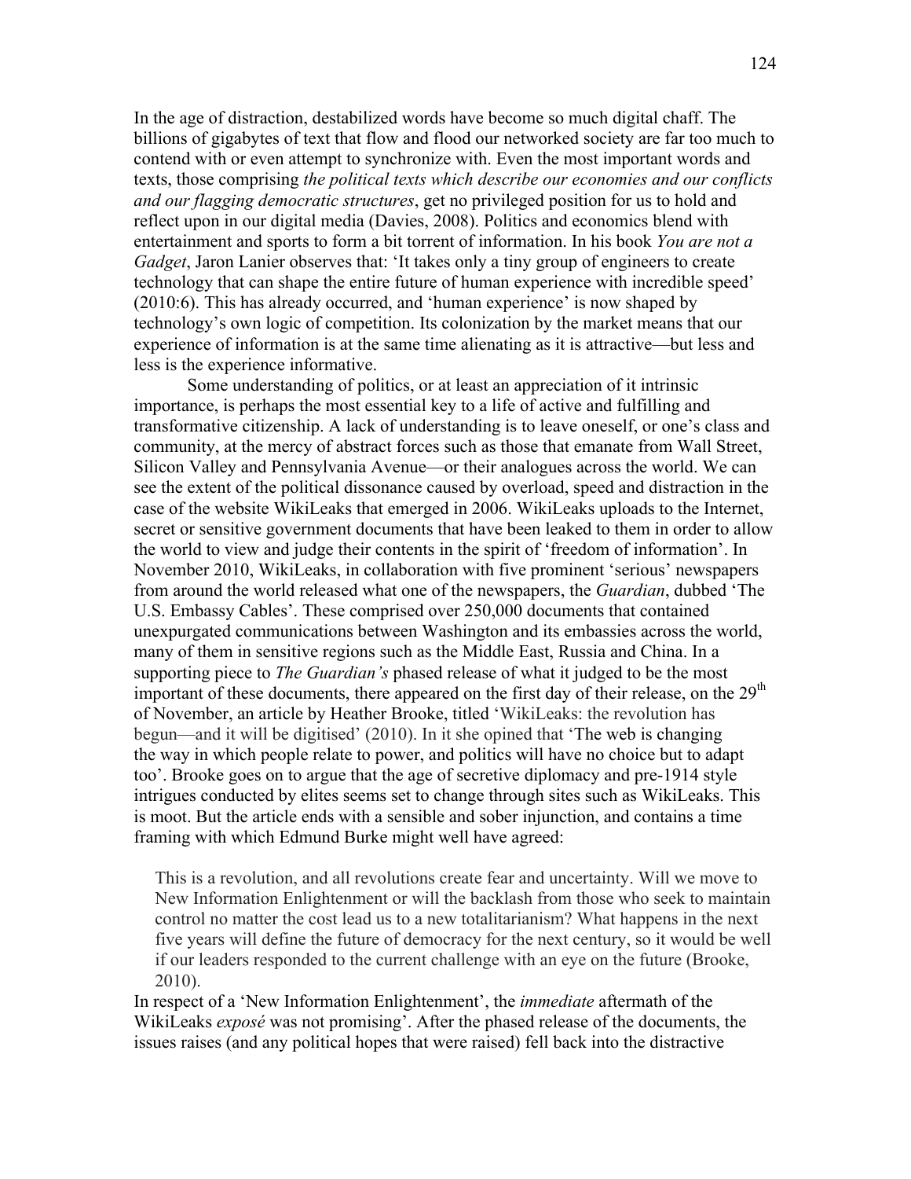In the age of distraction, destabilized words have become so much digital chaff. The billions of gigabytes of text that flow and flood our networked society are far too much to contend with or even attempt to synchronize with. Even the most important words and texts, those comprising *the political texts which describe our economies and our conflicts and our flagging democratic structures*, get no privileged position for us to hold and reflect upon in our digital media (Davies, 2008). Politics and economics blend with entertainment and sports to form a bit torrent of information. In his book *You are not a Gadget*, Jaron Lanier observes that: 'It takes only a tiny group of engineers to create technology that can shape the entire future of human experience with incredible speed' (2010:6). This has already occurred, and 'human experience' is now shaped by technology's own logic of competition. Its colonization by the market means that our experience of information is at the same time alienating as it is attractive—but less and less is the experience informative.

Some understanding of politics, or at least an appreciation of it intrinsic importance, is perhaps the most essential key to a life of active and fulfilling and transformative citizenship. A lack of understanding is to leave oneself, or one's class and community, at the mercy of abstract forces such as those that emanate from Wall Street, Silicon Valley and Pennsylvania Avenue—or their analogues across the world. We can see the extent of the political dissonance caused by overload, speed and distraction in the case of the website WikiLeaks that emerged in 2006. WikiLeaks uploads to the Internet, secret or sensitive government documents that have been leaked to them in order to allow the world to view and judge their contents in the spirit of 'freedom of information'. In November 2010, WikiLeaks, in collaboration with five prominent 'serious' newspapers from around the world released what one of the newspapers, the *Guardian*, dubbed 'The U.S. Embassy Cables'. These comprised over 250,000 documents that contained unexpurgated communications between Washington and its embassies across the world, many of them in sensitive regions such as the Middle East, Russia and China. In a supporting piece to *The Guardian's* phased release of what it judged to be the most important of these documents, there appeared on the first day of their release, on the 29th of November, an article by Heather Brooke, titled 'WikiLeaks: the revolution has begun—and it will be digitised' (2010). In it she opined that 'The web is changing the way in which people relate to power, and politics will have no choice but to adapt too'. Brooke goes on to argue that the age of secretive diplomacy and pre-1914 style intrigues conducted by elites seems set to change through sites such as WikiLeaks. This is moot. But the article ends with a sensible and sober injunction, and contains a time framing with which Edmund Burke might well have agreed:

> This is a revolution, and all revolutions create fear and uncertainty. Will we move to New Information Enlightenment or will the backlash from those who seek to maintain control no matter the cost lead us to a new totalitarianism? What happens in the next five years will define the future of democracy for the next century, so it would be well if our leaders responded to the current challenge with an eye on the future (Brooke, 2010).

In respect of a 'New Information Enlightenment', the *immediate* aftermath of the WikiLeaks *exposé* was not promising'. After the phased release of the documents, the issues raises (and any political hopes that were raised) fell back into the distractive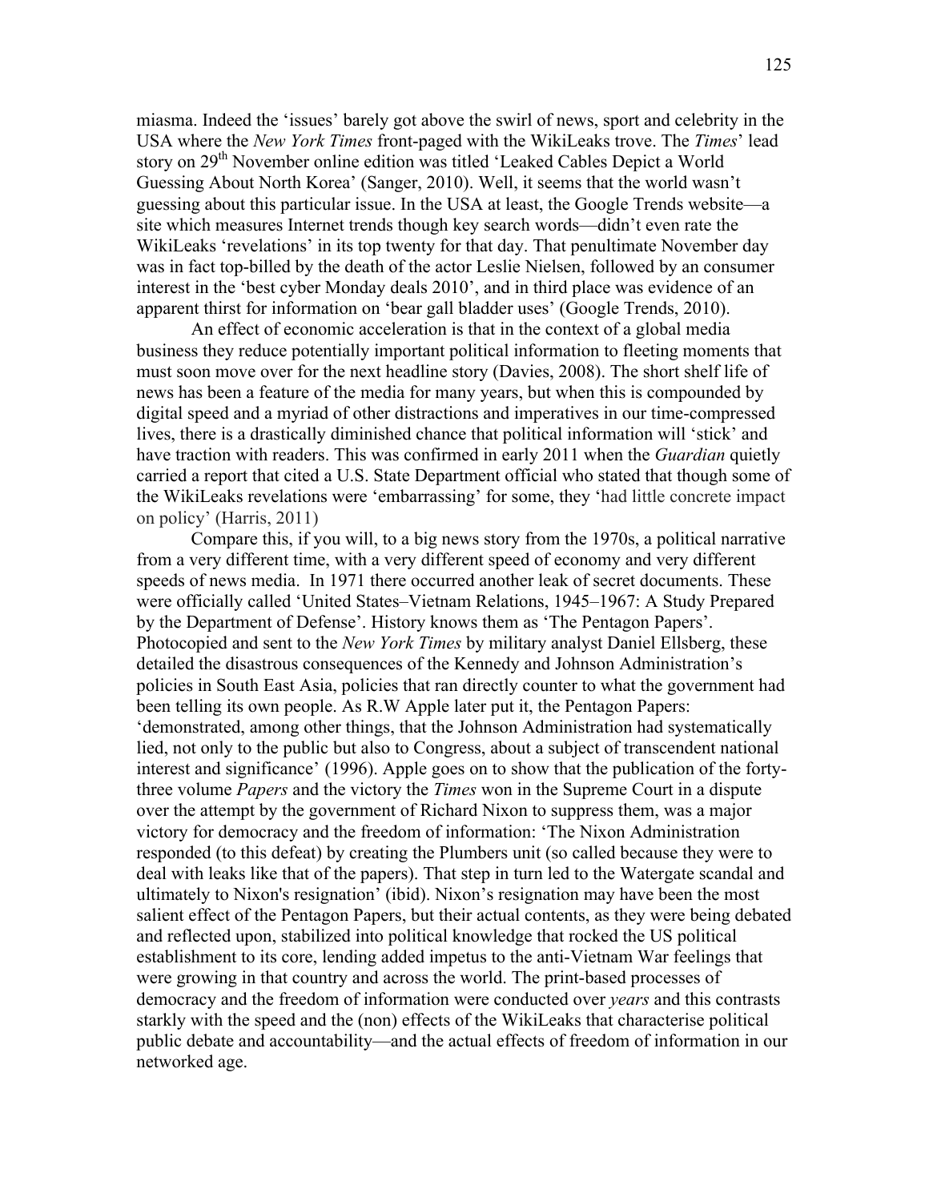miasma. Indeed the 'issues' barely got above the swirl of news, sport and celebrity in the USA where the *New York Times* front-paged with the WikiLeaks trove. The *Times*' lead story on 29th November online edition was titled 'Leaked Cables Depict a World Guessing About North Korea' (Sanger, 2010). Well, it seems that the world wasn't guessing about this particular issue. In the USA at least, the Google Trends website—a site which measures Internet trends though key search words—didn't even rate the WikiLeaks 'revelations' in its top twenty for that day. That penultimate November day was in fact top-billed by the death of the actor Leslie Nielsen, followed by an consumer interest in the 'best cyber Monday deals 2010', and in third place was evidence of an apparent thirst for information on 'bear gall bladder uses' (Google Trends, 2010).

An effect of economic acceleration is that in the context of a global media business they reduce potentially important political information to fleeting moments that must soon move over for the next headline story (Davies, 2008). The short shelf life of news has been a feature of the media for many years, but when this is compounded by digital speed and a myriad of other distractions and imperatives in our time-compressed lives, there is a drastically diminished chance that political information will 'stick' and have traction with readers. This was confirmed in early 2011 when the *Guardian* quietly carried a report that cited a U.S. State Department official who stated that though some of the WikiLeaks revelations were 'embarrassing' for some, they 'had little concrete impact on policy' (Harris, 2011)

Compare this, if you will, to a big news story from the 1970s, a political narrative from a very different time, with a very different speed of economy and very different speeds of news media. In 1971 there occurred another leak of secret documents. These were officially called 'United States–Vietnam Relations, 1945–1967: A Study Prepared by the Department of Defense'. History knows them as 'The Pentagon Papers'. Photocopied and sent to the *New York Times* by military analyst Daniel Ellsberg, these detailed the disastrous consequences of the Kennedy and Johnson Administration's policies in South East Asia, policies that ran directly counter to what the government had been telling its own people. As R.W Apple later put it, the Pentagon Papers: 'demonstrated, among other things, that the Johnson Administration had systematically lied, not only to the public but also to Congress, about a subject of transcendent national interest and significance' (1996). Apple goes on to show that the publication of the forty-three volume *Papers* and the victory the *Times* won in the Supreme Court in a dispute over the attempt by the government of Richard Nixon to suppress them, was a major victory for democracy and the freedom of information: 'The Nixon Administration responded (to this defeat) by creating the Plumbers unit (so called because they were to deal with leaks like that of the papers). That step in turn led to the Watergate scandal and ultimately to Nixon's resignation' (ibid). Nixon's resignation may have been the most salient effect of the Pentagon Papers, but their actual contents, as they were being debated and reflected upon, stabilized into political knowledge that rocked the US political establishment to its core, lending added impetus to the anti-Vietnam War feelings that were growing in that country and across the world. The print-based processes of democracy and the freedom of information were conducted over *years* and this contrasts starkly with the speed and the (non) effects of the WikiLeaks that characterise political public debate and accountability—and the actual effects of freedom of information in our networked age.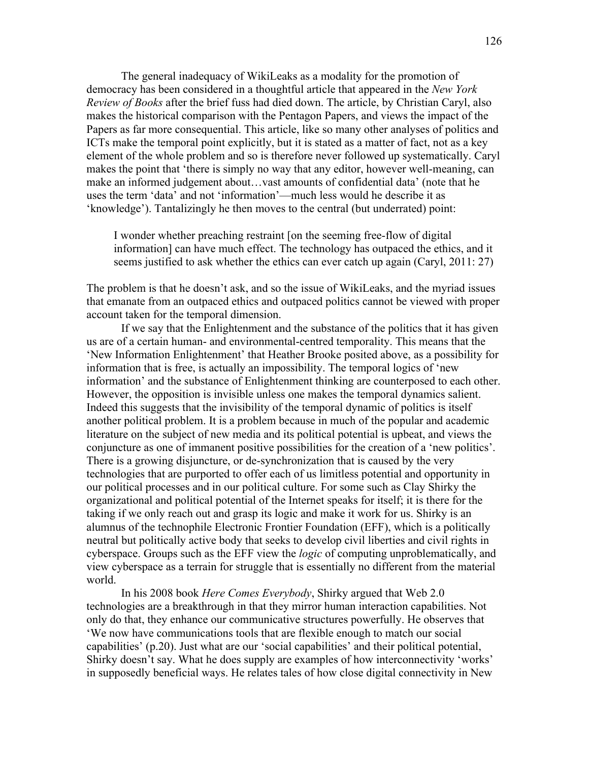The general inadequacy of WikiLeaks as a modality for the promotion of democracy has been considered in a thoughtful article that appeared in the *New York Review of Books* after the brief fuss had died down. The article, by Christian Caryl, also makes the historical comparison with the Pentagon Papers, and views the impact of the Papers as far more consequential. This article, like so many other analyses of politics and ICTs make the temporal point explicitly, but it is stated as a matter of fact, not as a key element of the whole problem and so is therefore never followed up systematically. Caryl makes the point that 'there is simply no way that any editor, however well-meaning, can make an informed judgement about…vast amounts of confidential data' (note that he uses the term 'data' and not 'information'—much less would he describe it as 'knowledge'). Tantalizingly he then moves to the central (but underrated) point:

> I wonder whether preaching restraint [on the seeming free-flow of digital information] can have much effect. The technology has outpaced the ethics, and it seems justified to ask whether the ethics can ever catch up again (Caryl, 2011: 27)

The problem is that he doesn't ask, and so the issue of WikiLeaks, and the myriad issues that emanate from an outpaced ethics and outpaced politics cannot be viewed with proper account taken for the temporal dimension.

If we say that the Enlightenment and the substance of the politics that it has given us are of a certain human- and environmental-centred temporality. This means that the 'New Information Enlightenment' that Heather Brooke posited above, as a possibility for information that is free, is actually an impossibility. The temporal logics of 'new information' and the substance of Enlightenment thinking are counterposed to each other. However, the opposition is invisible unless one makes the temporal dynamics salient. Indeed this suggests that the invisibility of the temporal dynamic of politics is itself another political problem. It is a problem because in much of the popular and academic literature on the subject of new media and its political potential is upbeat, and views the conjuncture as one of immanent positive possibilities for the creation of a 'new politics'. There is a growing disjuncture, or de-synchronization that is caused by the very technologies that are purported to offer each of us limitless potential and opportunity in our political processes and in our political culture. For some such as Clay Shirky the organizational and political potential of the Internet speaks for itself; it is there for the taking if we only reach out and grasp its logic and make it work for us. Shirky is an alumnus of the technophile Electronic Frontier Foundation (EFF), which is a politically neutral but politically active body that seeks to develop civil liberties and civil rights in cyberspace. Groups such as the EFF view the *logic* of computing unproblematically, and view cyberspace as a terrain for struggle that is essentially no different from the material world.

In his 2008 book *Here Comes Everybody*, Shirky argued that Web 2.0 technologies are a breakthrough in that they mirror human interaction capabilities. Not only do that, they enhance our communicative structures powerfully. He observes that 'We now have communications tools that are flexible enough to match our social capabilities' (p.20). Just what are our 'social capabilities' and their political potential, Shirky doesn't say. What he does supply are examples of how interconnectivity 'works' in supposedly beneficial ways. He relates tales of how close digital connectivity in New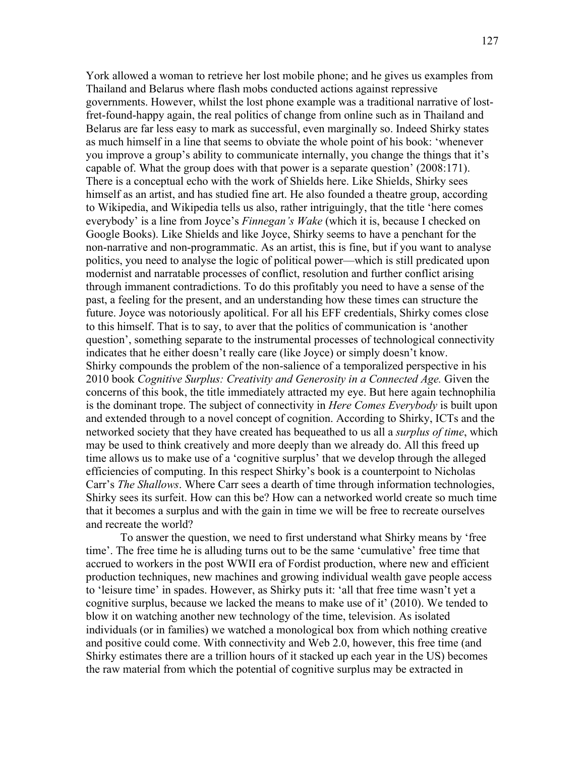York allowed a woman to retrieve her lost mobile phone; and he gives us examples from Thailand and Belarus where flash mobs conducted actions against repressive governments. However, whilst the lost phone example was a traditional narrative of lost-fret-found-happy again, the real politics of change from online such as in Thailand and Belarus are far less easy to mark as successful, even marginally so. Indeed Shirky states as much himself in a line that seems to obviate the whole point of his book: 'whenever you improve a group's ability to communicate internally, you change the things that it's capable of. What the group does with that power is a separate question' (2008:171). There is a conceptual echo with the work of Shields here. Like Shields, Shirky sees himself as an artist, and has studied fine art. He also founded a theatre group, according to Wikipedia, and Wikipedia tells us also, rather intriguingly, that the title 'here comes everybody' is a line from Joyce's *Finnegan's Wake* (which it is, because I checked on Google Books). Like Shields and like Joyce, Shirky seems to have a penchant for the non-narrative and non-programmatic. As an artist, this is fine, but if you want to analyse politics, you need to analyse the logic of political power—which is still predicated upon modernist and narratable processes of conflict, resolution and further conflict arising through immanent contradictions. To do this profitably you need to have a sense of the past, a feeling for the present, and an understanding how these times can structure the future. Joyce was notoriously apolitical. For all his EFF credentials, Shirky comes close to this himself. That is to say, to aver that the politics of communication is 'another question', something separate to the instrumental processes of technological connectivity indicates that he either doesn't really care (like Joyce) or simply doesn't know. Shirky compounds the problem of the non-salience of a temporalized perspective in his 2010 book *Cognitive Surplus: Creativity and Generosity in a Connected Age.* Given the concerns of this book, the title immediately attracted my eye. But here again technophilia is the dominant trope. The subject of connectivity in *Here Comes Everybody* is built upon and extended through to a novel concept of cognition. According to Shirky, ICTs and the networked society that they have created has bequeathed to us all a *surplus of time*, which may be used to think creatively and more deeply than we already do. All this freed up time allows us to make use of a 'cognitive surplus' that we develop through the alleged efficiencies of computing. In this respect Shirky's book is a counterpoint to Nicholas Carr's *The Shallows*. Where Carr sees a dearth of time through information technologies, Shirky sees its surfeit. How can this be? How can a networked world create so much time that it becomes a surplus and with the gain in time we will be free to recreate ourselves and recreate the world?

To answer the question, we need to first understand what Shirky means by 'free time'. The free time he is alluding turns out to be the same 'cumulative' free time that accrued to workers in the post WWII era of Fordist production, where new and efficient production techniques, new machines and growing individual wealth gave people access to 'leisure time' in spades. However, as Shirky puts it: 'all that free time wasn't yet a cognitive surplus, because we lacked the means to make use of it' (2010). We tended to blow it on watching another new technology of the time, television. As isolated individuals (or in families) we watched a monological box from which nothing creative and positive could come. With connectivity and Web 2.0, however, this free time (and Shirky estimates there are a trillion hours of it stacked up each year in the US) becomes the raw material from which the potential of cognitive surplus may be extracted in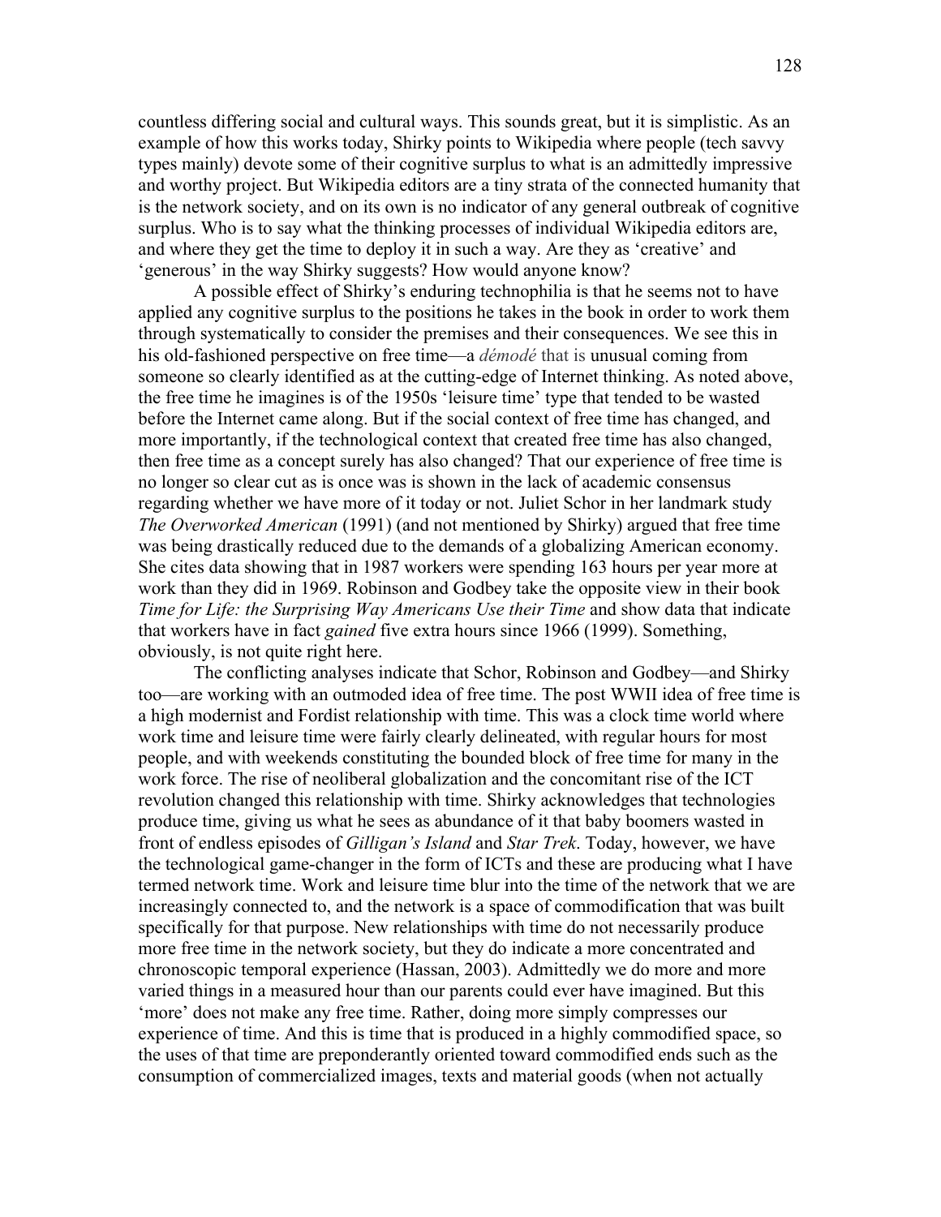countless differing social and cultural ways. This sounds great, but it is simplistic. As an example of how this works today, Shirky points to Wikipedia where people (tech savvy types mainly) devote some of their cognitive surplus to what is an admittedly impressive and worthy project. But Wikipedia editors are a tiny strata of the connected humanity that is the network society, and on its own is no indicator of any general outbreak of cognitive surplus. Who is to say what the thinking processes of individual Wikipedia editors are, and where they get the time to deploy it in such a way. Are they as 'creative' and 'generous' in the way Shirky suggests? How would anyone know?

A possible effect of Shirky's enduring technophilia is that he seems not to have applied any cognitive surplus to the positions he takes in the book in order to work them through systematically to consider the premises and their consequences. We see this in his old-fashioned perspective on free time—a *démodé* that is unusual coming from someone so clearly identified as at the cutting-edge of Internet thinking. As noted above, the free time he imagines is of the 1950s 'leisure time' type that tended to be wasted before the Internet came along. But if the social context of free time has changed, and more importantly, if the technological context that created free time has also changed, then free time as a concept surely has also changed? That our experience of free time is no longer so clear cut as is once was is shown in the lack of academic consensus regarding whether we have more of it today or not. Juliet Schor in her landmark study *The Overworked American* (1991) (and not mentioned by Shirky) argued that free time was being drastically reduced due to the demands of a globalizing American economy. She cites data showing that in 1987 workers were spending 163 hours per year more at work than they did in 1969. Robinson and Godbey take the opposite view in their book *Time for Life: the Surprising Way Americans Use their Time* and show data that indicate that workers have in fact *gained* five extra hours since 1966 (1999). Something, obviously, is not quite right here.

The conflicting analyses indicate that Schor, Robinson and Godbey—and Shirky too—are working with an outmoded idea of free time. The post WWII idea of free time is a high modernist and Fordist relationship with time. This was a clock time world where work time and leisure time were fairly clearly delineated, with regular hours for most people, and with weekends constituting the bounded block of free time for many in the work force. The rise of neoliberal globalization and the concomitant rise of the ICT revolution changed this relationship with time. Shirky acknowledges that technologies produce time, giving us what he sees as abundance of it that baby boomers wasted in front of endless episodes of *Gilligan's Island* and *Star Trek*. Today, however, we have the technological game-changer in the form of ICTs and these are producing what I have termed network time. Work and leisure time blur into the time of the network that we are increasingly connected to, and the network is a space of commodification that was built specifically for that purpose. New relationships with time do not necessarily produce more free time in the network society, but they do indicate a more concentrated and chronoscopic temporal experience (Hassan, 2003). Admittedly we do more and more varied things in a measured hour than our parents could ever have imagined. But this 'more' does not make any free time. Rather, doing more simply compresses our experience of time. And this is time that is produced in a highly commodified space, so the uses of that time are preponderantly oriented toward commodified ends such as the consumption of commercialized images, texts and material goods (when not actually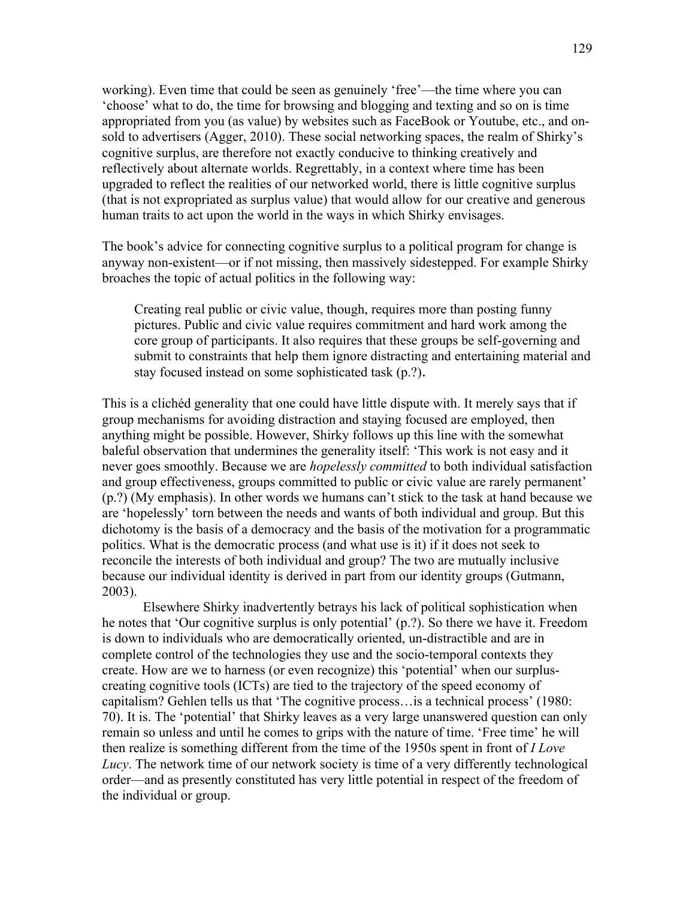working). Even time that could be seen as genuinely 'free'—the time where you can 'choose' what to do, the time for browsing and blogging and texting and so on is time appropriated from you (as value) by websites such as FaceBook or Youtube, etc., and on-sold to advertisers (Agger, 2010). These social networking spaces, the realm of Shirky's cognitive surplus, are therefore not exactly conducive to thinking creatively and reflectively about alternate worlds. Regrettably, in a context where time has been upgraded to reflect the realities of our networked world, there is little cognitive surplus (that is not expropriated as surplus value) that would allow for our creative and generous human traits to act upon the world in the ways in which Shirky envisages.

The book's advice for connecting cognitive surplus to a political program for change is anyway non-existent—or if not missing, then massively sidestepped. For example Shirky broaches the topic of actual politics in the following way:

> Creating real public or civic value, though, requires more than posting funny pictures. Public and civic value requires commitment and hard work among the core group of participants. It also requires that these groups be self-governing and submit to constraints that help them ignore distracting and entertaining material and stay focused instead on some sophisticated task (p.?).

This is a clichéd generality that one could have little dispute with. It merely says that if group mechanisms for avoiding distraction and staying focused are employed, then anything might be possible. However, Shirky follows up this line with the somewhat baleful observation that undermines the generality itself: 'This work is not easy and it never goes smoothly. Because we are *hopelessly committed* to both individual satisfaction and group effectiveness, groups committed to public or civic value are rarely permanent' (p.?) (My emphasis). In other words we humans can't stick to the task at hand because we are 'hopelessly' torn between the needs and wants of both individual and group. But this dichotomy is the basis of a democracy and the basis of the motivation for a programmatic politics. What is the democratic process (and what use is it) if it does not seek to reconcile the interests of both individual and group? The two are mutually inclusive because our individual identity is derived in part from our identity groups (Gutmann, 2003).

Elsewhere Shirky inadvertently betrays his lack of political sophistication when he notes that 'Our cognitive surplus is only potential' (p.?). So there we have it. Freedom is down to individuals who are democratically oriented, un-distractible and are in complete control of the technologies they use and the socio-temporal contexts they create. How are we to harness (or even recognize) this 'potential' when our surplus-creating cognitive tools (ICTs) are tied to the trajectory of the speed economy of capitalism? Gehlen tells us that 'The cognitive process…is a technical process' (1980: 70). It is. The 'potential' that Shirky leaves as a very large unanswered question can only remain so unless and until he comes to grips with the nature of time. 'Free time' he will then realize is something different from the time of the 1950s spent in front of *I Love Lucy*. The network time of our network society is time of a very differently technological order—and as presently constituted has very little potential in respect of the freedom of the individual or group.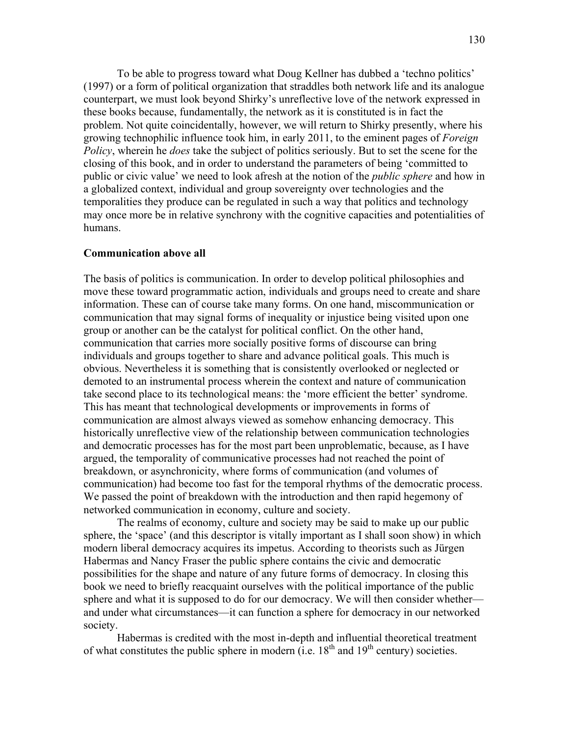To be able to progress toward what Doug Kellner has dubbed a 'techno politics' (1997) or a form of political organization that straddles both network life and its analogue counterpart, we must look beyond Shirky's unreflective love of the network expressed in these books because, fundamentally, the network as it is constituted is in fact the problem. Not quite coincidentally, however, we will return to Shirky presently, where his growing technophilic influence took him, in early 2011, to the eminent pages of *Foreign Policy*, wherein he *does* take the subject of politics seriously. But to set the scene for the closing of this book, and in order to understand the parameters of being 'committed to public or civic value' we need to look afresh at the notion of the *public sphere* and how in a globalized context, individual and group sovereignty over technologies and the temporalities they produce can be regulated in such a way that politics and technology may once more be in relative synchrony with the cognitive capacities and potentialities of humans.

### Communication above all

The basis of politics is communication. In order to develop political philosophies and move these toward programmatic action, individuals and groups need to create and share information. These can of course take many forms. On one hand, miscommunication or communication that may signal forms of inequality or injustice being visited upon one group or another can be the catalyst for political conflict. On the other hand, communication that carries more socially positive forms of discourse can bring individuals and groups together to share and advance political goals. This much is obvious. Nevertheless it is something that is consistently overlooked or neglected or demoted to an instrumental process wherein the context and nature of communication take second place to its technological means: the 'more efficient the better' syndrome. This has meant that technological developments or improvements in forms of communication are almost always viewed as somehow enhancing democracy. This historically unreflective view of the relationship between communication technologies and democratic processes has for the most part been unproblematic, because, as I have argued, the temporality of communicative processes had not reached the point of breakdown, or asynchronicity, where forms of communication (and volumes of communication) had become too fast for the temporal rhythms of the democratic process. We passed the point of breakdown with the introduction and then rapid hegemony of networked communication in economy, culture and society.

The realms of economy, culture and society may be said to make up our public sphere, the 'space' (and this descriptor is vitally important as I shall soon show) in which modern liberal democracy acquires its impetus. According to theorists such as Jürgen Habermas and Nancy Fraser the public sphere contains the civic and democratic possibilities for the shape and nature of any future forms of democracy. In closing this book we need to briefly reacquaint ourselves with the political importance of the public sphere and what it is supposed to do for our democracy. We will then consider whether—and under what circumstances—it can function a sphere for democracy in our networked society.

Habermas is credited with the most in-depth and influential theoretical treatment of what constitutes the public sphere in modern (i.e. 18th and 19th century) societies.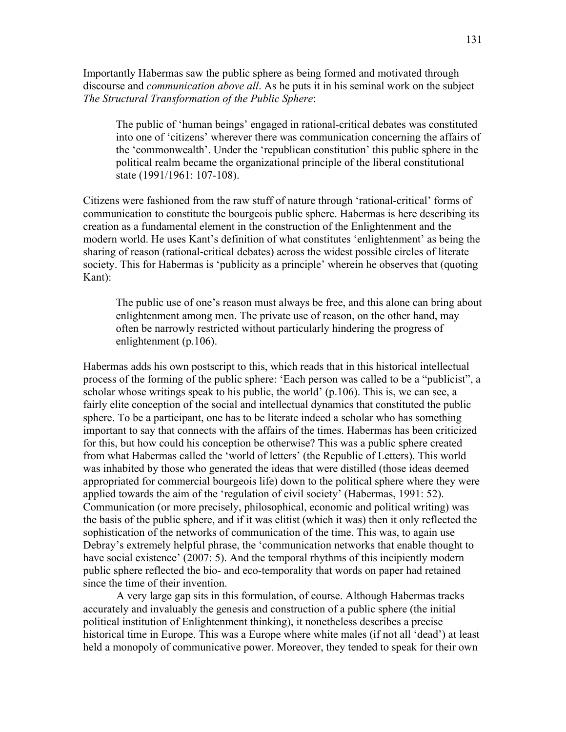Importantly Habermas saw the public sphere as being formed and motivated through discourse and *communication above all*. As he puts it in his seminal work on the subject *The Structural Transformation of the Public Sphere*:

> The public of 'human beings' engaged in rational-critical debates was constituted into one of 'citizens' wherever there was communication concerning the affairs of the 'commonwealth'. Under the 'republican constitution' this public sphere in the political realm became the organizational principle of the liberal constitutional state (1991/1961: 107-108).

Citizens were fashioned from the raw stuff of nature through 'rational-critical' forms of communication to constitute the bourgeois public sphere. Habermas is here describing its creation as a fundamental element in the construction of the Enlightenment and the modern world. He uses Kant's definition of what constitutes 'enlightenment' as being the sharing of reason (rational-critical debates) across the widest possible circles of literate society. This for Habermas is 'publicity as a principle' wherein he observes that (quoting Kant):

> The public use of one's reason must always be free, and this alone can bring about enlightenment among men. The private use of reason, on the other hand, may often be narrowly restricted without particularly hindering the progress of enlightenment (p.106).

Habermas adds his own postscript to this, which reads that in this historical intellectual process of the forming of the public sphere: 'Each person was called to be a "publicist", a scholar whose writings speak to his public, the world' (p.106). This is, we can see, a fairly elite conception of the social and intellectual dynamics that constituted the public sphere. To be a participant, one has to be literate indeed a scholar who has something important to say that connects with the affairs of the times. Habermas has been criticized for this, but how could his conception be otherwise? This was a public sphere created from what Habermas called the 'world of letters' (the Republic of Letters). This world was inhabited by those who generated the ideas that were distilled (those ideas deemed appropriated for commercial bourgeois life) down to the political sphere where they were applied towards the aim of the 'regulation of civil society' (Habermas, 1991: 52). Communication (or more precisely, philosophical, economic and political writing) was the basis of the public sphere, and if it was elitist (which it was) then it only reflected the sophistication of the networks of communication of the time. This was, to again use Debray's extremely helpful phrase, the 'communication networks that enable thought to have social existence' (2007: 5). And the temporal rhythms of this incipiently modern public sphere reflected the bio- and eco-temporality that words on paper had retained since the time of their invention.

A very large gap sits in this formulation, of course. Although Habermas tracks accurately and invaluably the genesis and construction of a public sphere (the initial political institution of Enlightenment thinking), it nonetheless describes a precise historical time in Europe. This was a Europe where white males (if not all 'dead') at least held a monopoly of communicative power. Moreover, they tended to speak for their own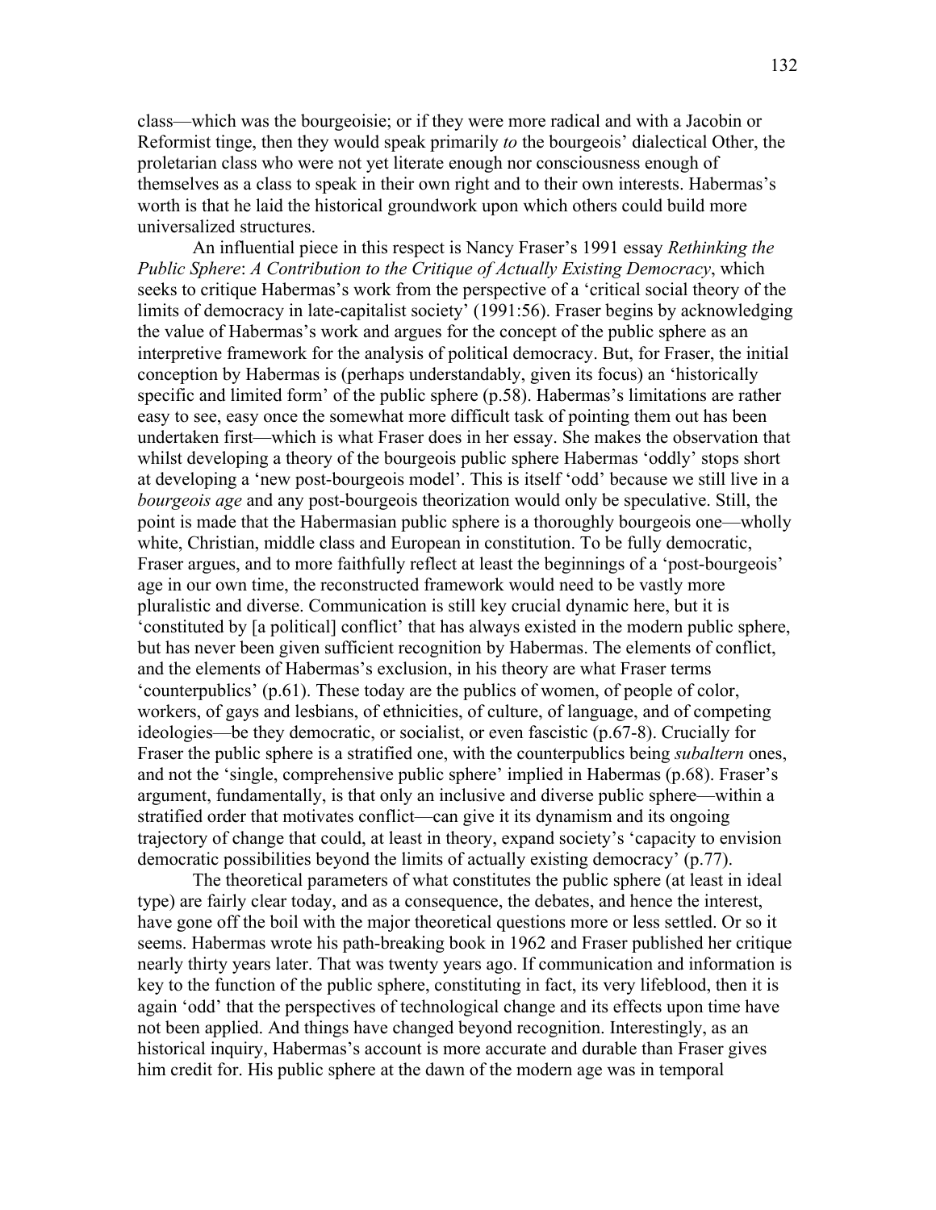class—which was the bourgeoisie; or if they were more radical and with a Jacobin or Reformist tinge, then they would speak primarily *to* the bourgeois' dialectical Other, the proletarian class who were not yet literate enough nor consciousness enough of themselves as a class to speak in their own right and to their own interests. Habermas's worth is that he laid the historical groundwork upon which others could build more universalized structures.

An influential piece in this respect is Nancy Fraser's 1991 essay *Rethinking the Public Sphere*: *A Contribution to the Critique of Actually Existing Democracy*, which seeks to critique Habermas's work from the perspective of a 'critical social theory of the limits of democracy in late-capitalist society' (1991:56). Fraser begins by acknowledging the value of Habermas's work and argues for the concept of the public sphere as an interpretive framework for the analysis of political democracy. But, for Fraser, the initial conception by Habermas is (perhaps understandably, given its focus) an 'historically specific and limited form' of the public sphere (p.58). Habermas's limitations are rather easy to see, easy once the somewhat more difficult task of pointing them out has been undertaken first—which is what Fraser does in her essay. She makes the observation that whilst developing a theory of the bourgeois public sphere Habermas 'oddly' stops short at developing a 'new post-bourgeois model'. This is itself 'odd' because we still live in a *bourgeois age* and any post-bourgeois theorization would only be speculative. Still, the point is made that the Habermasian public sphere is a thoroughly bourgeois one—wholly white, Christian, middle class and European in constitution. To be fully democratic, Fraser argues, and to more faithfully reflect at least the beginnings of a 'post-bourgeois' age in our own time, the reconstructed framework would need to be vastly more pluralistic and diverse. Communication is still key crucial dynamic here, but it is 'constituted by [a political] conflict' that has always existed in the modern public sphere, but has never been given sufficient recognition by Habermas. The elements of conflict, and the elements of Habermas's exclusion, in his theory are what Fraser terms 'counterpublics' (p.61). These today are the publics of women, of people of color, workers, of gays and lesbians, of ethnicities, of culture, of language, and of competing ideologies—be they democratic, or socialist, or even fascistic (p.67-8). Crucially for Fraser the public sphere is a stratified one, with the counterpublics being *subaltern* ones, and not the 'single, comprehensive public sphere' implied in Habermas (p.68). Fraser's argument, fundamentally, is that only an inclusive and diverse public sphere—within a stratified order that motivates conflict—can give it its dynamism and its ongoing trajectory of change that could, at least in theory, expand society's 'capacity to envision democratic possibilities beyond the limits of actually existing democracy' (p.77).

The theoretical parameters of what constitutes the public sphere (at least in ideal type) are fairly clear today, and as a consequence, the debates, and hence the interest, have gone off the boil with the major theoretical questions more or less settled. Or so it seems. Habermas wrote his path-breaking book in 1962 and Fraser published her critique nearly thirty years later. That was twenty years ago. If communication and information is key to the function of the public sphere, constituting in fact, its very lifeblood, then it is again 'odd' that the perspectives of technological change and its effects upon time have not been applied. And things have changed beyond recognition. Interestingly, as an historical inquiry, Habermas's account is more accurate and durable than Fraser gives him credit for. His public sphere at the dawn of the modern age was in temporal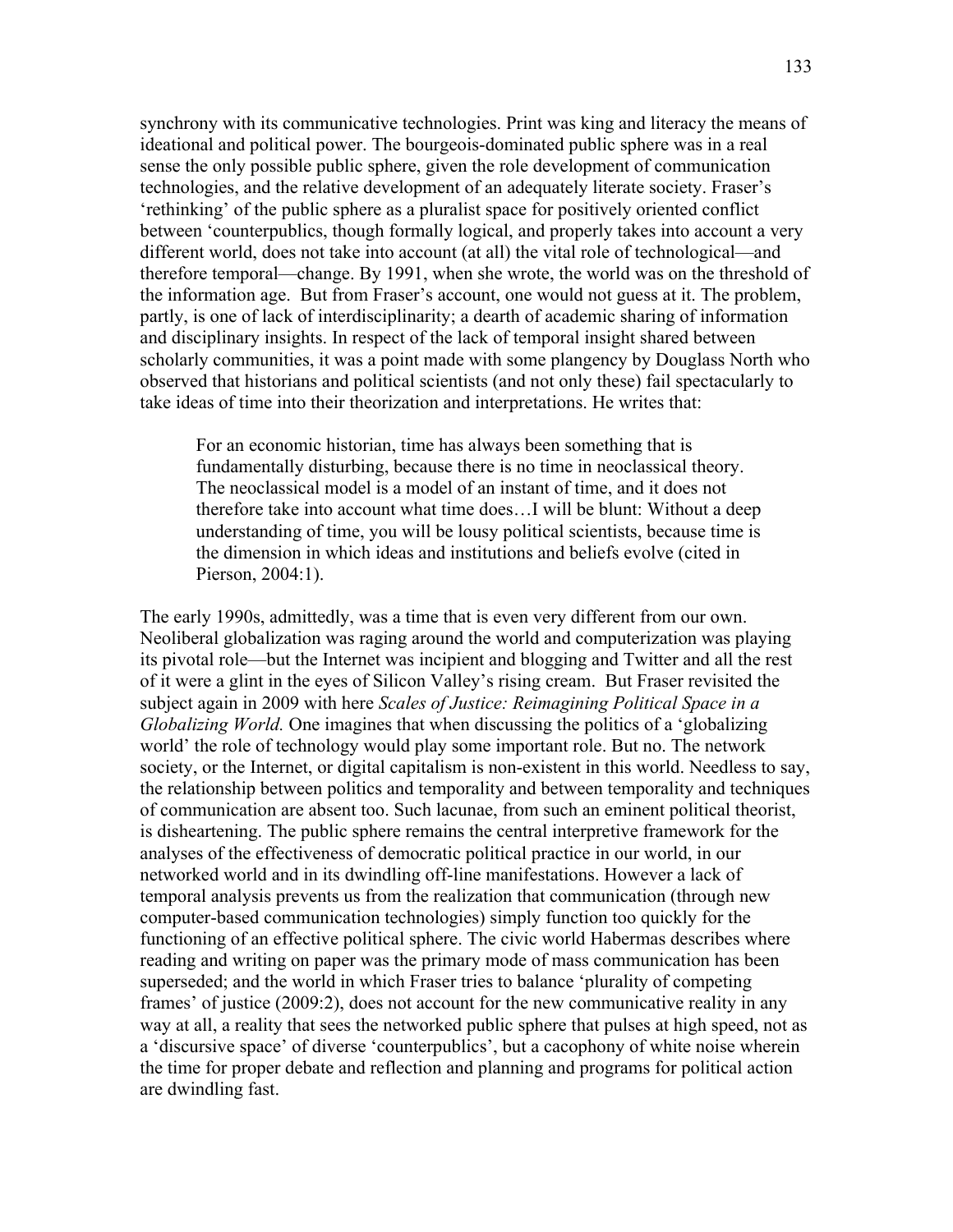synchrony with its communicative technologies. Print was king and literacy the means of ideational and political power. The bourgeois-dominated public sphere was in a real sense the only possible public sphere, given the role development of communication technologies, and the relative development of an adequately literate society. Fraser's 'rethinking' of the public sphere as a pluralist space for positively oriented conflict between 'counterpublics, though formally logical, and properly takes into account a very different world, does not take into account (at all) the vital role of technological—and therefore temporal—change. By 1991, when she wrote, the world was on the threshold of the information age. But from Fraser's account, one would not guess at it. The problem, partly, is one of lack of interdisciplinarity; a dearth of academic sharing of information and disciplinary insights. In respect of the lack of temporal insight shared between scholarly communities, it was a point made with some plangency by Douglass North who observed that historians and political scientists (and not only these) fail spectacularly to take ideas of time into their theorization and interpretations. He writes that:

> For an economic historian, time has always been something that is fundamentally disturbing, because there is no time in neoclassical theory. The neoclassical model is a model of an instant of time, and it does not therefore take into account what time does…I will be blunt: Without a deep understanding of time, you will be lousy political scientists, because time is the dimension in which ideas and institutions and beliefs evolve (cited in Pierson, 2004:1).

The early 1990s, admittedly, was a time that is even very different from our own. Neoliberal globalization was raging around the world and computerization was playing its pivotal role—but the Internet was incipient and blogging and Twitter and all the rest of it were a glint in the eyes of Silicon Valley's rising cream. But Fraser revisited the subject again in 2009 with here *Scales of Justice: Reimagining Political Space in a Globalizing World.* One imagines that when discussing the politics of a 'globalizing world' the role of technology would play some important role. But no. The network society, or the Internet, or digital capitalism is non-existent in this world. Needless to say, the relationship between politics and temporality and between temporality and techniques of communication are absent too. Such lacunae, from such an eminent political theorist, is disheartening. The public sphere remains the central interpretive framework for the analyses of the effectiveness of democratic political practice in our world, in our networked world and in its dwindling off-line manifestations. However a lack of temporal analysis prevents us from the realization that communication (through new computer-based communication technologies) simply function too quickly for the functioning of an effective political sphere. The civic world Habermas describes where reading and writing on paper was the primary mode of mass communication has been superseded; and the world in which Fraser tries to balance 'plurality of competing frames' of justice (2009:2), does not account for the new communicative reality in any way at all, a reality that sees the networked public sphere that pulses at high speed, not as a 'discursive space' of diverse 'counterpublics', but a cacophony of white noise wherein the time for proper debate and reflection and planning and programs for political action are dwindling fast.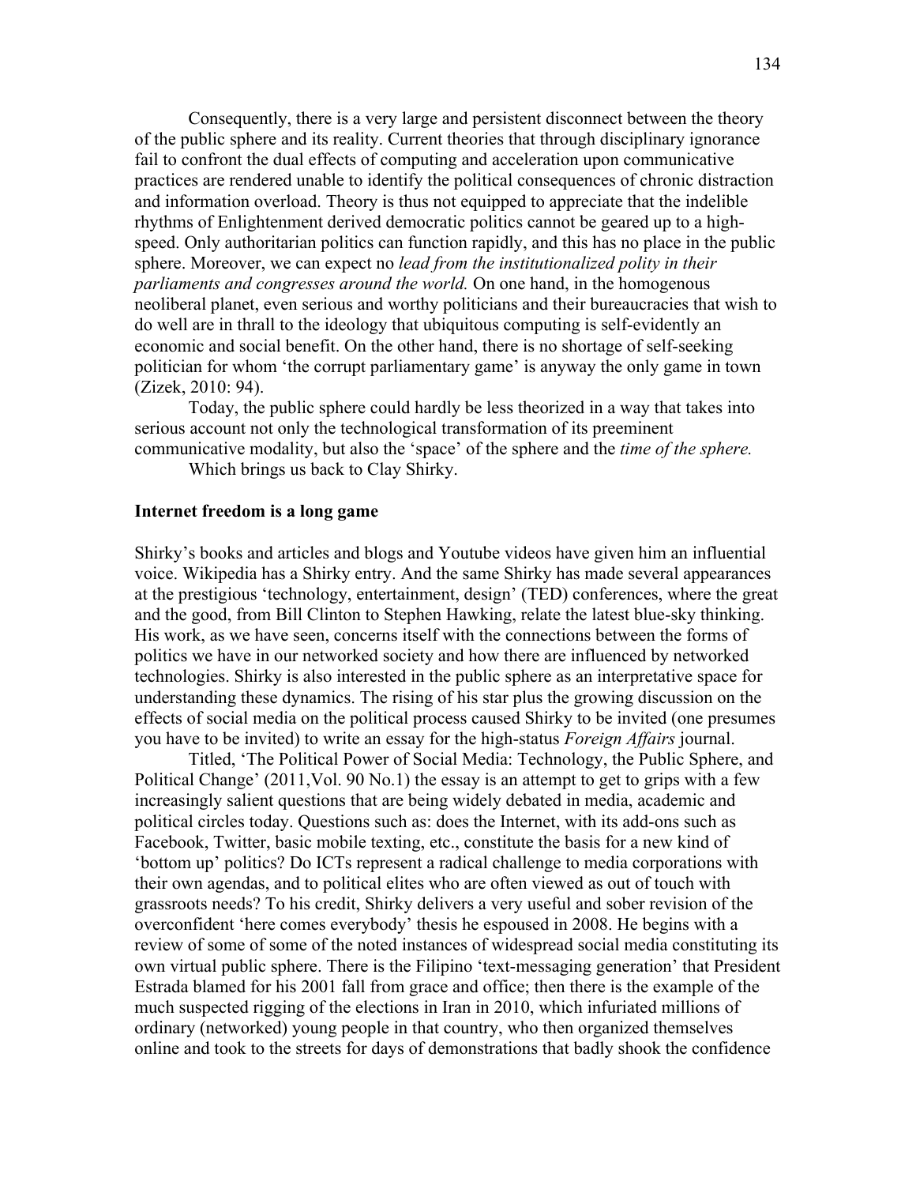Consequently, there is a very large and persistent disconnect between the theory of the public sphere and its reality. Current theories that through disciplinary ignorance fail to confront the dual effects of computing and acceleration upon communicative practices are rendered unable to identify the political consequences of chronic distraction and information overload. Theory is thus not equipped to appreciate that the indelible rhythms of Enlightenment derived democratic politics cannot be geared up to a high-speed. Only authoritarian politics can function rapidly, and this has no place in the public sphere. Moreover, we can expect no *lead from the institutionalized polity in their parliaments and congresses around the world.* On one hand, in the homogenous neoliberal planet, even serious and worthy politicians and their bureaucracies that wish to do well are in thrall to the ideology that ubiquitous computing is self-evidently an economic and social benefit. On the other hand, there is no shortage of self-seeking politician for whom 'the corrupt parliamentary game' is anyway the only game in town (Zizek, 2010: 94).

Today, the public sphere could hardly be less theorized in a way that takes into serious account not only the technological transformation of its preeminent communicative modality, but also the 'space' of the sphere and the *time of the sphere.*

Which brings us back to Clay Shirky.

**Internet freedom is a long game**

Shirky's books and articles and blogs and Youtube videos have given him an influential voice. Wikipedia has a Shirky entry. And the same Shirky has made several appearances at the prestigious 'technology, entertainment, design' (TED) conferences, where the great and the good, from Bill Clinton to Stephen Hawking, relate the latest blue-sky thinking. His work, as we have seen, concerns itself with the connections between the forms of politics we have in our networked society and how there are influenced by networked technologies. Shirky is also interested in the public sphere as an interpretative space for understanding these dynamics. The rising of his star plus the growing discussion on the effects of social media on the political process caused Shirky to be invited (one presumes you have to be invited) to write an essay for the high-status *Foreign Affairs* journal.

Titled, 'The Political Power of Social Media: Technology, the Public Sphere, and Political Change' (2011,Vol. 90 No.1) the essay is an attempt to get to grips with a few increasingly salient questions that are being widely debated in media, academic and political circles today. Questions such as: does the Internet, with its add-ons such as Facebook, Twitter, basic mobile texting, etc., constitute the basis for a new kind of 'bottom up' politics? Do ICTs represent a radical challenge to media corporations with their own agendas, and to political elites who are often viewed as out of touch with grassroots needs? To his credit, Shirky delivers a very useful and sober revision of the overconfident 'here comes everybody' thesis he espoused in 2008. He begins with a review of some of some of the noted instances of widespread social media constituting its own virtual public sphere. There is the Filipino 'text-messaging generation' that President Estrada blamed for his 2001 fall from grace and office; then there is the example of the much suspected rigging of the elections in Iran in 2010, which infuriated millions of ordinary (networked) young people in that country, who then organized themselves online and took to the streets for days of demonstrations that badly shook the confidence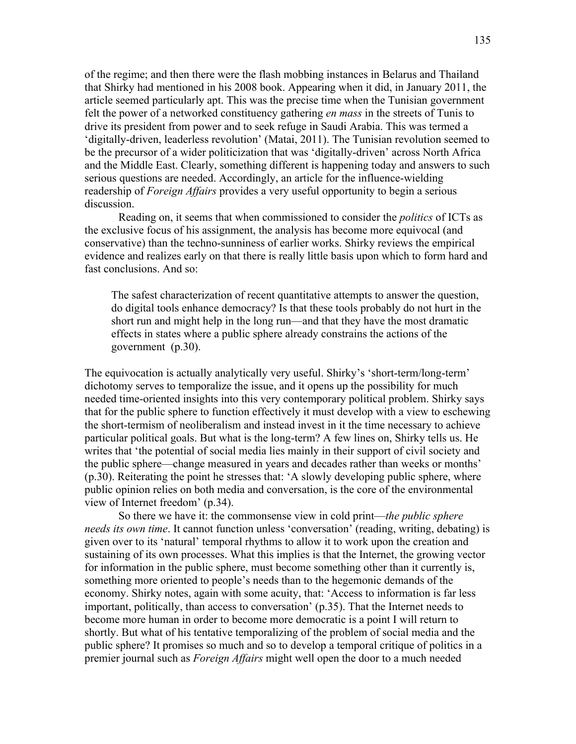of the regime; and then there were the flash mobbing instances in Belarus and Thailand that Shirky had mentioned in his 2008 book. Appearing when it did, in January 2011, the article seemed particularly apt. This was the precise time when the Tunisian government felt the power of a networked constituency gathering *en mass* in the streets of Tunis to drive its president from power and to seek refuge in Saudi Arabia. This was termed a 'digitally-driven, leaderless revolution' (Matai, 2011). The Tunisian revolution seemed to be the precursor of a wider politicization that was 'digitally-driven' across North Africa and the Middle East. Clearly, something different is happening today and answers to such serious questions are needed. Accordingly, an article for the influence-wielding readership of *Foreign Affairs* provides a very useful opportunity to begin a serious discussion.

Reading on, it seems that when commissioned to consider the *politics* of ICTs as the exclusive focus of his assignment, the analysis has become more equivocal (and conservative) than the techno-sunniness of earlier works. Shirky reviews the empirical evidence and realizes early on that there is really little basis upon which to form hard and fast conclusions. And so:

> The safest characterization of recent quantitative attempts to answer the question, do digital tools enhance democracy? Is that these tools probably do not hurt in the short run and might help in the long run—and that they have the most dramatic effects in states where a public sphere already constrains the actions of the government (p.30).

The equivocation is actually analytically very useful. Shirky's 'short-term/long-term' dichotomy serves to temporalize the issue, and it opens up the possibility for much needed time-oriented insights into this very contemporary political problem. Shirky says that for the public sphere to function effectively it must develop with a view to eschewing the short-termism of neoliberalism and instead invest in it the time necessary to achieve particular political goals. But what is the long-term? A few lines on, Shirky tells us. He writes that 'the potential of social media lies mainly in their support of civil society and the public sphere—change measured in years and decades rather than weeks or months' (p.30). Reiterating the point he stresses that: 'A slowly developing public sphere, where public opinion relies on both media and conversation, is the core of the environmental view of Internet freedom' (p.34).

So there we have it: the commonsense view in cold print—*the public sphere needs its own time*. It cannot function unless 'conversation' (reading, writing, debating) is given over to its 'natural' temporal rhythms to allow it to work upon the creation and sustaining of its own processes. What this implies is that the Internet, the growing vector for information in the public sphere, must become something other than it currently is, something more oriented to people's needs than to the hegemonic demands of the economy. Shirky notes, again with some acuity, that: 'Access to information is far less important, politically, than access to conversation' (p.35). That the Internet needs to become more human in order to become more democratic is a point I will return to shortly. But what of his tentative temporalizing of the problem of social media and the public sphere? It promises so much and so to develop a temporal critique of politics in a premier journal such as *Foreign Affairs* might well open the door to a much needed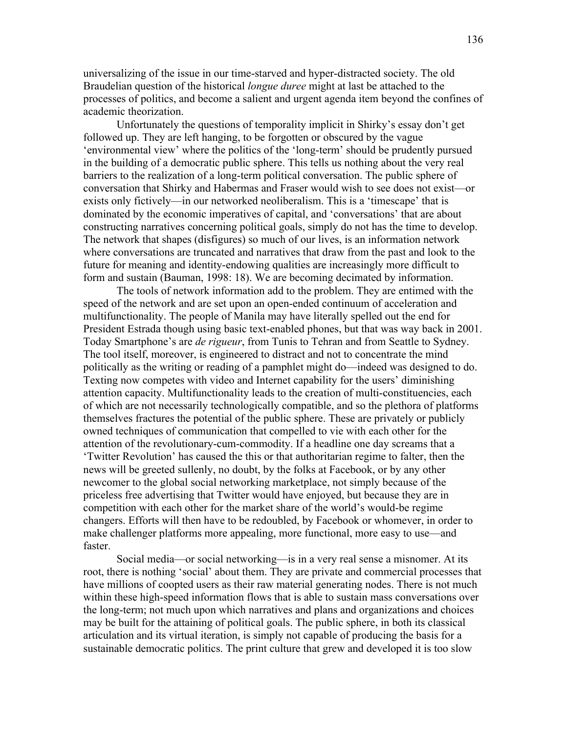universalizing of the issue in our time-starved and hyper-distracted society. The old Braudelian question of the historical *longue duree* might at last be attached to the processes of politics, and become a salient and urgent agenda item beyond the confines of academic theorization.

Unfortunately the questions of temporality implicit in Shirky's essay don't get followed up. They are left hanging, to be forgotten or obscured by the vague 'environmental view' where the politics of the 'long-term' should be prudently pursued in the building of a democratic public sphere. This tells us nothing about the very real barriers to the realization of a long-term political conversation. The public sphere of conversation that Shirky and Habermas and Fraser would wish to see does not exist—or exists only fictively—in our networked neoliberalism. This is a 'timescape' that is dominated by the economic imperatives of capital, and 'conversations' that are about constructing narratives concerning political goals, simply do not has the time to develop. The network that shapes (disfigures) so much of our lives, is an information network where conversations are truncated and narratives that draw from the past and look to the future for meaning and identity-endowing qualities are increasingly more difficult to form and sustain (Bauman, 1998: 18). We are becoming decimated by information.

The tools of network information add to the problem. They are entimed with the speed of the network and are set upon an open-ended continuum of acceleration and multifunctionality. The people of Manila may have literally spelled out the end for President Estrada though using basic text-enabled phones, but that was way back in 2001. Today Smartphone's are *de rigueur*, from Tunis to Tehran and from Seattle to Sydney. The tool itself, moreover, is engineered to distract and not to concentrate the mind politically as the writing or reading of a pamphlet might do—indeed was designed to do. Texting now competes with video and Internet capability for the users' diminishing attention capacity. Multifunctionality leads to the creation of multi-constituencies, each of which are not necessarily technologically compatible, and so the plethora of platforms themselves fractures the potential of the public sphere. These are privately or publicly owned techniques of communication that compelled to vie with each other for the attention of the revolutionary-cum-commodity. If a headline one day screams that a 'Twitter Revolution' has caused the this or that authoritarian regime to falter, then the news will be greeted sullenly, no doubt, by the folks at Facebook, or by any other newcomer to the global social networking marketplace, not simply because of the priceless free advertising that Twitter would have enjoyed, but because they are in competition with each other for the market share of the world's would-be regime changers. Efforts will then have to be redoubled, by Facebook or whomever, in order to make challenger platforms more appealing, more functional, more easy to use—and faster.

Social media—or social networking—is in a very real sense a misnomer. At its root, there is nothing 'social' about them. They are private and commercial processes that have millions of coopted users as their raw material generating nodes. There is not much within these high-speed information flows that is able to sustain mass conversations over the long-term; not much upon which narratives and plans and organizations and choices may be built for the attaining of political goals. The public sphere, in both its classical articulation and its virtual iteration, is simply not capable of producing the basis for a sustainable democratic politics. The print culture that grew and developed it is too slow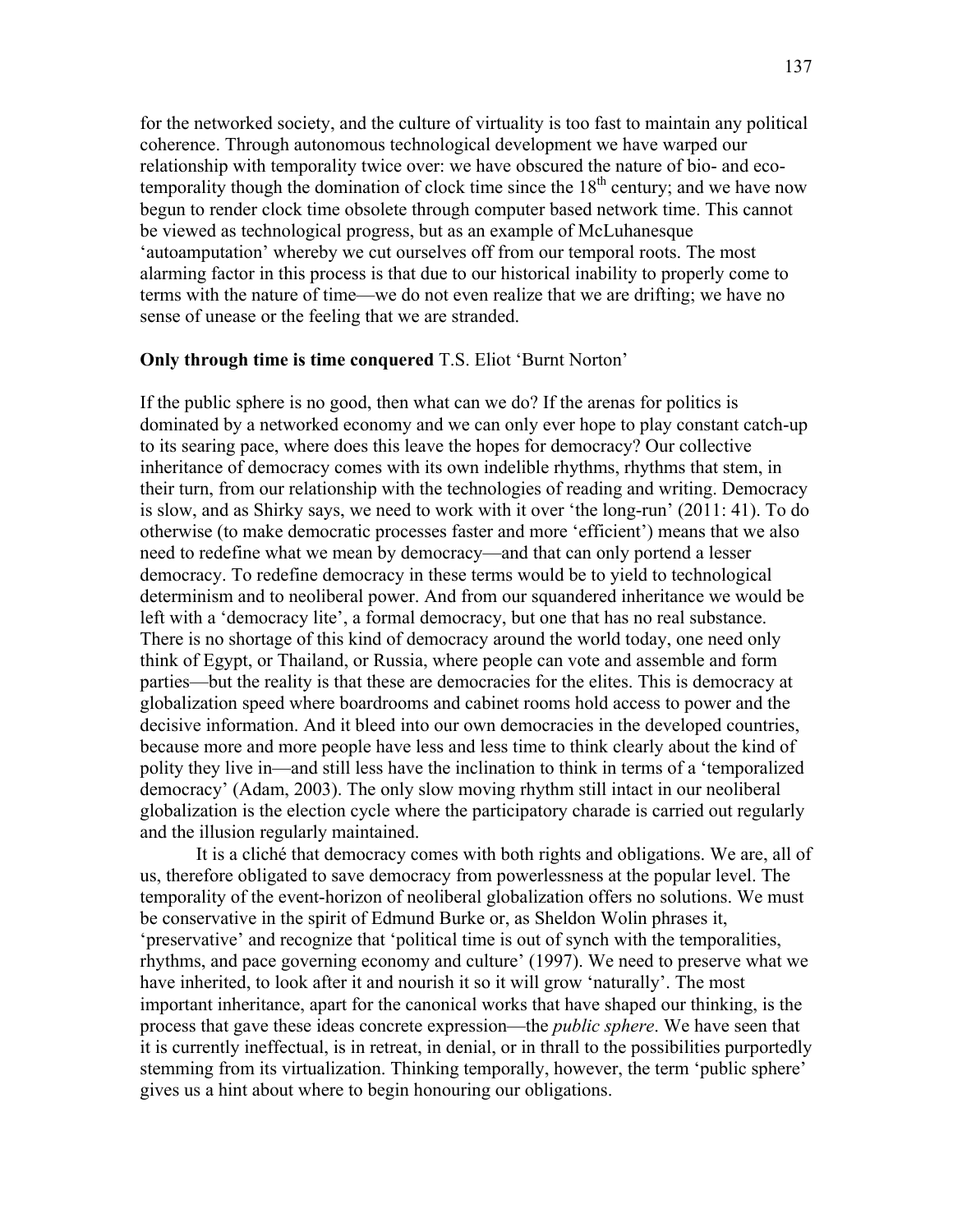for the networked society, and the culture of virtuality is too fast to maintain any political coherence. Through autonomous technological development we have warped our relationship with temporality twice over: we have obscured the nature of bio- and eco-temporality though the domination of clock time since the 18th century; and we have now begun to render clock time obsolete through computer based network time. This cannot be viewed as technological progress, but as an example of McLuhanesque 'autoamputation' whereby we cut ourselves off from our temporal roots. The most alarming factor in this process is that due to our historical inability to properly come to terms with the nature of time—we do not even realize that we are drifting; we have no sense of unease or the feeling that we are stranded.

**Only through time is time conquered** T.S. Eliot 'Burnt Norton'

If the public sphere is no good, then what can we do? If the arenas for politics is dominated by a networked economy and we can only ever hope to play constant catch-up to its searing pace, where does this leave the hopes for democracy? Our collective inheritance of democracy comes with its own indelible rhythms, rhythms that stem, in their turn, from our relationship with the technologies of reading and writing. Democracy is slow, and as Shirky says, we need to work with it over 'the long-run' (2011: 41). To do otherwise (to make democratic processes faster and more 'efficient') means that we also need to redefine what we mean by democracy—and that can only portend a lesser democracy. To redefine democracy in these terms would be to yield to technological determinism and to neoliberal power. And from our squandered inheritance we would be left with a 'democracy lite', a formal democracy, but one that has no real substance. There is no shortage of this kind of democracy around the world today, one need only think of Egypt, or Thailand, or Russia, where people can vote and assemble and form parties—but the reality is that these are democracies for the elites. This is democracy at globalization speed where boardrooms and cabinet rooms hold access to power and the decisive information. And it bleed into our own democracies in the developed countries, because more and more people have less and less time to think clearly about the kind of polity they live in—and still less have the inclination to think in terms of a 'temporalized democracy' (Adam, 2003). The only slow moving rhythm still intact in our neoliberal globalization is the election cycle where the participatory charade is carried out regularly and the illusion regularly maintained.

It is a cliché that democracy comes with both rights and obligations. We are, all of us, therefore obligated to save democracy from powerlessness at the popular level. The temporality of the event-horizon of neoliberal globalization offers no solutions. We must be conservative in the spirit of Edmund Burke or, as Sheldon Wolin phrases it, 'preservative' and recognize that 'political time is out of synch with the temporalities, rhythms, and pace governing economy and culture' (1997). We need to preserve what we have inherited, to look after it and nourish it so it will grow 'naturally'. The most important inheritance, apart for the canonical works that have shaped our thinking, is the process that gave these ideas concrete expression—the *public sphere*. We have seen that it is currently ineffectual, is in retreat, in denial, or in thrall to the possibilities purportedly stemming from its virtualization. Thinking temporally, however, the term 'public sphere' gives us a hint about where to begin honouring our obligations.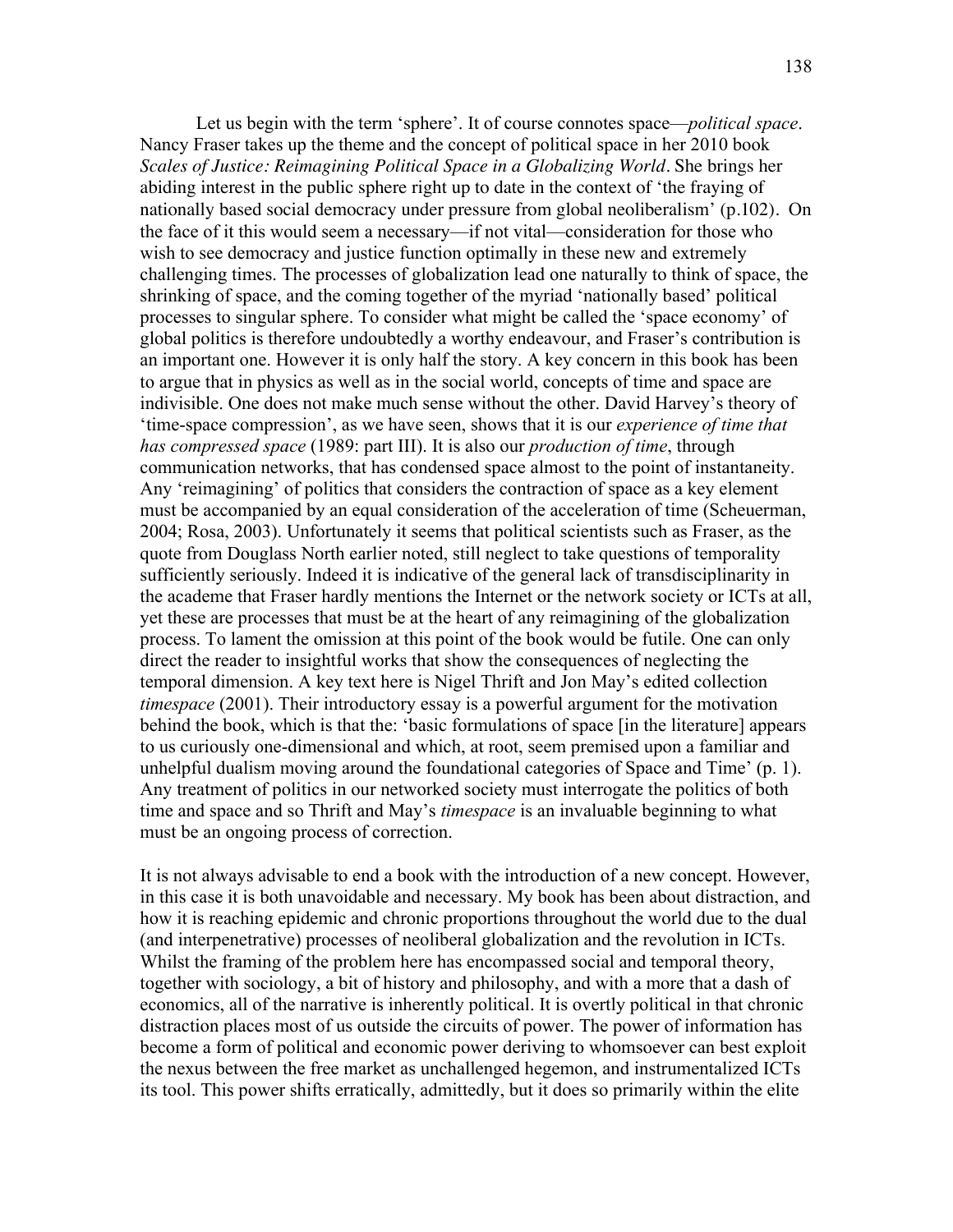Let us begin with the term 'sphere'. It of course connotes space—*political space*. Nancy Fraser takes up the theme and the concept of political space in her 2010 book *Scales of Justice: Reimagining Political Space in a Globalizing World*. She brings her abiding interest in the public sphere right up to date in the context of 'the fraying of nationally based social democracy under pressure from global neoliberalism' (p.102). On the face of it this would seem a necessary—if not vital—consideration for those who wish to see democracy and justice function optimally in these new and extremely challenging times. The processes of globalization lead one naturally to think of space, the shrinking of space, and the coming together of the myriad 'nationally based' political processes to singular sphere. To consider what might be called the 'space economy' of global politics is therefore undoubtedly a worthy endeavour, and Fraser's contribution is an important one. However it is only half the story. A key concern in this book has been to argue that in physics as well as in the social world, concepts of time and space are indivisible. One does not make much sense without the other. David Harvey's theory of 'time-space compression', as we have seen, shows that it is our *experience of time that has compressed space* (1989: part III). It is also our *production of time*, through communication networks, that has condensed space almost to the point of instantaneity. Any 'reimagining' of politics that considers the contraction of space as a key element must be accompanied by an equal consideration of the acceleration of time (Scheuerman, 2004; Rosa, 2003). Unfortunately it seems that political scientists such as Fraser, as the quote from Douglass North earlier noted, still neglect to take questions of temporality sufficiently seriously. Indeed it is indicative of the general lack of transdisciplinarity in the academe that Fraser hardly mentions the Internet or the network society or ICTs at all, yet these are processes that must be at the heart of any reimagining of the globalization process. To lament the omission at this point of the book would be futile. One can only direct the reader to insightful works that show the consequences of neglecting the temporal dimension. A key text here is Nigel Thrift and Jon May's edited collection *timespace* (2001). Their introductory essay is a powerful argument for the motivation behind the book, which is that the: 'basic formulations of space [in the literature] appears to us curiously one-dimensional and which, at root, seem premised upon a familiar and unhelpful dualism moving around the foundational categories of Space and Time' (p. 1). Any treatment of politics in our networked society must interrogate the politics of both time and space and so Thrift and May's *timespace* is an invaluable beginning to what must be an ongoing process of correction.

It is not always advisable to end a book with the introduction of a new concept. However, in this case it is both unavoidable and necessary. My book has been about distraction, and how it is reaching epidemic and chronic proportions throughout the world due to the dual (and interpenetrative) processes of neoliberal globalization and the revolution in ICTs. Whilst the framing of the problem here has encompassed social and temporal theory, together with sociology, a bit of history and philosophy, and with a more that a dash of economics, all of the narrative is inherently political. It is overtly political in that chronic distraction places most of us outside the circuits of power. The power of information has become a form of political and economic power deriving to whomsoever can best exploit the nexus between the free market as unchallenged hegemon, and instrumentalized ICTs its tool. This power shifts erratically, admittedly, but it does so primarily within the elite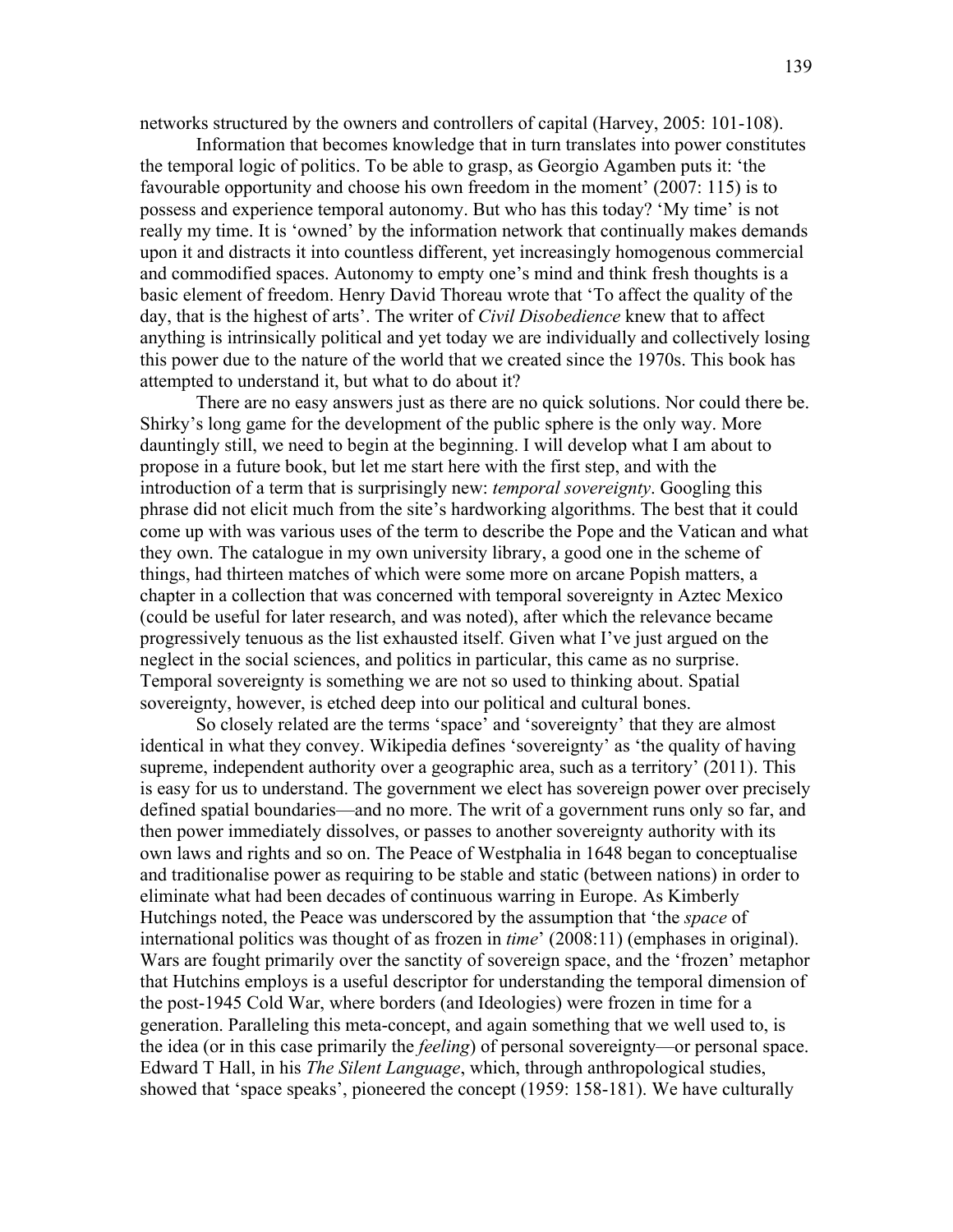networks structured by the owners and controllers of capital (Harvey, 2005: 101-108).

Information that becomes knowledge that in turn translates into power constitutes the temporal logic of politics. To be able to grasp, as Georgio Agamben puts it: 'the favourable opportunity and choose his own freedom in the moment' (2007: 115) is to possess and experience temporal autonomy. But who has this today? 'My time' is not really my time. It is 'owned' by the information network that continually makes demands upon it and distracts it into countless different, yet increasingly homogenous commercial and commodified spaces. Autonomy to empty one's mind and think fresh thoughts is a basic element of freedom. Henry David Thoreau wrote that 'To affect the quality of the day, that is the highest of arts'. The writer of *Civil Disobedience* knew that to affect anything is intrinsically political and yet today we are individually and collectively losing this power due to the nature of the world that we created since the 1970s. This book has attempted to understand it, but what to do about it?

There are no easy answers just as there are no quick solutions. Nor could there be. Shirky's long game for the development of the public sphere is the only way. More dauntingly still, we need to begin at the beginning. I will develop what I am about to propose in a future book, but let me start here with the first step, and with the introduction of a term that is surprisingly new: *temporal sovereignty*. Googling this phrase did not elicit much from the site's hardworking algorithms. The best that it could come up with was various uses of the term to describe the Pope and the Vatican and what they own. The catalogue in my own university library, a good one in the scheme of things, had thirteen matches of which were some more on arcane Popish matters, a chapter in a collection that was concerned with temporal sovereignty in Aztec Mexico (could be useful for later research, and was noted), after which the relevance became progressively tenuous as the list exhausted itself. Given what I've just argued on the neglect in the social sciences, and politics in particular, this came as no surprise. Temporal sovereignty is something we are not so used to thinking about. Spatial sovereignty, however, is etched deep into our political and cultural bones.

So closely related are the terms 'space' and 'sovereignty' that they are almost identical in what they convey. Wikipedia defines 'sovereignty' as 'the quality of having supreme, independent authority over a geographic area, such as a territory' (2011). This is easy for us to understand. The government we elect has sovereign power over precisely defined spatial boundaries—and no more. The writ of a government runs only so far, and then power immediately dissolves, or passes to another sovereignty authority with its own laws and rights and so on. The Peace of Westphalia in 1648 began to conceptualise and traditionalise power as requiring to be stable and static (between nations) in order to eliminate what had been decades of continuous warring in Europe. As Kimberly Hutchings noted, the Peace was underscored by the assumption that 'the *space* of international politics was thought of as frozen in *time*' (2008:11) (emphases in original). Wars are fought primarily over the sanctity of sovereign space, and the 'frozen' metaphor that Hutchins employs is a useful descriptor for understanding the temporal dimension of the post-1945 Cold War, where borders (and Ideologies) were frozen in time for a generation. Paralleling this meta-concept, and again something that we well used to, is the idea (or in this case primarily the *feeling*) of personal sovereignty—or personal space. Edward T Hall, in his *The Silent Language*, which, through anthropological studies, showed that 'space speaks', pioneered the concept (1959: 158-181). We have culturally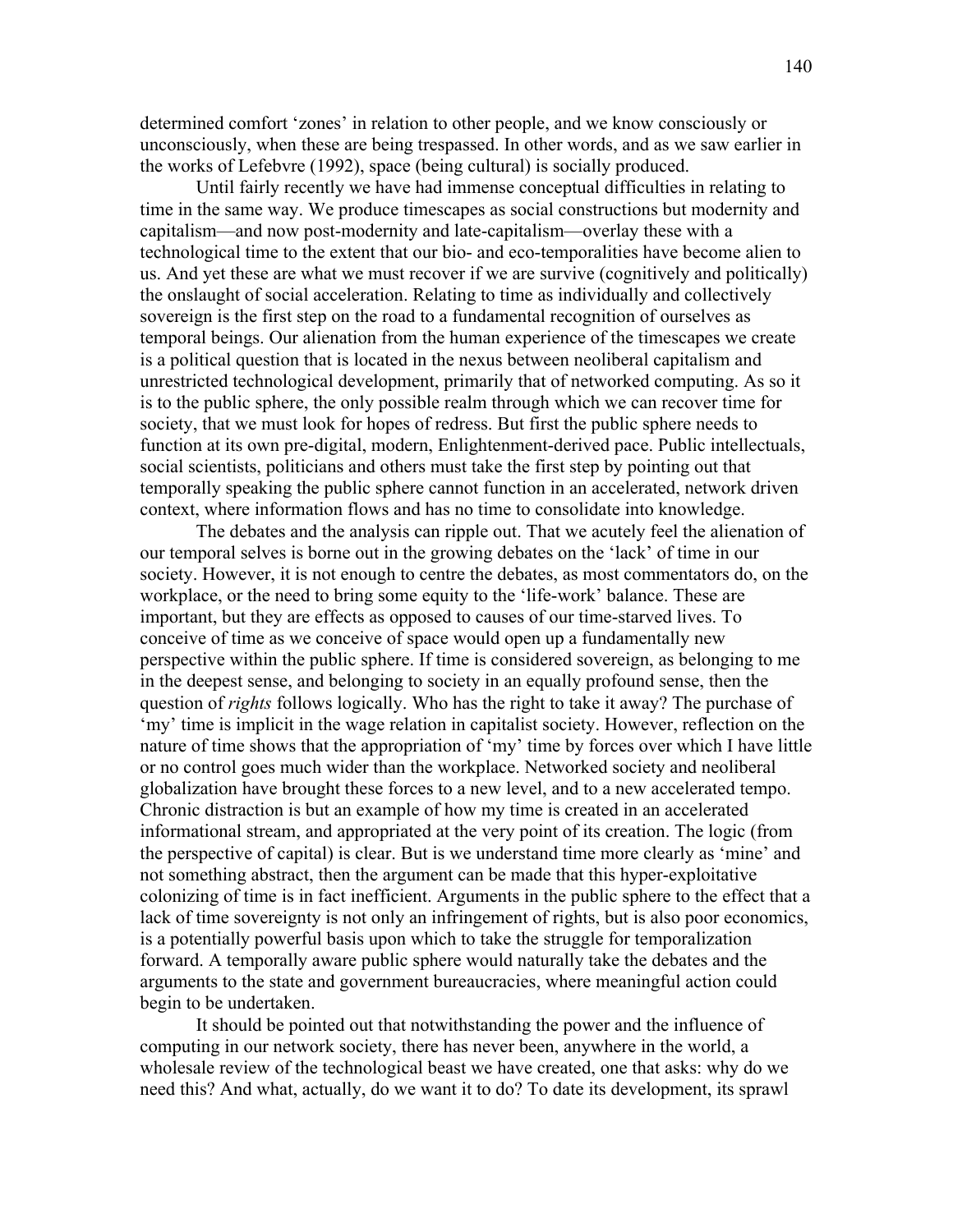determined comfort 'zones' in relation to other people, and we know consciously or unconsciously, when these are being trespassed. In other words, and as we saw earlier in the works of Lefebvre (1992), space (being cultural) is socially produced.

Until fairly recently we have had immense conceptual difficulties in relating to time in the same way. We produce timescapes as social constructions but modernity and capitalism—and now post-modernity and late-capitalism—overlay these with a technological time to the extent that our bio- and eco-temporalities have become alien to us. And yet these are what we must recover if we are survive (cognitively and politically) the onslaught of social acceleration. Relating to time as individually and collectively sovereign is the first step on the road to a fundamental recognition of ourselves as temporal beings. Our alienation from the human experience of the timescapes we create is a political question that is located in the nexus between neoliberal capitalism and unrestricted technological development, primarily that of networked computing. As so it is to the public sphere, the only possible realm through which we can recover time for society, that we must look for hopes of redress. But first the public sphere needs to function at its own pre-digital, modern, Enlightenment-derived pace. Public intellectuals, social scientists, politicians and others must take the first step by pointing out that temporally speaking the public sphere cannot function in an accelerated, network driven context, where information flows and has no time to consolidate into knowledge.

The debates and the analysis can ripple out. That we acutely feel the alienation of our temporal selves is borne out in the growing debates on the 'lack' of time in our society. However, it is not enough to centre the debates, as most commentators do, on the workplace, or the need to bring some equity to the 'life-work' balance. These are important, but they are effects as opposed to causes of our time-starved lives. To conceive of time as we conceive of space would open up a fundamentally new perspective within the public sphere. If time is considered sovereign, as belonging to me in the deepest sense, and belonging to society in an equally profound sense, then the question of *rights* follows logically. Who has the right to take it away? The purchase of 'my' time is implicit in the wage relation in capitalist society. However, reflection on the nature of time shows that the appropriation of 'my' time by forces over which I have little or no control goes much wider than the workplace. Networked society and neoliberal globalization have brought these forces to a new level, and to a new accelerated tempo. Chronic distraction is but an example of how my time is created in an accelerated informational stream, and appropriated at the very point of its creation. The logic (from the perspective of capital) is clear. But is we understand time more clearly as 'mine' and not something abstract, then the argument can be made that this hyper-exploitative colonizing of time is in fact inefficient. Arguments in the public sphere to the effect that a lack of time sovereignty is not only an infringement of rights, but is also poor economics, is a potentially powerful basis upon which to take the struggle for temporalization forward. A temporally aware public sphere would naturally take the debates and the arguments to the state and government bureaucracies, where meaningful action could begin to be undertaken.

It should be pointed out that notwithstanding the power and the influence of computing in our network society, there has never been, anywhere in the world, a wholesale review of the technological beast we have created, one that asks: why do we need this? And what, actually, do we want it to do? To date its development, its sprawl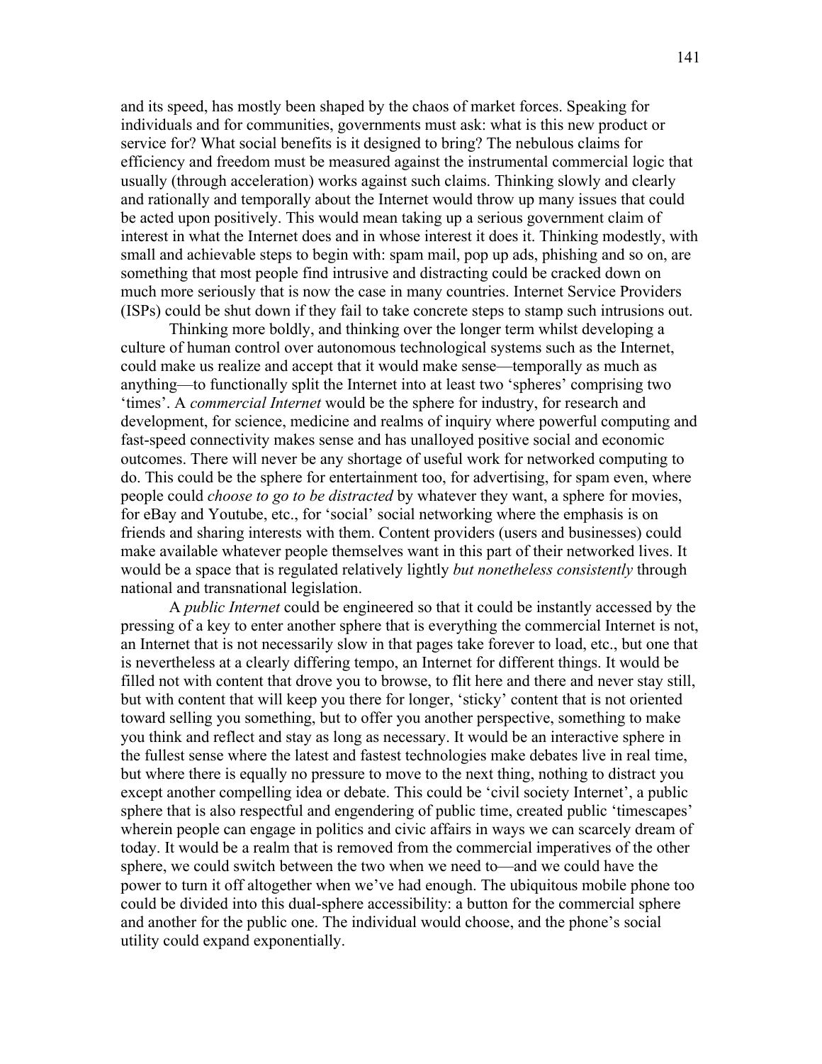and its speed, has mostly been shaped by the chaos of market forces. Speaking for individuals and for communities, governments must ask: what is this new product or service for? What social benefits is it designed to bring? The nebulous claims for efficiency and freedom must be measured against the instrumental commercial logic that usually (through acceleration) works against such claims. Thinking slowly and clearly and rationally and temporally about the Internet would throw up many issues that could be acted upon positively. This would mean taking up a serious government claim of interest in what the Internet does and in whose interest it does it. Thinking modestly, with small and achievable steps to begin with: spam mail, pop up ads, phishing and so on, are something that most people find intrusive and distracting could be cracked down on much more seriously that is now the case in many countries. Internet Service Providers (ISPs) could be shut down if they fail to take concrete steps to stamp such intrusions out.

Thinking more boldly, and thinking over the longer term whilst developing a culture of human control over autonomous technological systems such as the Internet, could make us realize and accept that it would make sense—temporally as much as anything—to functionally split the Internet into at least two 'spheres' comprising two 'times'. A *commercial Internet* would be the sphere for industry, for research and development, for science, medicine and realms of inquiry where powerful computing and fast-speed connectivity makes sense and has unalloyed positive social and economic outcomes. There will never be any shortage of useful work for networked computing to do. This could be the sphere for entertainment too, for advertising, for spam even, where people could *choose to go to be distracted* by whatever they want, a sphere for movies, for eBay and Youtube, etc., for 'social' social networking where the emphasis is on friends and sharing interests with them. Content providers (users and businesses) could make available whatever people themselves want in this part of their networked lives. It would be a space that is regulated relatively lightly *but nonetheless consistently* through national and transnational legislation.

A *public Internet* could be engineered so that it could be instantly accessed by the pressing of a key to enter another sphere that is everything the commercial Internet is not, an Internet that is not necessarily slow in that pages take forever to load, etc., but one that is nevertheless at a clearly differing tempo, an Internet for different things. It would be filled not with content that drove you to browse, to flit here and there and never stay still, but with content that will keep you there for longer, 'sticky' content that is not oriented toward selling you something, but to offer you another perspective, something to make you think and reflect and stay as long as necessary. It would be an interactive sphere in the fullest sense where the latest and fastest technologies make debates live in real time, but where there is equally no pressure to move to the next thing, nothing to distract you except another compelling idea or debate. This could be 'civil society Internet', a public sphere that is also respectful and engendering of public time, created public 'timescapes' wherein people can engage in politics and civic affairs in ways we can scarcely dream of today. It would be a realm that is removed from the commercial imperatives of the other sphere, we could switch between the two when we need to—and we could have the power to turn it off altogether when we've had enough. The ubiquitous mobile phone too could be divided into this dual-sphere accessibility: a button for the commercial sphere and another for the public one. The individual would choose, and the phone's social utility could expand exponentially.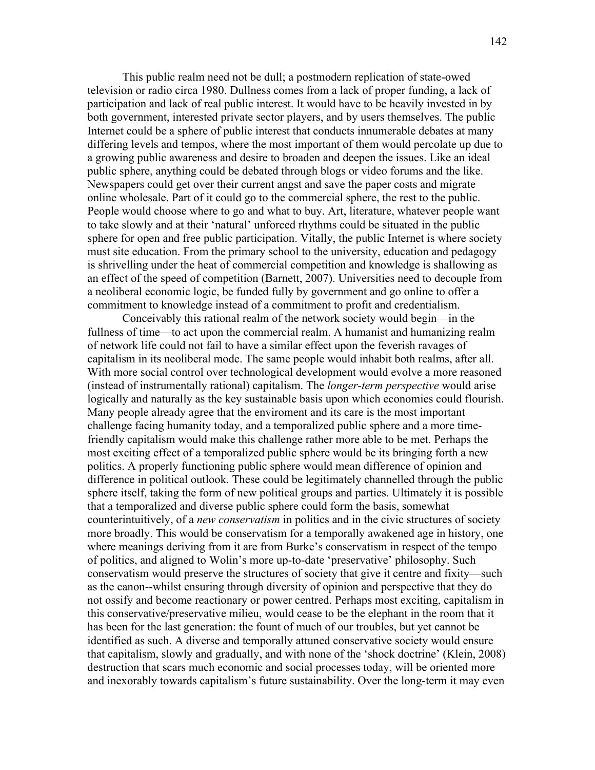This public realm need not be dull; a postmodern replication of state-owed television or radio circa 1980. Dullness comes from a lack of proper funding, a lack of participation and lack of real public interest. It would have to be heavily invested in by both government, interested private sector players, and by users themselves. The public Internet could be a sphere of public interest that conducts innumerable debates at many differing levels and tempos, where the most important of them would percolate up due to a growing public awareness and desire to broaden and deepen the issues. Like an ideal public sphere, anything could be debated through blogs or video forums and the like. Newspapers could get over their current angst and save the paper costs and migrate online wholesale. Part of it could go to the commercial sphere, the rest to the public. People would choose where to go and what to buy. Art, literature, whatever people want to take slowly and at their 'natural' unforced rhythms could be situated in the public sphere for open and free public participation. Vitally, the public Internet is where society must site education. From the primary school to the university, education and pedagogy is shrivelling under the heat of commercial competition and knowledge is shallowing as an effect of the speed of competition (Barnett, 2007). Universities need to decouple from a neoliberal economic logic, be funded fully by government and go online to offer a commitment to knowledge instead of a commitment to profit and credentialism.

Conceivably this rational realm of the network society would begin—in the fullness of time—to act upon the commercial realm. A humanist and humanizing realm of network life could not fail to have a similar effect upon the feverish ravages of capitalism in its neoliberal mode. The same people would inhabit both realms, after all. With more social control over technological development would evolve a more reasoned (instead of instrumentally rational) capitalism. The *longer-term perspective* would arise logically and naturally as the key sustainable basis upon which economies could flourish. Many people already agree that the enviroment and its care is the most important challenge facing humanity today, and a temporalized public sphere and a more time-friendly capitalism would make this challenge rather more able to be met. Perhaps the most exciting effect of a temporalized public sphere would be its bringing forth a new politics. A properly functioning public sphere would mean difference of opinion and difference in political outlook. These could be legitimately channelled through the public sphere itself, taking the form of new political groups and parties. Ultimately it is possible that a temporalized and diverse public sphere could form the basis, somewhat counterintuitively, of a *new conservatism* in politics and in the civic structures of society more broadly. This would be conservatism for a temporally awakened age in history, one where meanings deriving from it are from Burke's conservatism in respect of the tempo of politics, and aligned to Wolin's more up-to-date 'preservative' philosophy. Such conservatism would preserve the structures of society that give it centre and fixity—such as the canon--whilst ensuring through diversity of opinion and perspective that they do not ossify and become reactionary or power centred. Perhaps most exciting, capitalism in this conservative/preservative milieu, would cease to be the elephant in the room that it has been for the last generation: the fount of much of our troubles, but yet cannot be identified as such. A diverse and temporally attuned conservative society would ensure that capitalism, slowly and gradually, and with none of the 'shock doctrine' (Klein, 2008) destruction that scars much economic and social processes today, will be oriented more and inexorably towards capitalism's future sustainability. Over the long-term it may even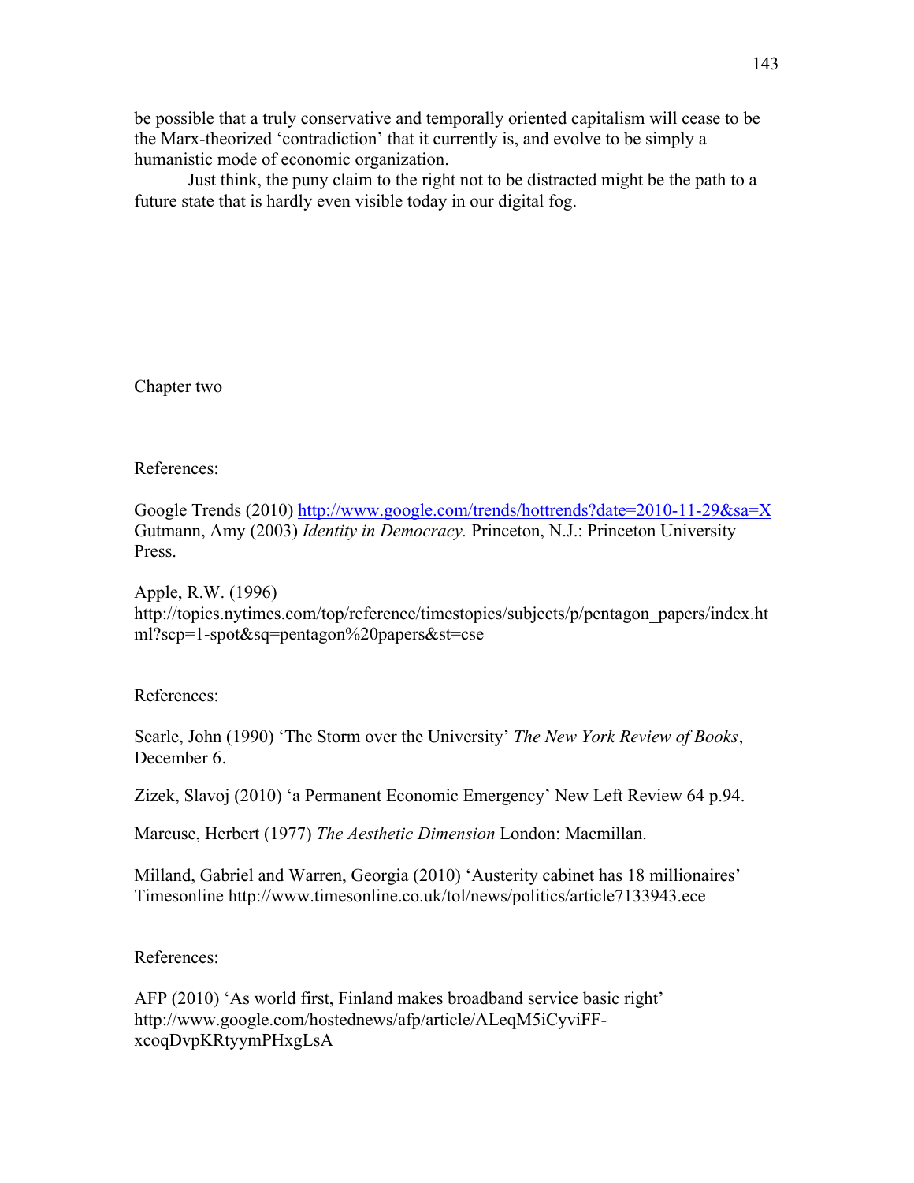be possible that a truly conservative and temporally oriented capitalism will cease to be the Marx-theorized 'contradiction' that it currently is, and evolve to be simply a humanistic mode of economic organization.

Just think, the puny claim to the right not to be distracted might be the path to a future state that is hardly even visible today in our digital fog.

Chapter two

References:

Google Trends (2010) http://www.google.com/trends/hottrends?date=2010-11-29&sa=X
Gutmann, Amy (2003) *Identity in Democracy.* Princeton, N.J.: Princeton University Press.

Apple, R.W. (1996)
http://topics.nytimes.com/top/reference/timestopics/subjects/p/pentagon_papers/index.html?scp=1-spot&sq=pentagon%20papers&st=cse

References:

Searle, John (1990) 'The Storm over the University' *The New York Review of Books*, December 6.

Zizek, Slavoj (2010) 'a Permanent Economic Emergency' New Left Review 64 p.94.

Marcuse, Herbert (1977) *The Aesthetic Dimension* London: Macmillan.

Milland, Gabriel and Warren, Georgia (2010) 'Austerity cabinet has 18 millionaires' Timesonline http://www.timesonline.co.uk/tol/news/politics/article7133943.ece

References:

AFP (2010) 'As world first, Finland makes broadband service basic right'
http://www.google.com/hostednews/afp/article/ALeqM5iCyviFF-xcoqDvpKRtyymPHxgLsA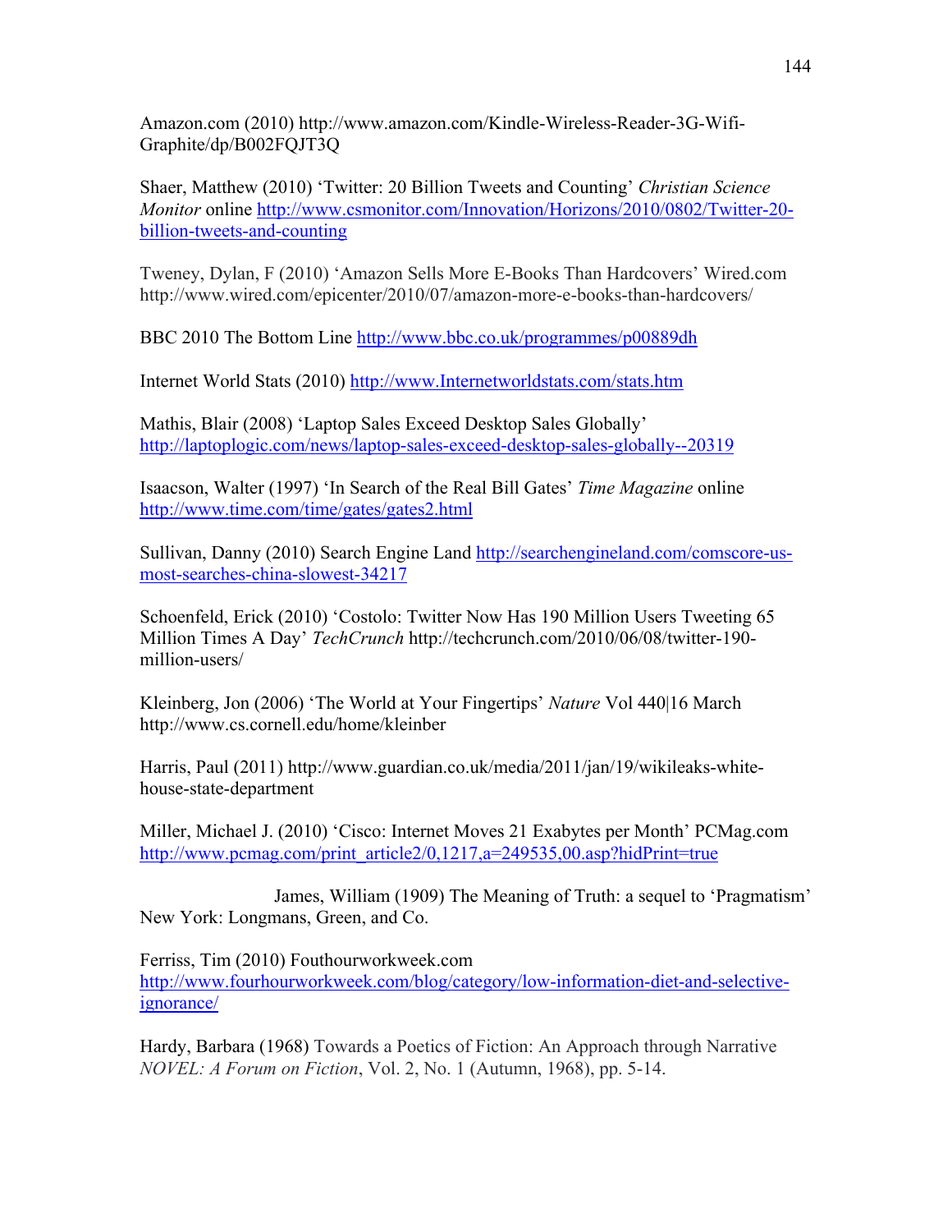Amazon.com (2010) http://www.amazon.com/Kindle-Wireless-Reader-3G-Wifi-Graphite/dp/B002FQJT3Q

Shaer, Matthew (2010) 'Twitter: 20 Billion Tweets and Counting' *Christian Science Monitor* online http://www.csmonitor.com/Innovation/Horizons/2010/0802/Twitter-20-billion-tweets-and-counting

Tweney, Dylan, F (2010) 'Amazon Sells More E-Books Than Hardcovers' Wired.com http://www.wired.com/epicenter/2010/07/amazon-more-e-books-than-hardcovers/

BBC 2010 The Bottom Line http://www.bbc.co.uk/programmes/p00889dh

Internet World Stats (2010) http://www.Internetworldstats.com/stats.htm

Mathis, Blair (2008) 'Laptop Sales Exceed Desktop Sales Globally' http://laptoplogic.com/news/laptop-sales-exceed-desktop-sales-globally--20319

Isaacson, Walter (1997) 'In Search of the Real Bill Gates' *Time Magazine* online http://www.time.com/time/gates/gates2.html

Sullivan, Danny (2010) Search Engine Land http://searchengineland.com/comscore-us-most-searches-china-slowest-34217

Schoenfeld, Erick (2010) 'Costolo: Twitter Now Has 190 Million Users Tweeting 65 Million Times A Day' *TechCrunch* http://techcrunch.com/2010/06/08/twitter-190-million-users/

Kleinberg, Jon (2006) 'The World at Your Fingertips' *Nature* Vol 440|16 March http://www.cs.cornell.edu/home/kleinber

Harris, Paul (2011) http://www.guardian.co.uk/media/2011/jan/19/wikileaks-white-house-state-department

Miller, Michael J. (2010) 'Cisco: Internet Moves 21 Exabytes per Month' PCMag.com http://www.pcmag.com/print_article2/0,1217,a=249535,00.asp?hidPrint=true

James, William (1909) The Meaning of Truth: a sequel to 'Pragmatism' New York: Longmans, Green, and Co.

Ferriss, Tim (2010) Fouthourworkweek.com http://www.fourhourworkweek.com/blog/category/low-information-diet-and-selective-ignorance/

Hardy, Barbara (1968) Towards a Poetics of Fiction: An Approach through Narrative *NOVEL: A Forum on Fiction*, Vol. 2, No. 1 (Autumn, 1968), pp. 5-14.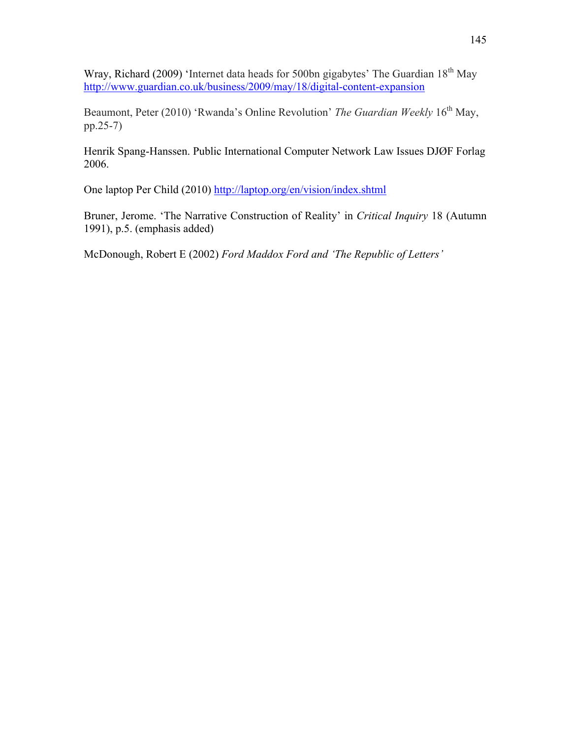Wray, Richard (2009) 'Internet data heads for 500bn gigabytes' The Guardian 18th May http://www.guardian.co.uk/business/2009/may/18/digital-content-expansion

Beaumont, Peter (2010) 'Rwanda's Online Revolution' *The Guardian Weekly* 16th May, pp.25-7)

Henrik Spang-Hanssen. Public International Computer Network Law Issues DJØF Forlag 2006.

One laptop Per Child (2010) http://laptop.org/en/vision/index.shtml

Bruner, Jerome. 'The Narrative Construction of Reality' in *Critical Inquiry* 18 (Autumn 1991), p.5. (emphasis added)

McDonough, Robert E (2002) *Ford Maddox Ford and 'The Republic of Letters'*